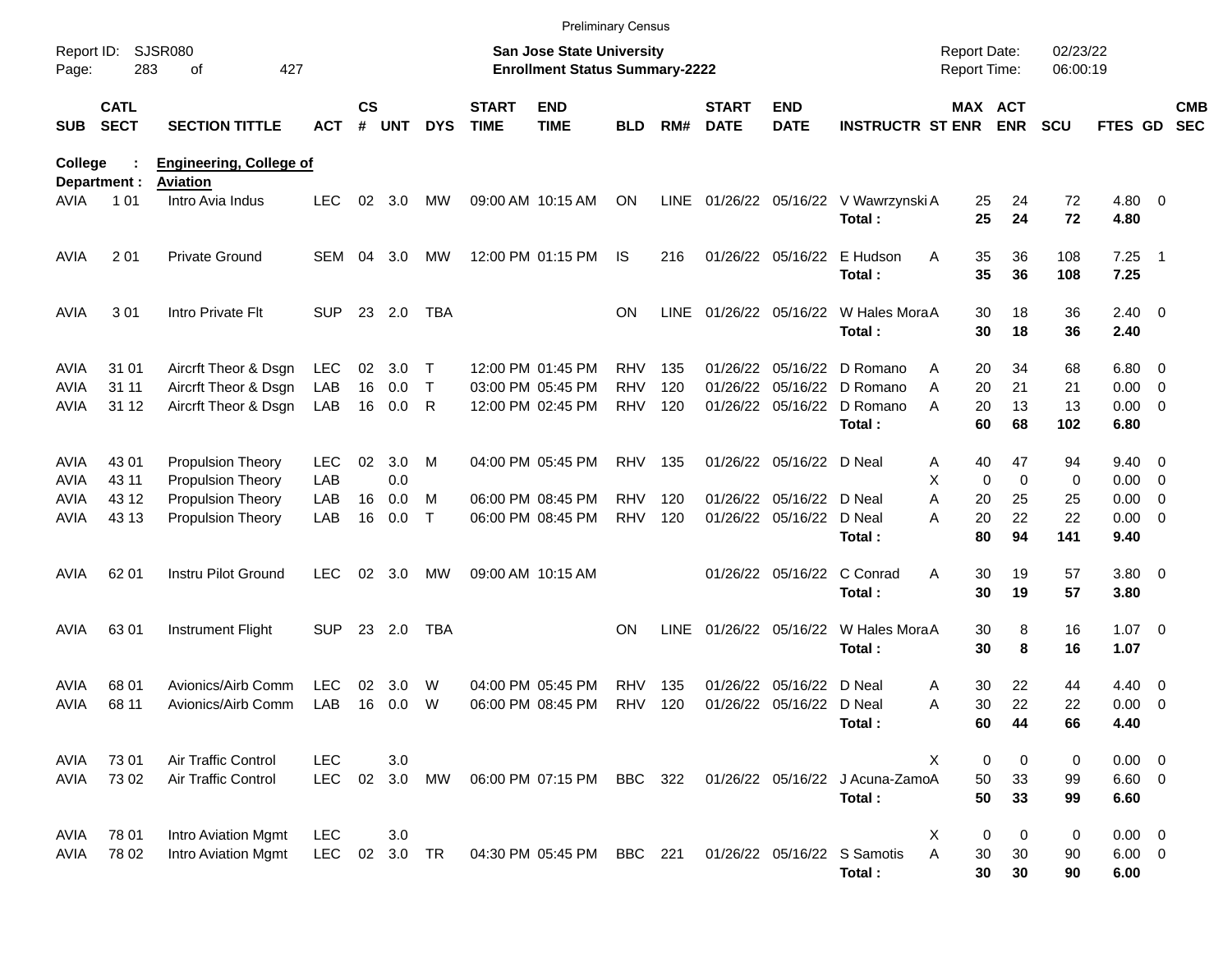Preliminary Census

Report ID: SJSR080

**San Jose State University**
**Enrollment Status Summary-2222**

Report Date: 02/23/22
Report Time: 06:00:19

**College : Engineering, College of**
**Department : Aviation**

| SUB | CATL SECT | SECTION TITTLE | ACT | CS # | UNT | DYS | START TIME | END TIME | BLD | RM# | START DATE | END DATE | INSTRUCTR | ST | MAX ENR | ACT ENR | SCU | FTES | GD | CMB SEC |
|---|---|---|---|---|---|---|---|---|---|---|---|---|---|---|---|---|---|---|---|---|
| AVIA | 1 01 | Intro Avia Indus | LEC | 02 | 3.0 | MW | 09:00 AM | 10:15 AM | ON | LINE | 01/26/22 | 05/16/22 | V Wawrzynski | A | 25 | 24 | 72 | 4.80 | 0 | |
| | | | | | | | | | | | | | **Total :** | | **25** | **24** | **72** | **4.80** | | |
| AVIA | 2 01 | Private Ground | SEM | 04 | 3.0 | MW | 12:00 PM | 01:15 PM | IS | 216 | 01/26/22 | 05/16/22 | E Hudson | A | 35 | 36 | 108 | 7.25 | 1 | |
| | | | | | | | | | | | | | **Total :** | | **35** | **36** | **108** | **7.25** | | |
| AVIA | 3 01 | Intro Private Flt | SUP | 23 | 2.0 | TBA | | | ON | LINE | 01/26/22 | 05/16/22 | W Hales Mora | A | 30 | 18 | 36 | 2.40 | 0 | |
| | | | | | | | | | | | | | **Total :** | | **30** | **18** | **36** | **2.40** | | |
| AVIA | 31 01 | Aircrft Theor & Dsgn | LEC | 02 | 3.0 | T | 12:00 PM | 01:45 PM | RHV | 135 | 01/26/22 | 05/16/22 | D Romano | A | 20 | 34 | 68 | 6.80 | 0 | |
| AVIA | 31 11 | Aircrft Theor & Dsgn | LAB | 16 | 0.0 | T | 03:00 PM | 05:45 PM | RHV | 120 | 01/26/22 | 05/16/22 | D Romano | A | 20 | 21 | 21 | 0.00 | 0 | |
| AVIA | 31 12 | Aircrft Theor & Dsgn | LAB | 16 | 0.0 | R | 12:00 PM | 02:45 PM | RHV | 120 | 01/26/22 | 05/16/22 | D Romano | A | 20 | 13 | 13 | 0.00 | 0 | |
| | | | | | | | | | | | | | **Total :** | | **60** | **68** | **102** | **6.80** | | |
| AVIA | 43 01 | Propulsion Theory | LEC | 02 | 3.0 | M | 04:00 PM | 05:45 PM | RHV | 135 | 01/26/22 | 05/16/22 | D Neal | A | 40 | 47 | 94 | 9.40 | 0 | |
| AVIA | 43 11 | Propulsion Theory | LAB | | 0.0 | | | | | | | | | X | 0 | 0 | 0 | 0.00 | 0 | |
| AVIA | 43 12 | Propulsion Theory | LAB | 16 | 0.0 | M | 06:00 PM | 08:45 PM | RHV | 120 | 01/26/22 | 05/16/22 | D Neal | A | 20 | 25 | 25 | 0.00 | 0 | |
| AVIA | 43 13 | Propulsion Theory | LAB | 16 | 0.0 | T | 06:00 PM | 08:45 PM | RHV | 120 | 01/26/22 | 05/16/22 | D Neal | A | 20 | 22 | 22 | 0.00 | 0 | |
| | | | | | | | | | | | | | **Total :** | | **80** | **94** | **141** | **9.40** | | |
| AVIA | 62 01 | Instru Pilot Ground | LEC | 02 | 3.0 | MW | 09:00 AM | 10:15 AM | | | 01/26/22 | 05/16/22 | C Conrad | A | 30 | 19 | 57 | 3.80 | 0 | |
| | | | | | | | | | | | | | **Total :** | | **30** | **19** | **57** | **3.80** | | |
| AVIA | 63 01 | Instrument Flight | SUP | 23 | 2.0 | TBA | | | ON | LINE | 01/26/22 | 05/16/22 | W Hales Mora | A | 30 | 8 | 16 | 1.07 | 0 | |
| | | | | | | | | | | | | | **Total :** | | **30** | **8** | **16** | **1.07** | | |
| AVIA | 68 01 | Avionics/Airb Comm | LEC | 02 | 3.0 | W | 04:00 PM | 05:45 PM | RHV | 135 | 01/26/22 | 05/16/22 | D Neal | A | 30 | 22 | 44 | 4.40 | 0 | |
| AVIA | 68 11 | Avionics/Airb Comm | LAB | 16 | 0.0 | W | 06:00 PM | 08:45 PM | RHV | 120 | 01/26/22 | 05/16/22 | D Neal | A | 30 | 22 | 22 | 0.00 | 0 | |
| | | | | | | | | | | | | | **Total :** | | **60** | **44** | **66** | **4.40** | | |
| AVIA | 73 01 | Air Traffic Control | LEC | | 3.0 | | | | | | | | | X | 0 | 0 | 0 | 0.00 | 0 | |
| AVIA | 73 02 | Air Traffic Control | LEC | 02 | 3.0 | MW | 06:00 PM | 07:15 PM | BBC | 322 | 01/26/22 | 05/16/22 | J Acuna-Zamo | A | 50 | 33 | 99 | 6.60 | 0 | |
| | | | | | | | | | | | | | **Total :** | | **50** | **33** | **99** | **6.60** | | |
| AVIA | 78 01 | Intro Aviation Mgmt | LEC | | 3.0 | | | | | | | | | X | 0 | 0 | 0 | 0.00 | 0 | |
| AVIA | 78 02 | Intro Aviation Mgmt | LEC | 02 | 3.0 | TR | 04:30 PM | 05:45 PM | BBC | 221 | 01/26/22 | 05/16/22 | S Samotis | A | 30 | 30 | 90 | 6.00 | 0 | |
| | | | | | | | | | | | | | **Total :** | | **30** | **30** | **90** | **6.00** | | |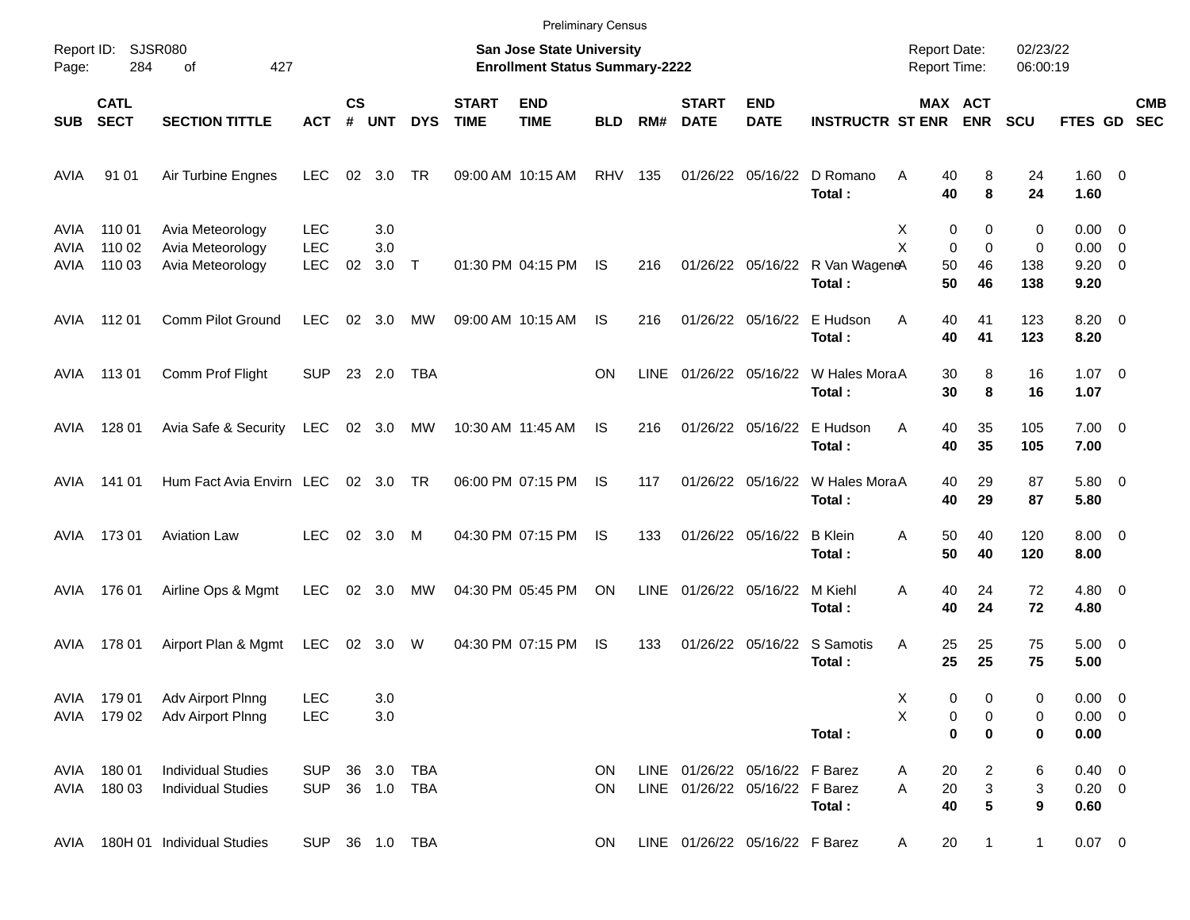Preliminary Census

Report ID: SJSR080

**San Jose State University**
**Enrollment Status Summary-2222**

Report Date: 02/23/22
Report Time: 06:00:19

| SUB | CATL SECT | SECTION TITTLE | ACT | CS # | UNT | DYS | START TIME | END TIME | BLD | RM# | START DATE | END DATE | INSTRUCTR | ST | MAX ENR | ACT ENR | SCU | FTES | GD | CMB SEC |
|---|---|---|---|---|---|---|---|---|---|---|---|---|---|---|---|---|---|---|---|---|
| AVIA | 91 01 | Air Turbine Engnes | LEC | 02 | 3.0 | TR | 09:00 AM | 10:15 AM | RHV | 135 | 01/26/22 | 05/16/22 | D Romano | A | 40 | 8 | 24 | 1.60 | 0 | |
| | | | | | | | | | | | | | **Total :** | | **40** | **8** | **24** | **1.60** | | |
| AVIA | 110 01 | Avia Meteorology | LEC | | 3.0 | | | | | | | | | X | 0 | 0 | 0 | 0.00 | 0 | |
| AVIA | 110 02 | Avia Meteorology | LEC | | 3.0 | | | | | | | | | X | 0 | 0 | 0 | 0.00 | 0 | |
| AVIA | 110 03 | Avia Meteorology | LEC | 02 | 3.0 | T | 01:30 PM | 04:15 PM | IS | 216 | 01/26/22 | 05/16/22 | R Van Wagene | A | 50 | 46 | 138 | 9.20 | 0 | |
| | | | | | | | | | | | | | **Total :** | | **50** | **46** | **138** | **9.20** | | |
| AVIA | 112 01 | Comm Pilot Ground | LEC | 02 | 3.0 | MW | 09:00 AM | 10:15 AM | IS | 216 | 01/26/22 | 05/16/22 | E Hudson | A | 40 | 41 | 123 | 8.20 | 0 | |
| | | | | | | | | | | | | | **Total :** | | **40** | **41** | **123** | **8.20** | | |
| AVIA | 113 01 | Comm Prof Flight | SUP | 23 | 2.0 | TBA | | | ON | LINE | 01/26/22 | 05/16/22 | W Hales Mora | A | 30 | 8 | 16 | 1.07 | 0 | |
| | | | | | | | | | | | | | **Total :** | | **30** | **8** | **16** | **1.07** | | |
| AVIA | 128 01 | Avia Safe & Security | LEC | 02 | 3.0 | MW | 10:30 AM | 11:45 AM | IS | 216 | 01/26/22 | 05/16/22 | E Hudson | A | 40 | 35 | 105 | 7.00 | 0 | |
| | | | | | | | | | | | | | **Total :** | | **40** | **35** | **105** | **7.00** | | |
| AVIA | 141 01 | Hum Fact Avia Envirn | LEC | 02 | 3.0 | TR | 06:00 PM | 07:15 PM | IS | 117 | 01/26/22 | 05/16/22 | W Hales Mora | A | 40 | 29 | 87 | 5.80 | 0 | |
| | | | | | | | | | | | | | **Total :** | | **40** | **29** | **87** | **5.80** | | |
| AVIA | 173 01 | Aviation Law | LEC | 02 | 3.0 | M | 04:30 PM | 07:15 PM | IS | 133 | 01/26/22 | 05/16/22 | B Klein | A | 50 | 40 | 120 | 8.00 | 0 | |
| | | | | | | | | | | | | | **Total :** | | **50** | **40** | **120** | **8.00** | | |
| AVIA | 176 01 | Airline Ops & Mgmt | LEC | 02 | 3.0 | MW | 04:30 PM | 05:45 PM | ON | LINE | 01/26/22 | 05/16/22 | M Kiehl | A | 40 | 24 | 72 | 4.80 | 0 | |
| | | | | | | | | | | | | | **Total :** | | **40** | **24** | **72** | **4.80** | | |
| AVIA | 178 01 | Airport Plan & Mgmt | LEC | 02 | 3.0 | W | 04:30 PM | 07:15 PM | IS | 133 | 01/26/22 | 05/16/22 | S Samotis | A | 25 | 25 | 75 | 5.00 | 0 | |
| | | | | | | | | | | | | | **Total :** | | **25** | **25** | **75** | **5.00** | | |
| AVIA | 179 01 | Adv Airport Plnng | LEC | | 3.0 | | | | | | | | | X | 0 | 0 | 0 | 0.00 | 0 | |
| AVIA | 179 02 | Adv Airport Plnng | LEC | | 3.0 | | | | | | | | | X | 0 | 0 | 0 | 0.00 | 0 | |
| | | | | | | | | | | | | | **Total :** | | **0** | **0** | **0** | **0.00** | | |
| AVIA | 180 01 | Individual Studies | SUP | 36 | 3.0 | TBA | | | ON | LINE | 01/26/22 | 05/16/22 | F Barez | A | 20 | 2 | 6 | 0.40 | 0 | |
| AVIA | 180 03 | Individual Studies | SUP | 36 | 1.0 | TBA | | | ON | LINE | 01/26/22 | 05/16/22 | F Barez | A | 20 | 3 | 3 | 0.20 | 0 | |
| | | | | | | | | | | | | | **Total :** | | **40** | **5** | **9** | **0.60** | | |
| AVIA | 180H 01 | Individual Studies | SUP | 36 | 1.0 | TBA | | | ON | LINE | 01/26/22 | 05/16/22 | F Barez | A | 20 | 1 | 1 | 0.07 | 0 | |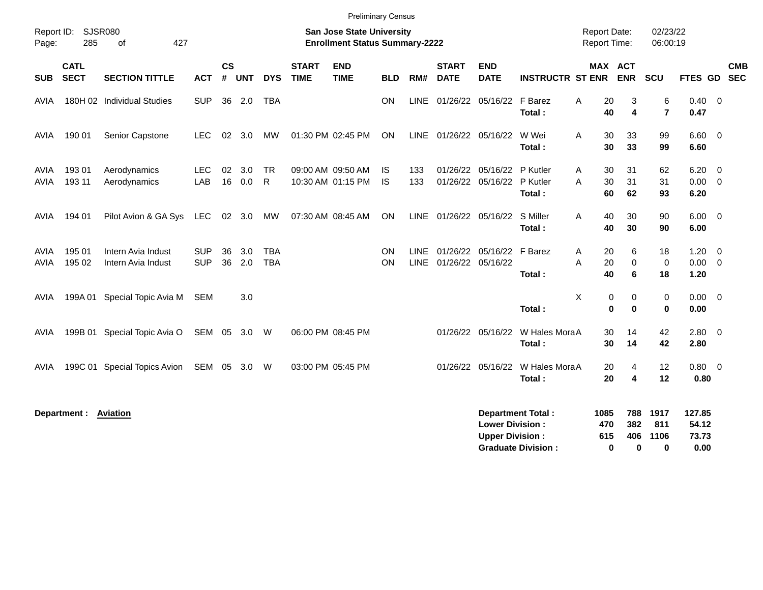Preliminary Census

Report ID: SJSR080
Page: 285 of 427

**San Jose State University**
**Enrollment Status Summary-2222**

Report Date: 02/23/22
Report Time: 06:00:19

| SUB | CATL SECT | SECTION TITTLE | ACT | CS # | UNT | DYS | START TIME | END TIME | BLD | RM# | START DATE | END DATE | INSTRUCTR | ST | MAX ENR | ACT ENR | SCU | FTES | GD | CMB SEC |
|---|---|---|---|---|---|---|---|---|---|---|---|---|---|---|---|---|---|---|---|---|
| AVIA | 180H 02 | Individual Studies | SUP | 36 | 2.0 | TBA | | | ON | LINE | 01/26/22 | 05/16/22 | F Barez | A | 20 | 3 | 6 | 0.40 | 0 | |
| | | | | | | | | | | | | | **Total :** | | **40** | **4** | **7** | **0.47** | | |
| AVIA | 190 01 | Senior Capstone | LEC | 02 | 3.0 | MW | 01:30 PM | 02:45 PM | ON | LINE | 01/26/22 | 05/16/22 | W Wei | A | 30 | 33 | 99 | 6.60 | 0 | |
| | | | | | | | | | | | | | **Total :** | | **30** | **33** | **99** | **6.60** | | |
| AVIA | 193 01 | Aerodynamics | LEC | 02 | 3.0 | TR | 09:00 AM | 09:50 AM | IS | 133 | 01/26/22 | 05/16/22 | P Kutler | A | 30 | 31 | 62 | 6.20 | 0 | |
| AVIA | 193 11 | Aerodynamics | LAB | 16 | 0.0 | R | 10:30 AM | 01:15 PM | IS | 133 | 01/26/22 | 05/16/22 | P Kutler | A | 30 | 31 | 31 | 0.00 | 0 | |
| | | | | | | | | | | | | | **Total :** | | **60** | **62** | **93** | **6.20** | | |
| AVIA | 194 01 | Pilot Avion & GA Sys | LEC | 02 | 3.0 | MW | 07:30 AM | 08:45 AM | ON | LINE | 01/26/22 | 05/16/22 | S Miller | A | 40 | 30 | 90 | 6.00 | 0 | |
| | | | | | | | | | | | | | **Total :** | | **40** | **30** | **90** | **6.00** | | |
| AVIA | 195 01 | Intern Avia Indust | SUP | 36 | 3.0 | TBA | | | ON | LINE | 01/26/22 | 05/16/22 | F Barez | A | 20 | 6 | 18 | 1.20 | 0 | |
| AVIA | 195 02 | Intern Avia Indust | SUP | 36 | 2.0 | TBA | | | ON | LINE | 01/26/22 | 05/16/22 | | A | 20 | 0 | 0 | 0.00 | 0 | |
| | | | | | | | | | | | | | **Total :** | | **40** | **6** | **18** | **1.20** | | |
| AVIA | 199A 01 | Special Topic Avia M | SEM | | 3.0 | | | | | | | | | X | 0 | 0 | 0 | 0.00 | 0 | |
| | | | | | | | | | | | | | **Total :** | | **0** | **0** | **0** | **0.00** | | |
| AVIA | 199B 01 | Special Topic Avia O | SEM | 05 | 3.0 | W | 06:00 PM | 08:45 PM | | | 01/26/22 | 05/16/22 | W Hales Mora | A | 30 | 14 | 42 | 2.80 | 0 | |
| | | | | | | | | | | | | | **Total :** | | **30** | **14** | **42** | **2.80** | | |
| AVIA | 199C 01 | Special Topics Avion | SEM | 05 | 3.0 | W | 03:00 PM | 05:45 PM | | | 01/26/22 | 05/16/22 | W Hales Mora | A | 20 | 4 | 12 | 0.80 | 0 | |
| | | | | | | | | | | | | | **Total :** | | **20** | **4** | **12** | **0.80** | | |

**Department :** **Aviation**

| | MAX ENR | ACT ENR | SCU | FTES |
|---|---|---|---|---|
| **Department Total :** | **1085** | **788** | **1917** | **127.85** |
| **Lower Division :** | **470** | **382** | **811** | **54.12** |
| **Upper Division :** | **615** | **406** | **1106** | **73.73** |
| **Graduate Division :** | **0** | **0** | **0** | **0.00** |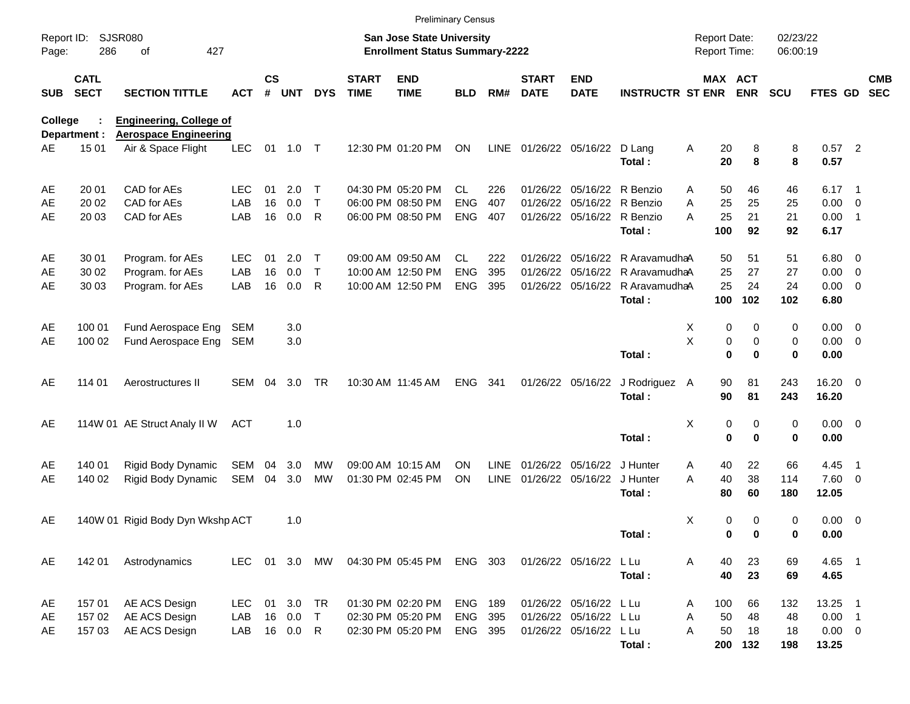Preliminary Census

Report ID: SJSR080
Page: 286 of 427

**San Jose State University**
**Enrollment Status Summary-2222**

Report Date: 02/23/22
Report Time: 06:00:19

| SUB | CATL SECT | SECTION TITTLE | ACT | CS # | UNT | DYS | START TIME | END TIME | BLD | RM# | START DATE | END DATE | INSTRUCTR | ST | MAX ENR | ACT ENR | SCU | FTES | GD | CMB SEC |
|---|---|---|---|---|---|---|---|---|---|---|---|---|---|---|---|---|---|---|---|---|
| **College :** | | **Engineering, College of** | | | | | | | | | | | | | | | | | | |
| **Department :** | | **Aerospace Engineering** | | | | | | | | | | | | | | | | | | |
| AE | 15 01 | Air & Space Flight | LEC | 01 | 1.0 | T | 12:30 PM | 01:20 PM | ON | LINE | 01/26/22 | 05/16/22 | D Lang | A | 20 | 8 | 8 | 0.57 | 2 | |
| | | | | | | | | | | | | | **Total :** | | **20** | **8** | **8** | **0.57** | | |
| AE | 20 01 | CAD for AEs | LEC | 01 | 2.0 | T | 04:30 PM | 05:20 PM | CL | 226 | 01/26/22 | 05/16/22 | R Benzio | A | 50 | 46 | 46 | 6.17 | 1 | |
| AE | 20 02 | CAD for AEs | LAB | 16 | 0.0 | T | 06:00 PM | 08:50 PM | ENG | 407 | 01/26/22 | 05/16/22 | R Benzio | A | 25 | 25 | 25 | 0.00 | 0 | |
| AE | 20 03 | CAD for AEs | LAB | 16 | 0.0 | R | 06:00 PM | 08:50 PM | ENG | 407 | 01/26/22 | 05/16/22 | R Benzio | A | 25 | 21 | 21 | 0.00 | 1 | |
| | | | | | | | | | | | | | **Total :** | | **100** | **92** | **92** | **6.17** | | |
| AE | 30 01 | Program. for AEs | LEC | 01 | 2.0 | T | 09:00 AM | 09:50 AM | CL | 222 | 01/26/22 | 05/16/22 | R Aravamudha | A | 50 | 51 | 51 | 6.80 | 0 | |
| AE | 30 02 | Program. for AEs | LAB | 16 | 0.0 | T | 10:00 AM | 12:50 PM | ENG | 395 | 01/26/22 | 05/16/22 | R Aravamudha | A | 25 | 27 | 27 | 0.00 | 0 | |
| AE | 30 03 | Program. for AEs | LAB | 16 | 0.0 | R | 10:00 AM | 12:50 PM | ENG | 395 | 01/26/22 | 05/16/22 | R Aravamudha | A | 25 | 24 | 24 | 0.00 | 0 | |
| | | | | | | | | | | | | | **Total :** | | **100** | **102** | **102** | **6.80** | | |
| AE | 100 01 | Fund Aerospace Eng | SEM | | 3.0 | | | | | | | | | X | 0 | 0 | 0 | 0.00 | 0 | |
| AE | 100 02 | Fund Aerospace Eng | SEM | | 3.0 | | | | | | | | | X | 0 | 0 | 0 | 0.00 | 0 | |
| | | | | | | | | | | | | | **Total :** | | **0** | **0** | **0** | **0.00** | | |
| AE | 114 01 | Aerostructures II | SEM | 04 | 3.0 | TR | 10:30 AM | 11:45 AM | ENG | 341 | 01/26/22 | 05/16/22 | J Rodriguez | A | 90 | 81 | 243 | 16.20 | 0 | |
| | | | | | | | | | | | | | **Total :** | | **90** | **81** | **243** | **16.20** | | |
| AE | 114W 01 | AE Struct Analy II W | ACT | | 1.0 | | | | | | | | | X | 0 | 0 | 0 | 0.00 | 0 | |
| | | | | | | | | | | | | | **Total :** | | **0** | **0** | **0** | **0.00** | | |
| AE | 140 01 | Rigid Body Dynamic | SEM | 04 | 3.0 | MW | 09:00 AM | 10:15 AM | ON | LINE | 01/26/22 | 05/16/22 | J Hunter | A | 40 | 22 | 66 | 4.45 | 1 | |
| AE | 140 02 | Rigid Body Dynamic | SEM | 04 | 3.0 | MW | 01:30 PM | 02:45 PM | ON | LINE | 01/26/22 | 05/16/22 | J Hunter | A | 40 | 38 | 114 | 7.60 | 0 | |
| | | | | | | | | | | | | | **Total :** | | **80** | **60** | **180** | **12.05** | | |
| AE | 140W 01 | Rigid Body Dyn Wkshp | ACT | | 1.0 | | | | | | | | | X | 0 | 0 | 0 | 0.00 | 0 | |
| | | | | | | | | | | | | | **Total :** | | **0** | **0** | **0** | **0.00** | | |
| AE | 142 01 | Astrodynamics | LEC | 01 | 3.0 | MW | 04:30 PM | 05:45 PM | ENG | 303 | 01/26/22 | 05/16/22 | L Lu | A | 40 | 23 | 69 | 4.65 | 1 | |
| | | | | | | | | | | | | | **Total :** | | **40** | **23** | **69** | **4.65** | | |
| AE | 157 01 | AE ACS Design | LEC | 01 | 3.0 | TR | 01:30 PM | 02:20 PM | ENG | 189 | 01/26/22 | 05/16/22 | L Lu | A | 100 | 66 | 132 | 13.25 | 1 | |
| AE | 157 02 | AE ACS Design | LAB | 16 | 0.0 | T | 02:30 PM | 05:20 PM | ENG | 395 | 01/26/22 | 05/16/22 | L Lu | A | 50 | 48 | 48 | 0.00 | 1 | |
| AE | 157 03 | AE ACS Design | LAB | 16 | 0.0 | R | 02:30 PM | 05:20 PM | ENG | 395 | 01/26/22 | 05/16/22 | L Lu | A | 50 | 18 | 18 | 0.00 | 0 | |
| | | | | | | | | | | | | | **Total :** | | **200** | **132** | **198** | **13.25** | | |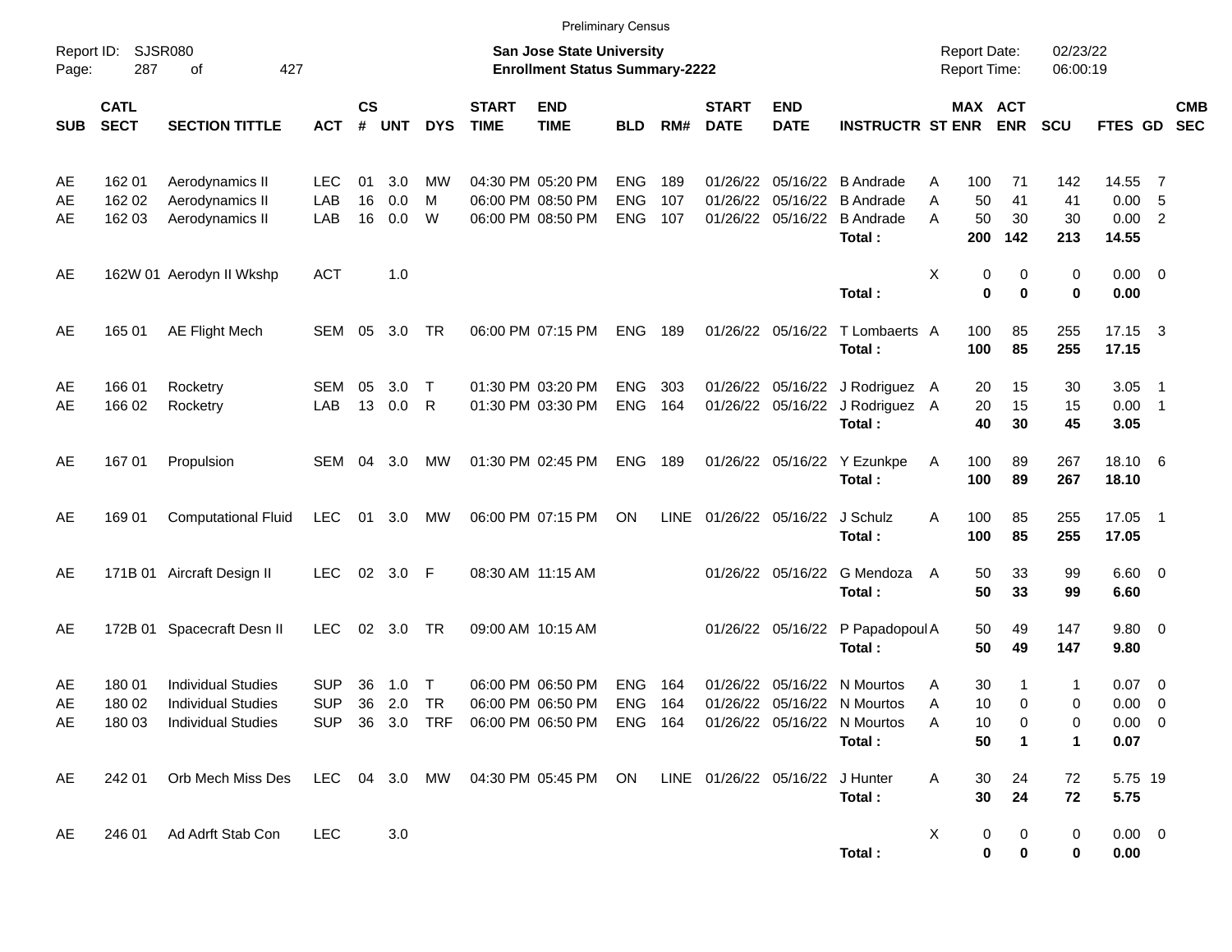Preliminary Census

Report ID: SJSR080

**San Jose State University**
**Enrollment Status Summary-2222**

Report Date: 02/23/22
Report Time: 06:00:19

| SUB | CATL SECT | SECTION TITTLE | ACT | CS # | UNT | DYS | START TIME | END TIME | BLD | RM# | START DATE | END DATE | INSTRUCTR | ST | MAX ENR | ACT ENR | SCU | FTES | GD | CMB SEC |
|---|---|---|---|---|---|---|---|---|---|---|---|---|---|---|---|---|---|---|---|---|
| AE | 162 01 | Aerodynamics II | LEC | 01 | 3.0 | MW | 04:30 PM | 05:20 PM | ENG | 189 | 01/26/22 | 05/16/22 | B Andrade | A | 100 | 71 | 142 | 14.55 | 7 | |
| AE | 162 02 | Aerodynamics II | LAB | 16 | 0.0 | M | 06:00 PM | 08:50 PM | ENG | 107 | 01/26/22 | 05/16/22 | B Andrade | A | 50 | 41 | 41 | 0.00 | 5 | |
| AE | 162 03 | Aerodynamics II | LAB | 16 | 0.0 | W | 06:00 PM | 08:50 PM | ENG | 107 | 01/26/22 | 05/16/22 | B Andrade | A | 50 | 30 | 30 | 0.00 | 2 | |
| | | | | | | | | | | | | | **Total :** | | **200** | **142** | **213** | **14.55** | | |
| AE | 162W 01 | Aerodyn II Wkshp | ACT | | 1.0 | | | | | | | | | X | 0 | 0 | 0 | 0.00 | 0 | |
| | | | | | | | | | | | | | **Total :** | | **0** | **0** | **0** | **0.00** | | |
| AE | 165 01 | AE Flight Mech | SEM | 05 | 3.0 | TR | 06:00 PM | 07:15 PM | ENG | 189 | 01/26/22 | 05/16/22 | T Lombaerts | A | 100 | 85 | 255 | 17.15 | 3 | |
| | | | | | | | | | | | | | **Total :** | | **100** | **85** | **255** | **17.15** | | |
| AE | 166 01 | Rocketry | SEM | 05 | 3.0 | T | 01:30 PM | 03:20 PM | ENG | 303 | 01/26/22 | 05/16/22 | J Rodriguez | A | 20 | 15 | 30 | 3.05 | 1 | |
| AE | 166 02 | Rocketry | LAB | 13 | 0.0 | R | 01:30 PM | 03:30 PM | ENG | 164 | 01/26/22 | 05/16/22 | J Rodriguez | A | 20 | 15 | 15 | 0.00 | 1 | |
| | | | | | | | | | | | | | **Total :** | | **40** | **30** | **45** | **3.05** | | |
| AE | 167 01 | Propulsion | SEM | 04 | 3.0 | MW | 01:30 PM | 02:45 PM | ENG | 189 | 01/26/22 | 05/16/22 | Y Ezunkpe | A | 100 | 89 | 267 | 18.10 | 6 | |
| | | | | | | | | | | | | | **Total :** | | **100** | **89** | **267** | **18.10** | | |
| AE | 169 01 | Computational Fluid | LEC | 01 | 3.0 | MW | 06:00 PM | 07:15 PM | ON | LINE | 01/26/22 | 05/16/22 | J Schulz | A | 100 | 85 | 255 | 17.05 | 1 | |
| | | | | | | | | | | | | | **Total :** | | **100** | **85** | **255** | **17.05** | | |
| AE | 171B 01 | Aircraft Design II | LEC | 02 | 3.0 | F | 08:30 AM | 11:15 AM | | | 01/26/22 | 05/16/22 | G Mendoza | A | 50 | 33 | 99 | 6.60 | 0 | |
| | | | | | | | | | | | | | **Total :** | | **50** | **33** | **99** | **6.60** | | |
| AE | 172B 01 | Spacecraft Desn II | LEC | 02 | 3.0 | TR | 09:00 AM | 10:15 AM | | | 01/26/22 | 05/16/22 | P Papadopoul | A | 50 | 49 | 147 | 9.80 | 0 | |
| | | | | | | | | | | | | | **Total :** | | **50** | **49** | **147** | **9.80** | | |
| AE | 180 01 | Individual Studies | SUP | 36 | 1.0 | T | 06:00 PM | 06:50 PM | ENG | 164 | 01/26/22 | 05/16/22 | N Mourtos | A | 30 | 1 | 1 | 0.07 | 0 | |
| AE | 180 02 | Individual Studies | SUP | 36 | 2.0 | TR | 06:00 PM | 06:50 PM | ENG | 164 | 01/26/22 | 05/16/22 | N Mourtos | A | 10 | 0 | 0 | 0.00 | 0 | |
| AE | 180 03 | Individual Studies | SUP | 36 | 3.0 | TRF | 06:00 PM | 06:50 PM | ENG | 164 | 01/26/22 | 05/16/22 | N Mourtos | A | 10 | 0 | 0 | 0.00 | 0 | |
| | | | | | | | | | | | | | **Total :** | | **50** | **1** | **1** | **0.07** | | |
| AE | 242 01 | Orb Mech Miss Des | LEC | 04 | 3.0 | MW | 04:30 PM | 05:45 PM | ON | LINE | 01/26/22 | 05/16/22 | J Hunter | A | 30 | 24 | 72 | 5.75 | 19 | |
| | | | | | | | | | | | | | **Total :** | | **30** | **24** | **72** | **5.75** | | |
| AE | 246 01 | Ad Adrft Stab Con | LEC | | 3.0 | | | | | | | | | X | 0 | 0 | 0 | 0.00 | 0 | |
| | | | | | | | | | | | | | **Total :** | | **0** | **0** | **0** | **0.00** | | |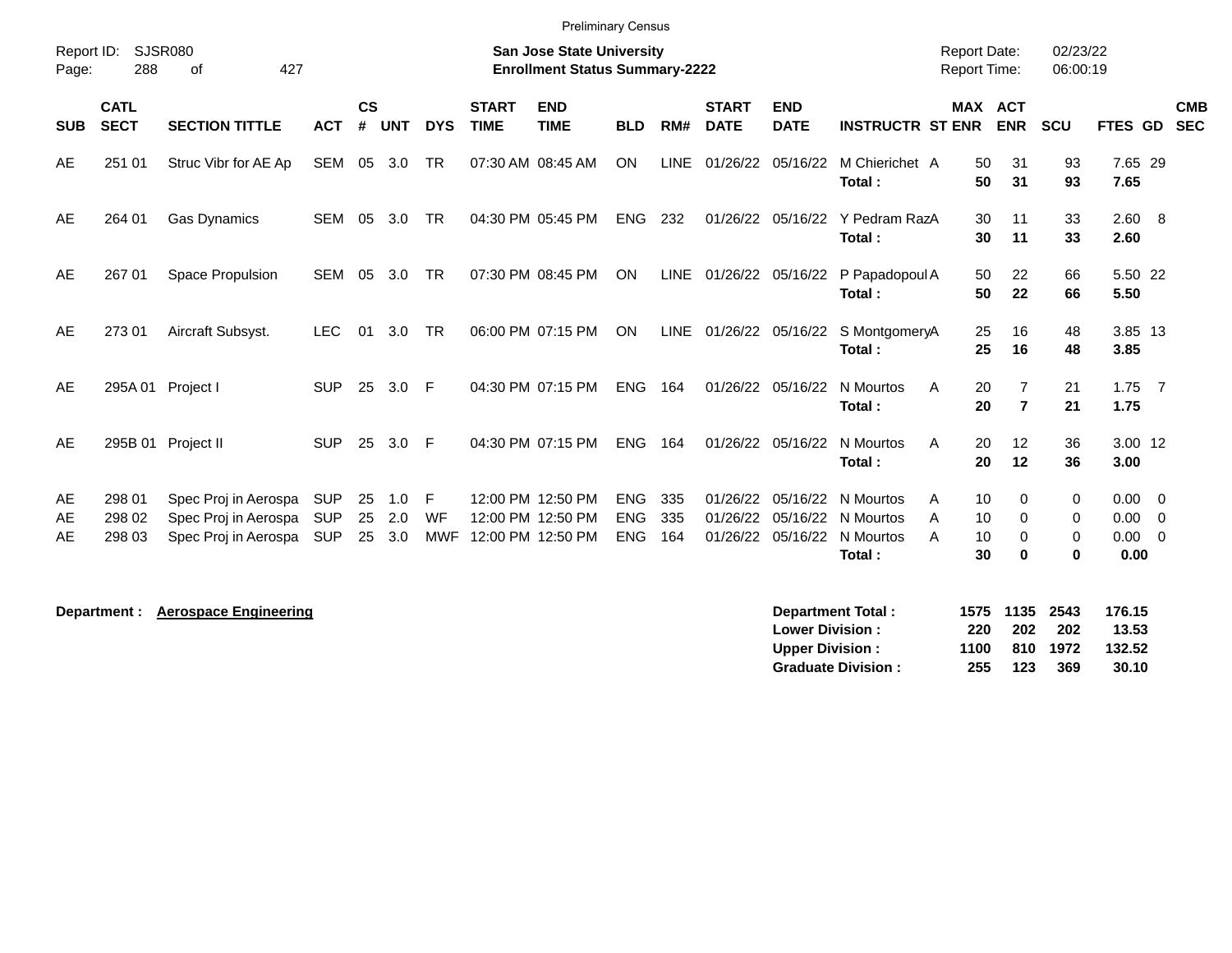Preliminary Census

Report ID: SJSR080

**San Jose State University**
**Enrollment Status Summary-2222**

Report Date: 02/23/22
Report Time: 06:00:19

| SUB | CATL SECT | SECTION TITTLE | ACT | CS # | UNT | DYS | START TIME | END TIME | BLD | RM# | START DATE | END DATE | INSTRUCTR | ST | MAX ENR | ACT ENR | SCU | FTES | GD | CMB SEC |
|---|---|---|---|---|---|---|---|---|---|---|---|---|---|---|---|---|---|---|---|---|
| AE | 251 01 | Struc Vibr for AE Ap | SEM | 05 | 3.0 | TR | 07:30 AM | 08:45 AM | ON | LINE | 01/26/22 | 05/16/22 | M Chierichet | A | 50 | 31 | 93 | 7.65 | 29 | |
| | | | | | | | | | | | | | **Total :** | | **50** | **31** | **93** | **7.65** | | |
| AE | 264 01 | Gas Dynamics | SEM | 05 | 3.0 | TR | 04:30 PM | 05:45 PM | ENG | 232 | 01/26/22 | 05/16/22 | Y Pedram Raz | A | 30 | 11 | 33 | 2.60 | 8 | |
| | | | | | | | | | | | | | **Total :** | | **30** | **11** | **33** | **2.60** | | |
| AE | 267 01 | Space Propulsion | SEM | 05 | 3.0 | TR | 07:30 PM | 08:45 PM | ON | LINE | 01/26/22 | 05/16/22 | P Papadopoul | A | 50 | 22 | 66 | 5.50 | 22 | |
| | | | | | | | | | | | | | **Total :** | | **50** | **22** | **66** | **5.50** | | |
| AE | 273 01 | Aircraft Subsyst. | LEC | 01 | 3.0 | TR | 06:00 PM | 07:15 PM | ON | LINE | 01/26/22 | 05/16/22 | S Montgomery | A | 25 | 16 | 48 | 3.85 | 13 | |
| | | | | | | | | | | | | | **Total :** | | **25** | **16** | **48** | **3.85** | | |
| AE | 295A 01 | Project I | SUP | 25 | 3.0 | F | 04:30 PM | 07:15 PM | ENG | 164 | 01/26/22 | 05/16/22 | N Mourtos | A | 20 | 7 | 21 | 1.75 | 7 | |
| | | | | | | | | | | | | | **Total :** | | **20** | **7** | **21** | **1.75** | | |
| AE | 295B 01 | Project II | SUP | 25 | 3.0 | F | 04:30 PM | 07:15 PM | ENG | 164 | 01/26/22 | 05/16/22 | N Mourtos | A | 20 | 12 | 36 | 3.00 | 12 | |
| | | | | | | | | | | | | | **Total :** | | **20** | **12** | **36** | **3.00** | | |
| AE | 298 01 | Spec Proj in Aerospa | SUP | 25 | 1.0 | F | 12:00 PM | 12:50 PM | ENG | 335 | 01/26/22 | 05/16/22 | N Mourtos | A | 10 | 0 | 0 | 0.00 | 0 | |
| AE | 298 02 | Spec Proj in Aerospa | SUP | 25 | 2.0 | WF | 12:00 PM | 12:50 PM | ENG | 335 | 01/26/22 | 05/16/22 | N Mourtos | A | 10 | 0 | 0 | 0.00 | 0 | |
| AE | 298 03 | Spec Proj in Aerospa | SUP | 25 | 3.0 | MWF | 12:00 PM | 12:50 PM | ENG | 164 | 01/26/22 | 05/16/22 | N Mourtos | A | 10 | 0 | 0 | 0.00 | 0 | |
| | | | | | | | | | | | | | **Total :** | | **30** | **0** | **0** | **0.00** | | |

**Department :** **Aerospace Engineering**

| | MAX ENR | ACT ENR | SCU | FTES |
|---|---|---|---|---|
| **Department Total :** | **1575** | **1135** | **2543** | **176.15** |
| **Lower Division :** | **220** | **202** | **202** | **13.53** |
| **Upper Division :** | **1100** | **810** | **1972** | **132.52** |
| **Graduate Division :** | **255** | **123** | **369** | **30.10** |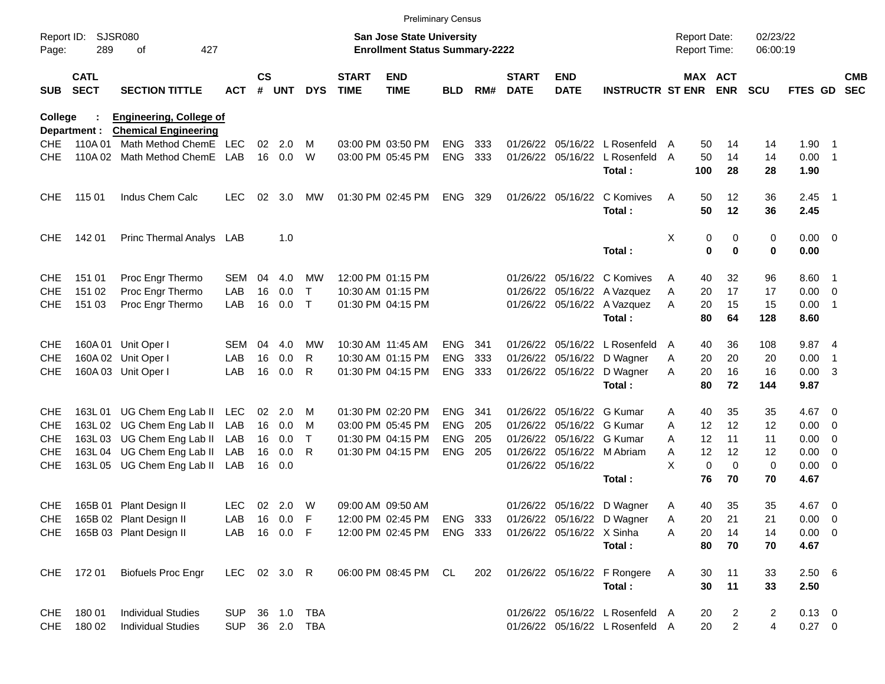Preliminary Census

Report ID: SJSR080
Page: 289 of 427

**San Jose State University**
**Enrollment Status Summary-2222**

Report Date: 02/23/22
Report Time: 06:00:19

**College : Engineering, College of**
**Department : Chemical Engineering**

| SUB | CATL SECT | SECTION TITTLE | ACT | CS # | UNT | DYS | START TIME | END TIME | BLD | RM# | START DATE | END DATE | INSTRUCTR | ST | MAX ENR | ACT ENR | SCU | FTES | GD | CMB SEC |
|---|---|---|---|---|---|---|---|---|---|---|---|---|---|---|---|---|---|---|---|---|
| CHE | 110A 01 | Math Method ChemE | LEC | 02 | 2.0 | M | 03:00 PM | 03:50 PM | ENG | 333 | 01/26/22 | 05/16/22 | L Rosenfeld | A | 50 | 14 | 14 | 1.90 | 1 | |
| CHE | 110A 02 | Math Method ChemE | LAB | 16 | 0.0 | W | 03:00 PM | 05:45 PM | ENG | 333 | 01/26/22 | 05/16/22 | L Rosenfeld | A | 50 | 14 | 14 | 0.00 | 1 | |
| | | | | | | | | | | | | | **Total :** | | **100** | **28** | **28** | **1.90** | | |
| CHE | 115 01 | Indus Chem Calc | LEC | 02 | 3.0 | MW | 01:30 PM | 02:45 PM | ENG | 329 | 01/26/22 | 05/16/22 | C Komives | A | 50 | 12 | 36 | 2.45 | 1 | |
| | | | | | | | | | | | | | **Total :** | | **50** | **12** | **36** | **2.45** | | |
| CHE | 142 01 | Princ Thermal Analys | LAB | | 1.0 | | | | | | | | | X | 0 | 0 | 0 | 0.00 | 0 | |
| | | | | | | | | | | | | | **Total :** | | **0** | **0** | **0** | **0.00** | | |
| CHE | 151 01 | Proc Engr Thermo | SEM | 04 | 4.0 | MW | 12:00 PM | 01:15 PM | | | 01/26/22 | 05/16/22 | C Komives | A | 40 | 32 | 96 | 8.60 | 1 | |
| CHE | 151 02 | Proc Engr Thermo | LAB | 16 | 0.0 | T | 10:30 AM | 01:15 PM | | | 01/26/22 | 05/16/22 | A Vazquez | A | 20 | 17 | 17 | 0.00 | 0 | |
| CHE | 151 03 | Proc Engr Thermo | LAB | 16 | 0.0 | T | 01:30 PM | 04:15 PM | | | 01/26/22 | 05/16/22 | A Vazquez | A | 20 | 15 | 15 | 0.00 | 1 | |
| | | | | | | | | | | | | | **Total :** | | **80** | **64** | **128** | **8.60** | | |
| CHE | 160A 01 | Unit Oper I | SEM | 04 | 4.0 | MW | 10:30 AM | 11:45 AM | ENG | 341 | 01/26/22 | 05/16/22 | L Rosenfeld | A | 40 | 36 | 108 | 9.87 | 4 | |
| CHE | 160A 02 | Unit Oper I | LAB | 16 | 0.0 | R | 10:30 AM | 01:15 PM | ENG | 333 | 01/26/22 | 05/16/22 | D Wagner | A | 20 | 20 | 20 | 0.00 | 1 | |
| CHE | 160A 03 | Unit Oper I | LAB | 16 | 0.0 | R | 01:30 PM | 04:15 PM | ENG | 333 | 01/26/22 | 05/16/22 | D Wagner | A | 20 | 16 | 16 | 0.00 | 3 | |
| | | | | | | | | | | | | | **Total :** | | **80** | **72** | **144** | **9.87** | | |
| CHE | 163L 01 | UG Chem Eng Lab II | LEC | 02 | 2.0 | M | 01:30 PM | 02:20 PM | ENG | 341 | 01/26/22 | 05/16/22 | G Kumar | A | 40 | 35 | 35 | 4.67 | 0 | |
| CHE | 163L 02 | UG Chem Eng Lab II | LAB | 16 | 0.0 | M | 03:00 PM | 05:45 PM | ENG | 205 | 01/26/22 | 05/16/22 | G Kumar | A | 12 | 12 | 12 | 0.00 | 0 | |
| CHE | 163L 03 | UG Chem Eng Lab II | LAB | 16 | 0.0 | T | 01:30 PM | 04:15 PM | ENG | 205 | 01/26/22 | 05/16/22 | G Kumar | A | 12 | 11 | 11 | 0.00 | 0 | |
| CHE | 163L 04 | UG Chem Eng Lab II | LAB | 16 | 0.0 | R | 01:30 PM | 04:15 PM | ENG | 205 | 01/26/22 | 05/16/22 | M Abriam | A | 12 | 12 | 12 | 0.00 | 0 | |
| CHE | 163L 05 | UG Chem Eng Lab II | LAB | 16 | 0.0 | | | | | | 01/26/22 | 05/16/22 | | X | 0 | 0 | 0 | 0.00 | 0 | |
| | | | | | | | | | | | | | **Total :** | | **76** | **70** | **70** | **4.67** | | |
| CHE | 165B 01 | Plant Design II | LEC | 02 | 2.0 | W | 09:00 AM | 09:50 AM | | | 01/26/22 | 05/16/22 | D Wagner | A | 40 | 35 | 35 | 4.67 | 0 | |
| CHE | 165B 02 | Plant Design II | LAB | 16 | 0.0 | F | 12:00 PM | 02:45 PM | ENG | 333 | 01/26/22 | 05/16/22 | D Wagner | A | 20 | 21 | 21 | 0.00 | 0 | |
| CHE | 165B 03 | Plant Design II | LAB | 16 | 0.0 | F | 12:00 PM | 02:45 PM | ENG | 333 | 01/26/22 | 05/16/22 | X Sinha | A | 20 | 14 | 14 | 0.00 | 0 | |
| | | | | | | | | | | | | | **Total :** | | **80** | **70** | **70** | **4.67** | | |
| CHE | 172 01 | Biofuels Proc Engr | LEC | 02 | 3.0 | R | 06:00 PM | 08:45 PM | CL | 202 | 01/26/22 | 05/16/22 | F Rongere | A | 30 | 11 | 33 | 2.50 | 6 | |
| | | | | | | | | | | | | | **Total :** | | **30** | **11** | **33** | **2.50** | | |
| CHE | 180 01 | Individual Studies | SUP | 36 | 1.0 | TBA | | | | | 01/26/22 | 05/16/22 | L Rosenfeld | A | 20 | 2 | 2 | 0.13 | 0 | |
| CHE | 180 02 | Individual Studies | SUP | 36 | 2.0 | TBA | | | | | 01/26/22 | 05/16/22 | L Rosenfeld | A | 20 | 2 | 4 | 0.27 | 0 | |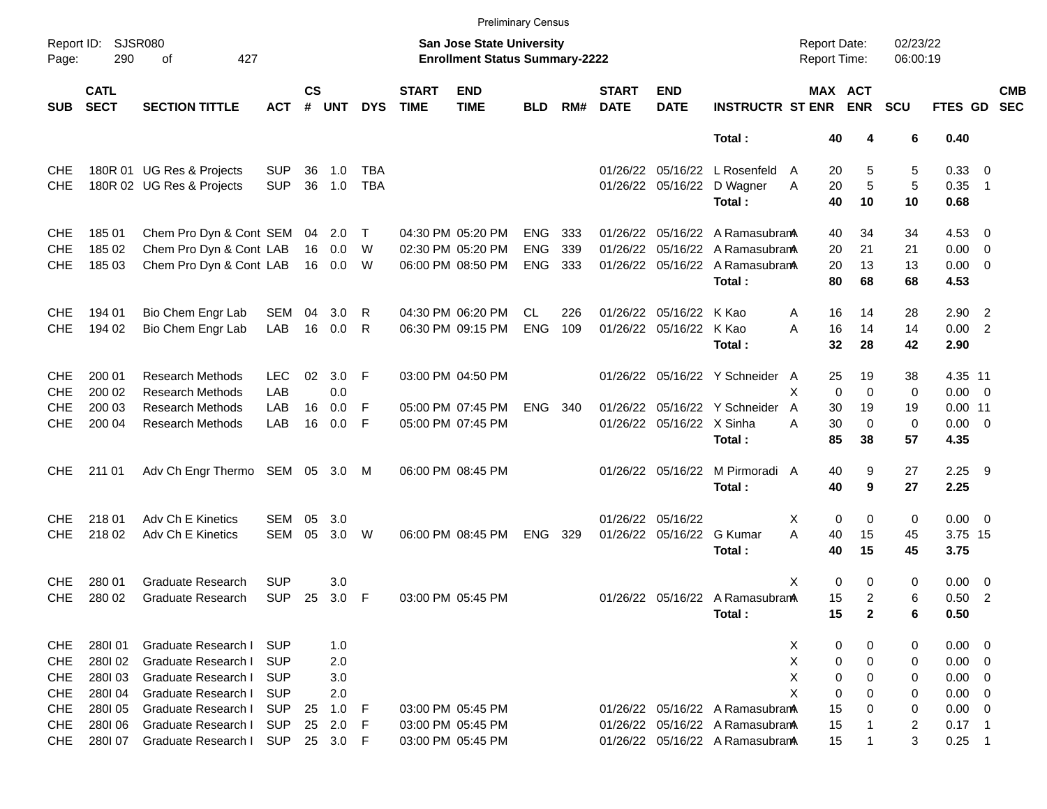Preliminary Census

Report ID: SJSR080
San Jose State University
Enrollment Status Summary-2222
Report Date: 02/23/22
Report Time: 06:00:19

| SUB | CATL SECT | SECTION TITTLE | ACT | CS # | UNT | DYS | START TIME | END TIME | BLD | RM# | START DATE | END DATE | INSTRUCTR | ST | MAX ENR | ACT ENR | SCU | FTES | GD | CMB SEC |
|---|---|---|---|---|---|---|---|---|---|---|---|---|---|---|---|---|---|---|---|---|
| | | | | | | | | | | | | | **Total :** | | **40** | **4** | **6** | **0.40** | | |
| CHE | 180R 01 | UG Res & Projects | SUP | 36 | 1.0 | TBA | | | | | 01/26/22 | 05/16/22 | L Rosenfeld | A | 20 | 5 | 5 | 0.33 | 0 | |
| CHE | 180R 02 | UG Res & Projects | SUP | 36 | 1.0 | TBA | | | | | 01/26/22 | 05/16/22 | D Wagner | A | 20 | 5 | 5 | 0.35 | 1 | |
| | | | | | | | | | | | | | **Total :** | | **40** | **10** | **10** | **0.68** | | |
| CHE | 185 01 | Chem Pro Dyn & Cont | SEM | 04 | 2.0 | T | 04:30 PM | 05:20 PM | ENG | 333 | 01/26/22 | 05/16/22 | A Ramasubram | A | 40 | 34 | 34 | 4.53 | 0 | |
| CHE | 185 02 | Chem Pro Dyn & Cont | LAB | 16 | 0.0 | W | 02:30 PM | 05:20 PM | ENG | 339 | 01/26/22 | 05/16/22 | A Ramasubram | A | 20 | 21 | 21 | 0.00 | 0 | |
| CHE | 185 03 | Chem Pro Dyn & Cont | LAB | 16 | 0.0 | W | 06:00 PM | 08:50 PM | ENG | 333 | 01/26/22 | 05/16/22 | A Ramasubram | A | 20 | 13 | 13 | 0.00 | 0 | |
| | | | | | | | | | | | | | **Total :** | | **80** | **68** | **68** | **4.53** | | |
| CHE | 194 01 | Bio Chem Engr Lab | SEM | 04 | 3.0 | R | 04:30 PM | 06:20 PM | CL | 226 | 01/26/22 | 05/16/22 | K Kao | A | 16 | 14 | 28 | 2.90 | 2 | |
| CHE | 194 02 | Bio Chem Engr Lab | LAB | 16 | 0.0 | R | 06:30 PM | 09:15 PM | ENG | 109 | 01/26/22 | 05/16/22 | K Kao | A | 16 | 14 | 14 | 0.00 | 2 | |
| | | | | | | | | | | | | | **Total :** | | **32** | **28** | **42** | **2.90** | | |
| CHE | 200 01 | Research Methods | LEC | 02 | 3.0 | F | 03:00 PM | 04:50 PM | | | 01/26/22 | 05/16/22 | Y Schneider | A | 25 | 19 | 38 | 4.35 | 11 | |
| CHE | 200 02 | Research Methods | LAB | | 0.0 | | | | | | | | | X | 0 | 0 | 0 | 0.00 | 0 | |
| CHE | 200 03 | Research Methods | LAB | 16 | 0.0 | F | 05:00 PM | 07:45 PM | ENG | 340 | 01/26/22 | 05/16/22 | Y Schneider | A | 30 | 19 | 19 | 0.00 | 11 | |
| CHE | 200 04 | Research Methods | LAB | 16 | 0.0 | F | 05:00 PM | 07:45 PM | | | 01/26/22 | 05/16/22 | X Sinha | A | 30 | 0 | 0 | 0.00 | 0 | |
| | | | | | | | | | | | | | **Total :** | | **85** | **38** | **57** | **4.35** | | |
| CHE | 211 01 | Adv Ch Engr Thermo | SEM | 05 | 3.0 | M | 06:00 PM | 08:45 PM | | | 01/26/22 | 05/16/22 | M Pirmoradi | A | 40 | 9 | 27 | 2.25 | 9 | |
| | | | | | | | | | | | | | **Total :** | | **40** | **9** | **27** | **2.25** | | |
| CHE | 218 01 | Adv Ch E Kinetics | SEM | 05 | 3.0 | | | | | | 01/26/22 | 05/16/22 | | X | 0 | 0 | 0 | 0.00 | 0 | |
| CHE | 218 02 | Adv Ch E Kinetics | SEM | 05 | 3.0 | W | 06:00 PM | 08:45 PM | ENG | 329 | 01/26/22 | 05/16/22 | G Kumar | A | 40 | 15 | 45 | 3.75 | 15 | |
| | | | | | | | | | | | | | **Total :** | | **40** | **15** | **45** | **3.75** | | |
| CHE | 280 01 | Graduate Research | SUP | | 3.0 | | | | | | | | | X | 0 | 0 | 0 | 0.00 | 0 | |
| CHE | 280 02 | Graduate Research | SUP | 25 | 3.0 | F | 03:00 PM | 05:45 PM | | | 01/26/22 | 05/16/22 | A Ramasubram | A | 15 | 2 | 6 | 0.50 | 2 | |
| | | | | | | | | | | | | | **Total :** | | **15** | **2** | **6** | **0.50** | | |
| CHE | 280I 01 | Graduate Research I | SUP | | 1.0 | | | | | | | | | X | 0 | 0 | 0 | 0.00 | 0 | |
| CHE | 280I 02 | Graduate Research I | SUP | | 2.0 | | | | | | | | | X | 0 | 0 | 0 | 0.00 | 0 | |
| CHE | 280I 03 | Graduate Research I | SUP | | 3.0 | | | | | | | | | X | 0 | 0 | 0 | 0.00 | 0 | |
| CHE | 280I 04 | Graduate Research I | SUP | | 2.0 | | | | | | | | | X | 0 | 0 | 0 | 0.00 | 0 | |
| CHE | 280I 05 | Graduate Research I | SUP | 25 | 1.0 | F | 03:00 PM | 05:45 PM | | | 01/26/22 | 05/16/22 | A Ramasubram | A | 15 | 0 | 0 | 0.00 | 0 | |
| CHE | 280I 06 | Graduate Research I | SUP | 25 | 2.0 | F | 03:00 PM | 05:45 PM | | | 01/26/22 | 05/16/22 | A Ramasubram | A | 15 | 1 | 2 | 0.17 | 1 | |
| CHE | 280I 07 | Graduate Research I | SUP | 25 | 3.0 | F | 03:00 PM | 05:45 PM | | | 01/26/22 | 05/16/22 | A Ramasubram | A | 15 | 1 | 3 | 0.25 | 1 | |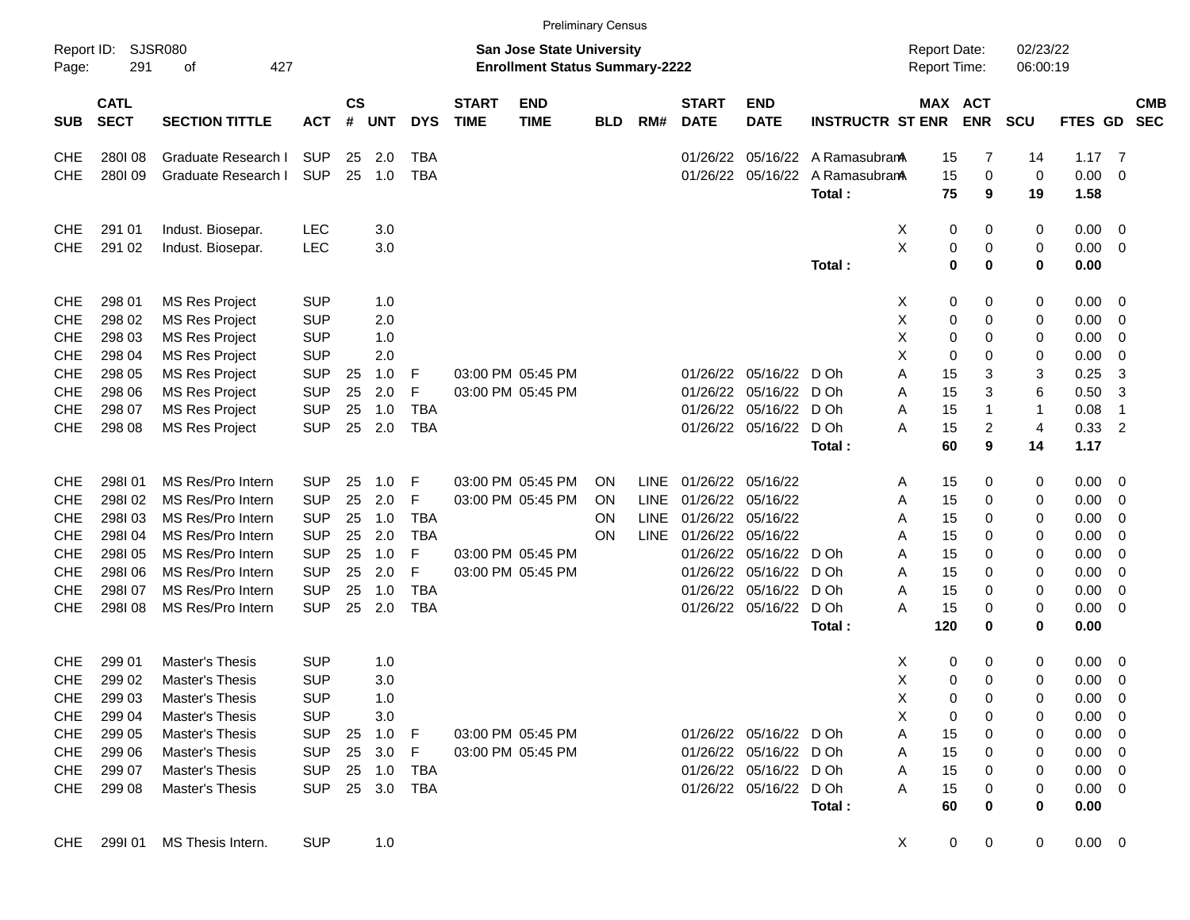Preliminary Census

Report ID: SJSR080
Page: 291 of 427

**San Jose State University**
**Enrollment Status Summary-2222**

Report Date: 02/23/22
Report Time: 06:00:19

| SUB | CATL SECT | SECTION TITTLE | ACT | CS # | UNT | DYS | START TIME | END TIME | BLD | RM# | START DATE | END DATE | INSTRUCTR | ST | MAX ENR | ACT ENR | SCU | FTES | GD | CMB SEC |
|---|---|---|---|---|---|---|---|---|---|---|---|---|---|---|---|---|---|---|---|---|
| CHE | 280I 08 | Graduate Research I | SUP | 25 | 2.0 | TBA | | | | | 01/26/22 | 05/16/22 | A Ramasubram | A | 15 | 7 | 14 | 1.17 | 7 | |
| CHE | 280I 09 | Graduate Research I | SUP | 25 | 1.0 | TBA | | | | | 01/26/22 | 05/16/22 | A Ramasubram | A | 15 | 0 | 0 | 0.00 | 0 | |
| | | | | | | | | | | | | | **Total :** | | **75** | **9** | **19** | **1.58** | | |
| CHE | 291 01 | Indust. Biosepar. | LEC | | 3.0 | | | | | | | | | X | 0 | 0 | 0 | 0.00 | 0 | |
| CHE | 291 02 | Indust. Biosepar. | LEC | | 3.0 | | | | | | | | | X | 0 | 0 | 0 | 0.00 | 0 | |
| | | | | | | | | | | | | | **Total :** | | **0** | **0** | **0** | **0.00** | | |
| CHE | 298 01 | MS Res Project | SUP | | 1.0 | | | | | | | | | X | 0 | 0 | 0 | 0.00 | 0 | |
| CHE | 298 02 | MS Res Project | SUP | | 2.0 | | | | | | | | | X | 0 | 0 | 0 | 0.00 | 0 | |
| CHE | 298 03 | MS Res Project | SUP | | 1.0 | | | | | | | | | X | 0 | 0 | 0 | 0.00 | 0 | |
| CHE | 298 04 | MS Res Project | SUP | | 2.0 | | | | | | | | | X | 0 | 0 | 0 | 0.00 | 0 | |
| CHE | 298 05 | MS Res Project | SUP | 25 | 1.0 | F | 03:00 PM | 05:45 PM | | | 01/26/22 | 05/16/22 | D Oh | A | 15 | 3 | 3 | 0.25 | 3 | |
| CHE | 298 06 | MS Res Project | SUP | 25 | 2.0 | F | 03:00 PM | 05:45 PM | | | 01/26/22 | 05/16/22 | D Oh | A | 15 | 3 | 6 | 0.50 | 3 | |
| CHE | 298 07 | MS Res Project | SUP | 25 | 1.0 | TBA | | | | | 01/26/22 | 05/16/22 | D Oh | A | 15 | 1 | 1 | 0.08 | 1 | |
| CHE | 298 08 | MS Res Project | SUP | 25 | 2.0 | TBA | | | | | 01/26/22 | 05/16/22 | D Oh | A | 15 | 2 | 4 | 0.33 | 2 | |
| | | | | | | | | | | | | | **Total :** | | **60** | **9** | **14** | **1.17** | | |
| CHE | 298I 01 | MS Res/Pro Intern | SUP | 25 | 1.0 | F | 03:00 PM | 05:45 PM | ON | LINE | 01/26/22 | 05/16/22 | | A | 15 | 0 | 0 | 0.00 | 0 | |
| CHE | 298I 02 | MS Res/Pro Intern | SUP | 25 | 2.0 | F | 03:00 PM | 05:45 PM | ON | LINE | 01/26/22 | 05/16/22 | | A | 15 | 0 | 0 | 0.00 | 0 | |
| CHE | 298I 03 | MS Res/Pro Intern | SUP | 25 | 1.0 | TBA | | | ON | LINE | 01/26/22 | 05/16/22 | | A | 15 | 0 | 0 | 0.00 | 0 | |
| CHE | 298I 04 | MS Res/Pro Intern | SUP | 25 | 2.0 | TBA | | | ON | LINE | 01/26/22 | 05/16/22 | | A | 15 | 0 | 0 | 0.00 | 0 | |
| CHE | 298I 05 | MS Res/Pro Intern | SUP | 25 | 1.0 | F | 03:00 PM | 05:45 PM | | | 01/26/22 | 05/16/22 | D Oh | A | 15 | 0 | 0 | 0.00 | 0 | |
| CHE | 298I 06 | MS Res/Pro Intern | SUP | 25 | 2.0 | F | 03:00 PM | 05:45 PM | | | 01/26/22 | 05/16/22 | D Oh | A | 15 | 0 | 0 | 0.00 | 0 | |
| CHE | 298I 07 | MS Res/Pro Intern | SUP | 25 | 1.0 | TBA | | | | | 01/26/22 | 05/16/22 | D Oh | A | 15 | 0 | 0 | 0.00 | 0 | |
| CHE | 298I 08 | MS Res/Pro Intern | SUP | 25 | 2.0 | TBA | | | | | 01/26/22 | 05/16/22 | D Oh | A | 15 | 0 | 0 | 0.00 | 0 | |
| | | | | | | | | | | | | | **Total :** | | **120** | **0** | **0** | **0.00** | | |
| CHE | 299 01 | Master's Thesis | SUP | | 1.0 | | | | | | | | | X | 0 | 0 | 0 | 0.00 | 0 | |
| CHE | 299 02 | Master's Thesis | SUP | | 3.0 | | | | | | | | | X | 0 | 0 | 0 | 0.00 | 0 | |
| CHE | 299 03 | Master's Thesis | SUP | | 1.0 | | | | | | | | | X | 0 | 0 | 0 | 0.00 | 0 | |
| CHE | 299 04 | Master's Thesis | SUP | | 3.0 | | | | | | | | | X | 0 | 0 | 0 | 0.00 | 0 | |
| CHE | 299 05 | Master's Thesis | SUP | 25 | 1.0 | F | 03:00 PM | 05:45 PM | | | 01/26/22 | 05/16/22 | D Oh | A | 15 | 0 | 0 | 0.00 | 0 | |
| CHE | 299 06 | Master's Thesis | SUP | 25 | 3.0 | F | 03:00 PM | 05:45 PM | | | 01/26/22 | 05/16/22 | D Oh | A | 15 | 0 | 0 | 0.00 | 0 | |
| CHE | 299 07 | Master's Thesis | SUP | 25 | 1.0 | TBA | | | | | 01/26/22 | 05/16/22 | D Oh | A | 15 | 0 | 0 | 0.00 | 0 | |
| CHE | 299 08 | Master's Thesis | SUP | 25 | 3.0 | TBA | | | | | 01/26/22 | 05/16/22 | D Oh | A | 15 | 0 | 0 | 0.00 | 0 | |
| | | | | | | | | | | | | | **Total :** | | **60** | **0** | **0** | **0.00** | | |
| CHE | 299I 01 | MS Thesis Intern. | SUP | | 1.0 | | | | | | | | | X | 0 | 0 | 0 | 0.00 | 0 | |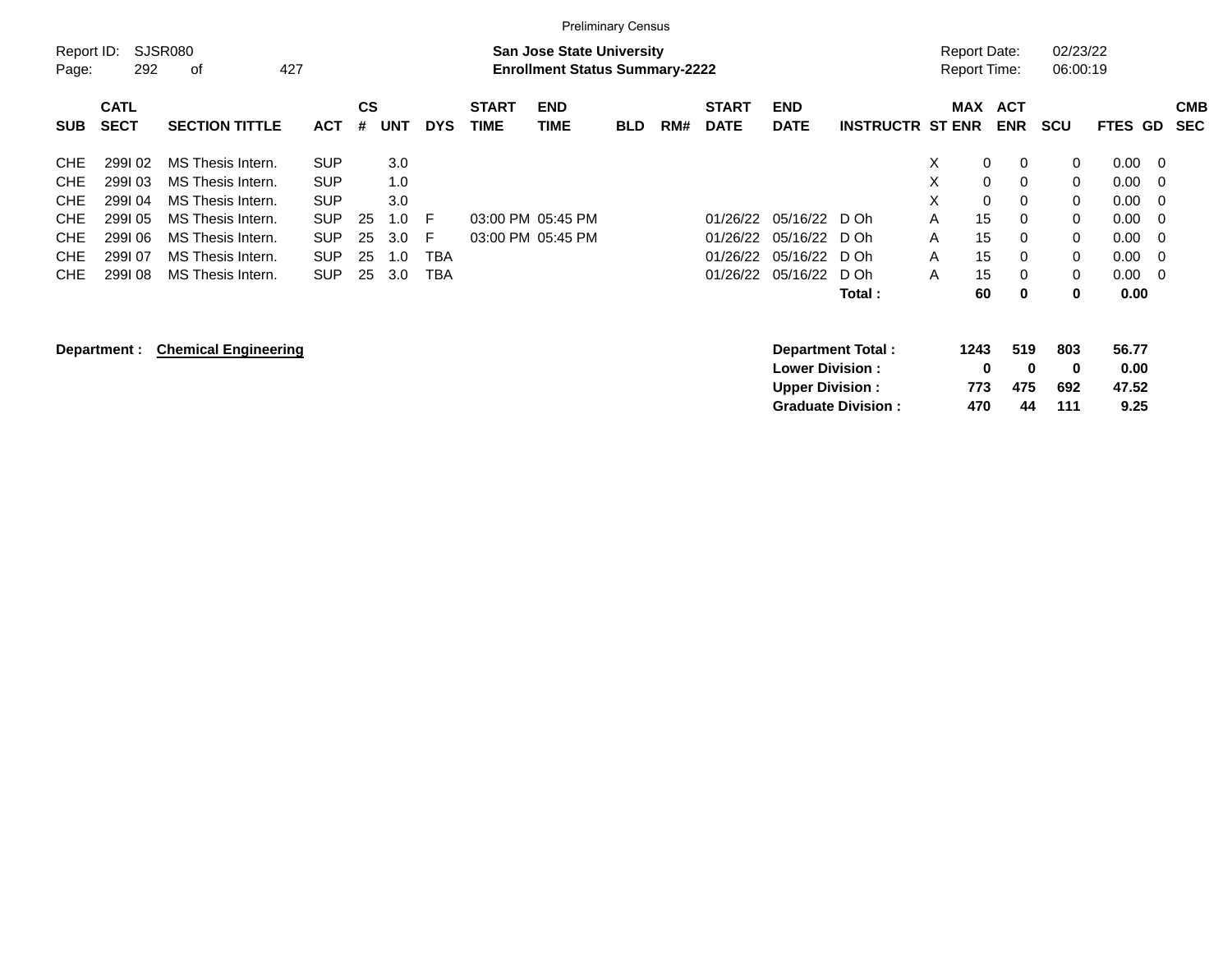Preliminary Census

Report ID: SJSR080
Page: 292 of 427

**San Jose State University**
**Enrollment Status Summary-2222**

Report Date: 02/23/22
Report Time: 06:00:19

| SUB | CATL SECT | SECTION TITTLE | ACT | CS # | UNT | DYS | START TIME | END TIME | BLD | RM# | START DATE | END DATE | INSTRUCTR | ST | MAX ENR | ACT ENR | SCU | FTES | GD | CMB SEC |
|---|---|---|---|---|---|---|---|---|---|---|---|---|---|---|---|---|---|---|---|---|
| CHE | 299I 02 | MS Thesis Intern. | SUP | | 3.0 | | | | | | | | | X | 0 | 0 | 0 | 0.00 | 0 | |
| CHE | 299I 03 | MS Thesis Intern. | SUP | | 1.0 | | | | | | | | | X | 0 | 0 | 0 | 0.00 | 0 | |
| CHE | 299I 04 | MS Thesis Intern. | SUP | | 3.0 | | | | | | | | | X | 0 | 0 | 0 | 0.00 | 0 | |
| CHE | 299I 05 | MS Thesis Intern. | SUP | 25 | 1.0 | F | 03:00 PM | 05:45 PM | | | 01/26/22 | 05/16/22 | D Oh | A | 15 | 0 | 0 | 0.00 | 0 | |
| CHE | 299I 06 | MS Thesis Intern. | SUP | 25 | 3.0 | F | 03:00 PM | 05:45 PM | | | 01/26/22 | 05/16/22 | D Oh | A | 15 | 0 | 0 | 0.00 | 0 | |
| CHE | 299I 07 | MS Thesis Intern. | SUP | 25 | 1.0 | TBA | | | | | 01/26/22 | 05/16/22 | D Oh | A | 15 | 0 | 0 | 0.00 | 0 | |
| CHE | 299I 08 | MS Thesis Intern. | SUP | 25 | 3.0 | TBA | | | | | 01/26/22 | 05/16/22 | D Oh | A | 15 | 0 | 0 | 0.00 | 0 | |
| | | | | | | | | | | | | | **Total :** | | **60** | **0** | **0** | **0.00** | | |

**Department :** **Chemical Engineering**

| | MAX ENR | ACT ENR | SCU | FTES |
|---|---|---|---|---|
| **Department Total :** | **1243** | **519** | **803** | **56.77** |
| **Lower Division :** | **0** | **0** | **0** | **0.00** |
| **Upper Division :** | **773** | **475** | **692** | **47.52** |
| **Graduate Division :** | **470** | **44** | **111** | **9.25** |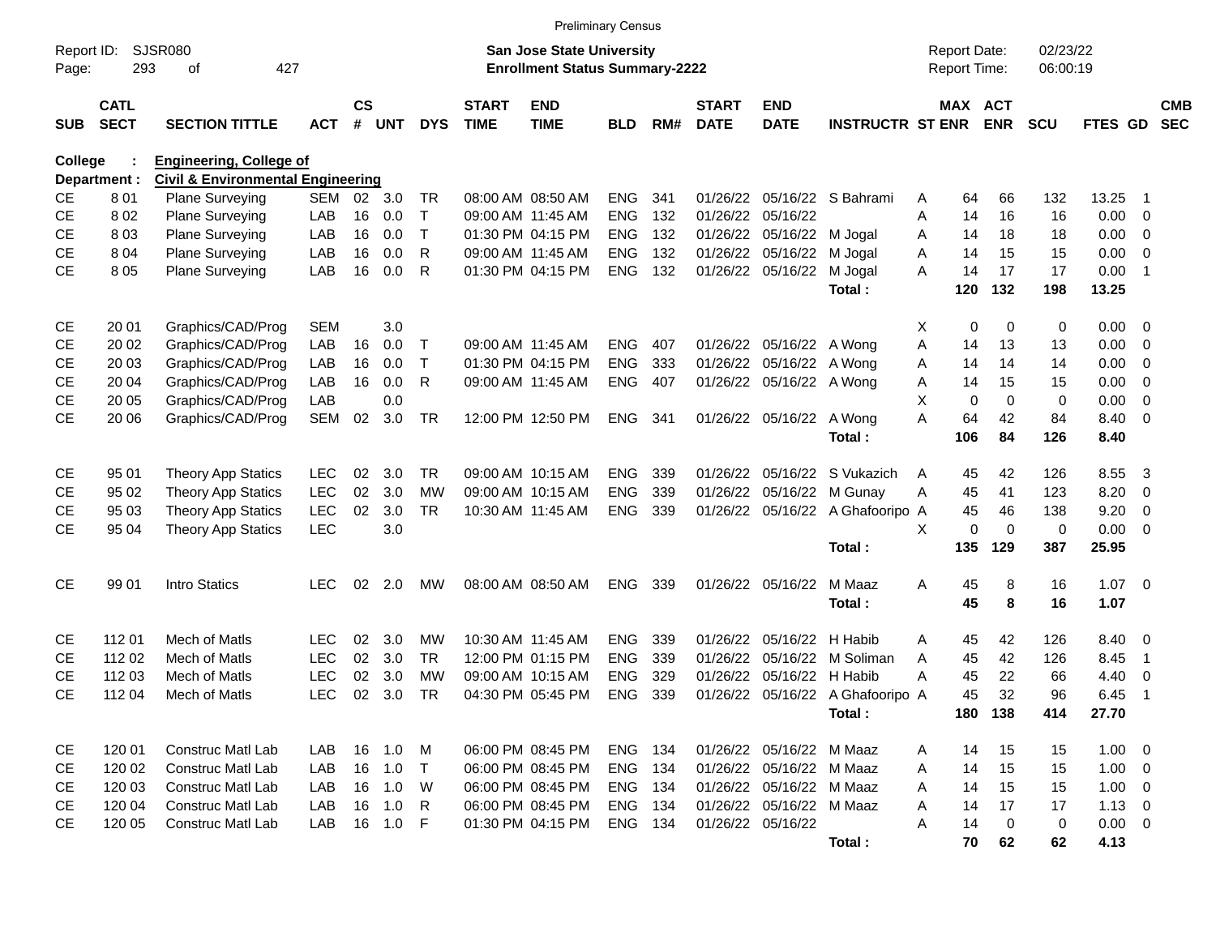Preliminary Census

Report ID: SJSR080
Page: 293 of 427

**San Jose State University**
**Enrollment Status Summary-2222**

Report Date: 02/23/22
Report Time: 06:00:19

| SUB | CATL SECT | SECTION TITTLE | ACT | CS # | UNT | DYS | START TIME | END TIME | BLD | RM# | START DATE | END DATE | INSTRUCTR | ST | MAX ENR | ACT ENR | SCU | FTES | GD | CMB SEC |
|---|---|---|---|---|---|---|---|---|---|---|---|---|---|---|---|---|---|---|---|---|
| **College :** | | **Engineering, College of** | | | | | | | | | | | | | | | | | | |
| **Department :** | | **Civil & Environmental Engineering** | | | | | | | | | | | | | | | | | | |
| CE | 8 01 | Plane Surveying | SEM | 02 | 3.0 | TR | 08:00 AM | 08:50 AM | ENG | 341 | 01/26/22 | 05/16/22 | S Bahrami | A | 64 | 66 | 132 | 13.25 | 1 | |
| CE | 8 02 | Plane Surveying | LAB | 16 | 0.0 | T | 09:00 AM | 11:45 AM | ENG | 132 | 01/26/22 | 05/16/22 | | A | 14 | 16 | 16 | 0.00 | 0 | |
| CE | 8 03 | Plane Surveying | LAB | 16 | 0.0 | T | 01:30 PM | 04:15 PM | ENG | 132 | 01/26/22 | 05/16/22 | M Jogal | A | 14 | 18 | 18 | 0.00 | 0 | |
| CE | 8 04 | Plane Surveying | LAB | 16 | 0.0 | R | 09:00 AM | 11:45 AM | ENG | 132 | 01/26/22 | 05/16/22 | M Jogal | A | 14 | 15 | 15 | 0.00 | 0 | |
| CE | 8 05 | Plane Surveying | LAB | 16 | 0.0 | R | 01:30 PM | 04:15 PM | ENG | 132 | 01/26/22 | 05/16/22 | M Jogal | A | 14 | 17 | 17 | 0.00 | 1 | |
| | | | | | | | | | | | | | **Total :** | | **120** | **132** | **198** | **13.25** | | |
| CE | 20 01 | Graphics/CAD/Prog | SEM | | 3.0 | | | | | | | | | X | 0 | 0 | 0 | 0.00 | 0 | |
| CE | 20 02 | Graphics/CAD/Prog | LAB | 16 | 0.0 | T | 09:00 AM | 11:45 AM | ENG | 407 | 01/26/22 | 05/16/22 | A Wong | A | 14 | 13 | 13 | 0.00 | 0 | |
| CE | 20 03 | Graphics/CAD/Prog | LAB | 16 | 0.0 | T | 01:30 PM | 04:15 PM | ENG | 333 | 01/26/22 | 05/16/22 | A Wong | A | 14 | 14 | 14 | 0.00 | 0 | |
| CE | 20 04 | Graphics/CAD/Prog | LAB | 16 | 0.0 | R | 09:00 AM | 11:45 AM | ENG | 407 | 01/26/22 | 05/16/22 | A Wong | A | 14 | 15 | 15 | 0.00 | 0 | |
| CE | 20 05 | Graphics/CAD/Prog | LAB | | 0.0 | | | | | | | | | X | 0 | 0 | 0 | 0.00 | 0 | |
| CE | 20 06 | Graphics/CAD/Prog | SEM | 02 | 3.0 | TR | 12:00 PM | 12:50 PM | ENG | 341 | 01/26/22 | 05/16/22 | A Wong | A | 64 | 42 | 84 | 8.40 | 0 | |
| | | | | | | | | | | | | | **Total :** | | **106** | **84** | **126** | **8.40** | | |
| CE | 95 01 | Theory App Statics | LEC | 02 | 3.0 | TR | 09:00 AM | 10:15 AM | ENG | 339 | 01/26/22 | 05/16/22 | S Vukazich | A | 45 | 42 | 126 | 8.55 | 3 | |
| CE | 95 02 | Theory App Statics | LEC | 02 | 3.0 | MW | 09:00 AM | 10:15 AM | ENG | 339 | 01/26/22 | 05/16/22 | M Gunay | A | 45 | 41 | 123 | 8.20 | 0 | |
| CE | 95 03 | Theory App Statics | LEC | 02 | 3.0 | TR | 10:30 AM | 11:45 AM | ENG | 339 | 01/26/22 | 05/16/22 | A Ghafooripo | A | 45 | 46 | 138 | 9.20 | 0 | |
| CE | 95 04 | Theory App Statics | LEC | | 3.0 | | | | | | | | | X | 0 | 0 | 0 | 0.00 | 0 | |
| | | | | | | | | | | | | | **Total :** | | **135** | **129** | **387** | **25.95** | | |
| CE | 99 01 | Intro Statics | LEC | 02 | 2.0 | MW | 08:00 AM | 08:50 AM | ENG | 339 | 01/26/22 | 05/16/22 | M Maaz | A | 45 | 8 | 16 | 1.07 | 0 | |
| | | | | | | | | | | | | | **Total :** | | **45** | **8** | **16** | **1.07** | | |
| CE | 112 01 | Mech of Matls | LEC | 02 | 3.0 | MW | 10:30 AM | 11:45 AM | ENG | 339 | 01/26/22 | 05/16/22 | H Habib | A | 45 | 42 | 126 | 8.40 | 0 | |
| CE | 112 02 | Mech of Matls | LEC | 02 | 3.0 | TR | 12:00 PM | 01:15 PM | ENG | 339 | 01/26/22 | 05/16/22 | M Soliman | A | 45 | 42 | 126 | 8.45 | 1 | |
| CE | 112 03 | Mech of Matls | LEC | 02 | 3.0 | MW | 09:00 AM | 10:15 AM | ENG | 329 | 01/26/22 | 05/16/22 | H Habib | A | 45 | 22 | 66 | 4.40 | 0 | |
| CE | 112 04 | Mech of Matls | LEC | 02 | 3.0 | TR | 04:30 PM | 05:45 PM | ENG | 339 | 01/26/22 | 05/16/22 | A Ghafooripo | A | 45 | 32 | 96 | 6.45 | 1 | |
| | | | | | | | | | | | | | **Total :** | | **180** | **138** | **414** | **27.70** | | |
| CE | 120 01 | Construc Matl Lab | LAB | 16 | 1.0 | M | 06:00 PM | 08:45 PM | ENG | 134 | 01/26/22 | 05/16/22 | M Maaz | A | 14 | 15 | 15 | 1.00 | 0 | |
| CE | 120 02 | Construc Matl Lab | LAB | 16 | 1.0 | T | 06:00 PM | 08:45 PM | ENG | 134 | 01/26/22 | 05/16/22 | M Maaz | A | 14 | 15 | 15 | 1.00 | 0 | |
| CE | 120 03 | Construc Matl Lab | LAB | 16 | 1.0 | W | 06:00 PM | 08:45 PM | ENG | 134 | 01/26/22 | 05/16/22 | M Maaz | A | 14 | 15 | 15 | 1.00 | 0 | |
| CE | 120 04 | Construc Matl Lab | LAB | 16 | 1.0 | R | 06:00 PM | 08:45 PM | ENG | 134 | 01/26/22 | 05/16/22 | M Maaz | A | 14 | 17 | 17 | 1.13 | 0 | |
| CE | 120 05 | Construc Matl Lab | LAB | 16 | 1.0 | F | 01:30 PM | 04:15 PM | ENG | 134 | 01/26/22 | 05/16/22 | | A | 14 | 0 | 0 | 0.00 | 0 | |
| | | | | | | | | | | | | | **Total :** | | **70** | **62** | **62** | **4.13** | | |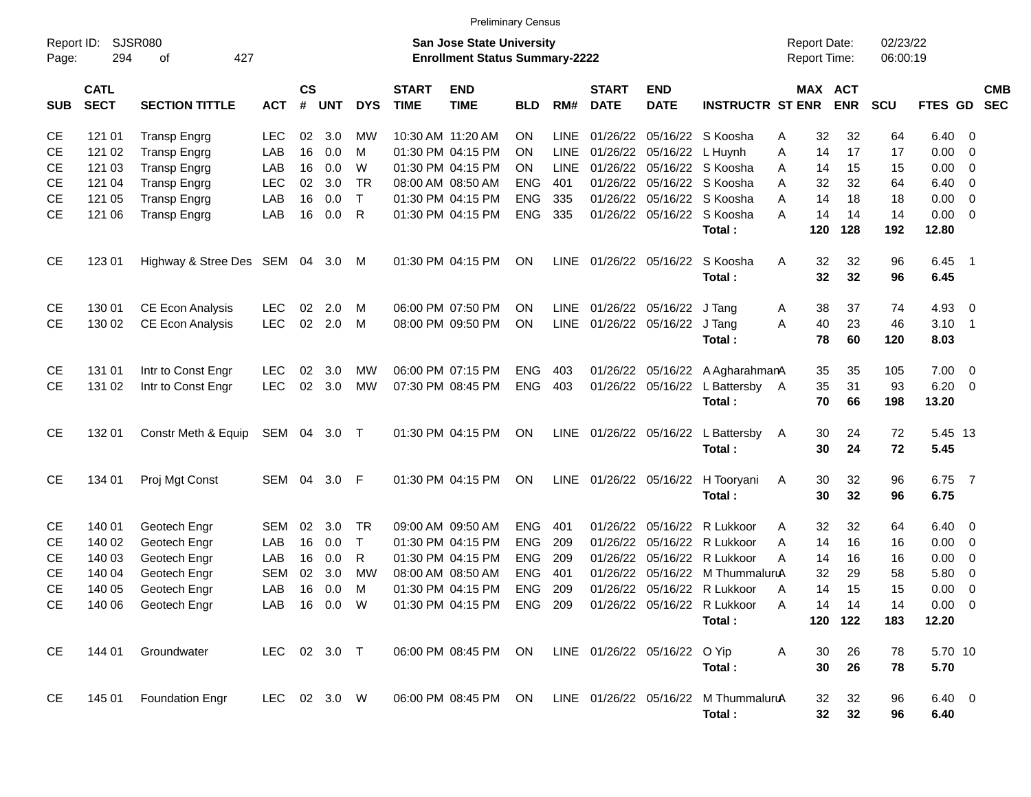Preliminary Census

Report ID: SJSR080

**San Jose State University**
**Enrollment Status Summary-2222**

Report Date: 02/23/22
Report Time: 06:00:19

| SUB | CATL SECT | SECTION TITTLE | ACT | CS # | UNT | DYS | START TIME | END TIME | BLD | RM# | START DATE | END DATE | INSTRUCTR | ST | MAX ENR | ACT ENR | SCU | FTES | GD | CMB SEC |
|---|---|---|---|---|---|---|---|---|---|---|---|---|---|---|---|---|---|---|---|---|
| CE | 121 01 | Transp Engrg | LEC | 02 | 3.0 | MW | 10:30 AM | 11:20 AM | ON | LINE | 01/26/22 | 05/16/22 | S Koosha | A | 32 | 32 | 64 | 6.40 | 0 | |
| CE | 121 02 | Transp Engrg | LAB | 16 | 0.0 | M | 01:30 PM | 04:15 PM | ON | LINE | 01/26/22 | 05/16/22 | L Huynh | A | 14 | 17 | 17 | 0.00 | 0 | |
| CE | 121 03 | Transp Engrg | LAB | 16 | 0.0 | W | 01:30 PM | 04:15 PM | ON | LINE | 01/26/22 | 05/16/22 | S Koosha | A | 14 | 15 | 15 | 0.00 | 0 | |
| CE | 121 04 | Transp Engrg | LEC | 02 | 3.0 | TR | 08:00 AM | 08:50 AM | ENG | 401 | 01/26/22 | 05/16/22 | S Koosha | A | 32 | 32 | 64 | 6.40 | 0 | |
| CE | 121 05 | Transp Engrg | LAB | 16 | 0.0 | T | 01:30 PM | 04:15 PM | ENG | 335 | 01/26/22 | 05/16/22 | S Koosha | A | 14 | 18 | 18 | 0.00 | 0 | |
| CE | 121 06 | Transp Engrg | LAB | 16 | 0.0 | R | 01:30 PM | 04:15 PM | ENG | 335 | 01/26/22 | 05/16/22 | S Koosha | A | 14 | 14 | 14 | 0.00 | 0 | |
| | | | | | | | | | | | | | **Total :** | | **120** | **128** | **192** | **12.80** | | |
| CE | 123 01 | Highway & Stree Des | SEM | 04 | 3.0 | M | 01:30 PM | 04:15 PM | ON | LINE | 01/26/22 | 05/16/22 | S Koosha | A | 32 | 32 | 96 | 6.45 | 1 | |
| | | | | | | | | | | | | | **Total :** | | **32** | **32** | **96** | **6.45** | | |
| CE | 130 01 | CE Econ Analysis | LEC | 02 | 2.0 | M | 06:00 PM | 07:50 PM | ON | LINE | 01/26/22 | 05/16/22 | J Tang | A | 38 | 37 | 74 | 4.93 | 0 | |
| CE | 130 02 | CE Econ Analysis | LEC | 02 | 2.0 | M | 08:00 PM | 09:50 PM | ON | LINE | 01/26/22 | 05/16/22 | J Tang | A | 40 | 23 | 46 | 3.10 | 1 | |
| | | | | | | | | | | | | | **Total :** | | **78** | **60** | **120** | **8.03** | | |
| CE | 131 01 | Intr to Const Engr | LEC | 02 | 3.0 | MW | 06:00 PM | 07:15 PM | ENG | 403 | 01/26/22 | 05/16/22 | A Agharahman | A | 35 | 35 | 105 | 7.00 | 0 | |
| CE | 131 02 | Intr to Const Engr | LEC | 02 | 3.0 | MW | 07:30 PM | 08:45 PM | ENG | 403 | 01/26/22 | 05/16/22 | L Battersby | A | 35 | 31 | 93 | 6.20 | 0 | |
| | | | | | | | | | | | | | **Total :** | | **70** | **66** | **198** | **13.20** | | |
| CE | 132 01 | Constr Meth & Equip | SEM | 04 | 3.0 | T | 01:30 PM | 04:15 PM | ON | LINE | 01/26/22 | 05/16/22 | L Battersby | A | 30 | 24 | 72 | 5.45 | 13 | |
| | | | | | | | | | | | | | **Total :** | | **30** | **24** | **72** | **5.45** | | |
| CE | 134 01 | Proj Mgt Const | SEM | 04 | 3.0 | F | 01:30 PM | 04:15 PM | ON | LINE | 01/26/22 | 05/16/22 | H Tooryani | A | 30 | 32 | 96 | 6.75 | 7 | |
| | | | | | | | | | | | | | **Total :** | | **30** | **32** | **96** | **6.75** | | |
| CE | 140 01 | Geotech Engr | SEM | 02 | 3.0 | TR | 09:00 AM | 09:50 AM | ENG | 401 | 01/26/22 | 05/16/22 | R Lukkoor | A | 32 | 32 | 64 | 6.40 | 0 | |
| CE | 140 02 | Geotech Engr | LAB | 16 | 0.0 | T | 01:30 PM | 04:15 PM | ENG | 209 | 01/26/22 | 05/16/22 | R Lukkoor | A | 14 | 16 | 16 | 0.00 | 0 | |
| CE | 140 03 | Geotech Engr | LAB | 16 | 0.0 | R | 01:30 PM | 04:15 PM | ENG | 209 | 01/26/22 | 05/16/22 | R Lukkoor | A | 14 | 16 | 16 | 0.00 | 0 | |
| CE | 140 04 | Geotech Engr | SEM | 02 | 3.0 | MW | 08:00 AM | 08:50 AM | ENG | 401 | 01/26/22 | 05/16/22 | M Thummaluru | A | 32 | 29 | 58 | 5.80 | 0 | |
| CE | 140 05 | Geotech Engr | LAB | 16 | 0.0 | M | 01:30 PM | 04:15 PM | ENG | 209 | 01/26/22 | 05/16/22 | R Lukkoor | A | 14 | 15 | 15 | 0.00 | 0 | |
| CE | 140 06 | Geotech Engr | LAB | 16 | 0.0 | W | 01:30 PM | 04:15 PM | ENG | 209 | 01/26/22 | 05/16/22 | R Lukkoor | A | 14 | 14 | 14 | 0.00 | 0 | |
| | | | | | | | | | | | | | **Total :** | | **120** | **122** | **183** | **12.20** | | |
| CE | 144 01 | Groundwater | LEC | 02 | 3.0 | T | 06:00 PM | 08:45 PM | ON | LINE | 01/26/22 | 05/16/22 | O Yip | A | 30 | 26 | 78 | 5.70 | 10 | |
| | | | | | | | | | | | | | **Total :** | | **30** | **26** | **78** | **5.70** | | |
| CE | 145 01 | Foundation Engr | LEC | 02 | 3.0 | W | 06:00 PM | 08:45 PM | ON | LINE | 01/26/22 | 05/16/22 | M Thummaluru | A | 32 | 32 | 96 | 6.40 | 0 | |
| | | | | | | | | | | | | | **Total :** | | **32** | **32** | **96** | **6.40** | | |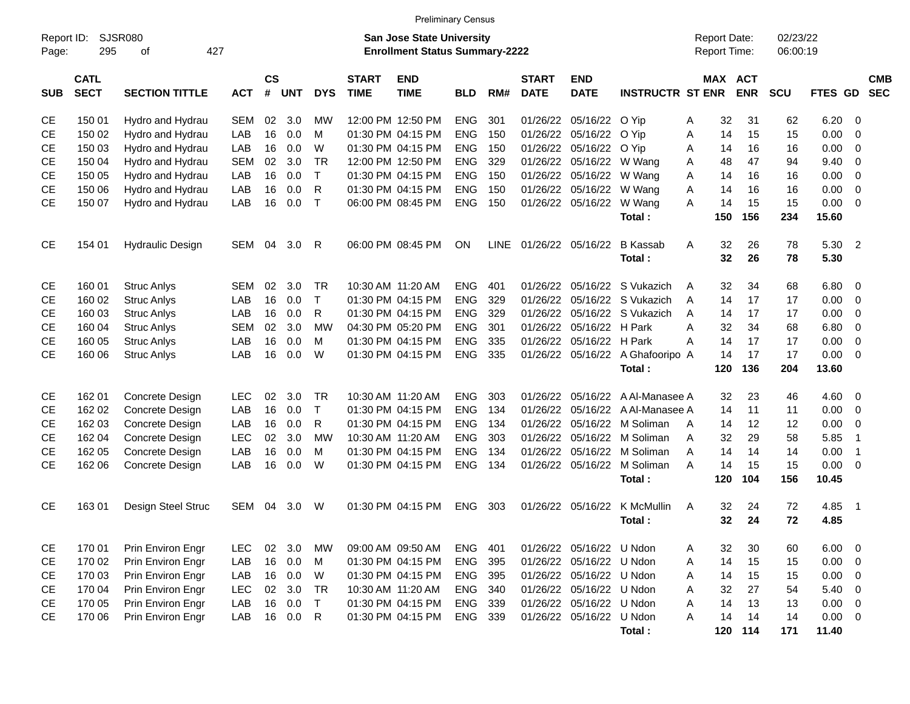Preliminary Census

Report ID: SJSR080

**San Jose State University**
**Enrollment Status Summary-2222**

Report Date: 02/23/22
Report Time: 06:00:19

| SUB | CATL SECT | SECTION TITTLE | ACT | CS # | UNT | DYS | START TIME | END TIME | BLD | RM# | START DATE | END DATE | INSTRUCTR | ST | MAX ENR | ACT ENR | SCU | FTES | GD | CMB SEC |
|---|---|---|---|---|---|---|---|---|---|---|---|---|---|---|---|---|---|---|---|---|
| CE | 150 01 | Hydro and Hydrau | SEM | 02 | 3.0 | MW | 12:00 PM | 12:50 PM | ENG | 301 | 01/26/22 | 05/16/22 | O Yip | A | 32 | 31 | 62 | 6.20 | 0 | |
| CE | 150 02 | Hydro and Hydrau | LAB | 16 | 0.0 | M | 01:30 PM | 04:15 PM | ENG | 150 | 01/26/22 | 05/16/22 | O Yip | A | 14 | 15 | 15 | 0.00 | 0 | |
| CE | 150 03 | Hydro and Hydrau | LAB | 16 | 0.0 | W | 01:30 PM | 04:15 PM | ENG | 150 | 01/26/22 | 05/16/22 | O Yip | A | 14 | 16 | 16 | 0.00 | 0 | |
| CE | 150 04 | Hydro and Hydrau | SEM | 02 | 3.0 | TR | 12:00 PM | 12:50 PM | ENG | 329 | 01/26/22 | 05/16/22 | W Wang | A | 48 | 47 | 94 | 9.40 | 0 | |
| CE | 150 05 | Hydro and Hydrau | LAB | 16 | 0.0 | T | 01:30 PM | 04:15 PM | ENG | 150 | 01/26/22 | 05/16/22 | W Wang | A | 14 | 16 | 16 | 0.00 | 0 | |
| CE | 150 06 | Hydro and Hydrau | LAB | 16 | 0.0 | R | 01:30 PM | 04:15 PM | ENG | 150 | 01/26/22 | 05/16/22 | W Wang | A | 14 | 16 | 16 | 0.00 | 0 | |
| CE | 150 07 | Hydro and Hydrau | LAB | 16 | 0.0 | T | 06:00 PM | 08:45 PM | ENG | 150 | 01/26/22 | 05/16/22 | W Wang | A | 14 | 15 | 15 | 0.00 | 0 | |
| | | | | | | | | | | | | | **Total :** | | **150** | **156** | **234** | **15.60** | | |
| CE | 154 01 | Hydraulic Design | SEM | 04 | 3.0 | R | 06:00 PM | 08:45 PM | ON | LINE | 01/26/22 | 05/16/22 | B Kassab | A | 32 | 26 | 78 | 5.30 | 2 | |
| | | | | | | | | | | | | | **Total :** | | **32** | **26** | **78** | **5.30** | | |
| CE | 160 01 | Struc Anlys | SEM | 02 | 3.0 | TR | 10:30 AM | 11:20 AM | ENG | 401 | 01/26/22 | 05/16/22 | S Vukazich | A | 32 | 34 | 68 | 6.80 | 0 | |
| CE | 160 02 | Struc Anlys | LAB | 16 | 0.0 | T | 01:30 PM | 04:15 PM | ENG | 329 | 01/26/22 | 05/16/22 | S Vukazich | A | 14 | 17 | 17 | 0.00 | 0 | |
| CE | 160 03 | Struc Anlys | LAB | 16 | 0.0 | R | 01:30 PM | 04:15 PM | ENG | 329 | 01/26/22 | 05/16/22 | S Vukazich | A | 14 | 17 | 17 | 0.00 | 0 | |
| CE | 160 04 | Struc Anlys | SEM | 02 | 3.0 | MW | 04:30 PM | 05:20 PM | ENG | 301 | 01/26/22 | 05/16/22 | H Park | A | 32 | 34 | 68 | 6.80 | 0 | |
| CE | 160 05 | Struc Anlys | LAB | 16 | 0.0 | M | 01:30 PM | 04:15 PM | ENG | 335 | 01/26/22 | 05/16/22 | H Park | A | 14 | 17 | 17 | 0.00 | 0 | |
| CE | 160 06 | Struc Anlys | LAB | 16 | 0.0 | W | 01:30 PM | 04:15 PM | ENG | 335 | 01/26/22 | 05/16/22 | A Ghafooripo | A | 14 | 17 | 17 | 0.00 | 0 | |
| | | | | | | | | | | | | | **Total :** | | **120** | **136** | **204** | **13.60** | | |
| CE | 162 01 | Concrete Design | LEC | 02 | 3.0 | TR | 10:30 AM | 11:20 AM | ENG | 303 | 01/26/22 | 05/16/22 | A Al-Manasee | A | 32 | 23 | 46 | 4.60 | 0 | |
| CE | 162 02 | Concrete Design | LAB | 16 | 0.0 | T | 01:30 PM | 04:15 PM | ENG | 134 | 01/26/22 | 05/16/22 | A Al-Manasee | A | 14 | 11 | 11 | 0.00 | 0 | |
| CE | 162 03 | Concrete Design | LAB | 16 | 0.0 | R | 01:30 PM | 04:15 PM | ENG | 134 | 01/26/22 | 05/16/22 | M Soliman | A | 14 | 12 | 12 | 0.00 | 0 | |
| CE | 162 04 | Concrete Design | LEC | 02 | 3.0 | MW | 10:30 AM | 11:20 AM | ENG | 303 | 01/26/22 | 05/16/22 | M Soliman | A | 32 | 29 | 58 | 5.85 | 1 | |
| CE | 162 05 | Concrete Design | LAB | 16 | 0.0 | M | 01:30 PM | 04:15 PM | ENG | 134 | 01/26/22 | 05/16/22 | M Soliman | A | 14 | 14 | 14 | 0.00 | 1 | |
| CE | 162 06 | Concrete Design | LAB | 16 | 0.0 | W | 01:30 PM | 04:15 PM | ENG | 134 | 01/26/22 | 05/16/22 | M Soliman | A | 14 | 15 | 15 | 0.00 | 0 | |
| | | | | | | | | | | | | | **Total :** | | **120** | **104** | **156** | **10.45** | | |
| CE | 163 01 | Design Steel Struc | SEM | 04 | 3.0 | W | 01:30 PM | 04:15 PM | ENG | 303 | 01/26/22 | 05/16/22 | K McMullin | A | 32 | 24 | 72 | 4.85 | 1 | |
| | | | | | | | | | | | | | **Total :** | | **32** | **24** | **72** | **4.85** | | |
| CE | 170 01 | Prin Environ Engr | LEC | 02 | 3.0 | MW | 09:00 AM | 09:50 AM | ENG | 401 | 01/26/22 | 05/16/22 | U Ndon | A | 32 | 30 | 60 | 6.00 | 0 | |
| CE | 170 02 | Prin Environ Engr | LAB | 16 | 0.0 | M | 01:30 PM | 04:15 PM | ENG | 395 | 01/26/22 | 05/16/22 | U Ndon | A | 14 | 15 | 15 | 0.00 | 0 | |
| CE | 170 03 | Prin Environ Engr | LAB | 16 | 0.0 | W | 01:30 PM | 04:15 PM | ENG | 395 | 01/26/22 | 05/16/22 | U Ndon | A | 14 | 15 | 15 | 0.00 | 0 | |
| CE | 170 04 | Prin Environ Engr | LEC | 02 | 3.0 | TR | 10:30 AM | 11:20 AM | ENG | 340 | 01/26/22 | 05/16/22 | U Ndon | A | 32 | 27 | 54 | 5.40 | 0 | |
| CE | 170 05 | Prin Environ Engr | LAB | 16 | 0.0 | T | 01:30 PM | 04:15 PM | ENG | 339 | 01/26/22 | 05/16/22 | U Ndon | A | 14 | 13 | 13 | 0.00 | 0 | |
| CE | 170 06 | Prin Environ Engr | LAB | 16 | 0.0 | R | 01:30 PM | 04:15 PM | ENG | 339 | 01/26/22 | 05/16/22 | U Ndon | A | 14 | 14 | 14 | 0.00 | 0 | |
| | | | | | | | | | | | | | **Total :** | | **120** | **114** | **171** | **11.40** | | |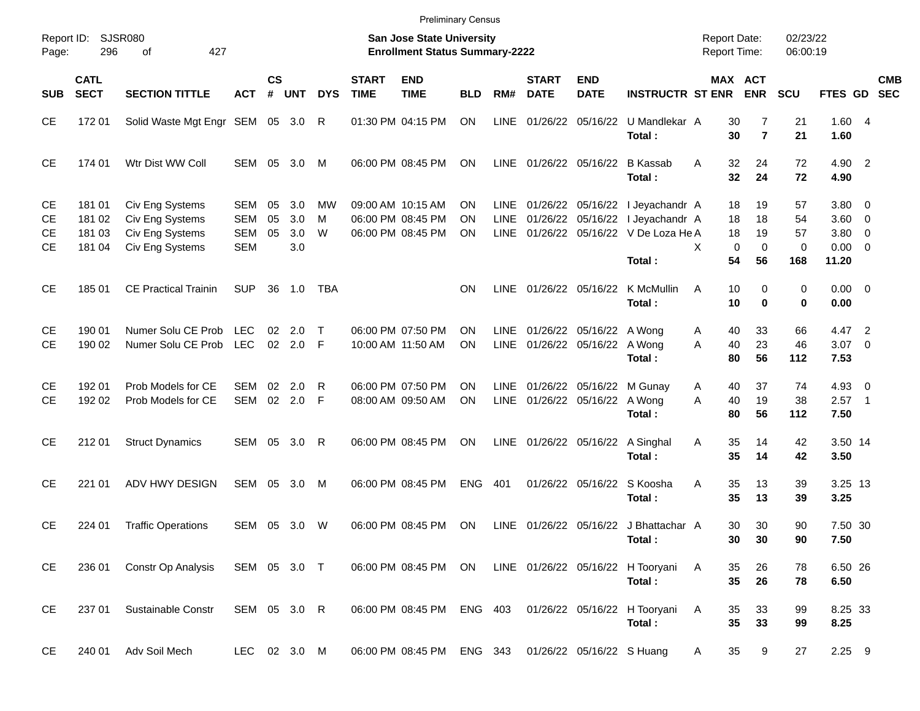Preliminary Census

Report ID: SJSR080
Page: 296 of 427

**San Jose State University**
**Enrollment Status Summary-2222**

Report Date: 02/23/22
Report Time: 06:00:19

| SUB | CATL SECT | SECTION TITTLE | ACT | CS # | UNT | DYS | START TIME | END TIME | BLD | RM# | START DATE | END DATE | INSTRUCTR | ST | MAX ENR | ACT ENR | SCU | FTES | GD | CMB SEC |
|---|---|---|---|---|---|---|---|---|---|---|---|---|---|---|---|---|---|---|---|---|
| CE | 172 01 | Solid Waste Mgt Engr | SEM | 05 | 3.0 | R | 01:30 PM | 04:15 PM | ON | LINE | 01/26/22 | 05/16/22 | U Mandlekar | A | 30 | 7 | 21 | 1.60 | 4 | |
| | | | | | | | | | | | | | **Total :** | | **30** | **7** | **21** | **1.60** | | |
| CE | 174 01 | Wtr Dist WW Coll | SEM | 05 | 3.0 | M | 06:00 PM | 08:45 PM | ON | LINE | 01/26/22 | 05/16/22 | B Kassab | A | 32 | 24 | 72 | 4.90 | 2 | |
| | | | | | | | | | | | | | **Total :** | | **32** | **24** | **72** | **4.90** | | |
| CE | 181 01 | Civ Eng Systems | SEM | 05 | 3.0 | MW | 09:00 AM | 10:15 AM | ON | LINE | 01/26/22 | 05/16/22 | I Jeyachandr | A | 18 | 19 | 57 | 3.80 | 0 | |
| CE | 181 02 | Civ Eng Systems | SEM | 05 | 3.0 | M | 06:00 PM | 08:45 PM | ON | LINE | 01/26/22 | 05/16/22 | I Jeyachandr | A | 18 | 18 | 54 | 3.60 | 0 | |
| CE | 181 03 | Civ Eng Systems | SEM | 05 | 3.0 | W | 06:00 PM | 08:45 PM | ON | LINE | 01/26/22 | 05/16/22 | V De Loza He | A | 18 | 19 | 57 | 3.80 | 0 | |
| CE | 181 04 | Civ Eng Systems | SEM | | 3.0 | | | | | | | | | X | 0 | 0 | 0 | 0.00 | 0 | |
| | | | | | | | | | | | | | **Total :** | | **54** | **56** | **168** | **11.20** | | |
| CE | 185 01 | CE Practical Trainin | SUP | 36 | 1.0 | TBA | | | ON | LINE | 01/26/22 | 05/16/22 | K McMullin | A | 10 | 0 | 0 | 0.00 | 0 | |
| | | | | | | | | | | | | | **Total :** | | **10** | **0** | **0** | **0.00** | | |
| CE | 190 01 | Numer Solu CE Prob | LEC | 02 | 2.0 | T | 06:00 PM | 07:50 PM | ON | LINE | 01/26/22 | 05/16/22 | A Wong | A | 40 | 33 | 66 | 4.47 | 2 | |
| CE | 190 02 | Numer Solu CE Prob | LEC | 02 | 2.0 | F | 10:00 AM | 11:50 AM | ON | LINE | 01/26/22 | 05/16/22 | A Wong | A | 40 | 23 | 46 | 3.07 | 0 | |
| | | | | | | | | | | | | | **Total :** | | **80** | **56** | **112** | **7.53** | | |
| CE | 192 01 | Prob Models for CE | SEM | 02 | 2.0 | R | 06:00 PM | 07:50 PM | ON | LINE | 01/26/22 | 05/16/22 | M Gunay | A | 40 | 37 | 74 | 4.93 | 0 | |
| CE | 192 02 | Prob Models for CE | SEM | 02 | 2.0 | F | 08:00 AM | 09:50 AM | ON | LINE | 01/26/22 | 05/16/22 | A Wong | A | 40 | 19 | 38 | 2.57 | 1 | |
| | | | | | | | | | | | | | **Total :** | | **80** | **56** | **112** | **7.50** | | |
| CE | 212 01 | Struct Dynamics | SEM | 05 | 3.0 | R | 06:00 PM | 08:45 PM | ON | LINE | 01/26/22 | 05/16/22 | A Singhal | A | 35 | 14 | 42 | 3.50 | 14 | |
| | | | | | | | | | | | | | **Total :** | | **35** | **14** | **42** | **3.50** | | |
| CE | 221 01 | ADV HWY DESIGN | SEM | 05 | 3.0 | M | 06:00 PM | 08:45 PM | ENG | 401 | 01/26/22 | 05/16/22 | S Koosha | A | 35 | 13 | 39 | 3.25 | 13 | |
| | | | | | | | | | | | | | **Total :** | | **35** | **13** | **39** | **3.25** | | |
| CE | 224 01 | Traffic Operations | SEM | 05 | 3.0 | W | 06:00 PM | 08:45 PM | ON | LINE | 01/26/22 | 05/16/22 | J Bhattachar | A | 30 | 30 | 90 | 7.50 | 30 | |
| | | | | | | | | | | | | | **Total :** | | **30** | **30** | **90** | **7.50** | | |
| CE | 236 01 | Constr Op Analysis | SEM | 05 | 3.0 | T | 06:00 PM | 08:45 PM | ON | LINE | 01/26/22 | 05/16/22 | H Tooryani | A | 35 | 26 | 78 | 6.50 | 26 | |
| | | | | | | | | | | | | | **Total :** | | **35** | **26** | **78** | **6.50** | | |
| CE | 237 01 | Sustainable Constr | SEM | 05 | 3.0 | R | 06:00 PM | 08:45 PM | ENG | 403 | 01/26/22 | 05/16/22 | H Tooryani | A | 35 | 33 | 99 | 8.25 | 33 | |
| | | | | | | | | | | | | | **Total :** | | **35** | **33** | **99** | **8.25** | | |
| CE | 240 01 | Adv Soil Mech | LEC | 02 | 3.0 | M | 06:00 PM | 08:45 PM | ENG | 343 | 01/26/22 | 05/16/22 | S Huang | A | 35 | 9 | 27 | 2.25 | 9 | |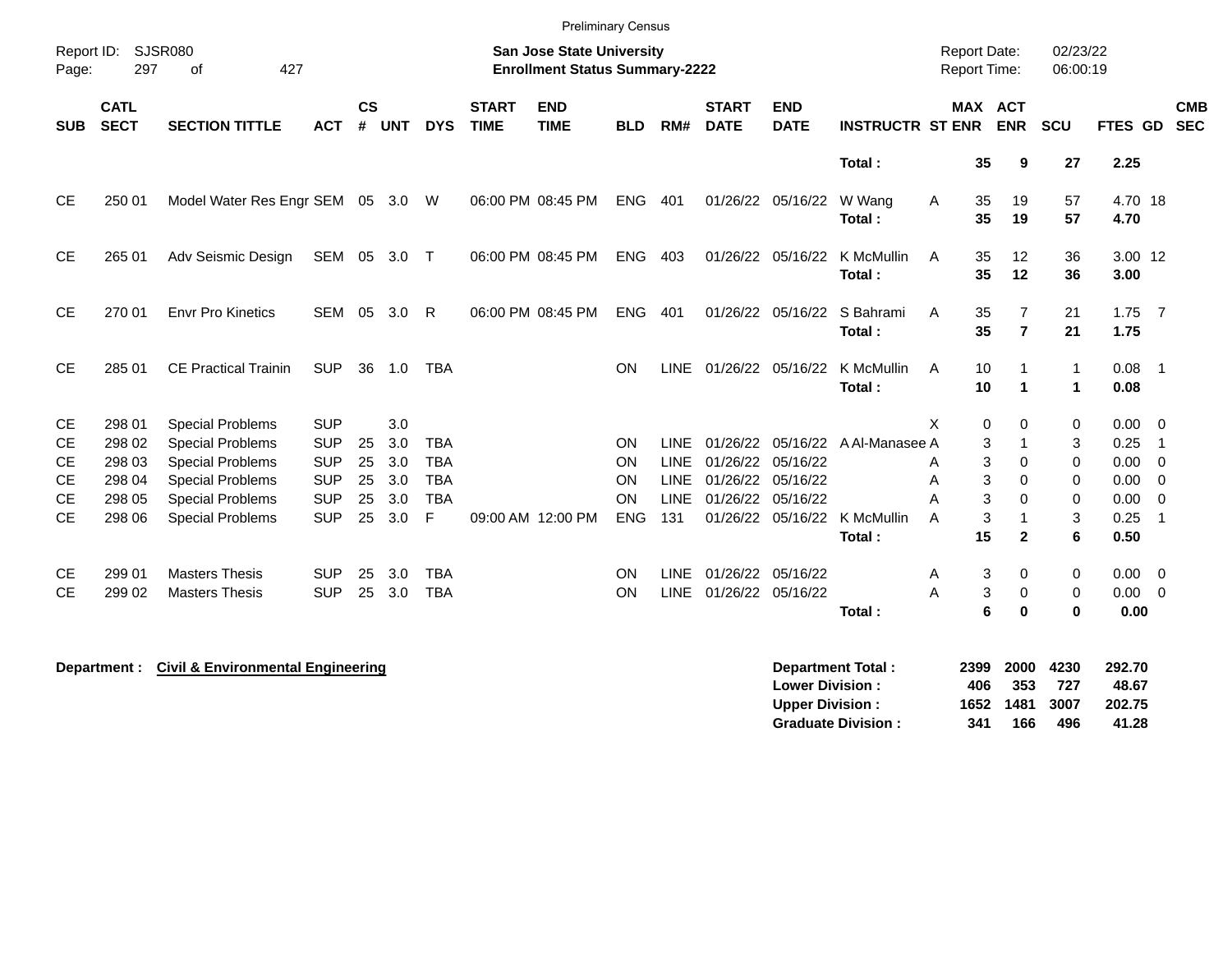Preliminary Census

Report ID: SJSR080

**San Jose State University**
**Enrollment Status Summary-2222**

Report Date: 02/23/22
Report Time: 06:00:19

| SUB | CATL SECT | SECTION TITTLE | ACT | CS # | UNT | DYS | START TIME | END TIME | BLD | RM# | START DATE | END DATE | INSTRUCTR | ST | MAX ENR | ACT ENR | SCU | FTES | GD | CMB SEC |
|---|---|---|---|---|---|---|---|---|---|---|---|---|---|---|---|---|---|---|---|---|
| | | | | | | | | | | | | | **Total :** | | **35** | **9** | **27** | **2.25** | | |
| CE | 250 01 | Model Water Res Engr | SEM | 05 | 3.0 | W | 06:00 PM | 08:45 PM | ENG | 401 | 01/26/22 | 05/16/22 | W Wang | A | 35 | 19 | 57 | 4.70 | 18 | |
| | | | | | | | | | | | | | **Total :** | | **35** | **19** | **57** | **4.70** | | |
| CE | 265 01 | Adv Seismic Design | SEM | 05 | 3.0 | T | 06:00 PM | 08:45 PM | ENG | 403 | 01/26/22 | 05/16/22 | K McMullin | A | 35 | 12 | 36 | 3.00 | 12 | |
| | | | | | | | | | | | | | **Total :** | | **35** | **12** | **36** | **3.00** | | |
| CE | 270 01 | Envr Pro Kinetics | SEM | 05 | 3.0 | R | 06:00 PM | 08:45 PM | ENG | 401 | 01/26/22 | 05/16/22 | S Bahrami | A | 35 | 7 | 21 | 1.75 | 7 | |
| | | | | | | | | | | | | | **Total :** | | **35** | **7** | **21** | **1.75** | | |
| CE | 285 01 | CE Practical Trainin | SUP | 36 | 1.0 | TBA | | | ON | LINE | 01/26/22 | 05/16/22 | K McMullin | A | 10 | 1 | 1 | 0.08 | 1 | |
| | | | | | | | | | | | | | **Total :** | | **10** | **1** | **1** | **0.08** | | |
| CE | 298 01 | Special Problems | SUP | | 3.0 | | | | | | | | | X | 0 | 0 | 0 | 0.00 | 0 | |
| CE | 298 02 | Special Problems | SUP | 25 | 3.0 | TBA | | | ON | LINE | 01/26/22 | 05/16/22 | A Al-Manasee | A | 3 | 1 | 3 | 0.25 | 1 | |
| CE | 298 03 | Special Problems | SUP | 25 | 3.0 | TBA | | | ON | LINE | 01/26/22 | 05/16/22 | | A | 3 | 0 | 0 | 0.00 | 0 | |
| CE | 298 04 | Special Problems | SUP | 25 | 3.0 | TBA | | | ON | LINE | 01/26/22 | 05/16/22 | | A | 3 | 0 | 0 | 0.00 | 0 | |
| CE | 298 05 | Special Problems | SUP | 25 | 3.0 | TBA | | | ON | LINE | 01/26/22 | 05/16/22 | | A | 3 | 0 | 0 | 0.00 | 0 | |
| CE | 298 06 | Special Problems | SUP | 25 | 3.0 | F | 09:00 AM | 12:00 PM | ENG | 131 | 01/26/22 | 05/16/22 | K McMullin | A | 3 | 1 | 3 | 0.25 | 1 | |
| | | | | | | | | | | | | | **Total :** | | **15** | **2** | **6** | **0.50** | | |
| CE | 299 01 | Masters Thesis | SUP | 25 | 3.0 | TBA | | | ON | LINE | 01/26/22 | 05/16/22 | | A | 3 | 0 | 0 | 0.00 | 0 | |
| CE | 299 02 | Masters Thesis | SUP | 25 | 3.0 | TBA | | | ON | LINE | 01/26/22 | 05/16/22 | | A | 3 | 0 | 0 | 0.00 | 0 | |
| | | | | | | | | | | | | | **Total :** | | **6** | **0** | **0** | **0.00** | | |

**Department : Civil & Environmental Engineering**

| | MAX ENR | ACT ENR | SCU | FTES |
|---|---|---|---|---|
| **Department Total :** | **2399** | **2000** | **4230** | **292.70** |
| **Lower Division :** | **406** | **353** | **727** | **48.67** |
| **Upper Division :** | **1652** | **1481** | **3007** | **202.75** |
| **Graduate Division :** | **341** | **166** | **496** | **41.28** |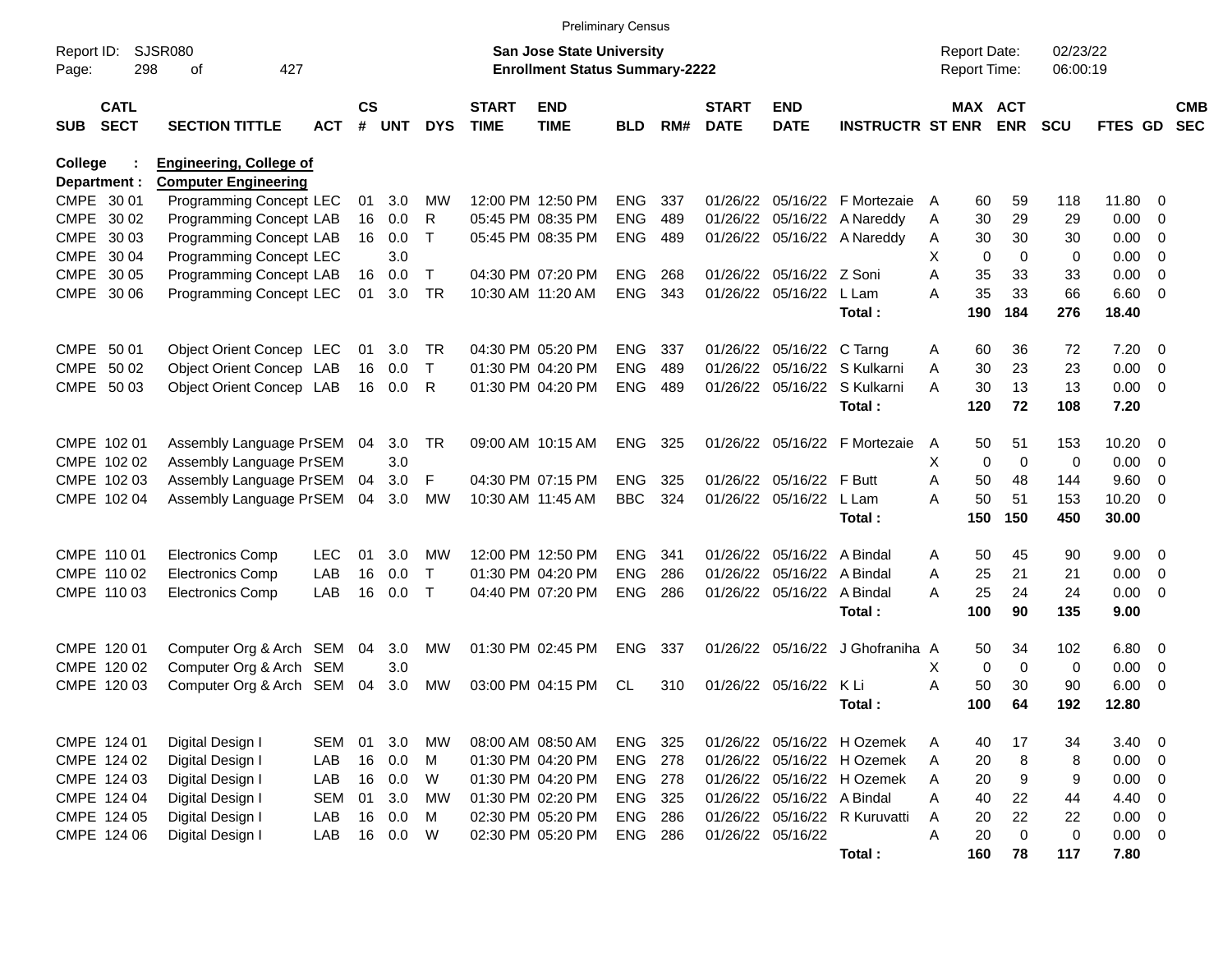Preliminary Census

Report ID: SJSR080
Page: 298 of 427

**San Jose State University**
**Enrollment Status Summary-2222**

Report Date: 02/23/22
Report Time: 06:00:19

| SUB | CATL SECT | SECTION TITTLE | ACT | CS # | UNT | DYS | START TIME | END TIME | BLD | RM# | START DATE | END DATE | INSTRUCTR | ST | MAX ENR | ACT ENR | SCU | FTES | GD | CMB SEC |
|---|---|---|---|---|---|---|---|---|---|---|---|---|---|---|---|---|---|---|---|---|
| **College :** | | **Engineering, College of** | | | | | | | | | | | | | | | | | | |
| **Department :** | | **Computer Engineering** | | | | | | | | | | | | | | | | | | |
| CMPE | 30 01 | Programming Concept | LEC | 01 | 3.0 | MW | 12:00 PM | 12:50 PM | ENG | 337 | 01/26/22 | 05/16/22 | F Mortezaie | A | 60 | 59 | 118 | 11.80 | 0 | |
| CMPE | 30 02 | Programming Concept | LAB | 16 | 0.0 | R | 05:45 PM | 08:35 PM | ENG | 489 | 01/26/22 | 05/16/22 | A Nareddy | A | 30 | 29 | 29 | 0.00 | 0 | |
| CMPE | 30 03 | Programming Concept | LAB | 16 | 0.0 | T | 05:45 PM | 08:35 PM | ENG | 489 | 01/26/22 | 05/16/22 | A Nareddy | A | 30 | 30 | 30 | 0.00 | 0 | |
| CMPE | 30 04 | Programming Concept | LEC | | 3.0 | | | | | | | | | X | 0 | 0 | 0 | 0.00 | 0 | |
| CMPE | 30 05 | Programming Concept | LAB | 16 | 0.0 | T | 04:30 PM | 07:20 PM | ENG | 268 | 01/26/22 | 05/16/22 | Z Soni | A | 35 | 33 | 33 | 0.00 | 0 | |
| CMPE | 30 06 | Programming Concept | LEC | 01 | 3.0 | TR | 10:30 AM | 11:20 AM | ENG | 343 | 01/26/22 | 05/16/22 | L Lam | A | 35 | 33 | 66 | 6.60 | 0 | |
| | | | | | | | | | | | | | **Total :** | | **190** | **184** | **276** | **18.40** | | |
| CMPE | 50 01 | Object Orient Concep | LEC | 01 | 3.0 | TR | 04:30 PM | 05:20 PM | ENG | 337 | 01/26/22 | 05/16/22 | C Tarng | A | 60 | 36 | 72 | 7.20 | 0 | |
| CMPE | 50 02 | Object Orient Concep | LAB | 16 | 0.0 | T | 01:30 PM | 04:20 PM | ENG | 489 | 01/26/22 | 05/16/22 | S Kulkarni | A | 30 | 23 | 23 | 0.00 | 0 | |
| CMPE | 50 03 | Object Orient Concep | LAB | 16 | 0.0 | R | 01:30 PM | 04:20 PM | ENG | 489 | 01/26/22 | 05/16/22 | S Kulkarni | A | 30 | 13 | 13 | 0.00 | 0 | |
| | | | | | | | | | | | | | **Total :** | | **120** | **72** | **108** | **7.20** | | |
| CMPE | 102 01 | Assembly Language Pr | SEM | 04 | 3.0 | TR | 09:00 AM | 10:15 AM | ENG | 325 | 01/26/22 | 05/16/22 | F Mortezaie | A | 50 | 51 | 153 | 10.20 | 0 | |
| CMPE | 102 02 | Assembly Language Pr | SEM | | 3.0 | | | | | | | | | X | 0 | 0 | 0 | 0.00 | 0 | |
| CMPE | 102 03 | Assembly Language Pr | SEM | 04 | 3.0 | F | 04:30 PM | 07:15 PM | ENG | 325 | 01/26/22 | 05/16/22 | F Butt | A | 50 | 48 | 144 | 9.60 | 0 | |
| CMPE | 102 04 | Assembly Language Pr | SEM | 04 | 3.0 | MW | 10:30 AM | 11:45 AM | BBC | 324 | 01/26/22 | 05/16/22 | L Lam | A | 50 | 51 | 153 | 10.20 | 0 | |
| | | | | | | | | | | | | | **Total :** | | **150** | **150** | **450** | **30.00** | | |
| CMPE | 110 01 | Electronics Comp | LEC | 01 | 3.0 | MW | 12:00 PM | 12:50 PM | ENG | 341 | 01/26/22 | 05/16/22 | A Bindal | A | 50 | 45 | 90 | 9.00 | 0 | |
| CMPE | 110 02 | Electronics Comp | LAB | 16 | 0.0 | T | 01:30 PM | 04:20 PM | ENG | 286 | 01/26/22 | 05/16/22 | A Bindal | A | 25 | 21 | 21 | 0.00 | 0 | |
| CMPE | 110 03 | Electronics Comp | LAB | 16 | 0.0 | T | 04:40 PM | 07:20 PM | ENG | 286 | 01/26/22 | 05/16/22 | A Bindal | A | 25 | 24 | 24 | 0.00 | 0 | |
| | | | | | | | | | | | | | **Total :** | | **100** | **90** | **135** | **9.00** | | |
| CMPE | 120 01 | Computer Org & Arch | SEM | 04 | 3.0 | MW | 01:30 PM | 02:45 PM | ENG | 337 | 01/26/22 | 05/16/22 | J Ghofraniha | A | 50 | 34 | 102 | 6.80 | 0 | |
| CMPE | 120 02 | Computer Org & Arch | SEM | | 3.0 | | | | | | | | | X | 0 | 0 | 0 | 0.00 | 0 | |
| CMPE | 120 03 | Computer Org & Arch | SEM | 04 | 3.0 | MW | 03:00 PM | 04:15 PM | CL | 310 | 01/26/22 | 05/16/22 | K Li | A | 50 | 30 | 90 | 6.00 | 0 | |
| | | | | | | | | | | | | | **Total :** | | **100** | **64** | **192** | **12.80** | | |
| CMPE | 124 01 | Digital Design I | SEM | 01 | 3.0 | MW | 08:00 AM | 08:50 AM | ENG | 325 | 01/26/22 | 05/16/22 | H Ozemek | A | 40 | 17 | 34 | 3.40 | 0 | |
| CMPE | 124 02 | Digital Design I | LAB | 16 | 0.0 | M | 01:30 PM | 04:20 PM | ENG | 278 | 01/26/22 | 05/16/22 | H Ozemek | A | 20 | 8 | 8 | 0.00 | 0 | |
| CMPE | 124 03 | Digital Design I | LAB | 16 | 0.0 | W | 01:30 PM | 04:20 PM | ENG | 278 | 01/26/22 | 05/16/22 | H Ozemek | A | 20 | 9 | 9 | 0.00 | 0 | |
| CMPE | 124 04 | Digital Design I | SEM | 01 | 3.0 | MW | 01:30 PM | 02:20 PM | ENG | 325 | 01/26/22 | 05/16/22 | A Bindal | A | 40 | 22 | 44 | 4.40 | 0 | |
| CMPE | 124 05 | Digital Design I | LAB | 16 | 0.0 | M | 02:30 PM | 05:20 PM | ENG | 286 | 01/26/22 | 05/16/22 | R Kuruvatti | A | 20 | 22 | 22 | 0.00 | 0 | |
| CMPE | 124 06 | Digital Design I | LAB | 16 | 0.0 | W | 02:30 PM | 05:20 PM | ENG | 286 | 01/26/22 | 05/16/22 | | A | 20 | 0 | 0 | 0.00 | 0 | |
| | | | | | | | | | | | | | **Total :** | | **160** | **78** | **117** | **7.80** | | |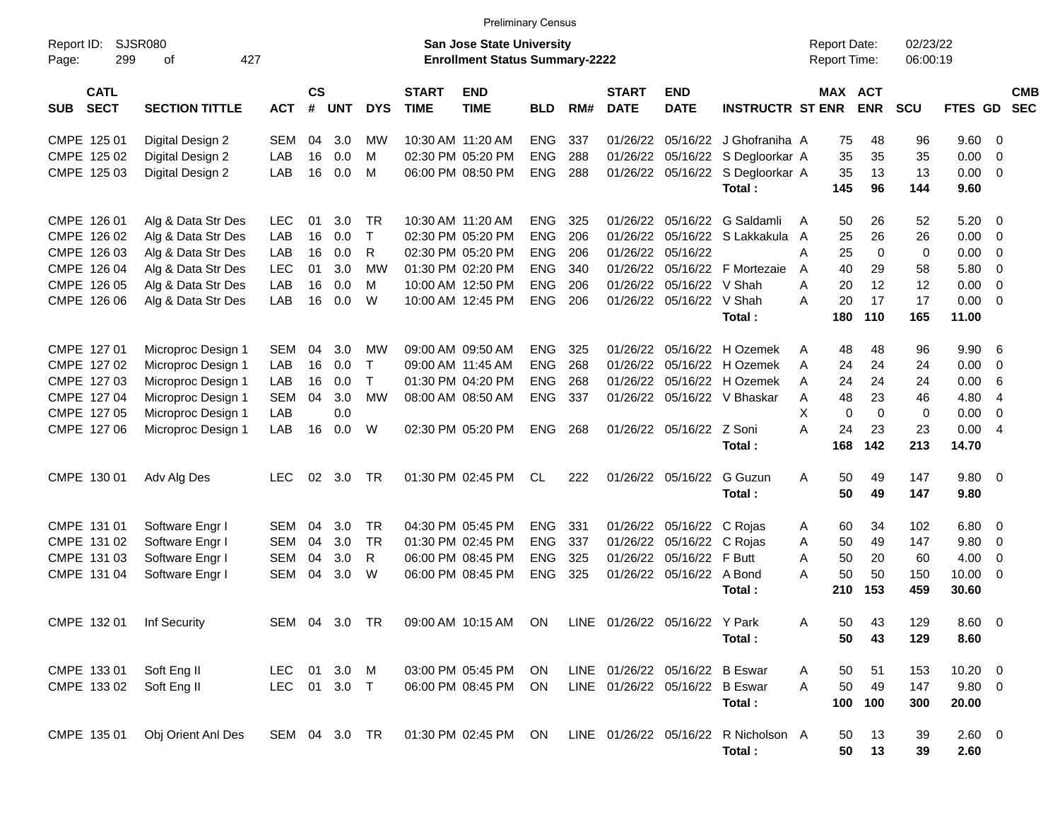Preliminary Census

Report ID: SJSR080 | San Jose State University | Report Date: 02/23/22
Page: 299 of 427 | Enrollment Status Summary-2222 | Report Time: 06:00:19

| SUB | CATL SECT | SECTION TITTLE | ACT | CS # | UNT | DYS | START TIME | END TIME | BLD | RM# | START DATE | END DATE | INSTRUCTR | ST | MAX ENR | ACT ENR | SCU | FTES | GD | CMB SEC |
|---|---|---|---|---|---|---|---|---|---|---|---|---|---|---|---|---|---|---|---|---|
| CMPE | 125 01 | Digital Design 2 | SEM | 04 | 3.0 | MW | 10:30 AM | 11:20 AM | ENG | 337 | 01/26/22 | 05/16/22 | J Ghofraniha | A | 75 | 48 | 96 | 9.60 | 0 | |
| CMPE | 125 02 | Digital Design 2 | LAB | 16 | 0.0 | M | 02:30 PM | 05:20 PM | ENG | 288 | 01/26/22 | 05/16/22 | S Degloorkar | A | 35 | 35 | 35 | 0.00 | 0 | |
| CMPE | 125 03 | Digital Design 2 | LAB | 16 | 0.0 | M | 06:00 PM | 08:50 PM | ENG | 288 | 01/26/22 | 05/16/22 | S Degloorkar | A | 35 | 13 | 13 | 0.00 | 0 | |
| | | | | | | | | | | | | | **Total :** | | **145** | **96** | **144** | **9.60** | | |
| CMPE | 126 01 | Alg & Data Str Des | LEC | 01 | 3.0 | TR | 10:30 AM | 11:20 AM | ENG | 325 | 01/26/22 | 05/16/22 | G Saldamli | A | 50 | 26 | 52 | 5.20 | 0 | |
| CMPE | 126 02 | Alg & Data Str Des | LAB | 16 | 0.0 | T | 02:30 PM | 05:20 PM | ENG | 206 | 01/26/22 | 05/16/22 | S Lakkakula | A | 25 | 26 | 26 | 0.00 | 0 | |
| CMPE | 126 03 | Alg & Data Str Des | LAB | 16 | 0.0 | R | 02:30 PM | 05:20 PM | ENG | 206 | 01/26/22 | 05/16/22 | | A | 25 | 0 | 0 | 0.00 | 0 | |
| CMPE | 126 04 | Alg & Data Str Des | LEC | 01 | 3.0 | MW | 01:30 PM | 02:20 PM | ENG | 340 | 01/26/22 | 05/16/22 | F Mortezaie | A | 40 | 29 | 58 | 5.80 | 0 | |
| CMPE | 126 05 | Alg & Data Str Des | LAB | 16 | 0.0 | M | 10:00 AM | 12:50 PM | ENG | 206 | 01/26/22 | 05/16/22 | V Shah | A | 20 | 12 | 12 | 0.00 | 0 | |
| CMPE | 126 06 | Alg & Data Str Des | LAB | 16 | 0.0 | W | 10:00 AM | 12:45 PM | ENG | 206 | 01/26/22 | 05/16/22 | V Shah | A | 20 | 17 | 17 | 0.00 | 0 | |
| | | | | | | | | | | | | | **Total :** | | **180** | **110** | **165** | **11.00** | | |
| CMPE | 127 01 | Microproc Design 1 | SEM | 04 | 3.0 | MW | 09:00 AM | 09:50 AM | ENG | 325 | 01/26/22 | 05/16/22 | H Ozemek | A | 48 | 48 | 96 | 9.90 | 6 | |
| CMPE | 127 02 | Microproc Design 1 | LAB | 16 | 0.0 | T | 09:00 AM | 11:45 AM | ENG | 268 | 01/26/22 | 05/16/22 | H Ozemek | A | 24 | 24 | 24 | 0.00 | 0 | |
| CMPE | 127 03 | Microproc Design 1 | LAB | 16 | 0.0 | T | 01:30 PM | 04:20 PM | ENG | 268 | 01/26/22 | 05/16/22 | H Ozemek | A | 24 | 24 | 24 | 0.00 | 6 | |
| CMPE | 127 04 | Microproc Design 1 | SEM | 04 | 3.0 | MW | 08:00 AM | 08:50 AM | ENG | 337 | 01/26/22 | 05/16/22 | V Bhaskar | A | 48 | 23 | 46 | 4.80 | 4 | |
| CMPE | 127 05 | Microproc Design 1 | LAB | | 0.0 | | | | | | | | | X | 0 | 0 | 0 | 0.00 | 0 | |
| CMPE | 127 06 | Microproc Design 1 | LAB | 16 | 0.0 | W | 02:30 PM | 05:20 PM | ENG | 268 | 01/26/22 | 05/16/22 | Z Soni | A | 24 | 23 | 23 | 0.00 | 4 | |
| | | | | | | | | | | | | | **Total :** | | **168** | **142** | **213** | **14.70** | | |
| CMPE | 130 01 | Adv Alg Des | LEC | 02 | 3.0 | TR | 01:30 PM | 02:45 PM | CL | 222 | 01/26/22 | 05/16/22 | G Guzun | A | 50 | 49 | 147 | 9.80 | 0 | |
| | | | | | | | | | | | | | **Total :** | | **50** | **49** | **147** | **9.80** | | |
| CMPE | 131 01 | Software Engr I | SEM | 04 | 3.0 | TR | 04:30 PM | 05:45 PM | ENG | 331 | 01/26/22 | 05/16/22 | C Rojas | A | 60 | 34 | 102 | 6.80 | 0 | |
| CMPE | 131 02 | Software Engr I | SEM | 04 | 3.0 | TR | 01:30 PM | 02:45 PM | ENG | 337 | 01/26/22 | 05/16/22 | C Rojas | A | 50 | 49 | 147 | 9.80 | 0 | |
| CMPE | 131 03 | Software Engr I | SEM | 04 | 3.0 | R | 06:00 PM | 08:45 PM | ENG | 325 | 01/26/22 | 05/16/22 | F Butt | A | 50 | 20 | 60 | 4.00 | 0 | |
| CMPE | 131 04 | Software Engr I | SEM | 04 | 3.0 | W | 06:00 PM | 08:45 PM | ENG | 325 | 01/26/22 | 05/16/22 | A Bond | A | 50 | 50 | 150 | 10.00 | 0 | |
| | | | | | | | | | | | | | **Total :** | | **210** | **153** | **459** | **30.60** | | |
| CMPE | 132 01 | Inf Security | SEM | 04 | 3.0 | TR | 09:00 AM | 10:15 AM | ON | LINE | 01/26/22 | 05/16/22 | Y Park | A | 50 | 43 | 129 | 8.60 | 0 | |
| | | | | | | | | | | | | | **Total :** | | **50** | **43** | **129** | **8.60** | | |
| CMPE | 133 01 | Soft Eng II | LEC | 01 | 3.0 | M | 03:00 PM | 05:45 PM | ON | LINE | 01/26/22 | 05/16/22 | B Eswar | A | 50 | 51 | 153 | 10.20 | 0 | |
| CMPE | 133 02 | Soft Eng II | LEC | 01 | 3.0 | T | 06:00 PM | 08:45 PM | ON | LINE | 01/26/22 | 05/16/22 | B Eswar | A | 50 | 49 | 147 | 9.80 | 0 | |
| | | | | | | | | | | | | | **Total :** | | **100** | **100** | **300** | **20.00** | | |
| CMPE | 135 01 | Obj Orient Anl Des | SEM | 04 | 3.0 | TR | 01:30 PM | 02:45 PM | ON | LINE | 01/26/22 | 05/16/22 | R Nicholson | A | 50 | 13 | 39 | 2.60 | 0 | |
| | | | | | | | | | | | | | **Total :** | | **50** | **13** | **39** | **2.60** | | |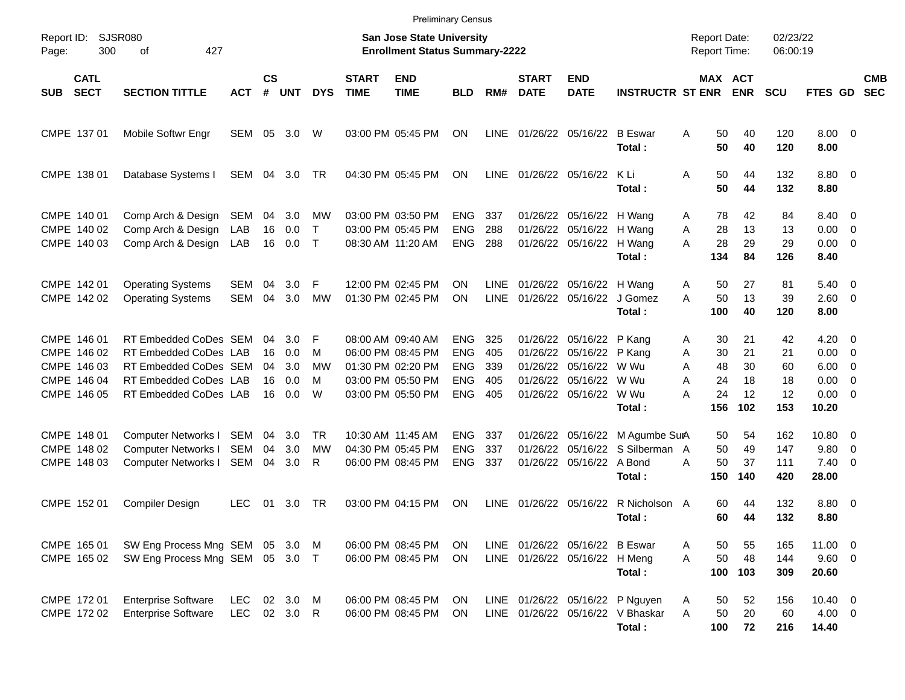Preliminary Census

Report ID: SJSR080

**San Jose State University**
**Enrollment Status Summary-2222**

Report Date: 02/23/22
Report Time: 06:00:19

| SUB | CATL SECT | SECTION TITTLE | ACT | CS # | UNT | DYS | START TIME | END TIME | BLD | RM# | START DATE | END DATE | INSTRUCTR | ST | MAX ENR | ACT ENR | SCU | FTES | GD | CMB SEC |
|---|---|---|---|---|---|---|---|---|---|---|---|---|---|---|---|---|---|---|---|---|
| CMPE | 137 01 | Mobile Softwr Engr | SEM | 05 | 3.0 | W | 03:00 PM | 05:45 PM | ON | LINE | 01/26/22 | 05/16/22 | B Eswar | A | 50 | 40 | 120 | 8.00 | 0 | |
| | | | | | | | | | | | | | **Total :** | | **50** | **40** | **120** | **8.00** | | |
| CMPE | 138 01 | Database Systems I | SEM | 04 | 3.0 | TR | 04:30 PM | 05:45 PM | ON | LINE | 01/26/22 | 05/16/22 | K Li | A | 50 | 44 | 132 | 8.80 | 0 | |
| | | | | | | | | | | | | | **Total :** | | **50** | **44** | **132** | **8.80** | | |
| CMPE | 140 01 | Comp Arch & Design | SEM | 04 | 3.0 | MW | 03:00 PM | 03:50 PM | ENG | 337 | 01/26/22 | 05/16/22 | H Wang | A | 78 | 42 | 84 | 8.40 | 0 | |
| CMPE | 140 02 | Comp Arch & Design | LAB | 16 | 0.0 | T | 03:00 PM | 05:45 PM | ENG | 288 | 01/26/22 | 05/16/22 | H Wang | A | 28 | 13 | 13 | 0.00 | 0 | |
| CMPE | 140 03 | Comp Arch & Design | LAB | 16 | 0.0 | T | 08:30 AM | 11:20 AM | ENG | 288 | 01/26/22 | 05/16/22 | H Wang | A | 28 | 29 | 29 | 0.00 | 0 | |
| | | | | | | | | | | | | | **Total :** | | **134** | **84** | **126** | **8.40** | | |
| CMPE | 142 01 | Operating Systems | SEM | 04 | 3.0 | F | 12:00 PM | 02:45 PM | ON | LINE | 01/26/22 | 05/16/22 | H Wang | A | 50 | 27 | 81 | 5.40 | 0 | |
| CMPE | 142 02 | Operating Systems | SEM | 04 | 3.0 | MW | 01:30 PM | 02:45 PM | ON | LINE | 01/26/22 | 05/16/22 | J Gomez | A | 50 | 13 | 39 | 2.60 | 0 | |
| | | | | | | | | | | | | | **Total :** | | **100** | **40** | **120** | **8.00** | | |
| CMPE | 146 01 | RT Embedded CoDes | SEM | 04 | 3.0 | F | 08:00 AM | 09:40 AM | ENG | 325 | 01/26/22 | 05/16/22 | P Kang | A | 30 | 21 | 42 | 4.20 | 0 | |
| CMPE | 146 02 | RT Embedded CoDes | LAB | 16 | 0.0 | M | 06:00 PM | 08:45 PM | ENG | 405 | 01/26/22 | 05/16/22 | P Kang | A | 30 | 21 | 21 | 0.00 | 0 | |
| CMPE | 146 03 | RT Embedded CoDes | SEM | 04 | 3.0 | MW | 01:30 PM | 02:20 PM | ENG | 339 | 01/26/22 | 05/16/22 | W Wu | A | 48 | 30 | 60 | 6.00 | 0 | |
| CMPE | 146 04 | RT Embedded CoDes | LAB | 16 | 0.0 | M | 03:00 PM | 05:50 PM | ENG | 405 | 01/26/22 | 05/16/22 | W Wu | A | 24 | 18 | 18 | 0.00 | 0 | |
| CMPE | 146 05 | RT Embedded CoDes | LAB | 16 | 0.0 | W | 03:00 PM | 05:50 PM | ENG | 405 | 01/26/22 | 05/16/22 | W Wu | A | 24 | 12 | 12 | 0.00 | 0 | |
| | | | | | | | | | | | | | **Total :** | | **156** | **102** | **153** | **10.20** | | |
| CMPE | 148 01 | Computer Networks I | SEM | 04 | 3.0 | TR | 10:30 AM | 11:45 AM | ENG | 337 | 01/26/22 | 05/16/22 | M Agumbe Sur | A | 50 | 54 | 162 | 10.80 | 0 | |
| CMPE | 148 02 | Computer Networks I | SEM | 04 | 3.0 | MW | 04:30 PM | 05:45 PM | ENG | 337 | 01/26/22 | 05/16/22 | S Silberman | A | 50 | 49 | 147 | 9.80 | 0 | |
| CMPE | 148 03 | Computer Networks I | SEM | 04 | 3.0 | R | 06:00 PM | 08:45 PM | ENG | 337 | 01/26/22 | 05/16/22 | A Bond | A | 50 | 37 | 111 | 7.40 | 0 | |
| | | | | | | | | | | | | | **Total :** | | **150** | **140** | **420** | **28.00** | | |
| CMPE | 152 01 | Compiler Design | LEC | 01 | 3.0 | TR | 03:00 PM | 04:15 PM | ON | LINE | 01/26/22 | 05/16/22 | R Nicholson | A | 60 | 44 | 132 | 8.80 | 0 | |
| | | | | | | | | | | | | | **Total :** | | **60** | **44** | **132** | **8.80** | | |
| CMPE | 165 01 | SW Eng Process Mng | SEM | 05 | 3.0 | M | 06:00 PM | 08:45 PM | ON | LINE | 01/26/22 | 05/16/22 | B Eswar | A | 50 | 55 | 165 | 11.00 | 0 | |
| CMPE | 165 02 | SW Eng Process Mng | SEM | 05 | 3.0 | T | 06:00 PM | 08:45 PM | ON | LINE | 01/26/22 | 05/16/22 | H Meng | A | 50 | 48 | 144 | 9.60 | 0 | |
| | | | | | | | | | | | | | **Total :** | | **100** | **103** | **309** | **20.60** | | |
| CMPE | 172 01 | Enterprise Software | LEC | 02 | 3.0 | M | 06:00 PM | 08:45 PM | ON | LINE | 01/26/22 | 05/16/22 | P Nguyen | A | 50 | 52 | 156 | 10.40 | 0 | |
| CMPE | 172 02 | Enterprise Software | LEC | 02 | 3.0 | R | 06:00 PM | 08:45 PM | ON | LINE | 01/26/22 | 05/16/22 | V Bhaskar | A | 50 | 20 | 60 | 4.00 | 0 | |
| | | | | | | | | | | | | | **Total :** | | **100** | **72** | **216** | **14.40** | | |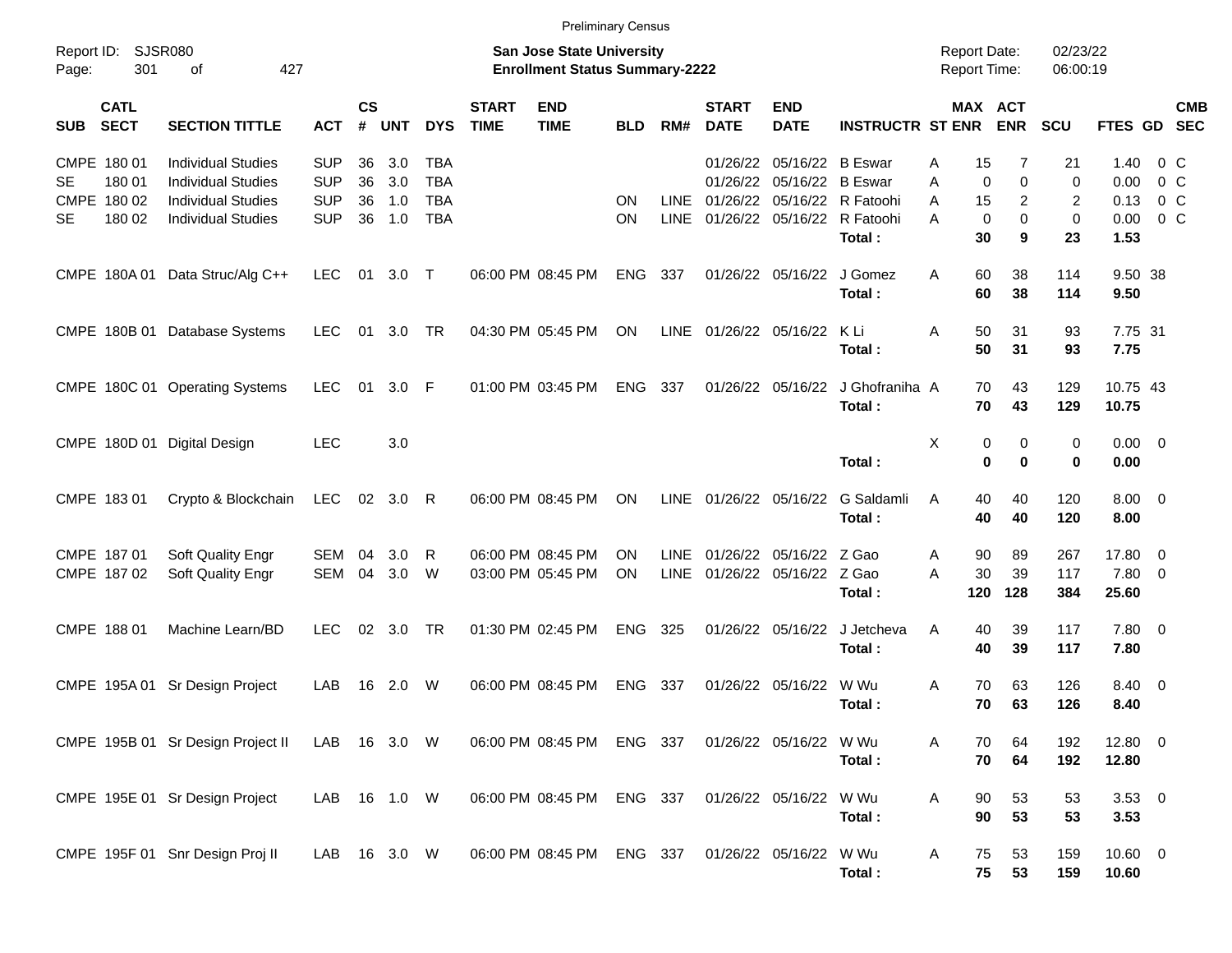Preliminary Census

Report ID: SJSR080

**San Jose State University**
**Enrollment Status Summary-2222**

Report Date: 02/23/22
Report Time: 06:00:19

| SUB | CATL SECT | SECTION TITTLE | ACT | CS # | UNT | DYS | START TIME | END TIME | BLD | RM# | START DATE | END DATE | INSTRUCTR | ST | MAX ENR | ACT ENR | SCU | FTES | GD | CMB SEC |
|---|---|---|---|---|---|---|---|---|---|---|---|---|---|---|---|---|---|---|---|---|
| CMPE | 180 01 | Individual Studies | SUP | 36 | 3.0 | TBA | | | | | 01/26/22 | 05/16/22 | B Eswar | A | 15 | 7 | 21 | 1.40 | 0 | C |
| SE | 180 01 | Individual Studies | SUP | 36 | 3.0 | TBA | | | | | 01/26/22 | 05/16/22 | B Eswar | A | 0 | 0 | 0 | 0.00 | 0 | C |
| CMPE | 180 02 | Individual Studies | SUP | 36 | 1.0 | TBA | | | ON | LINE | 01/26/22 | 05/16/22 | R Fatoohi | A | 15 | 2 | 2 | 0.13 | 0 | C |
| SE | 180 02 | Individual Studies | SUP | 36 | 1.0 | TBA | | | ON | LINE | 01/26/22 | 05/16/22 | R Fatoohi | A | 0 | 0 | 0 | 0.00 | 0 | C |
| | | | | | | | | | | | | | **Total :** | | **30** | **9** | **23** | **1.53** | | |
| CMPE | 180A 01 | Data Struc/Alg C++ | LEC | 01 | 3.0 | T | 06:00 PM | 08:45 PM | ENG | 337 | 01/26/22 | 05/16/22 | J Gomez | A | 60 | 38 | 114 | 9.50 | 38 | |
| | | | | | | | | | | | | | **Total :** | | **60** | **38** | **114** | **9.50** | | |
| CMPE | 180B 01 | Database Systems | LEC | 01 | 3.0 | TR | 04:30 PM | 05:45 PM | ON | LINE | 01/26/22 | 05/16/22 | K Li | A | 50 | 31 | 93 | 7.75 | 31 | |
| | | | | | | | | | | | | | **Total :** | | **50** | **31** | **93** | **7.75** | | |
| CMPE | 180C 01 | Operating Systems | LEC | 01 | 3.0 | F | 01:00 PM | 03:45 PM | ENG | 337 | 01/26/22 | 05/16/22 | J Ghofraniha | A | 70 | 43 | 129 | 10.75 | 43 | |
| | | | | | | | | | | | | | **Total :** | | **70** | **43** | **129** | **10.75** | | |
| CMPE | 180D 01 | Digital Design | LEC | | 3.0 | | | | | | | | | X | 0 | 0 | 0 | 0.00 | 0 | |
| | | | | | | | | | | | | | **Total :** | | **0** | **0** | **0** | **0.00** | | |
| CMPE | 183 01 | Crypto & Blockchain | LEC | 02 | 3.0 | R | 06:00 PM | 08:45 PM | ON | LINE | 01/26/22 | 05/16/22 | G Saldamli | A | 40 | 40 | 120 | 8.00 | 0 | |
| | | | | | | | | | | | | | **Total :** | | **40** | **40** | **120** | **8.00** | | |
| CMPE | 187 01 | Soft Quality Engr | SEM | 04 | 3.0 | R | 06:00 PM | 08:45 PM | ON | LINE | 01/26/22 | 05/16/22 | Z Gao | A | 90 | 89 | 267 | 17.80 | 0 | |
| CMPE | 187 02 | Soft Quality Engr | SEM | 04 | 3.0 | W | 03:00 PM | 05:45 PM | ON | LINE | 01/26/22 | 05/16/22 | Z Gao | A | 30 | 39 | 117 | 7.80 | 0 | |
| | | | | | | | | | | | | | **Total :** | | **120** | **128** | **384** | **25.60** | | |
| CMPE | 188 01 | Machine Learn/BD | LEC | 02 | 3.0 | TR | 01:30 PM | 02:45 PM | ENG | 325 | 01/26/22 | 05/16/22 | J Jetcheva | A | 40 | 39 | 117 | 7.80 | 0 | |
| | | | | | | | | | | | | | **Total :** | | **40** | **39** | **117** | **7.80** | | |
| CMPE | 195A 01 | Sr Design Project | LAB | 16 | 2.0 | W | 06:00 PM | 08:45 PM | ENG | 337 | 01/26/22 | 05/16/22 | W Wu | A | 70 | 63 | 126 | 8.40 | 0 | |
| | | | | | | | | | | | | | **Total :** | | **70** | **63** | **126** | **8.40** | | |
| CMPE | 195B 01 | Sr Design Project II | LAB | 16 | 3.0 | W | 06:00 PM | 08:45 PM | ENG | 337 | 01/26/22 | 05/16/22 | W Wu | A | 70 | 64 | 192 | 12.80 | 0 | |
| | | | | | | | | | | | | | **Total :** | | **70** | **64** | **192** | **12.80** | | |
| CMPE | 195E 01 | Sr Design Project | LAB | 16 | 1.0 | W | 06:00 PM | 08:45 PM | ENG | 337 | 01/26/22 | 05/16/22 | W Wu | A | 90 | 53 | 53 | 3.53 | 0 | |
| | | | | | | | | | | | | | **Total :** | | **90** | **53** | **53** | **3.53** | | |
| CMPE | 195F 01 | Snr Design Proj II | LAB | 16 | 3.0 | W | 06:00 PM | 08:45 PM | ENG | 337 | 01/26/22 | 05/16/22 | W Wu | A | 75 | 53 | 159 | 10.60 | 0 | |
| | | | | | | | | | | | | | **Total :** | | **75** | **53** | **159** | **10.60** | | |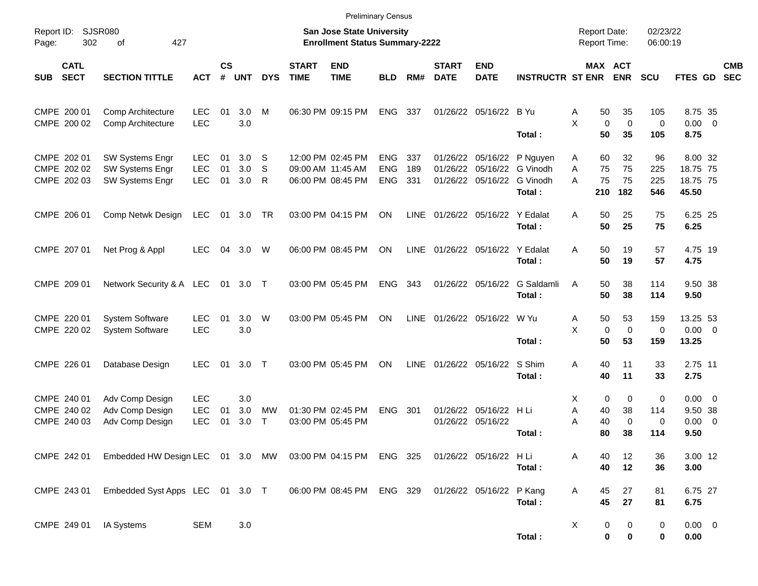Preliminary Census

Report ID: SJSR080

**San Jose State University**
**Enrollment Status Summary-2222**

Report Date: 02/23/22
Report Time: 06:00:19

| SUB | CATL SECT | SECTION TITTLE | ACT | CS # | UNT | DYS | START TIME | END TIME | BLD | RM# | START DATE | END DATE | INSTRUCTR | ST | MAX ENR | ACT ENR | SCU | FTES | GD | CMB SEC |
|---|---|---|---|---|---|---|---|---|---|---|---|---|---|---|---|---|---|---|---|---|
| CMPE | 200 01 | Comp Architecture | LEC | 01 | 3.0 | M | 06:30 PM | 09:15 PM | ENG | 337 | 01/26/22 | 05/16/22 | B Yu | A | 50 | 35 | 105 | 8.75 | 35 | |
| CMPE | 200 02 | Comp Architecture | LEC | | 3.0 | | | | | | | | | X | 0 | 0 | 0 | 0.00 | 0 | |
| | | | | | | | | | | | | | **Total :** | | **50** | **35** | **105** | **8.75** | | |
| CMPE | 202 01 | SW Systems Engr | LEC | 01 | 3.0 | S | 12:00 PM | 02:45 PM | ENG | 337 | 01/26/22 | 05/16/22 | P Nguyen | A | 60 | 32 | 96 | 8.00 | 32 | |
| CMPE | 202 02 | SW Systems Engr | LEC | 01 | 3.0 | S | 09:00 AM | 11:45 AM | ENG | 189 | 01/26/22 | 05/16/22 | G Vinodh | A | 75 | 75 | 225 | 18.75 | 75 | |
| CMPE | 202 03 | SW Systems Engr | LEC | 01 | 3.0 | R | 06:00 PM | 08:45 PM | ENG | 331 | 01/26/22 | 05/16/22 | G Vinodh | A | 75 | 75 | 225 | 18.75 | 75 | |
| | | | | | | | | | | | | | **Total :** | | **210** | **182** | **546** | **45.50** | | |
| CMPE | 206 01 | Comp Netwk Design | LEC | 01 | 3.0 | TR | 03:00 PM | 04:15 PM | ON | LINE | 01/26/22 | 05/16/22 | Y Edalat | A | 50 | 25 | 75 | 6.25 | 25 | |
| | | | | | | | | | | | | | **Total :** | | **50** | **25** | **75** | **6.25** | | |
| CMPE | 207 01 | Net Prog & Appl | LEC | 04 | 3.0 | W | 06:00 PM | 08:45 PM | ON | LINE | 01/26/22 | 05/16/22 | Y Edalat | A | 50 | 19 | 57 | 4.75 | 19 | |
| | | | | | | | | | | | | | **Total :** | | **50** | **19** | **57** | **4.75** | | |
| CMPE | 209 01 | Network Security & A | LEC | 01 | 3.0 | T | 03:00 PM | 05:45 PM | ENG | 343 | 01/26/22 | 05/16/22 | G Saldamli | A | 50 | 38 | 114 | 9.50 | 38 | |
| | | | | | | | | | | | | | **Total :** | | **50** | **38** | **114** | **9.50** | | |
| CMPE | 220 01 | System Software | LEC | 01 | 3.0 | W | 03:00 PM | 05:45 PM | ON | LINE | 01/26/22 | 05/16/22 | W Yu | A | 50 | 53 | 159 | 13.25 | 53 | |
| CMPE | 220 02 | System Software | LEC | | 3.0 | | | | | | | | | X | 0 | 0 | 0 | 0.00 | 0 | |
| | | | | | | | | | | | | | **Total :** | | **50** | **53** | **159** | **13.25** | | |
| CMPE | 226 01 | Database Design | LEC | 01 | 3.0 | T | 03:00 PM | 05:45 PM | ON | LINE | 01/26/22 | 05/16/22 | S Shim | A | 40 | 11 | 33 | 2.75 | 11 | |
| | | | | | | | | | | | | | **Total :** | | **40** | **11** | **33** | **2.75** | | |
| CMPE | 240 01 | Adv Comp Design | LEC | | 3.0 | | | | | | | | | X | 0 | 0 | 0 | 0.00 | 0 | |
| CMPE | 240 02 | Adv Comp Design | LEC | 01 | 3.0 | MW | 01:30 PM | 02:45 PM | ENG | 301 | 01/26/22 | 05/16/22 | H Li | A | 40 | 38 | 114 | 9.50 | 38 | |
| CMPE | 240 03 | Adv Comp Design | LEC | 01 | 3.0 | T | 03:00 PM | 05:45 PM | | | 01/26/22 | 05/16/22 | | A | 40 | 0 | 0 | 0.00 | 0 | |
| | | | | | | | | | | | | | **Total :** | | **80** | **38** | **114** | **9.50** | | |
| CMPE | 242 01 | Embedded HW Design | LEC | 01 | 3.0 | MW | 03:00 PM | 04:15 PM | ENG | 325 | 01/26/22 | 05/16/22 | H Li | A | 40 | 12 | 36 | 3.00 | 12 | |
| | | | | | | | | | | | | | **Total :** | | **40** | **12** | **36** | **3.00** | | |
| CMPE | 243 01 | Embedded Syst Apps | LEC | 01 | 3.0 | T | 06:00 PM | 08:45 PM | ENG | 329 | 01/26/22 | 05/16/22 | P Kang | A | 45 | 27 | 81 | 6.75 | 27 | |
| | | | | | | | | | | | | | **Total :** | | **45** | **27** | **81** | **6.75** | | |
| CMPE | 249 01 | IA Systems | SEM | | 3.0 | | | | | | | | | X | 0 | 0 | 0 | 0.00 | 0 | |
| | | | | | | | | | | | | | **Total :** | | **0** | **0** | **0** | **0.00** | | |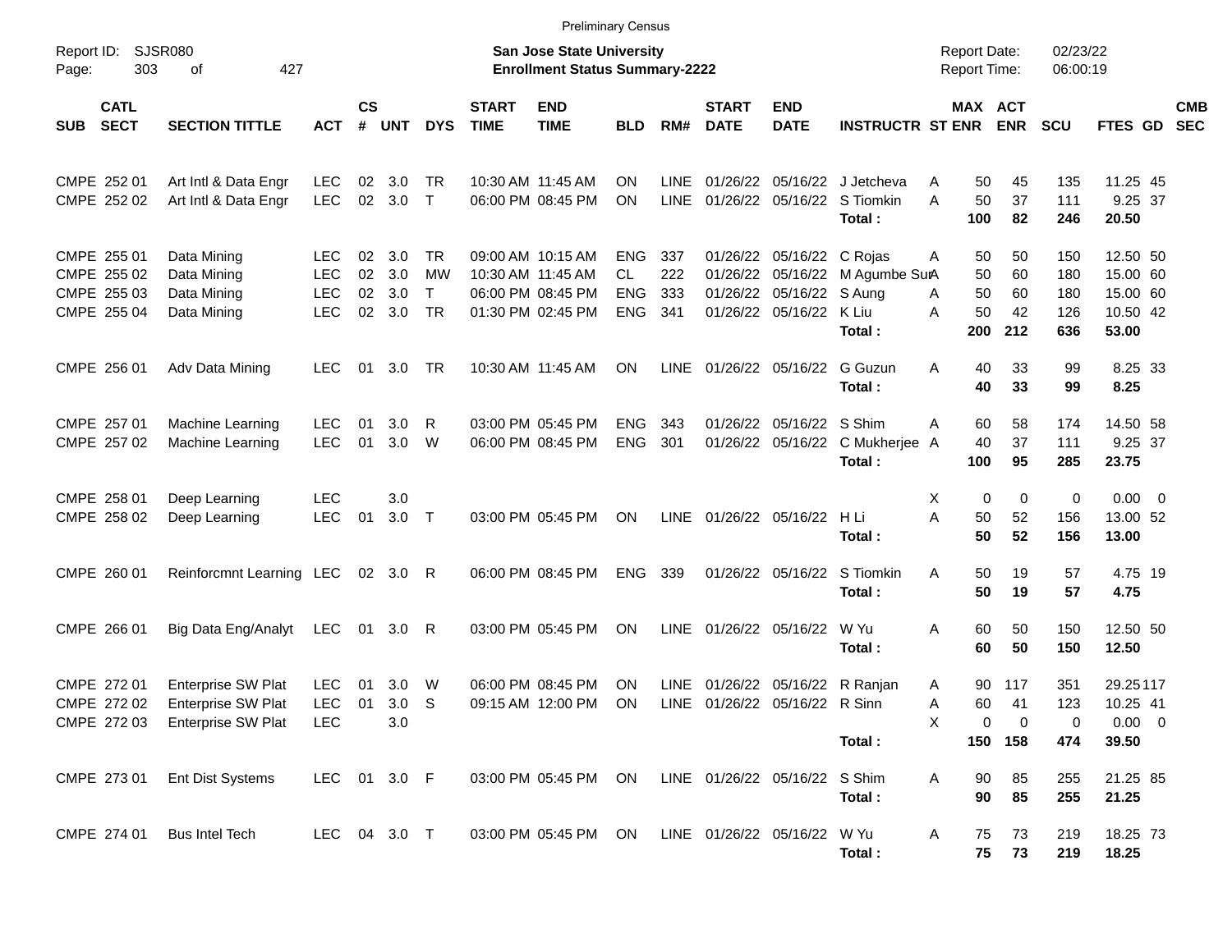Preliminary Census

Report ID: SJSR080

**San Jose State University**
**Enrollment Status Summary-2222**

Report Date: 02/23/22
Report Time: 06:00:19

| SUB | CATL SECT | SECTION TITTLE | ACT | CS # | UNT | DYS | START TIME | END TIME | BLD | RM# | START DATE | END DATE | INSTRUCTR | ST | MAX ENR | ACT ENR | SCU | FTES | GD | CMB SEC |
|---|---|---|---|---|---|---|---|---|---|---|---|---|---|---|---|---|---|---|---|---|
| CMPE | 252 01 | Art Intl & Data Engr | LEC | 02 | 3.0 | TR | 10:30 AM | 11:45 AM | ON | LINE | 01/26/22 | 05/16/22 | J Jetcheva | A | 50 | 45 | 135 | 11.25 | 45 | |
| CMPE | 252 02 | Art Intl & Data Engr | LEC | 02 | 3.0 | T | 06:00 PM | 08:45 PM | ON | LINE | 01/26/22 | 05/16/22 | S Tiomkin | A | 50 | 37 | 111 | 9.25 | 37 | |
| | | | | | | | | | | | | | **Total :** | | **100** | **82** | **246** | **20.50** | | |
| CMPE | 255 01 | Data Mining | LEC | 02 | 3.0 | TR | 09:00 AM | 10:15 AM | ENG | 337 | 01/26/22 | 05/16/22 | C Rojas | A | 50 | 50 | 150 | 12.50 | 50 | |
| CMPE | 255 02 | Data Mining | LEC | 02 | 3.0 | MW | 10:30 AM | 11:45 AM | CL | 222 | 01/26/22 | 05/16/22 | M Agumbe Sur | A | 50 | 60 | 180 | 15.00 | 60 | |
| CMPE | 255 03 | Data Mining | LEC | 02 | 3.0 | T | 06:00 PM | 08:45 PM | ENG | 333 | 01/26/22 | 05/16/22 | S Aung | A | 50 | 60 | 180 | 15.00 | 60 | |
| CMPE | 255 04 | Data Mining | LEC | 02 | 3.0 | TR | 01:30 PM | 02:45 PM | ENG | 341 | 01/26/22 | 05/16/22 | K Liu | A | 50 | 42 | 126 | 10.50 | 42 | |
| | | | | | | | | | | | | | **Total :** | | **200** | **212** | **636** | **53.00** | | |
| CMPE | 256 01 | Adv Data Mining | LEC | 01 | 3.0 | TR | 10:30 AM | 11:45 AM | ON | LINE | 01/26/22 | 05/16/22 | G Guzun | A | 40 | 33 | 99 | 8.25 | 33 | |
| | | | | | | | | | | | | | **Total :** | | **40** | **33** | **99** | **8.25** | | |
| CMPE | 257 01 | Machine Learning | LEC | 01 | 3.0 | R | 03:00 PM | 05:45 PM | ENG | 343 | 01/26/22 | 05/16/22 | S Shim | A | 60 | 58 | 174 | 14.50 | 58 | |
| CMPE | 257 02 | Machine Learning | LEC | 01 | 3.0 | W | 06:00 PM | 08:45 PM | ENG | 301 | 01/26/22 | 05/16/22 | C Mukherjee | A | 40 | 37 | 111 | 9.25 | 37 | |
| | | | | | | | | | | | | | **Total :** | | **100** | **95** | **285** | **23.75** | | |
| CMPE | 258 01 | Deep Learning | LEC | | 3.0 | | | | | | | | | X | 0 | 0 | 0 | 0.00 | 0 | |
| CMPE | 258 02 | Deep Learning | LEC | 01 | 3.0 | T | 03:00 PM | 05:45 PM | ON | LINE | 01/26/22 | 05/16/22 | H Li | A | 50 | 52 | 156 | 13.00 | 52 | |
| | | | | | | | | | | | | | **Total :** | | **50** | **52** | **156** | **13.00** | | |
| CMPE | 260 01 | Reinforcmnt Learning | LEC | 02 | 3.0 | R | 06:00 PM | 08:45 PM | ENG | 339 | 01/26/22 | 05/16/22 | S Tiomkin | A | 50 | 19 | 57 | 4.75 | 19 | |
| | | | | | | | | | | | | | **Total :** | | **50** | **19** | **57** | **4.75** | | |
| CMPE | 266 01 | Big Data Eng/Analyt | LEC | 01 | 3.0 | R | 03:00 PM | 05:45 PM | ON | LINE | 01/26/22 | 05/16/22 | W Yu | A | 60 | 50 | 150 | 12.50 | 50 | |
| | | | | | | | | | | | | | **Total :** | | **60** | **50** | **150** | **12.50** | | |
| CMPE | 272 01 | Enterprise SW Plat | LEC | 01 | 3.0 | W | 06:00 PM | 08:45 PM | ON | LINE | 01/26/22 | 05/16/22 | R Ranjan | A | 90 | 117 | 351 | 29.25 | 117 | |
| CMPE | 272 02 | Enterprise SW Plat | LEC | 01 | 3.0 | S | 09:15 AM | 12:00 PM | ON | LINE | 01/26/22 | 05/16/22 | R Sinn | A | 60 | 41 | 123 | 10.25 | 41 | |
| CMPE | 272 03 | Enterprise SW Plat | LEC | | 3.0 | | | | | | | | | X | 0 | 0 | 0 | 0.00 | 0 | |
| | | | | | | | | | | | | | **Total :** | | **150** | **158** | **474** | **39.50** | | |
| CMPE | 273 01 | Ent Dist Systems | LEC | 01 | 3.0 | F | 03:00 PM | 05:45 PM | ON | LINE | 01/26/22 | 05/16/22 | S Shim | A | 90 | 85 | 255 | 21.25 | 85 | |
| | | | | | | | | | | | | | **Total :** | | **90** | **85** | **255** | **21.25** | | |
| CMPE | 274 01 | Bus Intel Tech | LEC | 04 | 3.0 | T | 03:00 PM | 05:45 PM | ON | LINE | 01/26/22 | 05/16/22 | W Yu | A | 75 | 73 | 219 | 18.25 | 73 | |
| | | | | | | | | | | | | | **Total :** | | **75** | **73** | **219** | **18.25** | | |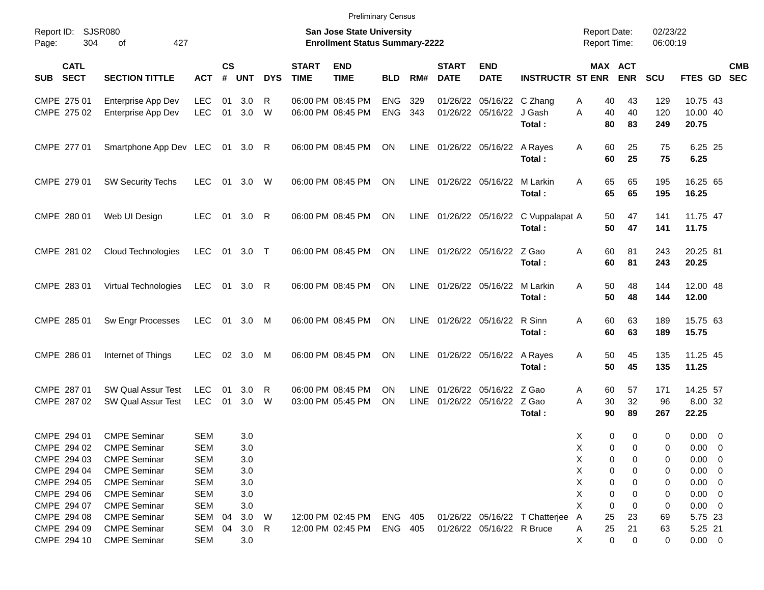Preliminary Census

Report ID: SJSR080

**San Jose State University**
**Enrollment Status Summary-2222**

Report Date: 02/23/22
Report Time: 06:00:19

| SUB | CATL SECT | SECTION TITTLE | ACT | CS # | UNT | DYS | START TIME | END TIME | BLD | RM# | START DATE | END DATE | INSTRUCTR | ST | MAX ENR | ACT ENR | SCU | FTES | GD | CMB SEC |
|---|---|---|---|---|---|---|---|---|---|---|---|---|---|---|---|---|---|---|---|---|
| CMPE | 275 01 | Enterprise App Dev | LEC | 01 | 3.0 | R | 06:00 PM | 08:45 PM | ENG | 329 | 01/26/22 | 05/16/22 | C Zhang | A | 40 | 43 | 129 | 10.75 | 43 | |
| CMPE | 275 02 | Enterprise App Dev | LEC | 01 | 3.0 | W | 06:00 PM | 08:45 PM | ENG | 343 | 01/26/22 | 05/16/22 | J Gash | A | 40 | 40 | 120 | 10.00 | 40 | |
| | | | | | | | | | | | | | **Total :** | | **80** | **83** | **249** | **20.75** | | |
| CMPE | 277 01 | Smartphone App Dev | LEC | 01 | 3.0 | R | 06:00 PM | 08:45 PM | ON | LINE | 01/26/22 | 05/16/22 | A Rayes | A | 60 | 25 | 75 | 6.25 | 25 | |
| | | | | | | | | | | | | | **Total :** | | **60** | **25** | **75** | **6.25** | | |
| CMPE | 279 01 | SW Security Techs | LEC | 01 | 3.0 | W | 06:00 PM | 08:45 PM | ON | LINE | 01/26/22 | 05/16/22 | M Larkin | A | 65 | 65 | 195 | 16.25 | 65 | |
| | | | | | | | | | | | | | **Total :** | | **65** | **65** | **195** | **16.25** | | |
| CMPE | 280 01 | Web UI Design | LEC | 01 | 3.0 | R | 06:00 PM | 08:45 PM | ON | LINE | 01/26/22 | 05/16/22 | C Vuppalapat | A | 50 | 47 | 141 | 11.75 | 47 | |
| | | | | | | | | | | | | | **Total :** | | **50** | **47** | **141** | **11.75** | | |
| CMPE | 281 02 | Cloud Technologies | LEC | 01 | 3.0 | T | 06:00 PM | 08:45 PM | ON | LINE | 01/26/22 | 05/16/22 | Z Gao | A | 60 | 81 | 243 | 20.25 | 81 | |
| | | | | | | | | | | | | | **Total :** | | **60** | **81** | **243** | **20.25** | | |
| CMPE | 283 01 | Virtual Technologies | LEC | 01 | 3.0 | R | 06:00 PM | 08:45 PM | ON | LINE | 01/26/22 | 05/16/22 | M Larkin | A | 50 | 48 | 144 | 12.00 | 48 | |
| | | | | | | | | | | | | | **Total :** | | **50** | **48** | **144** | **12.00** | | |
| CMPE | 285 01 | Sw Engr Processes | LEC | 01 | 3.0 | M | 06:00 PM | 08:45 PM | ON | LINE | 01/26/22 | 05/16/22 | R Sinn | A | 60 | 63 | 189 | 15.75 | 63 | |
| | | | | | | | | | | | | | **Total :** | | **60** | **63** | **189** | **15.75** | | |
| CMPE | 286 01 | Internet of Things | LEC | 02 | 3.0 | M | 06:00 PM | 08:45 PM | ON | LINE | 01/26/22 | 05/16/22 | A Rayes | A | 50 | 45 | 135 | 11.25 | 45 | |
| | | | | | | | | | | | | | **Total :** | | **50** | **45** | **135** | **11.25** | | |
| CMPE | 287 01 | SW Qual Assur Test | LEC | 01 | 3.0 | R | 06:00 PM | 08:45 PM | ON | LINE | 01/26/22 | 05/16/22 | Z Gao | A | 60 | 57 | 171 | 14.25 | 57 | |
| CMPE | 287 02 | SW Qual Assur Test | LEC | 01 | 3.0 | W | 03:00 PM | 05:45 PM | ON | LINE | 01/26/22 | 05/16/22 | Z Gao | A | 30 | 32 | 96 | 8.00 | 32 | |
| | | | | | | | | | | | | | **Total :** | | **90** | **89** | **267** | **22.25** | | |
| CMPE | 294 01 | CMPE Seminar | SEM | | 3.0 | | | | | | | | | X | 0 | 0 | 0 | 0.00 | 0 | |
| CMPE | 294 02 | CMPE Seminar | SEM | | 3.0 | | | | | | | | | X | 0 | 0 | 0 | 0.00 | 0 | |
| CMPE | 294 03 | CMPE Seminar | SEM | | 3.0 | | | | | | | | | X | 0 | 0 | 0 | 0.00 | 0 | |
| CMPE | 294 04 | CMPE Seminar | SEM | | 3.0 | | | | | | | | | X | 0 | 0 | 0 | 0.00 | 0 | |
| CMPE | 294 05 | CMPE Seminar | SEM | | 3.0 | | | | | | | | | X | 0 | 0 | 0 | 0.00 | 0 | |
| CMPE | 294 06 | CMPE Seminar | SEM | | 3.0 | | | | | | | | | X | 0 | 0 | 0 | 0.00 | 0 | |
| CMPE | 294 07 | CMPE Seminar | SEM | | 3.0 | | | | | | | | | X | 0 | 0 | 0 | 0.00 | 0 | |
| CMPE | 294 08 | CMPE Seminar | SEM | 04 | 3.0 | W | 12:00 PM | 02:45 PM | ENG | 405 | 01/26/22 | 05/16/22 | T Chatterjee | A | 25 | 23 | 69 | 5.75 | 23 | |
| CMPE | 294 09 | CMPE Seminar | SEM | 04 | 3.0 | R | 12:00 PM | 02:45 PM | ENG | 405 | 01/26/22 | 05/16/22 | R Bruce | A | 25 | 21 | 63 | 5.25 | 21 | |
| CMPE | 294 10 | CMPE Seminar | SEM | | 3.0 | | | | | | | | | X | 0 | 0 | 0 | 0.00 | 0 | |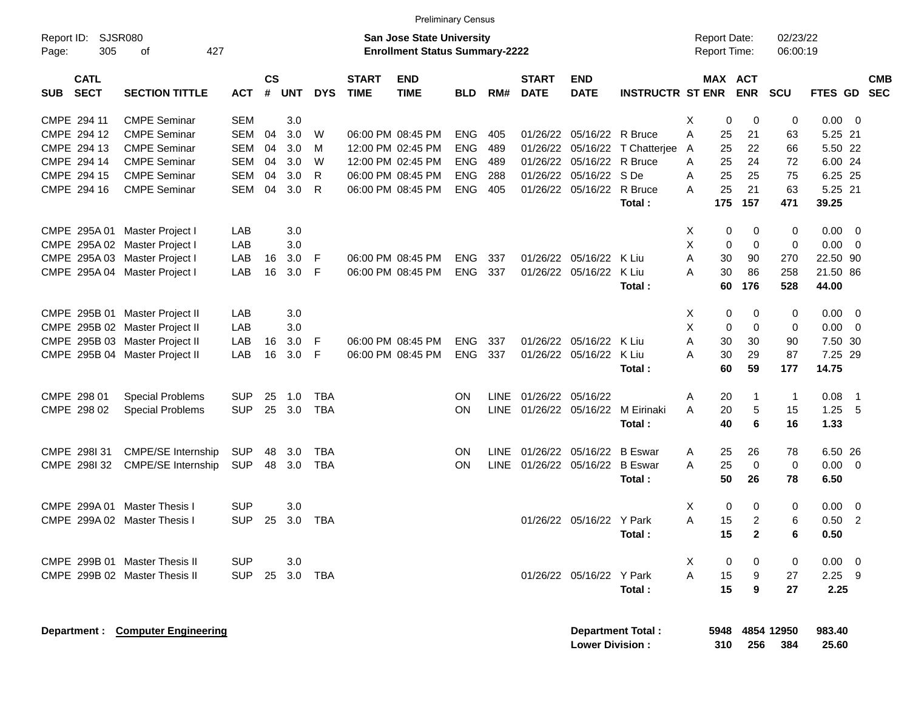Preliminary Census

Report ID: SJSR080

**San Jose State University**
**Enrollment Status Summary-2222**

Report Date: 02/23/22
Report Time: 06:00:19

| SUB | CATL SECT | SECTION TITTLE | ACT | CS # | UNT | DYS | START TIME | END TIME | BLD | RM# | START DATE | END DATE | INSTRUCTR | ST | MAX ENR | ACT ENR | SCU | FTES | GD | CMB SEC |
|---|---|---|---|---|---|---|---|---|---|---|---|---|---|---|---|---|---|---|---|---|
| CMPE | 294 11 | CMPE Seminar | SEM | | 3.0 | | | | | | | | | X | 0 | 0 | 0 | 0.00 | 0 | |
| CMPE | 294 12 | CMPE Seminar | SEM | 04 | 3.0 | W | 06:00 PM | 08:45 PM | ENG | 405 | 01/26/22 | 05/16/22 | R Bruce | A | 25 | 21 | 63 | 5.25 | 21 | |
| CMPE | 294 13 | CMPE Seminar | SEM | 04 | 3.0 | M | 12:00 PM | 02:45 PM | ENG | 489 | 01/26/22 | 05/16/22 | T Chatterjee | A | 25 | 22 | 66 | 5.50 | 22 | |
| CMPE | 294 14 | CMPE Seminar | SEM | 04 | 3.0 | W | 12:00 PM | 02:45 PM | ENG | 489 | 01/26/22 | 05/16/22 | R Bruce | A | 25 | 24 | 72 | 6.00 | 24 | |
| CMPE | 294 15 | CMPE Seminar | SEM | 04 | 3.0 | R | 06:00 PM | 08:45 PM | ENG | 288 | 01/26/22 | 05/16/22 | S De | A | 25 | 25 | 75 | 6.25 | 25 | |
| CMPE | 294 16 | CMPE Seminar | SEM | 04 | 3.0 | R | 06:00 PM | 08:45 PM | ENG | 405 | 01/26/22 | 05/16/22 | R Bruce | A | 25 | 21 | 63 | 5.25 | 21 | |
| | | | | | | | | | | | | | **Total :** | | **175** | **157** | **471** | **39.25** | | |
| CMPE | 295A 01 | Master Project I | LAB | | 3.0 | | | | | | | | | X | 0 | 0 | 0 | 0.00 | 0 | |
| CMPE | 295A 02 | Master Project I | LAB | | 3.0 | | | | | | | | | X | 0 | 0 | 0 | 0.00 | 0 | |
| CMPE | 295A 03 | Master Project I | LAB | 16 | 3.0 | F | 06:00 PM | 08:45 PM | ENG | 337 | 01/26/22 | 05/16/22 | K Liu | A | 30 | 90 | 270 | 22.50 | 90 | |
| CMPE | 295A 04 | Master Project I | LAB | 16 | 3.0 | F | 06:00 PM | 08:45 PM | ENG | 337 | 01/26/22 | 05/16/22 | K Liu | A | 30 | 86 | 258 | 21.50 | 86 | |
| | | | | | | | | | | | | | **Total :** | | **60** | **176** | **528** | **44.00** | | |
| CMPE | 295B 01 | Master Project II | LAB | | 3.0 | | | | | | | | | X | 0 | 0 | 0 | 0.00 | 0 | |
| CMPE | 295B 02 | Master Project II | LAB | | 3.0 | | | | | | | | | X | 0 | 0 | 0 | 0.00 | 0 | |
| CMPE | 295B 03 | Master Project II | LAB | 16 | 3.0 | F | 06:00 PM | 08:45 PM | ENG | 337 | 01/26/22 | 05/16/22 | K Liu | A | 30 | 30 | 90 | 7.50 | 30 | |
| CMPE | 295B 04 | Master Project II | LAB | 16 | 3.0 | F | 06:00 PM | 08:45 PM | ENG | 337 | 01/26/22 | 05/16/22 | K Liu | A | 30 | 29 | 87 | 7.25 | 29 | |
| | | | | | | | | | | | | | **Total :** | | **60** | **59** | **177** | **14.75** | | |
| CMPE | 298 01 | Special Problems | SUP | 25 | 1.0 | TBA | | | ON | LINE | 01/26/22 | 05/16/22 | | A | 20 | 1 | 1 | 0.08 | 1 | |
| CMPE | 298 02 | Special Problems | SUP | 25 | 3.0 | TBA | | | ON | LINE | 01/26/22 | 05/16/22 | M Eirinaki | A | 20 | 5 | 15 | 1.25 | 5 | |
| | | | | | | | | | | | | | **Total :** | | **40** | **6** | **16** | **1.33** | | |
| CMPE | 298I 31 | CMPE/SE Internship | SUP | 48 | 3.0 | TBA | | | ON | LINE | 01/26/22 | 05/16/22 | B Eswar | A | 25 | 26 | 78 | 6.50 | 26 | |
| CMPE | 298I 32 | CMPE/SE Internship | SUP | 48 | 3.0 | TBA | | | ON | LINE | 01/26/22 | 05/16/22 | B Eswar | A | 25 | 0 | 0 | 0.00 | 0 | |
| | | | | | | | | | | | | | **Total :** | | **50** | **26** | **78** | **6.50** | | |
| CMPE | 299A 01 | Master Thesis I | SUP | | 3.0 | | | | | | | | | X | 0 | 0 | 0 | 0.00 | 0 | |
| CMPE | 299A 02 | Master Thesis I | SUP | 25 | 3.0 | TBA | | | | | 01/26/22 | 05/16/22 | Y Park | A | 15 | 2 | 6 | 0.50 | 2 | |
| | | | | | | | | | | | | | **Total :** | | **15** | **2** | **6** | **0.50** | | |
| CMPE | 299B 01 | Master Thesis II | SUP | | 3.0 | | | | | | | | | X | 0 | 0 | 0 | 0.00 | 0 | |
| CMPE | 299B 02 | Master Thesis II | SUP | 25 | 3.0 | TBA | | | | | 01/26/22 | 05/16/22 | Y Park | A | 15 | 9 | 27 | 2.25 | 9 | |
| | | | | | | | | | | | | | **Total :** | | **15** | **9** | **27** | **2.25** | | |

**Department : Computer Engineering**

| | MAX ENR | ACT ENR | SCU | FTES |
|---|---|---|---|---|
| **Department Total :** | **5948** | **4854** | **12950** | **983.40** |
| **Lower Division :** | **310** | **256** | **384** | **25.60** |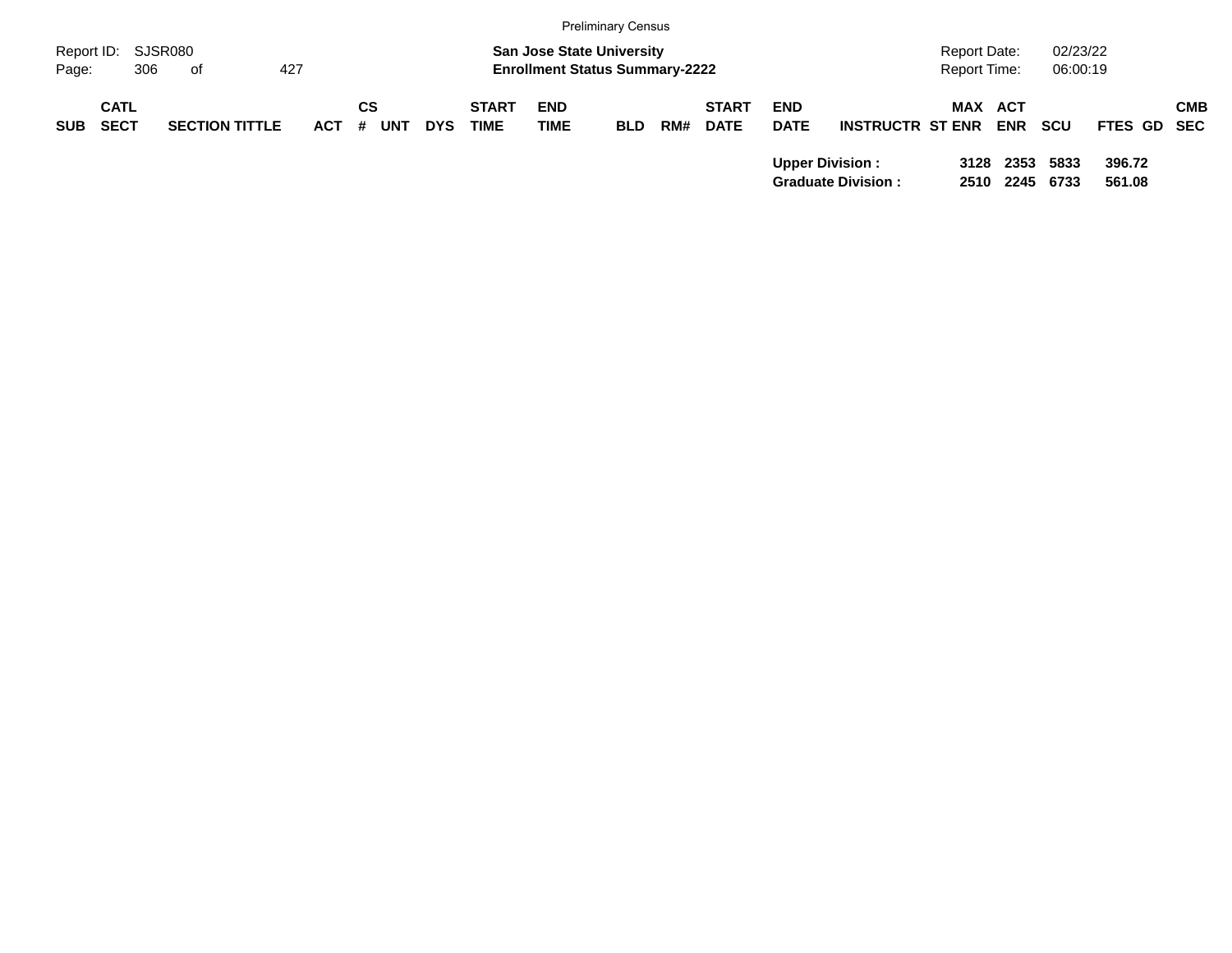Preliminary Census

Report ID: SJSR080

**San Jose State University**
**Enrollment Status Summary-2222**

Report Date: 02/23/22
Report Time: 06:00:19

| SUB | CATL SECT | SECTION TITTLE | ACT | CS # | UNT | DYS | START TIME | END TIME | BLD | RM# | START DATE | END DATE | INSTRUCTR | ST | MAX ENR | ACT ENR | SCU | FTES | GD | CMB SEC |
|---|---|---|---|---|---|---|---|---|---|---|---|---|---|---|---|---|---|---|---|---|
| | | | | | | | | | | | | **Upper Division :** | | | **3128** | **2353** | **5833** | **396.72** | | |
| | | | | | | | | | | | | **Graduate Division :** | | | **2510** | **2245** | **6733** | **561.08** | | |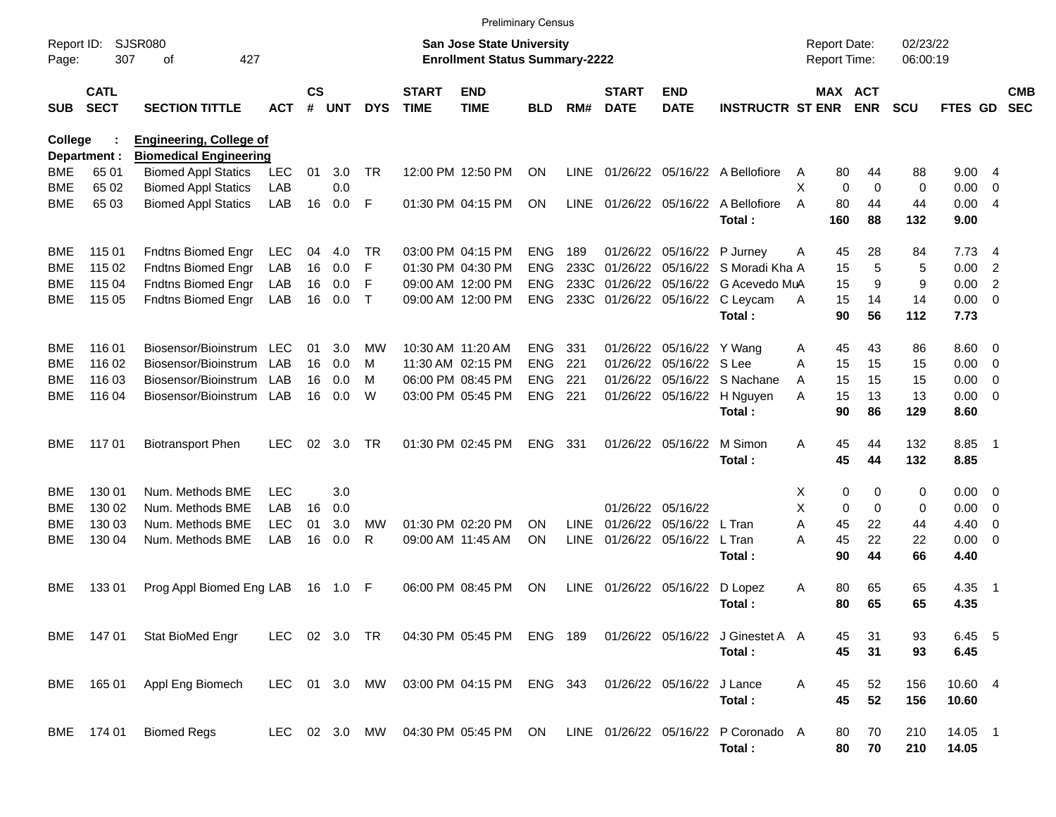Preliminary Census

Report ID: SJSR080
Page: 307 of 427

**San Jose State University**
**Enrollment Status Summary-2222**

Report Date: 02/23/22
Report Time: 06:00:19

**College : Engineering, College of**
**Department : Biomedical Engineering**

| SUB | CATL SECT | SECTION TITTLE | ACT | CS # | UNT | DYS | START TIME | END TIME | BLD | RM# | START DATE | END DATE | INSTRUCTR | ST | MAX ENR | ACT ENR | SCU | FTES | GD | CMB SEC |
|---|---|---|---|---|---|---|---|---|---|---|---|---|---|---|---|---|---|---|---|---|
| BME | 65 01 | Biomed Appl Statics | LEC | 01 | 3.0 | TR | 12:00 PM | 12:50 PM | ON | LINE | 01/26/22 | 05/16/22 | A Bellofiore | A | 80 | 44 | 88 | 9.00 | 4 | |
| BME | 65 02 | Biomed Appl Statics | LAB | | 0.0 | | | | | | | | | X | 0 | 0 | 0 | 0.00 | 0 | |
| BME | 65 03 | Biomed Appl Statics | LAB | 16 | 0.0 | F | 01:30 PM | 04:15 PM | ON | LINE | 01/26/22 | 05/16/22 | A Bellofiore | A | 80 | 44 | 44 | 0.00 | 4 | |
| | | | | | | | | | | | | | **Total :** | | **160** | **88** | **132** | **9.00** | | |
| BME | 115 01 | Fndtns Biomed Engr | LEC | 04 | 4.0 | TR | 03:00 PM | 04:15 PM | ENG | 189 | 01/26/22 | 05/16/22 | P Jurney | A | 45 | 28 | 84 | 7.73 | 4 | |
| BME | 115 02 | Fndtns Biomed Engr | LAB | 16 | 0.0 | F | 01:30 PM | 04:30 PM | ENG | 233C | 01/26/22 | 05/16/22 | S Moradi Kha | A | 15 | 5 | 5 | 0.00 | 2 | |
| BME | 115 04 | Fndtns Biomed Engr | LAB | 16 | 0.0 | F | 09:00 AM | 12:00 PM | ENG | 233C | 01/26/22 | 05/16/22 | G Acevedo Mu | A | 15 | 9 | 9 | 0.00 | 2 | |
| BME | 115 05 | Fndtns Biomed Engr | LAB | 16 | 0.0 | T | 09:00 AM | 12:00 PM | ENG | 233C | 01/26/22 | 05/16/22 | C Leycam | A | 15 | 14 | 14 | 0.00 | 0 | |
| | | | | | | | | | | | | | **Total :** | | **90** | **56** | **112** | **7.73** | | |
| BME | 116 01 | Biosensor/Bioinstrum | LEC | 01 | 3.0 | MW | 10:30 AM | 11:20 AM | ENG | 331 | 01/26/22 | 05/16/22 | Y Wang | A | 45 | 43 | 86 | 8.60 | 0 | |
| BME | 116 02 | Biosensor/Bioinstrum | LAB | 16 | 0.0 | M | 11:30 AM | 02:15 PM | ENG | 221 | 01/26/22 | 05/16/22 | S Lee | A | 15 | 15 | 15 | 0.00 | 0 | |
| BME | 116 03 | Biosensor/Bioinstrum | LAB | 16 | 0.0 | M | 06:00 PM | 08:45 PM | ENG | 221 | 01/26/22 | 05/16/22 | S Nachane | A | 15 | 15 | 15 | 0.00 | 0 | |
| BME | 116 04 | Biosensor/Bioinstrum | LAB | 16 | 0.0 | W | 03:00 PM | 05:45 PM | ENG | 221 | 01/26/22 | 05/16/22 | H Nguyen | A | 15 | 13 | 13 | 0.00 | 0 | |
| | | | | | | | | | | | | | **Total :** | | **90** | **86** | **129** | **8.60** | | |
| BME | 117 01 | Biotransport Phen | LEC | 02 | 3.0 | TR | 01:30 PM | 02:45 PM | ENG | 331 | 01/26/22 | 05/16/22 | M Simon | A | 45 | 44 | 132 | 8.85 | 1 | |
| | | | | | | | | | | | | | **Total :** | | **45** | **44** | **132** | **8.85** | | |
| BME | 130 01 | Num. Methods BME | LEC | | 3.0 | | | | | | | | | X | 0 | 0 | 0 | 0.00 | 0 | |
| BME | 130 02 | Num. Methods BME | LAB | 16 | 0.0 | | | | | | 01/26/22 | 05/16/22 | | X | 0 | 0 | 0 | 0.00 | 0 | |
| BME | 130 03 | Num. Methods BME | LEC | 01 | 3.0 | MW | 01:30 PM | 02:20 PM | ON | LINE | 01/26/22 | 05/16/22 | L Tran | A | 45 | 22 | 44 | 4.40 | 0 | |
| BME | 130 04 | Num. Methods BME | LAB | 16 | 0.0 | R | 09:00 AM | 11:45 AM | ON | LINE | 01/26/22 | 05/16/22 | L Tran | A | 45 | 22 | 22 | 0.00 | 0 | |
| | | | | | | | | | | | | | **Total :** | | **90** | **44** | **66** | **4.40** | | |
| BME | 133 01 | Prog Appl Biomed Eng | LAB | 16 | 1.0 | F | 06:00 PM | 08:45 PM | ON | LINE | 01/26/22 | 05/16/22 | D Lopez | A | 80 | 65 | 65 | 4.35 | 1 | |
| | | | | | | | | | | | | | **Total :** | | **80** | **65** | **65** | **4.35** | | |
| BME | 147 01 | Stat BioMed Engr | LEC | 02 | 3.0 | TR | 04:30 PM | 05:45 PM | ENG | 189 | 01/26/22 | 05/16/22 | J Ginestet A | A | 45 | 31 | 93 | 6.45 | 5 | |
| | | | | | | | | | | | | | **Total :** | | **45** | **31** | **93** | **6.45** | | |
| BME | 165 01 | Appl Eng Biomech | LEC | 01 | 3.0 | MW | 03:00 PM | 04:15 PM | ENG | 343 | 01/26/22 | 05/16/22 | J Lance | A | 45 | 52 | 156 | 10.60 | 4 | |
| | | | | | | | | | | | | | **Total :** | | **45** | **52** | **156** | **10.60** | | |
| BME | 174 01 | Biomed Regs | LEC | 02 | 3.0 | MW | 04:30 PM | 05:45 PM | ON | LINE | 01/26/22 | 05/16/22 | P Coronado | A | 80 | 70 | 210 | 14.05 | 1 | |
| | | | | | | | | | | | | | **Total :** | | **80** | **70** | **210** | **14.05** | | |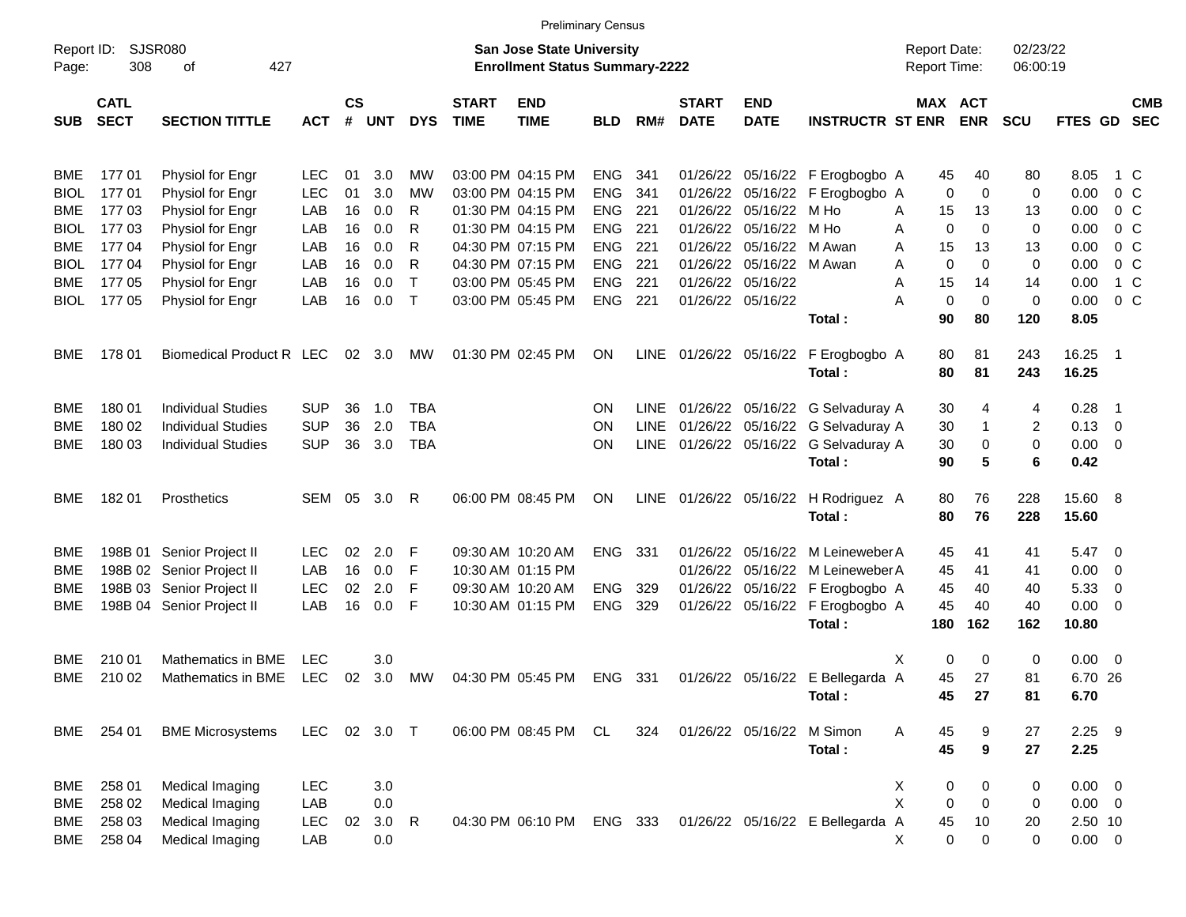Preliminary Census

Report ID: SJSR080
Page: 308 of 427

**San Jose State University**
**Enrollment Status Summary-2222**

Report Date: 02/23/22
Report Time: 06:00:19

| SUB | CATL SECT | SECTION TITTLE | ACT | CS # | UNT | DYS | START TIME | END TIME | BLD | RM# | START DATE | END DATE | INSTRUCTR | ST | MAX ENR | ACT ENR | SCU | FTES | GD | CMB SEC |
|---|---|---|---|---|---|---|---|---|---|---|---|---|---|---|---|---|---|---|---|---|
| BME | 177 01 | Physiol for Engr | LEC | 01 | 3.0 | MW | 03:00 PM | 04:15 PM | ENG | 341 | 01/26/22 | 05/16/22 | F Erogbogbo | A | 45 | 40 | 80 | 8.05 | 1 | C |
| BIOL | 177 01 | Physiol for Engr | LEC | 01 | 3.0 | MW | 03:00 PM | 04:15 PM | ENG | 341 | 01/26/22 | 05/16/22 | F Erogbogbo | A | 0 | 0 | 0 | 0.00 | 0 | C |
| BME | 177 03 | Physiol for Engr | LAB | 16 | 0.0 | R | 01:30 PM | 04:15 PM | ENG | 221 | 01/26/22 | 05/16/22 | M Ho | A | 15 | 13 | 13 | 0.00 | 0 | C |
| BIOL | 177 03 | Physiol for Engr | LAB | 16 | 0.0 | R | 01:30 PM | 04:15 PM | ENG | 221 | 01/26/22 | 05/16/22 | M Ho | A | 0 | 0 | 0 | 0.00 | 0 | C |
| BME | 177 04 | Physiol for Engr | LAB | 16 | 0.0 | R | 04:30 PM | 07:15 PM | ENG | 221 | 01/26/22 | 05/16/22 | M Awan | A | 15 | 13 | 13 | 0.00 | 0 | C |
| BIOL | 177 04 | Physiol for Engr | LAB | 16 | 0.0 | R | 04:30 PM | 07:15 PM | ENG | 221 | 01/26/22 | 05/16/22 | M Awan | A | 0 | 0 | 0 | 0.00 | 0 | C |
| BME | 177 05 | Physiol for Engr | LAB | 16 | 0.0 | T | 03:00 PM | 05:45 PM | ENG | 221 | 01/26/22 | 05/16/22 | | A | 15 | 14 | 14 | 0.00 | 1 | C |
| BIOL | 177 05 | Physiol for Engr | LAB | 16 | 0.0 | T | 03:00 PM | 05:45 PM | ENG | 221 | 01/26/22 | 05/16/22 | | A | 0 | 0 | 0 | 0.00 | 0 | C |
| | | | | | | | | | | | | | **Total :** | | **90** | **80** | **120** | **8.05** | | |
| BME | 178 01 | Biomedical Product R | LEC | 02 | 3.0 | MW | 01:30 PM | 02:45 PM | ON | LINE | 01/26/22 | 05/16/22 | F Erogbogbo | A | 80 | 81 | 243 | 16.25 | 1 | |
| | | | | | | | | | | | | | **Total :** | | **80** | **81** | **243** | **16.25** | | |
| BME | 180 01 | Individual Studies | SUP | 36 | 1.0 | TBA | | | ON | LINE | 01/26/22 | 05/16/22 | G Selvaduray | A | 30 | 4 | 4 | 0.28 | 1 | |
| BME | 180 02 | Individual Studies | SUP | 36 | 2.0 | TBA | | | ON | LINE | 01/26/22 | 05/16/22 | G Selvaduray | A | 30 | 1 | 2 | 0.13 | 0 | |
| BME | 180 03 | Individual Studies | SUP | 36 | 3.0 | TBA | | | ON | LINE | 01/26/22 | 05/16/22 | G Selvaduray | A | 30 | 0 | 0 | 0.00 | 0 | |
| | | | | | | | | | | | | | **Total :** | | **90** | **5** | **6** | **0.42** | | |
| BME | 182 01 | Prosthetics | SEM | 05 | 3.0 | R | 06:00 PM | 08:45 PM | ON | LINE | 01/26/22 | 05/16/22 | H Rodriguez | A | 80 | 76 | 228 | 15.60 | 8 | |
| | | | | | | | | | | | | | **Total :** | | **80** | **76** | **228** | **15.60** | | |
| BME | 198B 01 | Senior Project II | LEC | 02 | 2.0 | F | 09:30 AM | 10:20 AM | ENG | 331 | 01/26/22 | 05/16/22 | M Leineweber | A | 45 | 41 | 41 | 5.47 | 0 | |
| BME | 198B 02 | Senior Project II | LAB | 16 | 0.0 | F | 10:30 AM | 01:15 PM | | | 01/26/22 | 05/16/22 | M Leineweber | A | 45 | 41 | 41 | 0.00 | 0 | |
| BME | 198B 03 | Senior Project II | LEC | 02 | 2.0 | F | 09:30 AM | 10:20 AM | ENG | 329 | 01/26/22 | 05/16/22 | F Erogbogbo | A | 45 | 40 | 40 | 5.33 | 0 | |
| BME | 198B 04 | Senior Project II | LAB | 16 | 0.0 | F | 10:30 AM | 01:15 PM | ENG | 329 | 01/26/22 | 05/16/22 | F Erogbogbo | A | 45 | 40 | 40 | 0.00 | 0 | |
| | | | | | | | | | | | | | **Total :** | | **180** | **162** | **162** | **10.80** | | |
| BME | 210 01 | Mathematics in BME | LEC | | 3.0 | | | | | | | | | X | 0 | 0 | 0 | 0.00 | 0 | |
| BME | 210 02 | Mathematics in BME | LEC | 02 | 3.0 | MW | 04:30 PM | 05:45 PM | ENG | 331 | 01/26/22 | 05/16/22 | E Bellegarda | A | 45 | 27 | 81 | 6.70 | 26 | |
| | | | | | | | | | | | | | **Total :** | | **45** | **27** | **81** | **6.70** | | |
| BME | 254 01 | BME Microsystems | LEC | 02 | 3.0 | T | 06:00 PM | 08:45 PM | CL | 324 | 01/26/22 | 05/16/22 | M Simon | A | 45 | 9 | 27 | 2.25 | 9 | |
| | | | | | | | | | | | | | **Total :** | | **45** | **9** | **27** | **2.25** | | |
| BME | 258 01 | Medical Imaging | LEC | | 3.0 | | | | | | | | | X | 0 | 0 | 0 | 0.00 | 0 | |
| BME | 258 02 | Medical Imaging | LAB | | 0.0 | | | | | | | | | X | 0 | 0 | 0 | 0.00 | 0 | |
| BME | 258 03 | Medical Imaging | LEC | 02 | 3.0 | R | 04:30 PM | 06:10 PM | ENG | 333 | 01/26/22 | 05/16/22 | E Bellegarda | A | 45 | 10 | 20 | 2.50 | 10 | |
| BME | 258 04 | Medical Imaging | LAB | | 0.0 | | | | | | | | | X | 0 | 0 | 0 | 0.00 | 0 | |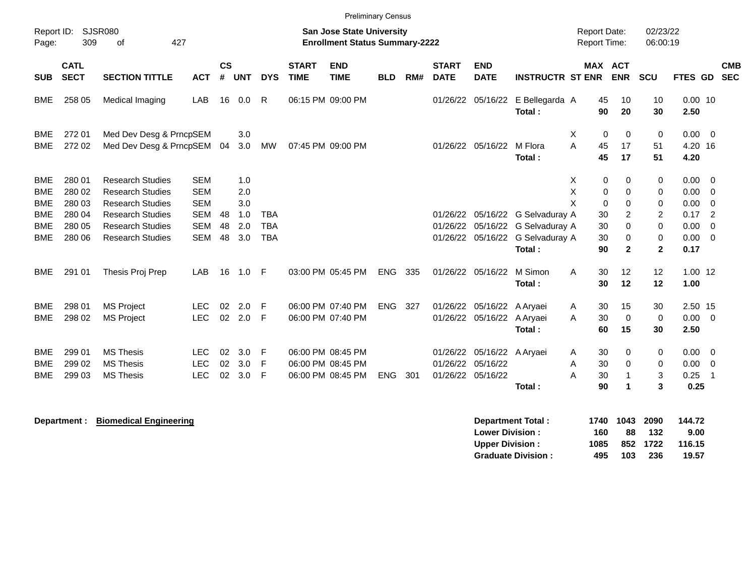Preliminary Census

Report ID: SJSR080 | Page: 309 of 427

**San Jose State University**
**Enrollment Status Summary-2222**

Report Date: 02/23/22 | Report Time: 06:00:19

| SUB | CATL SECT | SECTION TITTLE | ACT | CS # | UNT | DYS | START TIME | END TIME | BLD | RM# | START DATE | END DATE | INSTRUCTR | ST | MAX ENR | ACT ENR | SCU | FTES | GD | CMB SEC |
|---|---|---|---|---|---|---|---|---|---|---|---|---|---|---|---|---|---|---|---|---|
| BME | 258 05 | Medical Imaging | LAB | 16 | 0.0 | R | 06:15 PM | 09:00 PM | | | 01/26/22 | 05/16/22 | E Bellegarda | A | 45 | 10 | 10 | 0.00 | 10 | |
| | | | | | | | | | | | | | **Total :** | | **90** | **20** | **30** | **2.50** | | |
| BME | 272 01 | Med Dev Desg & Prncp | SEM | | 3.0 | | | | | | | | | X | 0 | 0 | 0 | 0.00 | 0 | |
| BME | 272 02 | Med Dev Desg & Prncp | SEM | 04 | 3.0 | MW | 07:45 PM | 09:00 PM | | | 01/26/22 | 05/16/22 | M Flora | A | 45 | 17 | 51 | 4.20 | 16 | |
| | | | | | | | | | | | | | **Total :** | | **45** | **17** | **51** | **4.20** | | |
| BME | 280 01 | Research Studies | SEM | | 1.0 | | | | | | | | | X | 0 | 0 | 0 | 0.00 | 0 | |
| BME | 280 02 | Research Studies | SEM | | 2.0 | | | | | | | | | X | 0 | 0 | 0 | 0.00 | 0 | |
| BME | 280 03 | Research Studies | SEM | | 3.0 | | | | | | | | | X | 0 | 0 | 0 | 0.00 | 0 | |
| BME | 280 04 | Research Studies | SEM | 48 | 1.0 | TBA | | | | | 01/26/22 | 05/16/22 | G Selvaduray | A | 30 | 2 | 2 | 0.17 | 2 | |
| BME | 280 05 | Research Studies | SEM | 48 | 2.0 | TBA | | | | | 01/26/22 | 05/16/22 | G Selvaduray | A | 30 | 0 | 0 | 0.00 | 0 | |
| BME | 280 06 | Research Studies | SEM | 48 | 3.0 | TBA | | | | | 01/26/22 | 05/16/22 | G Selvaduray | A | 30 | 0 | 0 | 0.00 | 0 | |
| | | | | | | | | | | | | | **Total :** | | **90** | **2** | **2** | **0.17** | | |
| BME | 291 01 | Thesis Proj Prep | LAB | 16 | 1.0 | F | 03:00 PM | 05:45 PM | ENG | 335 | 01/26/22 | 05/16/22 | M Simon | A | 30 | 12 | 12 | 1.00 | 12 | |
| | | | | | | | | | | | | | **Total :** | | **30** | **12** | **12** | **1.00** | | |
| BME | 298 01 | MS Project | LEC | 02 | 2.0 | F | 06:00 PM | 07:40 PM | ENG | 327 | 01/26/22 | 05/16/22 | A Aryaei | A | 30 | 15 | 30 | 2.50 | 15 | |
| BME | 298 02 | MS Project | LEC | 02 | 2.0 | F | 06:00 PM | 07:40 PM | | | 01/26/22 | 05/16/22 | A Aryaei | A | 30 | 0 | 0 | 0.00 | 0 | |
| | | | | | | | | | | | | | **Total :** | | **60** | **15** | **30** | **2.50** | | |
| BME | 299 01 | MS Thesis | LEC | 02 | 3.0 | F | 06:00 PM | 08:45 PM | | | 01/26/22 | 05/16/22 | A Aryaei | A | 30 | 0 | 0 | 0.00 | 0 | |
| BME | 299 02 | MS Thesis | LEC | 02 | 3.0 | F | 06:00 PM | 08:45 PM | | | 01/26/22 | 05/16/22 | | A | 30 | 0 | 0 | 0.00 | 0 | |
| BME | 299 03 | MS Thesis | LEC | 02 | 3.0 | F | 06:00 PM | 08:45 PM | ENG | 301 | 01/26/22 | 05/16/22 | | A | 30 | 1 | 3 | 0.25 | 1 | |
| | | | | | | | | | | | | | **Total :** | | **90** | **1** | **3** | **0.25** | | |

**Department :** **Biomedical Engineering**

| | MAX ENR | ACT ENR | SCU | FTES |
|---|---|---|---|---|
| **Department Total :** | **1740** | **1043** | **2090** | **144.72** |
| **Lower Division :** | **160** | **88** | **132** | **9.00** |
| **Upper Division :** | **1085** | **852** | **1722** | **116.15** |
| **Graduate Division :** | **495** | **103** | **236** | **19.57** |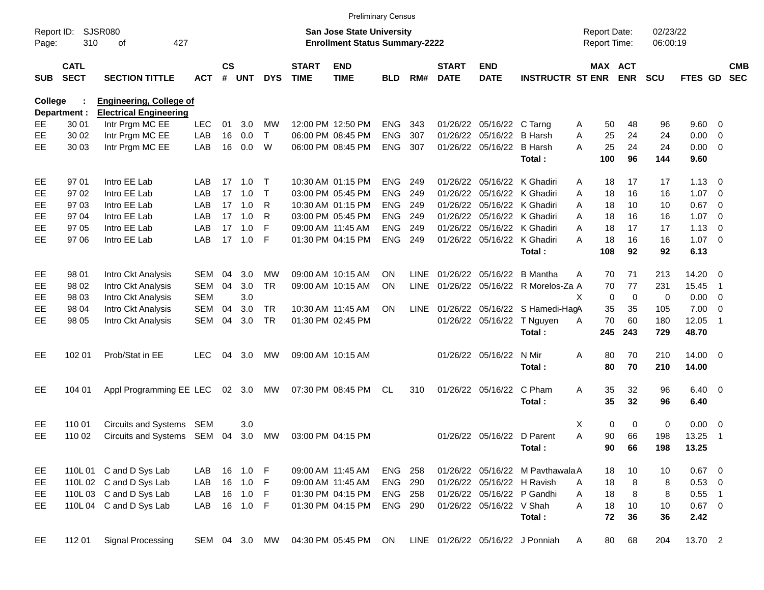Preliminary Census

Report ID: SJSR080

**San Jose State University**
**Enrollment Status Summary-2222**

Report Date: 02/23/22
Report Time: 06:00:19

**College : Engineering, College of**
**Department : Electrical Engineering**

| SUB | CATL SECT | SECTION TITTLE | ACT | CS # | UNT | DYS | START TIME | END TIME | BLD | RM# | START DATE | END DATE | INSTRUCTR | ST | MAX ENR | ACT ENR | SCU | FTES | GD | CMB SEC |
|---|---|---|---|---|---|---|---|---|---|---|---|---|---|---|---|---|---|---|---|---|
| EE | 30 01 | Intr Prgm MC EE | LEC | 01 | 3.0 | MW | 12:00 PM | 12:50 PM | ENG | 343 | 01/26/22 | 05/16/22 | C Tarng | A | 50 | 48 | 96 | 9.60 | 0 | |
| EE | 30 02 | Intr Prgm MC EE | LAB | 16 | 0.0 | T | 06:00 PM | 08:45 PM | ENG | 307 | 01/26/22 | 05/16/22 | B Harsh | A | 25 | 24 | 24 | 0.00 | 0 | |
| EE | 30 03 | Intr Prgm MC EE | LAB | 16 | 0.0 | W | 06:00 PM | 08:45 PM | ENG | 307 | 01/26/22 | 05/16/22 | B Harsh | A | 25 | 24 | 24 | 0.00 | 0 | |
| | | | | | | | | | | | | | **Total :** | | **100** | **96** | **144** | **9.60** | | |
| EE | 97 01 | Intro EE Lab | LAB | 17 | 1.0 | T | 10:30 AM | 01:15 PM | ENG | 249 | 01/26/22 | 05/16/22 | K Ghadiri | A | 18 | 17 | 17 | 1.13 | 0 | |
| EE | 97 02 | Intro EE Lab | LAB | 17 | 1.0 | T | 03:00 PM | 05:45 PM | ENG | 249 | 01/26/22 | 05/16/22 | K Ghadiri | A | 18 | 16 | 16 | 1.07 | 0 | |
| EE | 97 03 | Intro EE Lab | LAB | 17 | 1.0 | R | 10:30 AM | 01:15 PM | ENG | 249 | 01/26/22 | 05/16/22 | K Ghadiri | A | 18 | 10 | 10 | 0.67 | 0 | |
| EE | 97 04 | Intro EE Lab | LAB | 17 | 1.0 | R | 03:00 PM | 05:45 PM | ENG | 249 | 01/26/22 | 05/16/22 | K Ghadiri | A | 18 | 16 | 16 | 1.07 | 0 | |
| EE | 97 05 | Intro EE Lab | LAB | 17 | 1.0 | F | 09:00 AM | 11:45 AM | ENG | 249 | 01/26/22 | 05/16/22 | K Ghadiri | A | 18 | 17 | 17 | 1.13 | 0 | |
| EE | 97 06 | Intro EE Lab | LAB | 17 | 1.0 | F | 01:30 PM | 04:15 PM | ENG | 249 | 01/26/22 | 05/16/22 | K Ghadiri | A | 18 | 16 | 16 | 1.07 | 0 | |
| | | | | | | | | | | | | | **Total :** | | **108** | **92** | **92** | **6.13** | | |
| EE | 98 01 | Intro Ckt Analysis | SEM | 04 | 3.0 | MW | 09:00 AM | 10:15 AM | ON | LINE | 01/26/22 | 05/16/22 | B Mantha | A | 70 | 71 | 213 | 14.20 | 0 | |
| EE | 98 02 | Intro Ckt Analysis | SEM | 04 | 3.0 | TR | 09:00 AM | 10:15 AM | ON | LINE | 01/26/22 | 05/16/22 | R Morelos-Za | A | 70 | 77 | 231 | 15.45 | 1 | |
| EE | 98 03 | Intro Ckt Analysis | SEM | | 3.0 | | | | | | | | | X | 0 | 0 | 0 | 0.00 | 0 | |
| EE | 98 04 | Intro Ckt Analysis | SEM | 04 | 3.0 | TR | 10:30 AM | 11:45 AM | ON | LINE | 01/26/22 | 05/16/22 | S Hamedi-Hag | A | 35 | 35 | 105 | 7.00 | 0 | |
| EE | 98 05 | Intro Ckt Analysis | SEM | 04 | 3.0 | TR | 01:30 PM | 02:45 PM | | | 01/26/22 | 05/16/22 | T Nguyen | A | 70 | 60 | 180 | 12.05 | 1 | |
| | | | | | | | | | | | | | **Total :** | | **245** | **243** | **729** | **48.70** | | |
| EE | 102 01 | Prob/Stat in EE | LEC | 04 | 3.0 | MW | 09:00 AM | 10:15 AM | | | 01/26/22 | 05/16/22 | N Mir | A | 80 | 70 | 210 | 14.00 | 0 | |
| | | | | | | | | | | | | | **Total :** | | **80** | **70** | **210** | **14.00** | | |
| EE | 104 01 | Appl Programming EE | LEC | 02 | 3.0 | MW | 07:30 PM | 08:45 PM | CL | 310 | 01/26/22 | 05/16/22 | C Pham | A | 35 | 32 | 96 | 6.40 | 0 | |
| | | | | | | | | | | | | | **Total :** | | **35** | **32** | **96** | **6.40** | | |
| EE | 110 01 | Circuits and Systems | SEM | | 3.0 | | | | | | | | | X | 0 | 0 | 0 | 0.00 | 0 | |
| EE | 110 02 | Circuits and Systems | SEM | 04 | 3.0 | MW | 03:00 PM | 04:15 PM | | | 01/26/22 | 05/16/22 | D Parent | A | 90 | 66 | 198 | 13.25 | 1 | |
| | | | | | | | | | | | | | **Total :** | | **90** | **66** | **198** | **13.25** | | |
| EE | 110L 01 | C and D Sys Lab | LAB | 16 | 1.0 | F | 09:00 AM | 11:45 AM | ENG | 258 | 01/26/22 | 05/16/22 | M Pavthawala | A | 18 | 10 | 10 | 0.67 | 0 | |
| EE | 110L 02 | C and D Sys Lab | LAB | 16 | 1.0 | F | 09:00 AM | 11:45 AM | ENG | 290 | 01/26/22 | 05/16/22 | H Ravish | A | 18 | 8 | 8 | 0.53 | 0 | |
| EE | 110L 03 | C and D Sys Lab | LAB | 16 | 1.0 | F | 01:30 PM | 04:15 PM | ENG | 258 | 01/26/22 | 05/16/22 | P Gandhi | A | 18 | 8 | 8 | 0.55 | 1 | |
| EE | 110L 04 | C and D Sys Lab | LAB | 16 | 1.0 | F | 01:30 PM | 04:15 PM | ENG | 290 | 01/26/22 | 05/16/22 | V Shah | A | 18 | 10 | 10 | 0.67 | 0 | |
| | | | | | | | | | | | | | **Total :** | | **72** | **36** | **36** | **2.42** | | |
| EE | 112 01 | Signal Processing | SEM | 04 | 3.0 | MW | 04:30 PM | 05:45 PM | ON | LINE | 01/26/22 | 05/16/22 | J Ponniah | A | 80 | 68 | 204 | 13.70 | 2 | |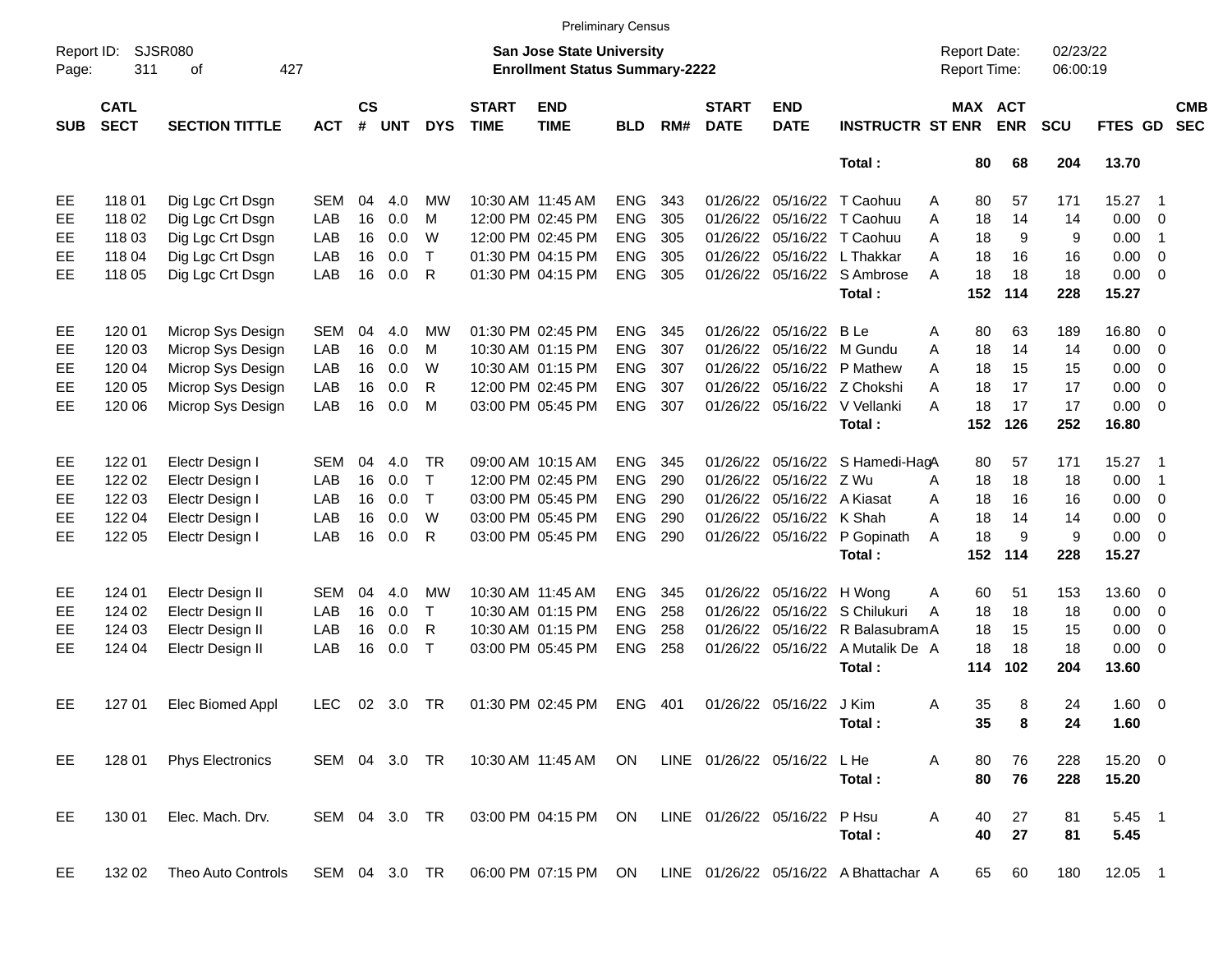Preliminary Census

Report ID: SJSR080 | San Jose State University | Report Date: 02/23/22
Page: 311 of 427 | Enrollment Status Summary-2222 | Report Time: 06:00:19

| SUB | CATL SECT | SECTION TITTLE | ACT | CS # | UNT | DYS | START TIME | END TIME | BLD | RM# | START DATE | END DATE | INSTRUCTR | ST | MAX ENR | ACT ENR | SCU | FTES | GD | CMB SEC |
|---|---|---|---|---|---|---|---|---|---|---|---|---|---|---|---|---|---|---|---|---|
| | | | | | | | | | | | | | Total : | | 80 | 68 | 204 | 13.70 | | |
| EE | 118 01 | Dig Lgc Crt Dsgn | SEM | 04 | 4.0 | MW | 10:30 AM | 11:45 AM | ENG | 343 | 01/26/22 | 05/16/22 | T Caohuu | A | 80 | 57 | 171 | 15.27 | 1 | |
| EE | 118 02 | Dig Lgc Crt Dsgn | LAB | 16 | 0.0 | M | 12:00 PM | 02:45 PM | ENG | 305 | 01/26/22 | 05/16/22 | T Caohuu | A | 18 | 14 | 14 | 0.00 | 0 | |
| EE | 118 03 | Dig Lgc Crt Dsgn | LAB | 16 | 0.0 | W | 12:00 PM | 02:45 PM | ENG | 305 | 01/26/22 | 05/16/22 | T Caohuu | A | 18 | 9 | 9 | 0.00 | 1 | |
| EE | 118 04 | Dig Lgc Crt Dsgn | LAB | 16 | 0.0 | T | 01:30 PM | 04:15 PM | ENG | 305 | 01/26/22 | 05/16/22 | L Thakkar | A | 18 | 16 | 16 | 0.00 | 0 | |
| EE | 118 05 | Dig Lgc Crt Dsgn | LAB | 16 | 0.0 | R | 01:30 PM | 04:15 PM | ENG | 305 | 01/26/22 | 05/16/22 | S Ambrose | A | 18 | 18 | 18 | 0.00 | 0 | |
| | | | | | | | | | | | | | Total : | | 152 | 114 | 228 | 15.27 | | |
| EE | 120 01 | Microp Sys Design | SEM | 04 | 4.0 | MW | 01:30 PM | 02:45 PM | ENG | 345 | 01/26/22 | 05/16/22 | B Le | A | 80 | 63 | 189 | 16.80 | 0 | |
| EE | 120 03 | Microp Sys Design | LAB | 16 | 0.0 | M | 10:30 AM | 01:15 PM | ENG | 307 | 01/26/22 | 05/16/22 | M Gundu | A | 18 | 14 | 14 | 0.00 | 0 | |
| EE | 120 04 | Microp Sys Design | LAB | 16 | 0.0 | W | 10:30 AM | 01:15 PM | ENG | 307 | 01/26/22 | 05/16/22 | P Mathew | A | 18 | 15 | 15 | 0.00 | 0 | |
| EE | 120 05 | Microp Sys Design | LAB | 16 | 0.0 | R | 12:00 PM | 02:45 PM | ENG | 307 | 01/26/22 | 05/16/22 | Z Chokshi | A | 18 | 17 | 17 | 0.00 | 0 | |
| EE | 120 06 | Microp Sys Design | LAB | 16 | 0.0 | M | 03:00 PM | 05:45 PM | ENG | 307 | 01/26/22 | 05/16/22 | V Vellanki | A | 18 | 17 | 17 | 0.00 | 0 | |
| | | | | | | | | | | | | | Total : | | 152 | 126 | 252 | 16.80 | | |
| EE | 122 01 | Electr Design I | SEM | 04 | 4.0 | TR | 09:00 AM | 10:15 AM | ENG | 345 | 01/26/22 | 05/16/22 | S Hamedi-Hag | A | 80 | 57 | 171 | 15.27 | 1 | |
| EE | 122 02 | Electr Design I | LAB | 16 | 0.0 | T | 12:00 PM | 02:45 PM | ENG | 290 | 01/26/22 | 05/16/22 | Z Wu | A | 18 | 18 | 18 | 0.00 | 1 | |
| EE | 122 03 | Electr Design I | LAB | 16 | 0.0 | T | 03:00 PM | 05:45 PM | ENG | 290 | 01/26/22 | 05/16/22 | A Kiasat | A | 18 | 16 | 16 | 0.00 | 0 | |
| EE | 122 04 | Electr Design I | LAB | 16 | 0.0 | W | 03:00 PM | 05:45 PM | ENG | 290 | 01/26/22 | 05/16/22 | K Shah | A | 18 | 14 | 14 | 0.00 | 0 | |
| EE | 122 05 | Electr Design I | LAB | 16 | 0.0 | R | 03:00 PM | 05:45 PM | ENG | 290 | 01/26/22 | 05/16/22 | P Gopinath | A | 18 | 9 | 9 | 0.00 | 0 | |
| | | | | | | | | | | | | | Total : | | 152 | 114 | 228 | 15.27 | | |
| EE | 124 01 | Electr Design II | SEM | 04 | 4.0 | MW | 10:30 AM | 11:45 AM | ENG | 345 | 01/26/22 | 05/16/22 | H Wong | A | 60 | 51 | 153 | 13.60 | 0 | |
| EE | 124 02 | Electr Design II | LAB | 16 | 0.0 | T | 10:30 AM | 01:15 PM | ENG | 258 | 01/26/22 | 05/16/22 | S Chilukuri | A | 18 | 18 | 18 | 0.00 | 0 | |
| EE | 124 03 | Electr Design II | LAB | 16 | 0.0 | R | 10:30 AM | 01:15 PM | ENG | 258 | 01/26/22 | 05/16/22 | R Balasubram | A | 18 | 15 | 15 | 0.00 | 0 | |
| EE | 124 04 | Electr Design II | LAB | 16 | 0.0 | T | 03:00 PM | 05:45 PM | ENG | 258 | 01/26/22 | 05/16/22 | A Mutalik De | A | 18 | 18 | 18 | 0.00 | 0 | |
| | | | | | | | | | | | | | Total : | | 114 | 102 | 204 | 13.60 | | |
| EE | 127 01 | Elec Biomed Appl | LEC | 02 | 3.0 | TR | 01:30 PM | 02:45 PM | ENG | 401 | 01/26/22 | 05/16/22 | J Kim | A | 35 | 8 | 24 | 1.60 | 0 | |
| | | | | | | | | | | | | | Total : | | 35 | 8 | 24 | 1.60 | | |
| EE | 128 01 | Phys Electronics | SEM | 04 | 3.0 | TR | 10:30 AM | 11:45 AM | ON | LINE | 01/26/22 | 05/16/22 | L He | A | 80 | 76 | 228 | 15.20 | 0 | |
| | | | | | | | | | | | | | Total : | | 80 | 76 | 228 | 15.20 | | |
| EE | 130 01 | Elec. Mach. Drv. | SEM | 04 | 3.0 | TR | 03:00 PM | 04:15 PM | ON | LINE | 01/26/22 | 05/16/22 | P Hsu | A | 40 | 27 | 81 | 5.45 | 1 | |
| | | | | | | | | | | | | | Total : | | 40 | 27 | 81 | 5.45 | | |
| EE | 132 02 | Theo Auto Controls | SEM | 04 | 3.0 | TR | 06:00 PM | 07:15 PM | ON | LINE | 01/26/22 | 05/16/22 | A Bhattachar | A | 65 | 60 | 180 | 12.05 | 1 | |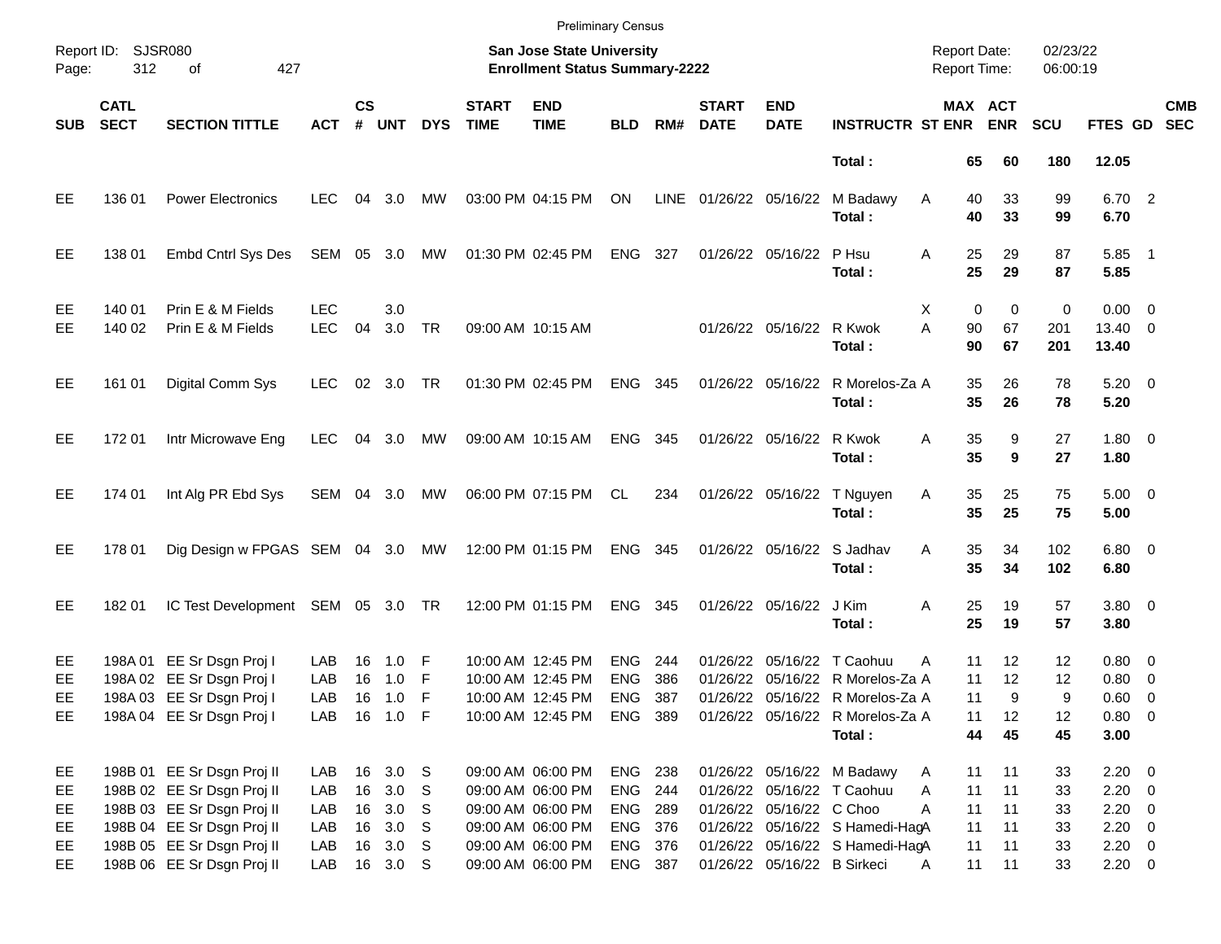Preliminary Census

Report ID: SJSR080

**San Jose State University**
**Enrollment Status Summary-2222**

Report Date: 02/23/22
Report Time: 06:00:19

| SUB | CATL SECT | SECTION TITTLE | ACT | CS # | UNT | DYS | START TIME | END TIME | BLD | RM# | START DATE | END DATE | INSTRUCTR | ST | MAX ENR | ACT ENR | SCU | FTES | GD | CMB SEC |
|---|---|---|---|---|---|---|---|---|---|---|---|---|---|---|---|---|---|---|---|---|
| | | | | | | | | | | | | | **Total :** | | **65** | **60** | **180** | **12.05** | | |
| EE | 136 01 | Power Electronics | LEC | 04 | 3.0 | MW | 03:00 PM | 04:15 PM | ON | LINE | 01/26/22 | 05/16/22 | M Badawy | A | 40 | 33 | 99 | 6.70 | 2 | |
| | | | | | | | | | | | | | **Total :** | | **40** | **33** | **99** | **6.70** | | |
| EE | 138 01 | Embd Cntrl Sys Des | SEM | 05 | 3.0 | MW | 01:30 PM | 02:45 PM | ENG | 327 | 01/26/22 | 05/16/22 | P Hsu | A | 25 | 29 | 87 | 5.85 | 1 | |
| | | | | | | | | | | | | | **Total :** | | **25** | **29** | **87** | **5.85** | | |
| EE | 140 01 | Prin E & M Fields | LEC | | 3.0 | | | | | | | | | X | 0 | 0 | 0 | 0.00 | 0 | |
| EE | 140 02 | Prin E & M Fields | LEC | 04 | 3.0 | TR | 09:00 AM | 10:15 AM | | | 01/26/22 | 05/16/22 | R Kwok | A | 90 | 67 | 201 | 13.40 | 0 | |
| | | | | | | | | | | | | | **Total :** | | **90** | **67** | **201** | **13.40** | | |
| EE | 161 01 | Digital Comm Sys | LEC | 02 | 3.0 | TR | 01:30 PM | 02:45 PM | ENG | 345 | 01/26/22 | 05/16/22 | R Morelos-Za | A | 35 | 26 | 78 | 5.20 | 0 | |
| | | | | | | | | | | | | | **Total :** | | **35** | **26** | **78** | **5.20** | | |
| EE | 172 01 | Intr Microwave Eng | LEC | 04 | 3.0 | MW | 09:00 AM | 10:15 AM | ENG | 345 | 01/26/22 | 05/16/22 | R Kwok | A | 35 | 9 | 27 | 1.80 | 0 | |
| | | | | | | | | | | | | | **Total :** | | **35** | **9** | **27** | **1.80** | | |
| EE | 174 01 | Int Alg PR Ebd Sys | SEM | 04 | 3.0 | MW | 06:00 PM | 07:15 PM | CL | 234 | 01/26/22 | 05/16/22 | T Nguyen | A | 35 | 25 | 75 | 5.00 | 0 | |
| | | | | | | | | | | | | | **Total :** | | **35** | **25** | **75** | **5.00** | | |
| EE | 178 01 | Dig Design w FPGAS | SEM | 04 | 3.0 | MW | 12:00 PM | 01:15 PM | ENG | 345 | 01/26/22 | 05/16/22 | S Jadhav | A | 35 | 34 | 102 | 6.80 | 0 | |
| | | | | | | | | | | | | | **Total :** | | **35** | **34** | **102** | **6.80** | | |
| EE | 182 01 | IC Test Development | SEM | 05 | 3.0 | TR | 12:00 PM | 01:15 PM | ENG | 345 | 01/26/22 | 05/16/22 | J Kim | A | 25 | 19 | 57 | 3.80 | 0 | |
| | | | | | | | | | | | | | **Total :** | | **25** | **19** | **57** | **3.80** | | |
| EE | 198A 01 | EE Sr Dsgn Proj I | LAB | 16 | 1.0 | F | 10:00 AM | 12:45 PM | ENG | 244 | 01/26/22 | 05/16/22 | T Caohuu | A | 11 | 12 | 12 | 0.80 | 0 | |
| EE | 198A 02 | EE Sr Dsgn Proj I | LAB | 16 | 1.0 | F | 10:00 AM | 12:45 PM | ENG | 386 | 01/26/22 | 05/16/22 | R Morelos-Za | A | 11 | 12 | 12 | 0.80 | 0 | |
| EE | 198A 03 | EE Sr Dsgn Proj I | LAB | 16 | 1.0 | F | 10:00 AM | 12:45 PM | ENG | 387 | 01/26/22 | 05/16/22 | R Morelos-Za | A | 11 | 9 | 9 | 0.60 | 0 | |
| EE | 198A 04 | EE Sr Dsgn Proj I | LAB | 16 | 1.0 | F | 10:00 AM | 12:45 PM | ENG | 389 | 01/26/22 | 05/16/22 | R Morelos-Za | A | 11 | 12 | 12 | 0.80 | 0 | |
| | | | | | | | | | | | | | **Total :** | | **44** | **45** | **45** | **3.00** | | |
| EE | 198B 01 | EE Sr Dsgn Proj II | LAB | 16 | 3.0 | S | 09:00 AM | 06:00 PM | ENG | 238 | 01/26/22 | 05/16/22 | M Badawy | A | 11 | 11 | 33 | 2.20 | 0 | |
| EE | 198B 02 | EE Sr Dsgn Proj II | LAB | 16 | 3.0 | S | 09:00 AM | 06:00 PM | ENG | 244 | 01/26/22 | 05/16/22 | T Caohuu | A | 11 | 11 | 33 | 2.20 | 0 | |
| EE | 198B 03 | EE Sr Dsgn Proj II | LAB | 16 | 3.0 | S | 09:00 AM | 06:00 PM | ENG | 289 | 01/26/22 | 05/16/22 | C Choo | A | 11 | 11 | 33 | 2.20 | 0 | |
| EE | 198B 04 | EE Sr Dsgn Proj II | LAB | 16 | 3.0 | S | 09:00 AM | 06:00 PM | ENG | 376 | 01/26/22 | 05/16/22 | S Hamedi-Hag | A | 11 | 11 | 33 | 2.20 | 0 | |
| EE | 198B 05 | EE Sr Dsgn Proj II | LAB | 16 | 3.0 | S | 09:00 AM | 06:00 PM | ENG | 376 | 01/26/22 | 05/16/22 | S Hamedi-Hag | A | 11 | 11 | 33 | 2.20 | 0 | |
| EE | 198B 06 | EE Sr Dsgn Proj II | LAB | 16 | 3.0 | S | 09:00 AM | 06:00 PM | ENG | 387 | 01/26/22 | 05/16/22 | B Sirkeci | A | 11 | 11 | 33 | 2.20 | 0 | |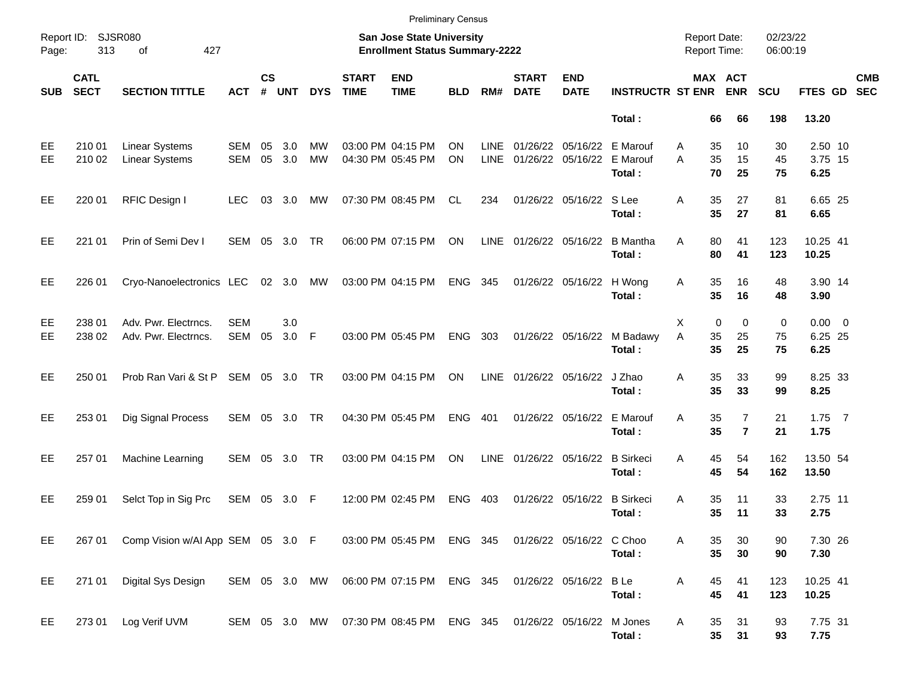| SUB | CATL SECT | SECTION TITTLE | ACT | CS # | UNT | DYS | START TIME | END TIME | BLD | RM# | START DATE | END DATE | INSTRUCTR | ST | MAX ENR | ACT ENR | SCU | FTES | GD | CMB SEC |
|---|---|---|---|---|---|---|---|---|---|---|---|---|---|---|---|---|---|---|---|---|
| | | | | | | | | | | | | | **Total :** | | **66** | **66** | **198** | **13.20** | | |
| EE | 210 01 | Linear Systems | SEM | 05 | 3.0 | MW | 03:00 PM | 04:15 PM | ON | LINE | 01/26/22 | 05/16/22 | E Marouf | A | 35 | 10 | 30 | 2.50 | 10 | |
| EE | 210 02 | Linear Systems | SEM | 05 | 3.0 | MW | 04:30 PM | 05:45 PM | ON | LINE | 01/26/22 | 05/16/22 | E Marouf | A | 35 | 15 | 45 | 3.75 | 15 | |
| | | | | | | | | | | | | | **Total :** | | **70** | **25** | **75** | **6.25** | | |
| EE | 220 01 | RFIC Design I | LEC | 03 | 3.0 | MW | 07:30 PM | 08:45 PM | CL | 234 | 01/26/22 | 05/16/22 | S Lee | A | 35 | 27 | 81 | 6.65 | 25 | |
| | | | | | | | | | | | | | **Total :** | | **35** | **27** | **81** | **6.65** | | |
| EE | 221 01 | Prin of Semi Dev I | SEM | 05 | 3.0 | TR | 06:00 PM | 07:15 PM | ON | LINE | 01/26/22 | 05/16/22 | B Mantha | A | 80 | 41 | 123 | 10.25 | 41 | |
| | | | | | | | | | | | | | **Total :** | | **80** | **41** | **123** | **10.25** | | |
| EE | 226 01 | Cryo-Nanoelectronics | LEC | 02 | 3.0 | MW | 03:00 PM | 04:15 PM | ENG | 345 | 01/26/22 | 05/16/22 | H Wong | A | 35 | 16 | 48 | 3.90 | 14 | |
| | | | | | | | | | | | | | **Total :** | | **35** | **16** | **48** | **3.90** | | |
| EE | 238 01 | Adv. Pwr. Electrncs. | SEM | | 3.0 | | | | | | | | | X | 0 | 0 | 0 | 0.00 | 0 | |
| EE | 238 02 | Adv. Pwr. Electrncs. | SEM | 05 | 3.0 | F | 03:00 PM | 05:45 PM | ENG | 303 | 01/26/22 | 05/16/22 | M Badawy | A | 35 | 25 | 75 | 6.25 | 25 | |
| | | | | | | | | | | | | | **Total :** | | **35** | **25** | **75** | **6.25** | | |
| EE | 250 01 | Prob Ran Vari & St P | SEM | 05 | 3.0 | TR | 03:00 PM | 04:15 PM | ON | LINE | 01/26/22 | 05/16/22 | J Zhao | A | 35 | 33 | 99 | 8.25 | 33 | |
| | | | | | | | | | | | | | **Total :** | | **35** | **33** | **99** | **8.25** | | |
| EE | 253 01 | Dig Signal Process | SEM | 05 | 3.0 | TR | 04:30 PM | 05:45 PM | ENG | 401 | 01/26/22 | 05/16/22 | E Marouf | A | 35 | 7 | 21 | 1.75 | 7 | |
| | | | | | | | | | | | | | **Total :** | | **35** | **7** | **21** | **1.75** | | |
| EE | 257 01 | Machine Learning | SEM | 05 | 3.0 | TR | 03:00 PM | 04:15 PM | ON | LINE | 01/26/22 | 05/16/22 | B Sirkeci | A | 45 | 54 | 162 | 13.50 | 54 | |
| | | | | | | | | | | | | | **Total :** | | **45** | **54** | **162** | **13.50** | | |
| EE | 259 01 | Selct Top in Sig Prc | SEM | 05 | 3.0 | F | 12:00 PM | 02:45 PM | ENG | 403 | 01/26/22 | 05/16/22 | B Sirkeci | A | 35 | 11 | 33 | 2.75 | 11 | |
| | | | | | | | | | | | | | **Total :** | | **35** | **11** | **33** | **2.75** | | |
| EE | 267 01 | Comp Vision w/AI App | SEM | 05 | 3.0 | F | 03:00 PM | 05:45 PM | ENG | 345 | 01/26/22 | 05/16/22 | C Choo | A | 35 | 30 | 90 | 7.30 | 26 | |
| | | | | | | | | | | | | | **Total :** | | **35** | **30** | **90** | **7.30** | | |
| EE | 271 01 | Digital Sys Design | SEM | 05 | 3.0 | MW | 06:00 PM | 07:15 PM | ENG | 345 | 01/26/22 | 05/16/22 | B Le | A | 45 | 41 | 123 | 10.25 | 41 | |
| | | | | | | | | | | | | | **Total :** | | **45** | **41** | **123** | **10.25** | | |
| EE | 273 01 | Log Verif UVM | SEM | 05 | 3.0 | MW | 07:30 PM | 08:45 PM | ENG | 345 | 01/26/22 | 05/16/22 | M Jones | A | 35 | 31 | 93 | 7.75 | 31 | |
| | | | | | | | | | | | | | **Total :** | | **35** | **31** | **93** | **7.75** | | |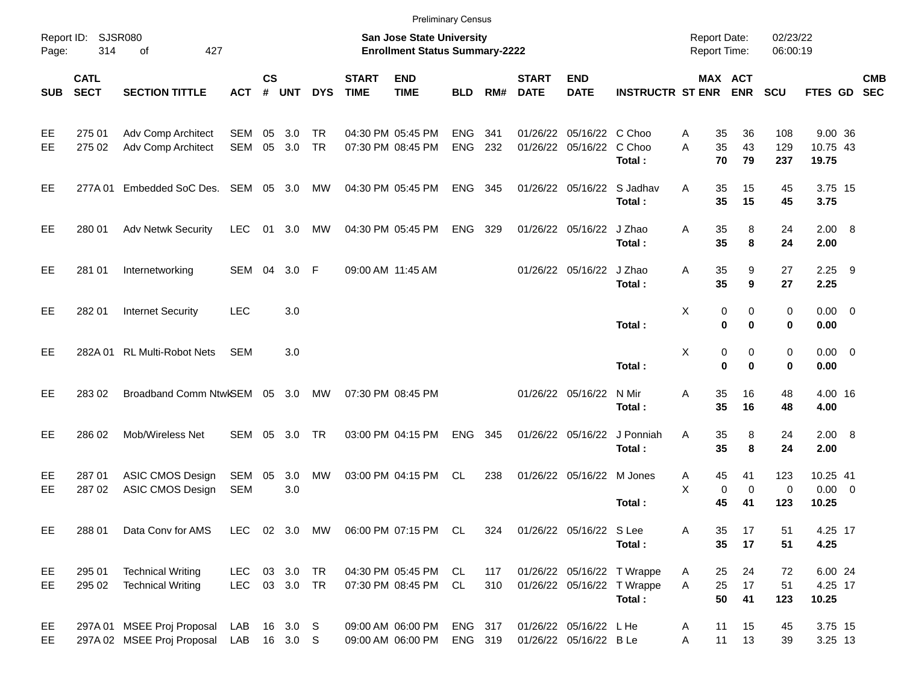Preliminary Census

Report ID: SJSR080 | San Jose State University | Report Date: 02/23/22
Page: 314 of 427 | Enrollment Status Summary-2222 | Report Time: 06:00:19

| SUB | CATL SECT | SECTION TITTLE | ACT | CS # | UNT | DYS | START TIME | END TIME | BLD | RM# | START DATE | END DATE | INSTRUCTR | ST | MAX ENR | ACT ENR | SCU | FTES | GD | CMB SEC |
|---|---|---|---|---|---|---|---|---|---|---|---|---|---|---|---|---|---|---|---|---|
| EE | 275 01 | Adv Comp Architect | SEM | 05 | 3.0 | TR | 04:30 PM | 05:45 PM | ENG | 341 | 01/26/22 | 05/16/22 | C Choo | A | 35 | 36 | 108 | 9.00 | 36 | |
| EE | 275 02 | Adv Comp Architect | SEM | 05 | 3.0 | TR | 07:30 PM | 08:45 PM | ENG | 232 | 01/26/22 | 05/16/22 | C Choo | A | 35 | 43 | 129 | 10.75 | 43 | |
| | | | | | | | | | | | | | **Total :** | | **70** | **79** | **237** | **19.75** | | |
| EE | 277A 01 | Embedded SoC Des. | SEM | 05 | 3.0 | MW | 04:30 PM | 05:45 PM | ENG | 345 | 01/26/22 | 05/16/22 | S Jadhav | A | 35 | 15 | 45 | 3.75 | 15 | |
| | | | | | | | | | | | | | **Total :** | | **35** | **15** | **45** | **3.75** | | |
| EE | 280 01 | Adv Netwk Security | LEC | 01 | 3.0 | MW | 04:30 PM | 05:45 PM | ENG | 329 | 01/26/22 | 05/16/22 | J Zhao | A | 35 | 8 | 24 | 2.00 | 8 | |
| | | | | | | | | | | | | | **Total :** | | **35** | **8** | **24** | **2.00** | | |
| EE | 281 01 | Internetworking | SEM | 04 | 3.0 | F | 09:00 AM | 11:45 AM | | | 01/26/22 | 05/16/22 | J Zhao | A | 35 | 9 | 27 | 2.25 | 9 | |
| | | | | | | | | | | | | | **Total :** | | **35** | **9** | **27** | **2.25** | | |
| EE | 282 01 | Internet Security | LEC | | 3.0 | | | | | | | | | X | 0 | 0 | 0 | 0.00 | 0 | |
| | | | | | | | | | | | | | **Total :** | | **0** | **0** | **0** | **0.00** | | |
| EE | 282A 01 | RL Multi-Robot Nets | SEM | | 3.0 | | | | | | | | | X | 0 | 0 | 0 | 0.00 | 0 | |
| | | | | | | | | | | | | | **Total :** | | **0** | **0** | **0** | **0.00** | | |
| EE | 283 02 | Broadband Comm Ntwk | SEM | 05 | 3.0 | MW | 07:30 PM | 08:45 PM | | | 01/26/22 | 05/16/22 | N Mir | A | 35 | 16 | 48 | 4.00 | 16 | |
| | | | | | | | | | | | | | **Total :** | | **35** | **16** | **48** | **4.00** | | |
| EE | 286 02 | Mob/Wireless Net | SEM | 05 | 3.0 | TR | 03:00 PM | 04:15 PM | ENG | 345 | 01/26/22 | 05/16/22 | J Ponniah | A | 35 | 8 | 24 | 2.00 | 8 | |
| | | | | | | | | | | | | | **Total :** | | **35** | **8** | **24** | **2.00** | | |
| EE | 287 01 | ASIC CMOS Design | SEM | 05 | 3.0 | MW | 03:00 PM | 04:15 PM | CL | 238 | 01/26/22 | 05/16/22 | M Jones | A | 45 | 41 | 123 | 10.25 | 41 | |
| EE | 287 02 | ASIC CMOS Design | SEM | | 3.0 | | | | | | | | | X | 0 | 0 | 0 | 0.00 | 0 | |
| | | | | | | | | | | | | | **Total :** | | **45** | **41** | **123** | **10.25** | | |
| EE | 288 01 | Data Conv for AMS | LEC | 02 | 3.0 | MW | 06:00 PM | 07:15 PM | CL | 324 | 01/26/22 | 05/16/22 | S Lee | A | 35 | 17 | 51 | 4.25 | 17 | |
| | | | | | | | | | | | | | **Total :** | | **35** | **17** | **51** | **4.25** | | |
| EE | 295 01 | Technical Writing | LEC | 03 | 3.0 | TR | 04:30 PM | 05:45 PM | CL | 117 | 01/26/22 | 05/16/22 | T Wrappe | A | 25 | 24 | 72 | 6.00 | 24 | |
| EE | 295 02 | Technical Writing | LEC | 03 | 3.0 | TR | 07:30 PM | 08:45 PM | CL | 310 | 01/26/22 | 05/16/22 | T Wrappe | A | 25 | 17 | 51 | 4.25 | 17 | |
| | | | | | | | | | | | | | **Total :** | | **50** | **41** | **123** | **10.25** | | |
| EE | 297A 01 | MSEE Proj Proposal | LAB | 16 | 3.0 | S | 09:00 AM | 06:00 PM | ENG | 317 | 01/26/22 | 05/16/22 | L He | A | 11 | 15 | 45 | 3.75 | 15 | |
| EE | 297A 02 | MSEE Proj Proposal | LAB | 16 | 3.0 | S | 09:00 AM | 06:00 PM | ENG | 319 | 01/26/22 | 05/16/22 | B Le | A | 11 | 13 | 39 | 3.25 | 13 | |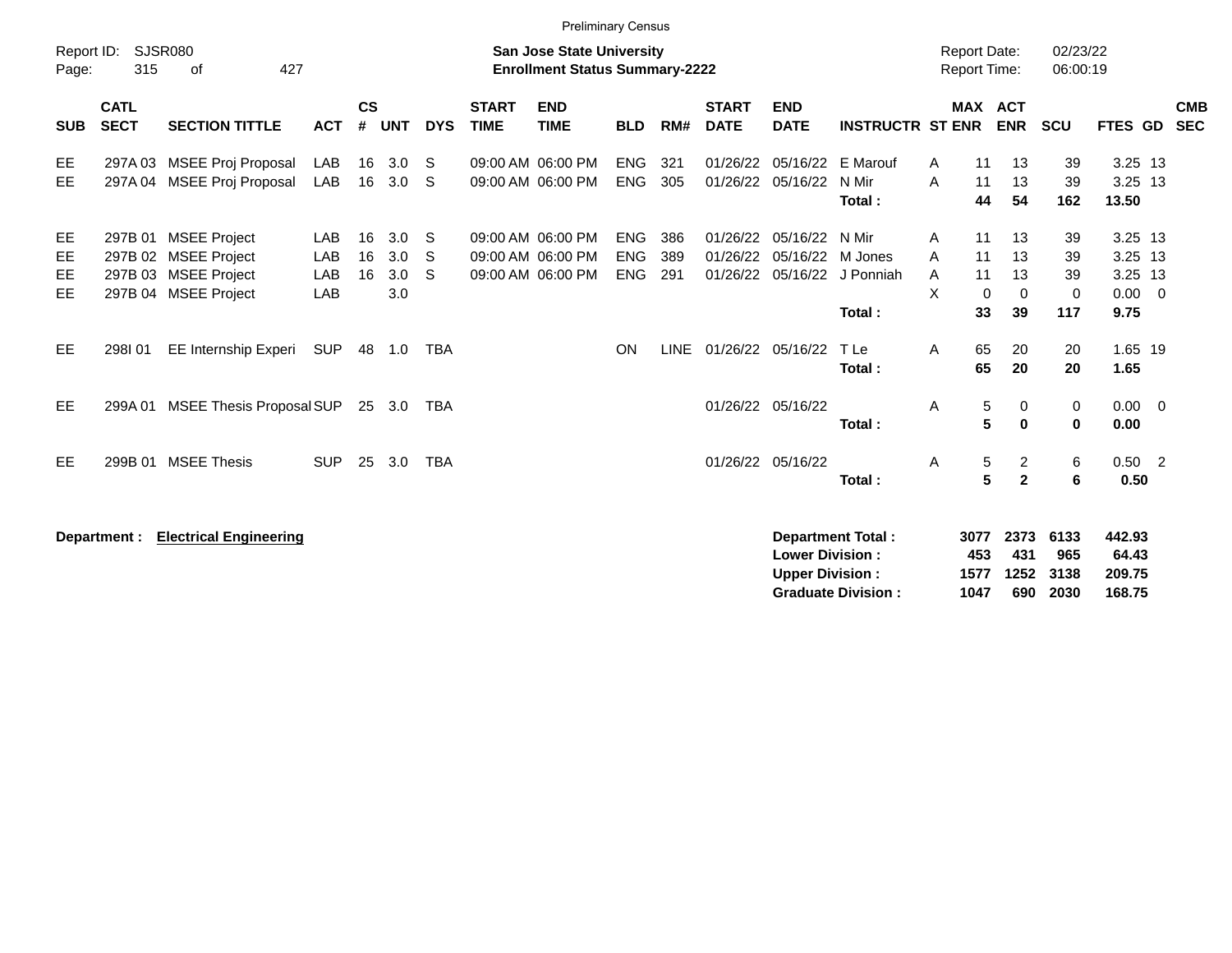Preliminary Census

Report ID: SJSR080

**San Jose State University**
**Enrollment Status Summary-2222**

Report Date: 02/23/22
Report Time: 06:00:19

| SUB | CATL SECT | SECTION TITTLE | ACT | CS # | UNT | DYS | START TIME | END TIME | BLD | RM# | START DATE | END DATE | INSTRUCTR | ST | MAX ENR | ACT ENR | SCU | FTES | GD | CMB SEC |
|---|---|---|---|---|---|---|---|---|---|---|---|---|---|---|---|---|---|---|---|---|
| EE | 297A 03 | MSEE Proj Proposal | LAB | 16 | 3.0 | S | 09:00 AM | 06:00 PM | ENG | 321 | 01/26/22 | 05/16/22 | E Marouf | A | 11 | 13 | 39 | 3.25 | 13 | |
| EE | 297A 04 | MSEE Proj Proposal | LAB | 16 | 3.0 | S | 09:00 AM | 06:00 PM | ENG | 305 | 01/26/22 | 05/16/22 | N Mir | A | 11 | 13 | 39 | 3.25 | 13 | |
| | | | | | | | | | | | | | **Total :** | | **44** | **54** | **162** | **13.50** | | |
| EE | 297B 01 | MSEE Project | LAB | 16 | 3.0 | S | 09:00 AM | 06:00 PM | ENG | 386 | 01/26/22 | 05/16/22 | N Mir | A | 11 | 13 | 39 | 3.25 | 13 | |
| EE | 297B 02 | MSEE Project | LAB | 16 | 3.0 | S | 09:00 AM | 06:00 PM | ENG | 389 | 01/26/22 | 05/16/22 | M Jones | A | 11 | 13 | 39 | 3.25 | 13 | |
| EE | 297B 03 | MSEE Project | LAB | 16 | 3.0 | S | 09:00 AM | 06:00 PM | ENG | 291 | 01/26/22 | 05/16/22 | J Ponniah | A | 11 | 13 | 39 | 3.25 | 13 | |
| EE | 297B 04 | MSEE Project | LAB | | 3.0 | | | | | | | | | X | 0 | 0 | 0 | 0.00 | 0 | |
| | | | | | | | | | | | | | **Total :** | | **33** | **39** | **117** | **9.75** | | |
| EE | 298I 01 | EE Internship Experi | SUP | 48 | 1.0 | TBA | | | ON | LINE | 01/26/22 | 05/16/22 | T Le | A | 65 | 20 | 20 | 1.65 | 19 | |
| | | | | | | | | | | | | | **Total :** | | **65** | **20** | **20** | **1.65** | | |
| EE | 299A 01 | MSEE Thesis Proposal | SUP | 25 | 3.0 | TBA | | | | | 01/26/22 | 05/16/22 | | A | 5 | 0 | 0 | 0.00 | 0 | |
| | | | | | | | | | | | | | **Total :** | | **5** | **0** | **0** | **0.00** | | |
| EE | 299B 01 | MSEE Thesis | SUP | 25 | 3.0 | TBA | | | | | 01/26/22 | 05/16/22 | | A | 5 | 2 | 6 | 0.50 | 2 | |
| | | | | | | | | | | | | | **Total :** | | **5** | **2** | **6** | **0.50** | | |

**Department : Electrical Engineering**

| | MAX ENR | ACT ENR | SCU | FTES |
|---|---|---|---|---|
| **Department Total :** | **3077** | **2373** | **6133** | **442.93** |
| **Lower Division :** | **453** | **431** | **965** | **64.43** |
| **Upper Division :** | **1577** | **1252** | **3138** | **209.75** |
| **Graduate Division :** | **1047** | **690** | **2030** | **168.75** |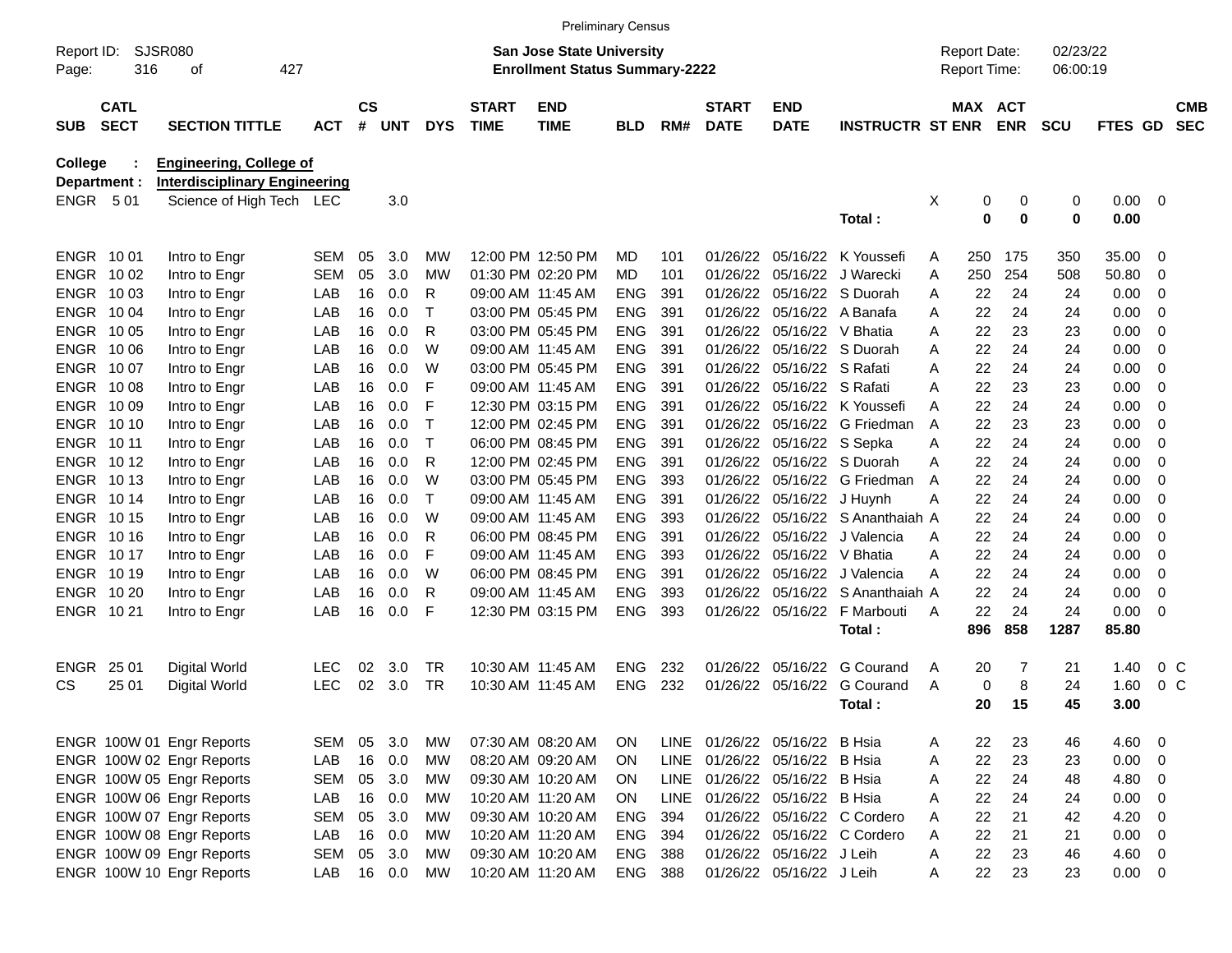Preliminary Census

Report ID: SJSR080 | **San Jose State University** | Report Date: 02/23/22
Page: 316 of 427 | **Enrollment Status Summary-2222** | Report Time: 06:00:19

**College : Engineering, College of**
**Department : Interdisciplinary Engineering**

| SUB | CATL SECT | SECTION TITTLE | ACT | CS # | UNT | DYS | START TIME | END TIME | BLD | RM# | START DATE | END DATE | INSTRUCTR | ST | MAX ENR | ACT ENR | SCU | FTES | GD | CMB SEC |
|---|---|---|---|---|---|---|---|---|---|---|---|---|---|---|---|---|---|---|---|---|
| ENGR | 5 01 | Science of High Tech | LEC | | 3.0 | | | | | | | | | X | 0 | 0 | 0 | 0.00 | 0 | |
| | | | | | | | | | | | | | **Total :** | | **0** | **0** | **0** | **0.00** | | |
| ENGR | 10 01 | Intro to Engr | SEM | 05 | 3.0 | MW | 12:00 PM | 12:50 PM | MD | 101 | 01/26/22 | 05/16/22 | K Youssefi | A | 250 | 175 | 350 | 35.00 | 0 | |
| ENGR | 10 02 | Intro to Engr | SEM | 05 | 3.0 | MW | 01:30 PM | 02:20 PM | MD | 101 | 01/26/22 | 05/16/22 | J Warecki | A | 250 | 254 | 508 | 50.80 | 0 | |
| ENGR | 10 03 | Intro to Engr | LAB | 16 | 0.0 | R | 09:00 AM | 11:45 AM | ENG | 391 | 01/26/22 | 05/16/22 | S Duorah | A | 22 | 24 | 24 | 0.00 | 0 | |
| ENGR | 10 04 | Intro to Engr | LAB | 16 | 0.0 | T | 03:00 PM | 05:45 PM | ENG | 391 | 01/26/22 | 05/16/22 | A Banafa | A | 22 | 24 | 24 | 0.00 | 0 | |
| ENGR | 10 05 | Intro to Engr | LAB | 16 | 0.0 | R | 03:00 PM | 05:45 PM | ENG | 391 | 01/26/22 | 05/16/22 | V Bhatia | A | 22 | 23 | 23 | 0.00 | 0 | |
| ENGR | 10 06 | Intro to Engr | LAB | 16 | 0.0 | W | 09:00 AM | 11:45 AM | ENG | 391 | 01/26/22 | 05/16/22 | S Duorah | A | 22 | 24 | 24 | 0.00 | 0 | |
| ENGR | 10 07 | Intro to Engr | LAB | 16 | 0.0 | W | 03:00 PM | 05:45 PM | ENG | 391 | 01/26/22 | 05/16/22 | S Rafati | A | 22 | 24 | 24 | 0.00 | 0 | |
| ENGR | 10 08 | Intro to Engr | LAB | 16 | 0.0 | F | 09:00 AM | 11:45 AM | ENG | 391 | 01/26/22 | 05/16/22 | S Rafati | A | 22 | 23 | 23 | 0.00 | 0 | |
| ENGR | 10 09 | Intro to Engr | LAB | 16 | 0.0 | F | 12:30 PM | 03:15 PM | ENG | 391 | 01/26/22 | 05/16/22 | K Youssefi | A | 22 | 24 | 24 | 0.00 | 0 | |
| ENGR | 10 10 | Intro to Engr | LAB | 16 | 0.0 | T | 12:00 PM | 02:45 PM | ENG | 391 | 01/26/22 | 05/16/22 | G Friedman | A | 22 | 23 | 23 | 0.00 | 0 | |
| ENGR | 10 11 | Intro to Engr | LAB | 16 | 0.0 | T | 06:00 PM | 08:45 PM | ENG | 391 | 01/26/22 | 05/16/22 | S Sepka | A | 22 | 24 | 24 | 0.00 | 0 | |
| ENGR | 10 12 | Intro to Engr | LAB | 16 | 0.0 | R | 12:00 PM | 02:45 PM | ENG | 391 | 01/26/22 | 05/16/22 | S Duorah | A | 22 | 24 | 24 | 0.00 | 0 | |
| ENGR | 10 13 | Intro to Engr | LAB | 16 | 0.0 | W | 03:00 PM | 05:45 PM | ENG | 393 | 01/26/22 | 05/16/22 | G Friedman | A | 22 | 24 | 24 | 0.00 | 0 | |
| ENGR | 10 14 | Intro to Engr | LAB | 16 | 0.0 | T | 09:00 AM | 11:45 AM | ENG | 391 | 01/26/22 | 05/16/22 | J Huynh | A | 22 | 24 | 24 | 0.00 | 0 | |
| ENGR | 10 15 | Intro to Engr | LAB | 16 | 0.0 | W | 09:00 AM | 11:45 AM | ENG | 393 | 01/26/22 | 05/16/22 | S Ananthaiah | A | 22 | 24 | 24 | 0.00 | 0 | |
| ENGR | 10 16 | Intro to Engr | LAB | 16 | 0.0 | R | 06:00 PM | 08:45 PM | ENG | 391 | 01/26/22 | 05/16/22 | J Valencia | A | 22 | 24 | 24 | 0.00 | 0 | |
| ENGR | 10 17 | Intro to Engr | LAB | 16 | 0.0 | F | 09:00 AM | 11:45 AM | ENG | 393 | 01/26/22 | 05/16/22 | V Bhatia | A | 22 | 24 | 24 | 0.00 | 0 | |
| ENGR | 10 19 | Intro to Engr | LAB | 16 | 0.0 | W | 06:00 PM | 08:45 PM | ENG | 391 | 01/26/22 | 05/16/22 | J Valencia | A | 22 | 24 | 24 | 0.00 | 0 | |
| ENGR | 10 20 | Intro to Engr | LAB | 16 | 0.0 | R | 09:00 AM | 11:45 AM | ENG | 393 | 01/26/22 | 05/16/22 | S Ananthaiah | A | 22 | 24 | 24 | 0.00 | 0 | |
| ENGR | 10 21 | Intro to Engr | LAB | 16 | 0.0 | F | 12:30 PM | 03:15 PM | ENG | 393 | 01/26/22 | 05/16/22 | F Marbouti | A | 22 | 24 | 24 | 0.00 | 0 | |
| | | | | | | | | | | | | | **Total :** | | **896** | **858** | **1287** | **85.80** | | |
| ENGR | 25 01 | Digital World | LEC | 02 | 3.0 | TR | 10:30 AM | 11:45 AM | ENG | 232 | 01/26/22 | 05/16/22 | G Courand | A | 20 | 7 | 21 | 1.40 | 0 | C |
| CS | 25 01 | Digital World | LEC | 02 | 3.0 | TR | 10:30 AM | 11:45 AM | ENG | 232 | 01/26/22 | 05/16/22 | G Courand | A | 0 | 8 | 24 | 1.60 | 0 | C |
| | | | | | | | | | | | | | **Total :** | | **20** | **15** | **45** | **3.00** | | |
| ENGR | 100W 01 | Engr Reports | SEM | 05 | 3.0 | MW | 07:30 AM | 08:20 AM | ON | LINE | 01/26/22 | 05/16/22 | B Hsia | A | 22 | 23 | 46 | 4.60 | 0 | |
| ENGR | 100W 02 | Engr Reports | LAB | 16 | 0.0 | MW | 08:20 AM | 09:20 AM | ON | LINE | 01/26/22 | 05/16/22 | B Hsia | A | 22 | 23 | 23 | 0.00 | 0 | |
| ENGR | 100W 05 | Engr Reports | SEM | 05 | 3.0 | MW | 09:30 AM | 10:20 AM | ON | LINE | 01/26/22 | 05/16/22 | B Hsia | A | 22 | 24 | 48 | 4.80 | 0 | |
| ENGR | 100W 06 | Engr Reports | LAB | 16 | 0.0 | MW | 10:20 AM | 11:20 AM | ON | LINE | 01/26/22 | 05/16/22 | B Hsia | A | 22 | 24 | 24 | 0.00 | 0 | |
| ENGR | 100W 07 | Engr Reports | SEM | 05 | 3.0 | MW | 09:30 AM | 10:20 AM | ENG | 394 | 01/26/22 | 05/16/22 | C Cordero | A | 22 | 21 | 42 | 4.20 | 0 | |
| ENGR | 100W 08 | Engr Reports | LAB | 16 | 0.0 | MW | 10:20 AM | 11:20 AM | ENG | 394 | 01/26/22 | 05/16/22 | C Cordero | A | 22 | 21 | 21 | 0.00 | 0 | |
| ENGR | 100W 09 | Engr Reports | SEM | 05 | 3.0 | MW | 09:30 AM | 10:20 AM | ENG | 388 | 01/26/22 | 05/16/22 | J Leih | A | 22 | 23 | 46 | 4.60 | 0 | |
| ENGR | 100W 10 | Engr Reports | LAB | 16 | 0.0 | MW | 10:20 AM | 11:20 AM | ENG | 388 | 01/26/22 | 05/16/22 | J Leih | A | 22 | 23 | 23 | 0.00 | 0 | |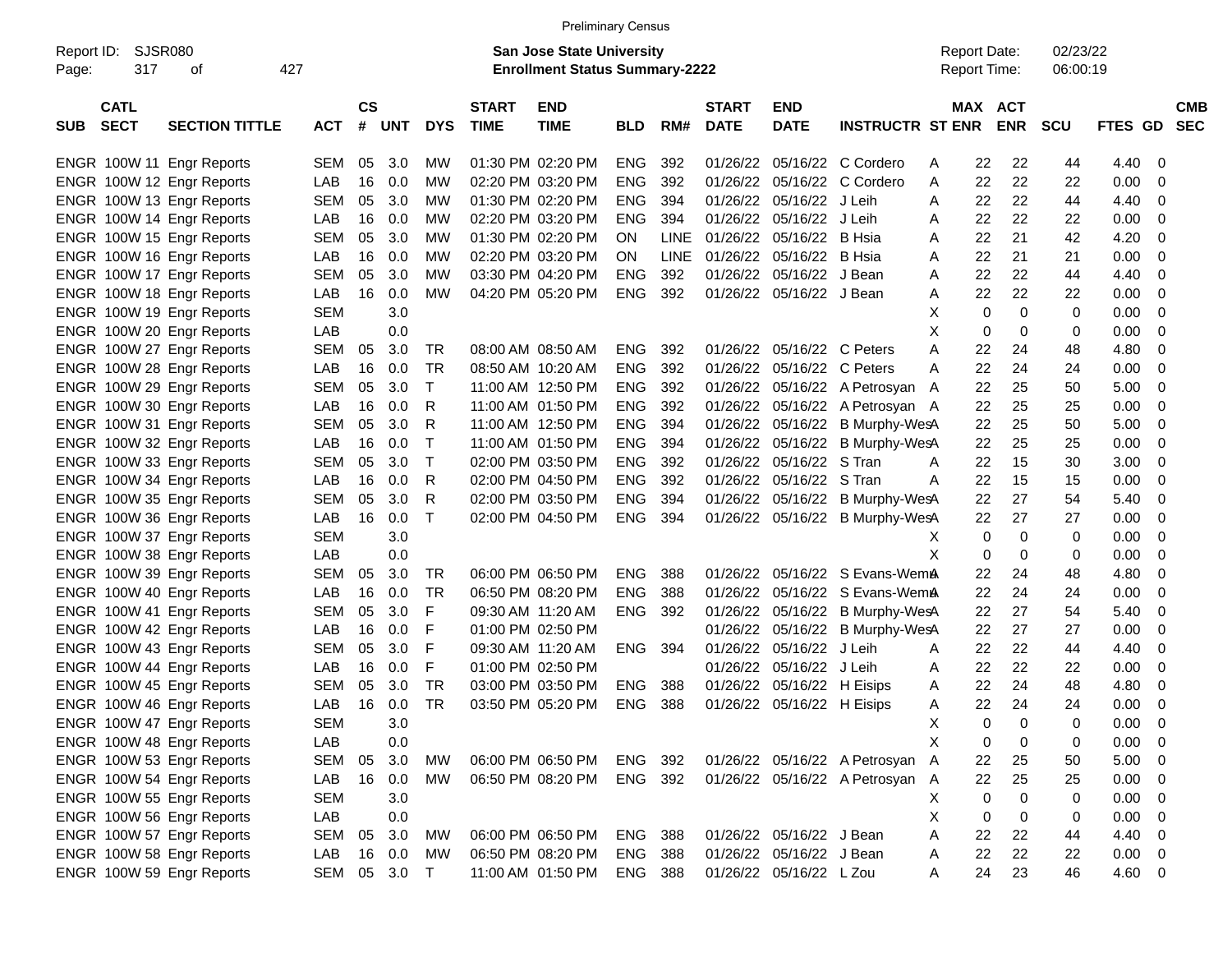Preliminary Census

Report ID: SJSR080

**San Jose State University**
**Enrollment Status Summary-2222**

Report Date: 02/23/22
Report Time: 06:00:19

| SUB | CATL SECT | SECTION TITTLE | ACT | CS # | UNT | DYS | START TIME | END TIME | BLD | RM# | START DATE | END DATE | INSTRUCTR | ST | MAX ENR | ACT ENR | SCU | FTES | GD | CMB SEC |
|---|---|---|---|---|---|---|---|---|---|---|---|---|---|---|---|---|---|---|---|---|
| ENGR | 100W 11 | Engr Reports | SEM | 05 | 3.0 | MW | 01:30 PM | 02:20 PM | ENG | 392 | 01/26/22 | 05/16/22 | C Cordero | A | 22 | 22 | 44 | 4.40 | 0 | |
| ENGR | 100W 12 | Engr Reports | LAB | 16 | 0.0 | MW | 02:20 PM | 03:20 PM | ENG | 392 | 01/26/22 | 05/16/22 | C Cordero | A | 22 | 22 | 22 | 0.00 | 0 | |
| ENGR | 100W 13 | Engr Reports | SEM | 05 | 3.0 | MW | 01:30 PM | 02:20 PM | ENG | 394 | 01/26/22 | 05/16/22 | J Leih | A | 22 | 22 | 44 | 4.40 | 0 | |
| ENGR | 100W 14 | Engr Reports | LAB | 16 | 0.0 | MW | 02:20 PM | 03:20 PM | ENG | 394 | 01/26/22 | 05/16/22 | J Leih | A | 22 | 22 | 22 | 0.00 | 0 | |
| ENGR | 100W 15 | Engr Reports | SEM | 05 | 3.0 | MW | 01:30 PM | 02:20 PM | ON | LINE | 01/26/22 | 05/16/22 | B Hsia | A | 22 | 21 | 42 | 4.20 | 0 | |
| ENGR | 100W 16 | Engr Reports | LAB | 16 | 0.0 | MW | 02:20 PM | 03:20 PM | ON | LINE | 01/26/22 | 05/16/22 | B Hsia | A | 22 | 21 | 21 | 0.00 | 0 | |
| ENGR | 100W 17 | Engr Reports | SEM | 05 | 3.0 | MW | 03:30 PM | 04:20 PM | ENG | 392 | 01/26/22 | 05/16/22 | J Bean | A | 22 | 22 | 44 | 4.40 | 0 | |
| ENGR | 100W 18 | Engr Reports | LAB | 16 | 0.0 | MW | 04:20 PM | 05:20 PM | ENG | 392 | 01/26/22 | 05/16/22 | J Bean | A | 22 | 22 | 22 | 0.00 | 0 | |
| ENGR | 100W 19 | Engr Reports | SEM | | 3.0 | | | | | | | | | X | 0 | 0 | 0 | 0.00 | 0 | |
| ENGR | 100W 20 | Engr Reports | LAB | | 0.0 | | | | | | | | | X | 0 | 0 | 0 | 0.00 | 0 | |
| ENGR | 100W 27 | Engr Reports | SEM | 05 | 3.0 | TR | 08:00 AM | 08:50 AM | ENG | 392 | 01/26/22 | 05/16/22 | C Peters | A | 22 | 24 | 48 | 4.80 | 0 | |
| ENGR | 100W 28 | Engr Reports | LAB | 16 | 0.0 | TR | 08:50 AM | 10:20 AM | ENG | 392 | 01/26/22 | 05/16/22 | C Peters | A | 22 | 24 | 24 | 0.00 | 0 | |
| ENGR | 100W 29 | Engr Reports | SEM | 05 | 3.0 | T | 11:00 AM | 12:50 PM | ENG | 392 | 01/26/22 | 05/16/22 | A Petrosyan | A | 22 | 25 | 50 | 5.00 | 0 | |
| ENGR | 100W 30 | Engr Reports | LAB | 16 | 0.0 | R | 11:00 AM | 01:50 PM | ENG | 392 | 01/26/22 | 05/16/22 | A Petrosyan | A | 22 | 25 | 25 | 0.00 | 0 | |
| ENGR | 100W 31 | Engr Reports | SEM | 05 | 3.0 | R | 11:00 AM | 12:50 PM | ENG | 394 | 01/26/22 | 05/16/22 | B Murphy-Wes | A | 22 | 25 | 50 | 5.00 | 0 | |
| ENGR | 100W 32 | Engr Reports | LAB | 16 | 0.0 | T | 11:00 AM | 01:50 PM | ENG | 394 | 01/26/22 | 05/16/22 | B Murphy-Wes | A | 22 | 25 | 25 | 0.00 | 0 | |
| ENGR | 100W 33 | Engr Reports | SEM | 05 | 3.0 | T | 02:00 PM | 03:50 PM | ENG | 392 | 01/26/22 | 05/16/22 | S Tran | A | 22 | 15 | 30 | 3.00 | 0 | |
| ENGR | 100W 34 | Engr Reports | LAB | 16 | 0.0 | R | 02:00 PM | 04:50 PM | ENG | 392 | 01/26/22 | 05/16/22 | S Tran | A | 22 | 15 | 15 | 0.00 | 0 | |
| ENGR | 100W 35 | Engr Reports | SEM | 05 | 3.0 | R | 02:00 PM | 03:50 PM | ENG | 394 | 01/26/22 | 05/16/22 | B Murphy-Wes | A | 22 | 27 | 54 | 5.40 | 0 | |
| ENGR | 100W 36 | Engr Reports | LAB | 16 | 0.0 | T | 02:00 PM | 04:50 PM | ENG | 394 | 01/26/22 | 05/16/22 | B Murphy-Wes | A | 22 | 27 | 27 | 0.00 | 0 | |
| ENGR | 100W 37 | Engr Reports | SEM | | 3.0 | | | | | | | | | X | 0 | 0 | 0 | 0.00 | 0 | |
| ENGR | 100W 38 | Engr Reports | LAB | | 0.0 | | | | | | | | | X | 0 | 0 | 0 | 0.00 | 0 | |
| ENGR | 100W 39 | Engr Reports | SEM | 05 | 3.0 | TR | 06:00 PM | 06:50 PM | ENG | 388 | 01/26/22 | 05/16/22 | S Evans-Wem | A | 22 | 24 | 48 | 4.80 | 0 | |
| ENGR | 100W 40 | Engr Reports | LAB | 16 | 0.0 | TR | 06:50 PM | 08:20 PM | ENG | 388 | 01/26/22 | 05/16/22 | S Evans-Wem | A | 22 | 24 | 24 | 0.00 | 0 | |
| ENGR | 100W 41 | Engr Reports | SEM | 05 | 3.0 | F | 09:30 AM | 11:20 AM | ENG | 392 | 01/26/22 | 05/16/22 | B Murphy-Wes | A | 22 | 27 | 54 | 5.40 | 0 | |
| ENGR | 100W 42 | Engr Reports | LAB | 16 | 0.0 | F | 01:00 PM | 02:50 PM | | | 01/26/22 | 05/16/22 | B Murphy-Wes | A | 22 | 27 | 27 | 0.00 | 0 | |
| ENGR | 100W 43 | Engr Reports | SEM | 05 | 3.0 | F | 09:30 AM | 11:20 AM | ENG | 394 | 01/26/22 | 05/16/22 | J Leih | A | 22 | 22 | 44 | 4.40 | 0 | |
| ENGR | 100W 44 | Engr Reports | LAB | 16 | 0.0 | F | 01:00 PM | 02:50 PM | | | 01/26/22 | 05/16/22 | J Leih | A | 22 | 22 | 22 | 0.00 | 0 | |
| ENGR | 100W 45 | Engr Reports | SEM | 05 | 3.0 | TR | 03:00 PM | 03:50 PM | ENG | 388 | 01/26/22 | 05/16/22 | H Eisips | A | 22 | 24 | 48 | 4.80 | 0 | |
| ENGR | 100W 46 | Engr Reports | LAB | 16 | 0.0 | TR | 03:50 PM | 05:20 PM | ENG | 388 | 01/26/22 | 05/16/22 | H Eisips | A | 22 | 24 | 24 | 0.00 | 0 | |
| ENGR | 100W 47 | Engr Reports | SEM | | 3.0 | | | | | | | | | X | 0 | 0 | 0 | 0.00 | 0 | |
| ENGR | 100W 48 | Engr Reports | LAB | | 0.0 | | | | | | | | | X | 0 | 0 | 0 | 0.00 | 0 | |
| ENGR | 100W 53 | Engr Reports | SEM | 05 | 3.0 | MW | 06:00 PM | 06:50 PM | ENG | 392 | 01/26/22 | 05/16/22 | A Petrosyan | A | 22 | 25 | 50 | 5.00 | 0 | |
| ENGR | 100W 54 | Engr Reports | LAB | 16 | 0.0 | MW | 06:50 PM | 08:20 PM | ENG | 392 | 01/26/22 | 05/16/22 | A Petrosyan | A | 22 | 25 | 25 | 0.00 | 0 | |
| ENGR | 100W 55 | Engr Reports | SEM | | 3.0 | | | | | | | | | X | 0 | 0 | 0 | 0.00 | 0 | |
| ENGR | 100W 56 | Engr Reports | LAB | | 0.0 | | | | | | | | | X | 0 | 0 | 0 | 0.00 | 0 | |
| ENGR | 100W 57 | Engr Reports | SEM | 05 | 3.0 | MW | 06:00 PM | 06:50 PM | ENG | 388 | 01/26/22 | 05/16/22 | J Bean | A | 22 | 22 | 44 | 4.40 | 0 | |
| ENGR | 100W 58 | Engr Reports | LAB | 16 | 0.0 | MW | 06:50 PM | 08:20 PM | ENG | 388 | 01/26/22 | 05/16/22 | J Bean | A | 22 | 22 | 22 | 0.00 | 0 | |
| ENGR | 100W 59 | Engr Reports | SEM | 05 | 3.0 | T | 11:00 AM | 01:50 PM | ENG | 388 | 01/26/22 | 05/16/22 | L Zou | A | 24 | 23 | 46 | 4.60 | 0 | |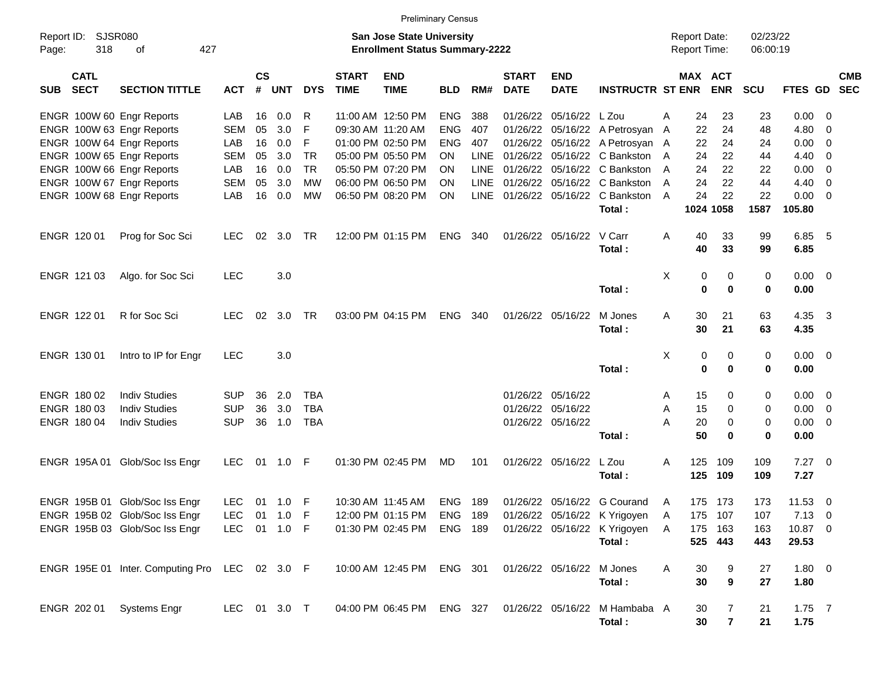Preliminary Census

Report ID: SJSR080

**San Jose State University**
**Enrollment Status Summary-2222**

Report Date: 02/23/22
Report Time: 06:00:19

| SUB | CATL SECT | SECTION TITTLE | ACT | CS # | UNT | DYS | START TIME | END TIME | BLD | RM# | START DATE | END DATE | INSTRUCTR | ST | MAX ENR | ACT ENR | SCU | FTES | GD | CMB SEC |
|---|---|---|---|---|---|---|---|---|---|---|---|---|---|---|---|---|---|---|---|---|
| ENGR | 100W 60 | Engr Reports | LAB | 16 | 0.0 | R | 11:00 AM | 12:50 PM | ENG | 388 | 01/26/22 | 05/16/22 | L Zou | A | 24 | 23 | 23 | 0.00 | 0 | |
| ENGR | 100W 63 | Engr Reports | SEM | 05 | 3.0 | F | 09:30 AM | 11:20 AM | ENG | 407 | 01/26/22 | 05/16/22 | A Petrosyan | A | 22 | 24 | 48 | 4.80 | 0 | |
| ENGR | 100W 64 | Engr Reports | LAB | 16 | 0.0 | F | 01:00 PM | 02:50 PM | ENG | 407 | 01/26/22 | 05/16/22 | A Petrosyan | A | 22 | 24 | 24 | 0.00 | 0 | |
| ENGR | 100W 65 | Engr Reports | SEM | 05 | 3.0 | TR | 05:00 PM | 05:50 PM | ON | LINE | 01/26/22 | 05/16/22 | C Bankston | A | 24 | 22 | 44 | 4.40 | 0 | |
| ENGR | 100W 66 | Engr Reports | LAB | 16 | 0.0 | TR | 05:50 PM | 07:20 PM | ON | LINE | 01/26/22 | 05/16/22 | C Bankston | A | 24 | 22 | 22 | 0.00 | 0 | |
| ENGR | 100W 67 | Engr Reports | SEM | 05 | 3.0 | MW | 06:00 PM | 06:50 PM | ON | LINE | 01/26/22 | 05/16/22 | C Bankston | A | 24 | 22 | 44 | 4.40 | 0 | |
| ENGR | 100W 68 | Engr Reports | LAB | 16 | 0.0 | MW | 06:50 PM | 08:20 PM | ON | LINE | 01/26/22 | 05/16/22 | C Bankston | A | 24 | 22 | 22 | 0.00 | 0 | |
| | | | | | | | | | | | | | **Total :** | | **1024** | **1058** | **1587** | **105.80** | | |
| ENGR | 120 01 | Prog for Soc Sci | LEC | 02 | 3.0 | TR | 12:00 PM | 01:15 PM | ENG | 340 | 01/26/22 | 05/16/22 | V Carr | A | 40 | 33 | 99 | 6.85 | 5 | |
| | | | | | | | | | | | | | **Total :** | | **40** | **33** | **99** | **6.85** | | |
| ENGR | 121 03 | Algo. for Soc Sci | LEC | | 3.0 | | | | | | | | | X | 0 | 0 | 0 | 0.00 | 0 | |
| | | | | | | | | | | | | | **Total :** | | **0** | **0** | **0** | **0.00** | | |
| ENGR | 122 01 | R for Soc Sci | LEC | 02 | 3.0 | TR | 03:00 PM | 04:15 PM | ENG | 340 | 01/26/22 | 05/16/22 | M Jones | A | 30 | 21 | 63 | 4.35 | 3 | |
| | | | | | | | | | | | | | **Total :** | | **30** | **21** | **63** | **4.35** | | |
| ENGR | 130 01 | Intro to IP for Engr | LEC | | 3.0 | | | | | | | | | X | 0 | 0 | 0 | 0.00 | 0 | |
| | | | | | | | | | | | | | **Total :** | | **0** | **0** | **0** | **0.00** | | |
| ENGR | 180 02 | Indiv Studies | SUP | 36 | 2.0 | TBA | | | | | 01/26/22 | 05/16/22 | | A | 15 | 0 | 0 | 0.00 | 0 | |
| ENGR | 180 03 | Indiv Studies | SUP | 36 | 3.0 | TBA | | | | | 01/26/22 | 05/16/22 | | A | 15 | 0 | 0 | 0.00 | 0 | |
| ENGR | 180 04 | Indiv Studies | SUP | 36 | 1.0 | TBA | | | | | 01/26/22 | 05/16/22 | | A | 20 | 0 | 0 | 0.00 | 0 | |
| | | | | | | | | | | | | | **Total :** | | **50** | **0** | **0** | **0.00** | | |
| ENGR | 195A 01 | Glob/Soc Iss Engr | LEC | 01 | 1.0 | F | 01:30 PM | 02:45 PM | MD | 101 | 01/26/22 | 05/16/22 | L Zou | A | 125 | 109 | 109 | 7.27 | 0 | |
| | | | | | | | | | | | | | **Total :** | | **125** | **109** | **109** | **7.27** | | |
| ENGR | 195B 01 | Glob/Soc Iss Engr | LEC | 01 | 1.0 | F | 10:30 AM | 11:45 AM | ENG | 189 | 01/26/22 | 05/16/22 | G Courand | A | 175 | 173 | 173 | 11.53 | 0 | |
| ENGR | 195B 02 | Glob/Soc Iss Engr | LEC | 01 | 1.0 | F | 12:00 PM | 01:15 PM | ENG | 189 | 01/26/22 | 05/16/22 | K Yrigoyen | A | 175 | 107 | 107 | 7.13 | 0 | |
| ENGR | 195B 03 | Glob/Soc Iss Engr | LEC | 01 | 1.0 | F | 01:30 PM | 02:45 PM | ENG | 189 | 01/26/22 | 05/16/22 | K Yrigoyen | A | 175 | 163 | 163 | 10.87 | 0 | |
| | | | | | | | | | | | | | **Total :** | | **525** | **443** | **443** | **29.53** | | |
| ENGR | 195E 01 | Inter. Computing Pro | LEC | 02 | 3.0 | F | 10:00 AM | 12:45 PM | ENG | 301 | 01/26/22 | 05/16/22 | M Jones | A | 30 | 9 | 27 | 1.80 | 0 | |
| | | | | | | | | | | | | | **Total :** | | **30** | **9** | **27** | **1.80** | | |
| ENGR | 202 01 | Systems Engr | LEC | 01 | 3.0 | T | 04:00 PM | 06:45 PM | ENG | 327 | 01/26/22 | 05/16/22 | M Hambaba | A | 30 | 7 | 21 | 1.75 | 7 | |
| | | | | | | | | | | | | | **Total :** | | **30** | **7** | **21** | **1.75** | | |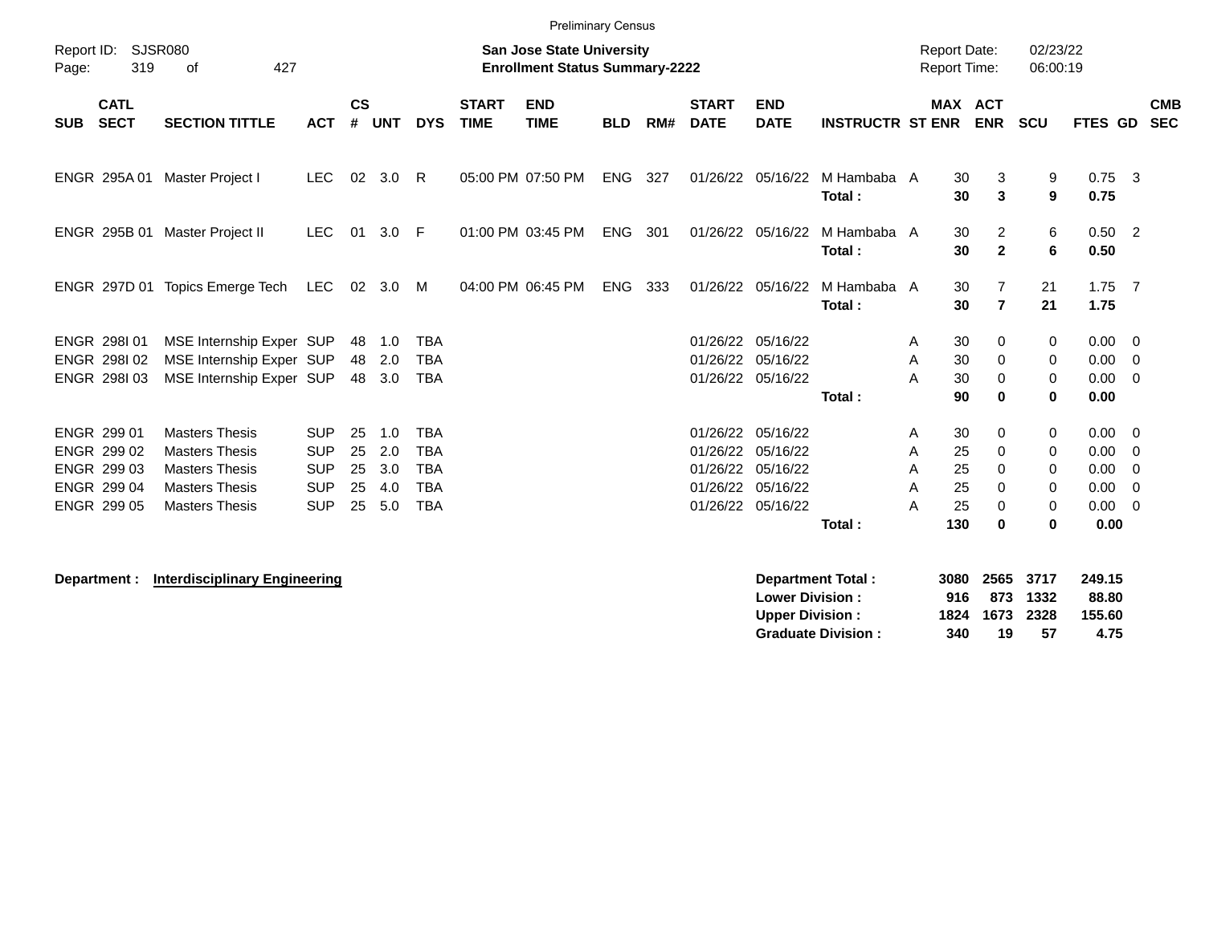Preliminary Census

Report ID: SJSR080

**San Jose State University**
**Enrollment Status Summary-2222**

Report Date: 02/23/22
Report Time: 06:00:19

| SUB | CATL SECT | SECTION TITTLE | ACT | CS # | UNT | DYS | START TIME | END TIME | BLD | RM# | START DATE | END DATE | INSTRUCTR | ST | MAX ENR | ACT ENR | SCU | FTES | GD | CMB SEC |
|---|---|---|---|---|---|---|---|---|---|---|---|---|---|---|---|---|---|---|---|---|
| ENGR | 295A 01 | Master Project I | LEC | 02 | 3.0 | R | 05:00 PM | 07:50 PM | ENG | 327 | 01/26/22 | 05/16/22 | M Hambaba | A | 30 | 3 | 9 | 0.75 | 3 | |
| | | | | | | | | | | | | | **Total :** | | **30** | **3** | **9** | **0.75** | | |
| ENGR | 295B 01 | Master Project II | LEC | 01 | 3.0 | F | 01:00 PM | 03:45 PM | ENG | 301 | 01/26/22 | 05/16/22 | M Hambaba | A | 30 | 2 | 6 | 0.50 | 2 | |
| | | | | | | | | | | | | | **Total :** | | **30** | **2** | **6** | **0.50** | | |
| ENGR | 297D 01 | Topics Emerge Tech | LEC | 02 | 3.0 | M | 04:00 PM | 06:45 PM | ENG | 333 | 01/26/22 | 05/16/22 | M Hambaba | A | 30 | 7 | 21 | 1.75 | 7 | |
| | | | | | | | | | | | | | **Total :** | | **30** | **7** | **21** | **1.75** | | |
| ENGR | 298I 01 | MSE Internship Exper | SUP | 48 | 1.0 | TBA | | | | | 01/26/22 | 05/16/22 | | A | 30 | 0 | 0 | 0.00 | 0 | |
| ENGR | 298I 02 | MSE Internship Exper | SUP | 48 | 2.0 | TBA | | | | | 01/26/22 | 05/16/22 | | A | 30 | 0 | 0 | 0.00 | 0 | |
| ENGR | 298I 03 | MSE Internship Exper | SUP | 48 | 3.0 | TBA | | | | | 01/26/22 | 05/16/22 | | A | 30 | 0 | 0 | 0.00 | 0 | |
| | | | | | | | | | | | | | **Total :** | | **90** | **0** | **0** | **0.00** | | |
| ENGR | 299 01 | Masters Thesis | SUP | 25 | 1.0 | TBA | | | | | 01/26/22 | 05/16/22 | | A | 30 | 0 | 0 | 0.00 | 0 | |
| ENGR | 299 02 | Masters Thesis | SUP | 25 | 2.0 | TBA | | | | | 01/26/22 | 05/16/22 | | A | 25 | 0 | 0 | 0.00 | 0 | |
| ENGR | 299 03 | Masters Thesis | SUP | 25 | 3.0 | TBA | | | | | 01/26/22 | 05/16/22 | | A | 25 | 0 | 0 | 0.00 | 0 | |
| ENGR | 299 04 | Masters Thesis | SUP | 25 | 4.0 | TBA | | | | | 01/26/22 | 05/16/22 | | A | 25 | 0 | 0 | 0.00 | 0 | |
| ENGR | 299 05 | Masters Thesis | SUP | 25 | 5.0 | TBA | | | | | 01/26/22 | 05/16/22 | | A | 25 | 0 | 0 | 0.00 | 0 | |
| | | | | | | | | | | | | | **Total :** | | **130** | **0** | **0** | **0.00** | | |

**Department :** **Interdisciplinary Engineering**

| | MAX ENR | ACT ENR | SCU | FTES |
|---|---|---|---|---|
| **Department Total :** | **3080** | **2565** | **3717** | **249.15** |
| **Lower Division :** | **916** | **873** | **1332** | **88.80** |
| **Upper Division :** | **1824** | **1673** | **2328** | **155.60** |
| **Graduate Division :** | **340** | **19** | **57** | **4.75** |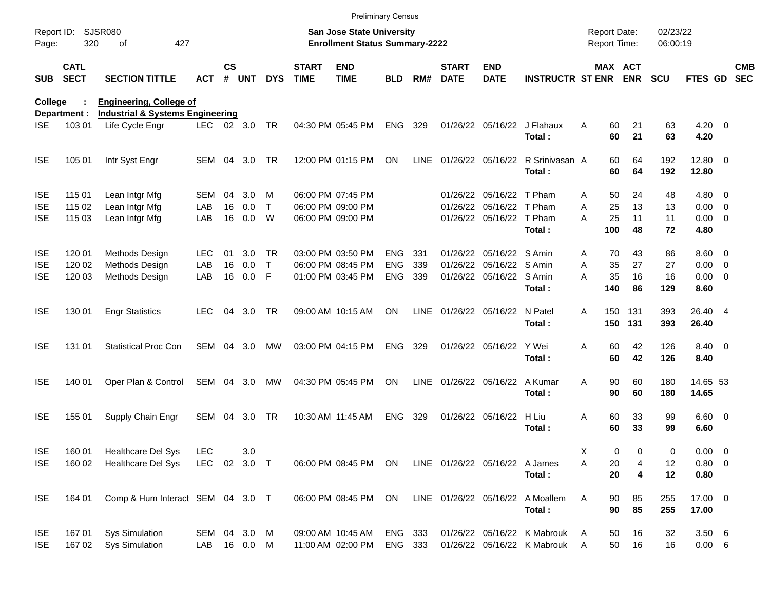Preliminary Census

Report ID: SJSR080 | San Jose State University | Report Date: 02/23/22
Page: 320 of 427 | Enrollment Status Summary-2222 | Report Time: 06:00:19

**College : Engineering, College of**
**Department : Industrial & Systems Engineering**

| SUB | CATL SECT | SECTION TITTLE | ACT | CS # | UNT | DYS | START TIME | END TIME | BLD | RM# | START DATE | END DATE | INSTRUCTR | ST | MAX ENR | ACT ENR | SCU | FTES | GD | CMB SEC |
|---|---|---|---|---|---|---|---|---|---|---|---|---|---|---|---|---|---|---|---|---|
| ISE | 103 01 | Life Cycle Engr | LEC | 02 | 3.0 | TR | 04:30 PM | 05:45 PM | ENG | 329 | 01/26/22 | 05/16/22 | J Flahaux | A | 60 | 21 | 63 | 4.20 | 0 | |
| | | | | | | | | | | | | | **Total :** | | **60** | **21** | **63** | **4.20** | | |
| ISE | 105 01 | Intr Syst Engr | SEM | 04 | 3.0 | TR | 12:00 PM | 01:15 PM | ON | LINE | 01/26/22 | 05/16/22 | R Srinivasan | A | 60 | 64 | 192 | 12.80 | 0 | |
| | | | | | | | | | | | | | **Total :** | | **60** | **64** | **192** | **12.80** | | |
| ISE | 115 01 | Lean Intgr Mfg | SEM | 04 | 3.0 | M | 06:00 PM | 07:45 PM | | | 01/26/22 | 05/16/22 | T Pham | A | 50 | 24 | 48 | 4.80 | 0 | |
| ISE | 115 02 | Lean Intgr Mfg | LAB | 16 | 0.0 | T | 06:00 PM | 09:00 PM | | | 01/26/22 | 05/16/22 | T Pham | A | 25 | 13 | 13 | 0.00 | 0 | |
| ISE | 115 03 | Lean Intgr Mfg | LAB | 16 | 0.0 | W | 06:00 PM | 09:00 PM | | | 01/26/22 | 05/16/22 | T Pham | A | 25 | 11 | 11 | 0.00 | 0 | |
| | | | | | | | | | | | | | **Total :** | | **100** | **48** | **72** | **4.80** | | |
| ISE | 120 01 | Methods Design | LEC | 01 | 3.0 | TR | 03:00 PM | 03:50 PM | ENG | 331 | 01/26/22 | 05/16/22 | S Amin | A | 70 | 43 | 86 | 8.60 | 0 | |
| ISE | 120 02 | Methods Design | LAB | 16 | 0.0 | T | 06:00 PM | 08:45 PM | ENG | 339 | 01/26/22 | 05/16/22 | S Amin | A | 35 | 27 | 27 | 0.00 | 0 | |
| ISE | 120 03 | Methods Design | LAB | 16 | 0.0 | F | 01:00 PM | 03:45 PM | ENG | 339 | 01/26/22 | 05/16/22 | S Amin | A | 35 | 16 | 16 | 0.00 | 0 | |
| | | | | | | | | | | | | | **Total :** | | **140** | **86** | **129** | **8.60** | | |
| ISE | 130 01 | Engr Statistics | LEC | 04 | 3.0 | TR | 09:00 AM | 10:15 AM | ON | LINE | 01/26/22 | 05/16/22 | N Patel | A | 150 | 131 | 393 | 26.40 | 4 | |
| | | | | | | | | | | | | | **Total :** | | **150** | **131** | **393** | **26.40** | | |
| ISE | 131 01 | Statistical Proc Con | SEM | 04 | 3.0 | MW | 03:00 PM | 04:15 PM | ENG | 329 | 01/26/22 | 05/16/22 | Y Wei | A | 60 | 42 | 126 | 8.40 | 0 | |
| | | | | | | | | | | | | | **Total :** | | **60** | **42** | **126** | **8.40** | | |
| ISE | 140 01 | Oper Plan & Control | SEM | 04 | 3.0 | MW | 04:30 PM | 05:45 PM | ON | LINE | 01/26/22 | 05/16/22 | A Kumar | A | 90 | 60 | 180 | 14.65 | 53 | |
| | | | | | | | | | | | | | **Total :** | | **90** | **60** | **180** | **14.65** | | |
| ISE | 155 01 | Supply Chain Engr | SEM | 04 | 3.0 | TR | 10:30 AM | 11:45 AM | ENG | 329 | 01/26/22 | 05/16/22 | H Liu | A | 60 | 33 | 99 | 6.60 | 0 | |
| | | | | | | | | | | | | | **Total :** | | **60** | **33** | **99** | **6.60** | | |
| ISE | 160 01 | Healthcare Del Sys | LEC | | 3.0 | | | | | | | | | X | 0 | 0 | 0 | 0.00 | 0 | |
| ISE | 160 02 | Healthcare Del Sys | LEC | 02 | 3.0 | T | 06:00 PM | 08:45 PM | ON | LINE | 01/26/22 | 05/16/22 | A James | A | 20 | 4 | 12 | 0.80 | 0 | |
| | | | | | | | | | | | | | **Total :** | | **20** | **4** | **12** | **0.80** | | |
| ISE | 164 01 | Comp & Hum Interact | SEM | 04 | 3.0 | T | 06:00 PM | 08:45 PM | ON | LINE | 01/26/22 | 05/16/22 | A Moallem | A | 90 | 85 | 255 | 17.00 | 0 | |
| | | | | | | | | | | | | | **Total :** | | **90** | **85** | **255** | **17.00** | | |
| ISE | 167 01 | Sys Simulation | SEM | 04 | 3.0 | M | 09:00 AM | 10:45 AM | ENG | 333 | 01/26/22 | 05/16/22 | K Mabrouk | A | 50 | 16 | 32 | 3.50 | 6 | |
| ISE | 167 02 | Sys Simulation | LAB | 16 | 0.0 | M | 11:00 AM | 02:00 PM | ENG | 333 | 01/26/22 | 05/16/22 | K Mabrouk | A | 50 | 16 | 16 | 0.00 | 6 | |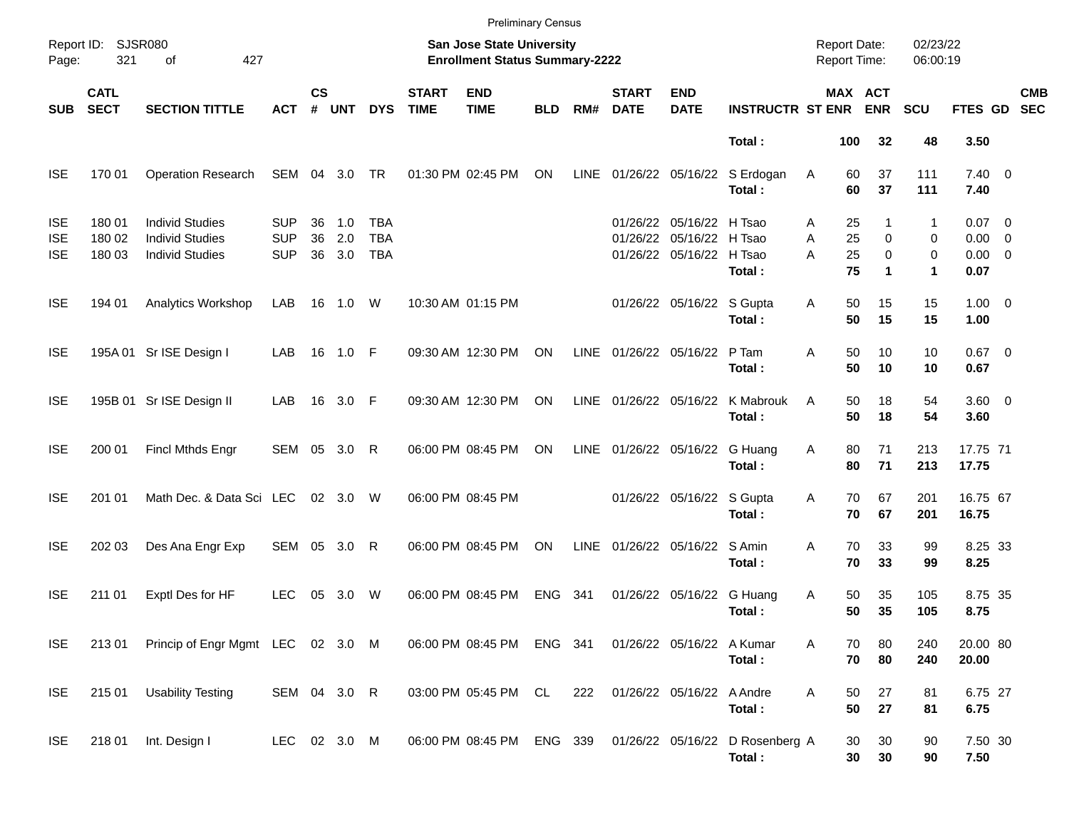Preliminary Census

Report ID: SJSR080

**San Jose State University**
**Enrollment Status Summary-2222**

Report Date: 02/23/22
Report Time: 06:00:19

| SUB | CATL SECT | SECTION TITTLE | ACT | CS # | UNT | DYS | START TIME | END TIME | BLD | RM# | START DATE | END DATE | INSTRUCTR | ST | MAX ENR | ACT ENR | SCU | FTES | GD | CMB SEC |
|---|---|---|---|---|---|---|---|---|---|---|---|---|---|---|---|---|---|---|---|---|
| | | | | | | | | | | | | | **Total :** | | **100** | **32** | **48** | **3.50** | | |
| ISE | 170 01 | Operation Research | SEM | 04 | 3.0 | TR | 01:30 PM | 02:45 PM | ON | LINE | 01/26/22 | 05/16/22 | S Erdogan | A | 60 | 37 | 111 | 7.40 | 0 | |
| | | | | | | | | | | | | | **Total :** | | **60** | **37** | **111** | **7.40** | | |
| ISE | 180 01 | Individ Studies | SUP | 36 | 1.0 | TBA | | | | | 01/26/22 | 05/16/22 | H Tsao | A | 25 | 1 | 1 | 0.07 | 0 | |
| ISE | 180 02 | Individ Studies | SUP | 36 | 2.0 | TBA | | | | | 01/26/22 | 05/16/22 | H Tsao | A | 25 | 0 | 0 | 0.00 | 0 | |
| ISE | 180 03 | Individ Studies | SUP | 36 | 3.0 | TBA | | | | | 01/26/22 | 05/16/22 | H Tsao | A | 25 | 0 | 0 | 0.00 | 0 | |
| | | | | | | | | | | | | | **Total :** | | **75** | **1** | **1** | **0.07** | | |
| ISE | 194 01 | Analytics Workshop | LAB | 16 | 1.0 | W | 10:30 AM | 01:15 PM | | | 01/26/22 | 05/16/22 | S Gupta | A | 50 | 15 | 15 | 1.00 | 0 | |
| | | | | | | | | | | | | | **Total :** | | **50** | **15** | **15** | **1.00** | | |
| ISE | 195A 01 | Sr ISE Design I | LAB | 16 | 1.0 | F | 09:30 AM | 12:30 PM | ON | LINE | 01/26/22 | 05/16/22 | P Tam | A | 50 | 10 | 10 | 0.67 | 0 | |
| | | | | | | | | | | | | | **Total :** | | **50** | **10** | **10** | **0.67** | | |
| ISE | 195B 01 | Sr ISE Design II | LAB | 16 | 3.0 | F | 09:30 AM | 12:30 PM | ON | LINE | 01/26/22 | 05/16/22 | K Mabrouk | A | 50 | 18 | 54 | 3.60 | 0 | |
| | | | | | | | | | | | | | **Total :** | | **50** | **18** | **54** | **3.60** | | |
| ISE | 200 01 | Fincl Mthds Engr | SEM | 05 | 3.0 | R | 06:00 PM | 08:45 PM | ON | LINE | 01/26/22 | 05/16/22 | G Huang | A | 80 | 71 | 213 | 17.75 | 71 | |
| | | | | | | | | | | | | | **Total :** | | **80** | **71** | **213** | **17.75** | | |
| ISE | 201 01 | Math Dec. & Data Sci | LEC | 02 | 3.0 | W | 06:00 PM | 08:45 PM | | | 01/26/22 | 05/16/22 | S Gupta | A | 70 | 67 | 201 | 16.75 | 67 | |
| | | | | | | | | | | | | | **Total :** | | **70** | **67** | **201** | **16.75** | | |
| ISE | 202 03 | Des Ana Engr Exp | SEM | 05 | 3.0 | R | 06:00 PM | 08:45 PM | ON | LINE | 01/26/22 | 05/16/22 | S Amin | A | 70 | 33 | 99 | 8.25 | 33 | |
| | | | | | | | | | | | | | **Total :** | | **70** | **33** | **99** | **8.25** | | |
| ISE | 211 01 | Exptl Des for HF | LEC | 05 | 3.0 | W | 06:00 PM | 08:45 PM | ENG | 341 | 01/26/22 | 05/16/22 | G Huang | A | 50 | 35 | 105 | 8.75 | 35 | |
| | | | | | | | | | | | | | **Total :** | | **50** | **35** | **105** | **8.75** | | |
| ISE | 213 01 | Princip of Engr Mgmt | LEC | 02 | 3.0 | M | 06:00 PM | 08:45 PM | ENG | 341 | 01/26/22 | 05/16/22 | A Kumar | A | 70 | 80 | 240 | 20.00 | 80 | |
| | | | | | | | | | | | | | **Total :** | | **70** | **80** | **240** | **20.00** | | |
| ISE | 215 01 | Usability Testing | SEM | 04 | 3.0 | R | 03:00 PM | 05:45 PM | CL | 222 | 01/26/22 | 05/16/22 | A Andre | A | 50 | 27 | 81 | 6.75 | 27 | |
| | | | | | | | | | | | | | **Total :** | | **50** | **27** | **81** | **6.75** | | |
| ISE | 218 01 | Int. Design I | LEC | 02 | 3.0 | M | 06:00 PM | 08:45 PM | ENG | 339 | 01/26/22 | 05/16/22 | D Rosenberg | A | 30 | 30 | 90 | 7.50 | 30 | |
| | | | | | | | | | | | | | **Total :** | | **30** | **30** | **90** | **7.50** | | |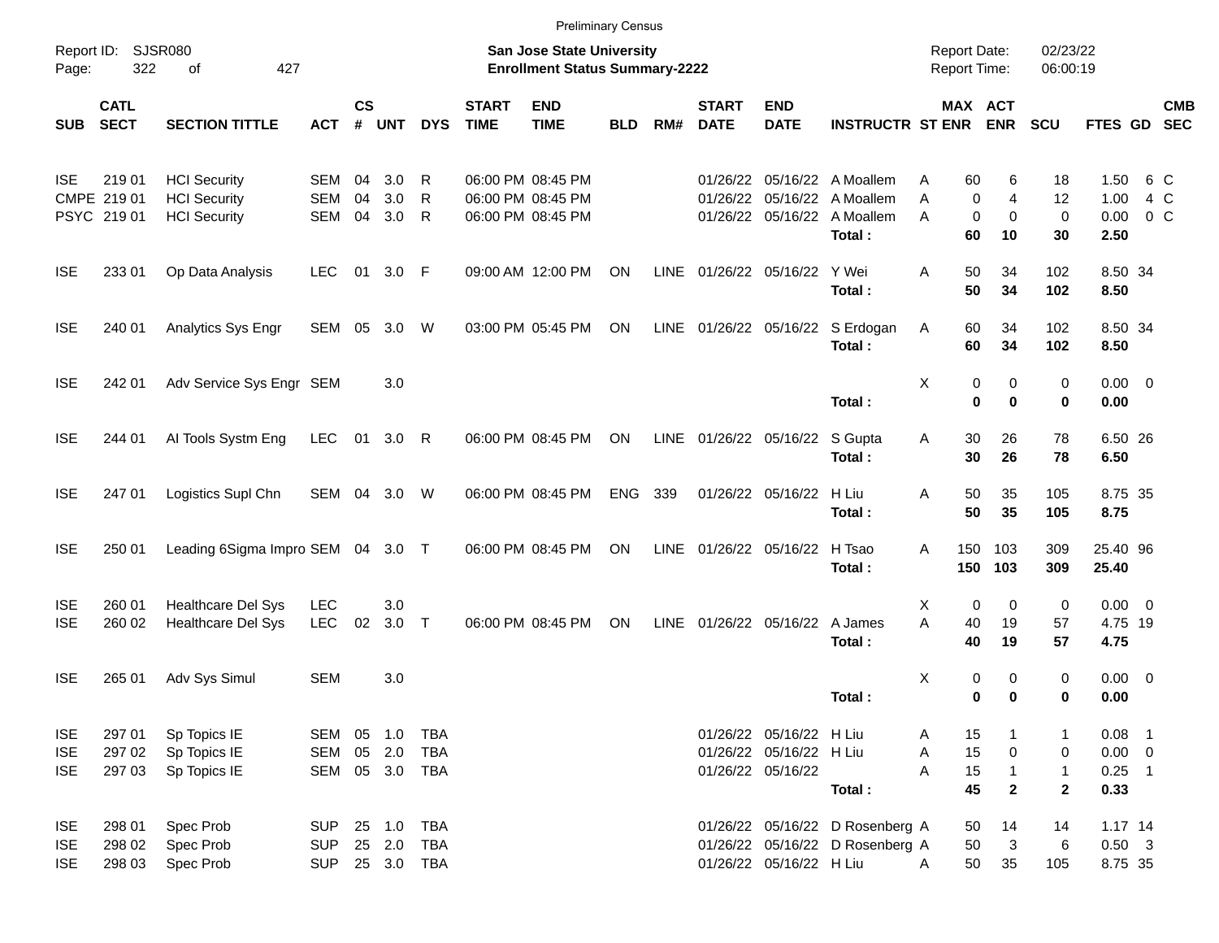Preliminary Census

Report ID: SJSR080

**San Jose State University**
**Enrollment Status Summary-2222**

Report Date: 02/23/22
Report Time: 06:00:19

| SUB | CATL SECT | SECTION TITTLE | ACT | CS # | UNT | DYS | START TIME | END TIME | BLD | RM# | START DATE | END DATE | INSTRUCTR | ST | MAX ENR | ACT ENR | SCU | FTES | GD | CMB SEC |
|---|---|---|---|---|---|---|---|---|---|---|---|---|---|---|---|---|---|---|---|---|
| ISE | 219 01 | HCI Security | SEM | 04 | 3.0 | R | 06:00 PM | 08:45 PM | | | 01/26/22 | 05/16/22 | A Moallem | A | 60 | 6 | 18 | 1.50 | 6 | C |
| CMPE | 219 01 | HCI Security | SEM | 04 | 3.0 | R | 06:00 PM | 08:45 PM | | | 01/26/22 | 05/16/22 | A Moallem | A | 0 | 4 | 12 | 1.00 | 4 | C |
| PSYC | 219 01 | HCI Security | SEM | 04 | 3.0 | R | 06:00 PM | 08:45 PM | | | 01/26/22 | 05/16/22 | A Moallem | A | 0 | 0 | 0 | 0.00 | 0 | C |
| | | | | | | | | | | | | | **Total :** | | **60** | **10** | **30** | **2.50** | | |
| ISE | 233 01 | Op Data Analysis | LEC | 01 | 3.0 | F | 09:00 AM | 12:00 PM | ON | LINE | 01/26/22 | 05/16/22 | Y Wei | A | 50 | 34 | 102 | 8.50 | 34 | |
| | | | | | | | | | | | | | **Total :** | | **50** | **34** | **102** | **8.50** | | |
| ISE | 240 01 | Analytics Sys Engr | SEM | 05 | 3.0 | W | 03:00 PM | 05:45 PM | ON | LINE | 01/26/22 | 05/16/22 | S Erdogan | A | 60 | 34 | 102 | 8.50 | 34 | |
| | | | | | | | | | | | | | **Total :** | | **60** | **34** | **102** | **8.50** | | |
| ISE | 242 01 | Adv Service Sys Engr | SEM | | 3.0 | | | | | | | | | X | 0 | 0 | 0 | 0.00 | 0 | |
| | | | | | | | | | | | | | **Total :** | | **0** | **0** | **0** | **0.00** | | |
| ISE | 244 01 | AI Tools Systm Eng | LEC | 01 | 3.0 | R | 06:00 PM | 08:45 PM | ON | LINE | 01/26/22 | 05/16/22 | S Gupta | A | 30 | 26 | 78 | 6.50 | 26 | |
| | | | | | | | | | | | | | **Total :** | | **30** | **26** | **78** | **6.50** | | |
| ISE | 247 01 | Logistics Supl Chn | SEM | 04 | 3.0 | W | 06:00 PM | 08:45 PM | ENG | 339 | 01/26/22 | 05/16/22 | H Liu | A | 50 | 35 | 105 | 8.75 | 35 | |
| | | | | | | | | | | | | | **Total :** | | **50** | **35** | **105** | **8.75** | | |
| ISE | 250 01 | Leading 6Sigma Impro | SEM | 04 | 3.0 | T | 06:00 PM | 08:45 PM | ON | LINE | 01/26/22 | 05/16/22 | H Tsao | A | 150 | 103 | 309 | 25.40 | 96 | |
| | | | | | | | | | | | | | **Total :** | | **150** | **103** | **309** | **25.40** | | |
| ISE | 260 01 | Healthcare Del Sys | LEC | | 3.0 | | | | | | | | | X | 0 | 0 | 0 | 0.00 | 0 | |
| ISE | 260 02 | Healthcare Del Sys | LEC | 02 | 3.0 | T | 06:00 PM | 08:45 PM | ON | LINE | 01/26/22 | 05/16/22 | A James | A | 40 | 19 | 57 | 4.75 | 19 | |
| | | | | | | | | | | | | | **Total :** | | **40** | **19** | **57** | **4.75** | | |
| ISE | 265 01 | Adv Sys Simul | SEM | | 3.0 | | | | | | | | | X | 0 | 0 | 0 | 0.00 | 0 | |
| | | | | | | | | | | | | | **Total :** | | **0** | **0** | **0** | **0.00** | | |
| ISE | 297 01 | Sp Topics IE | SEM | 05 | 1.0 | TBA | | | | | 01/26/22 | 05/16/22 | H Liu | A | 15 | 1 | 1 | 0.08 | 1 | |
| ISE | 297 02 | Sp Topics IE | SEM | 05 | 2.0 | TBA | | | | | 01/26/22 | 05/16/22 | H Liu | A | 15 | 0 | 0 | 0.00 | 0 | |
| ISE | 297 03 | Sp Topics IE | SEM | 05 | 3.0 | TBA | | | | | 01/26/22 | 05/16/22 | | A | 15 | 1 | 1 | 0.25 | 1 | |
| | | | | | | | | | | | | | **Total :** | | **45** | **2** | **2** | **0.33** | | |
| ISE | 298 01 | Spec Prob | SUP | 25 | 1.0 | TBA | | | | | 01/26/22 | 05/16/22 | D Rosenberg | A | 50 | 14 | 14 | 1.17 | 14 | |
| ISE | 298 02 | Spec Prob | SUP | 25 | 2.0 | TBA | | | | | 01/26/22 | 05/16/22 | D Rosenberg | A | 50 | 3 | 6 | 0.50 | 3 | |
| ISE | 298 03 | Spec Prob | SUP | 25 | 3.0 | TBA | | | | | 01/26/22 | 05/16/22 | H Liu | A | 50 | 35 | 105 | 8.75 | 35 | |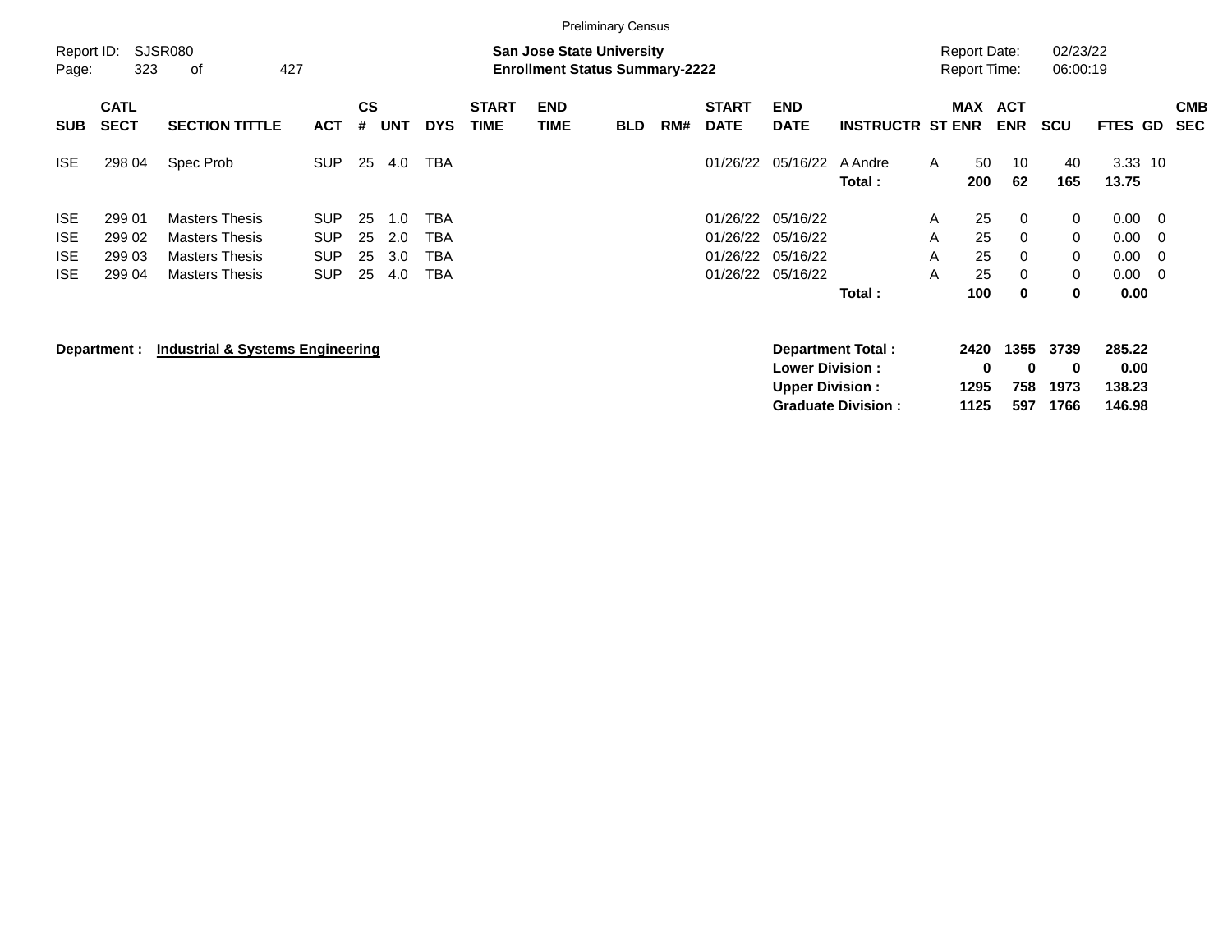Preliminary Census

Report ID: SJSR080

**San Jose State University**
**Enrollment Status Summary-2222**

Report Date: 02/23/22
Report Time: 06:00:19

| SUB | CATL SECT | SECTION TITTLE | ACT | CS # | UNT | DYS | START TIME | END TIME | BLD | RM# | START DATE | END DATE | INSTRUCTR | ST | MAX ENR | ACT ENR | SCU | FTES | GD | CMB SEC |
|---|---|---|---|---|---|---|---|---|---|---|---|---|---|---|---|---|---|---|---|---|
| ISE | 298 04 | Spec Prob | SUP | 25 | 4.0 | TBA | | | | | 01/26/22 | 05/16/22 | A Andre | A | 50 | 10 | 40 | 3.33 | 10 | |
| | | | | | | | | | | | | | **Total :** | | **200** | **62** | **165** | **13.75** | | |
| ISE | 299 01 | Masters Thesis | SUP | 25 | 1.0 | TBA | | | | | 01/26/22 | 05/16/22 | | A | 25 | 0 | 0 | 0.00 | 0 | |
| ISE | 299 02 | Masters Thesis | SUP | 25 | 2.0 | TBA | | | | | 01/26/22 | 05/16/22 | | A | 25 | 0 | 0 | 0.00 | 0 | |
| ISE | 299 03 | Masters Thesis | SUP | 25 | 3.0 | TBA | | | | | 01/26/22 | 05/16/22 | | A | 25 | 0 | 0 | 0.00 | 0 | |
| ISE | 299 04 | Masters Thesis | SUP | 25 | 4.0 | TBA | | | | | 01/26/22 | 05/16/22 | | A | 25 | 0 | 0 | 0.00 | 0 | |
| | | | | | | | | | | | | | **Total :** | | **100** | **0** | **0** | **0.00** | | |

**Department :** **Industrial & Systems Engineering**

| | MAX ENR | ACT ENR | SCU | FTES |
|---|---|---|---|---|
| **Department Total :** | **2420** | **1355** | **3739** | **285.22** |
| **Lower Division :** | **0** | **0** | **0** | **0.00** |
| **Upper Division :** | **1295** | **758** | **1973** | **138.23** |
| **Graduate Division :** | **1125** | **597** | **1766** | **146.98** |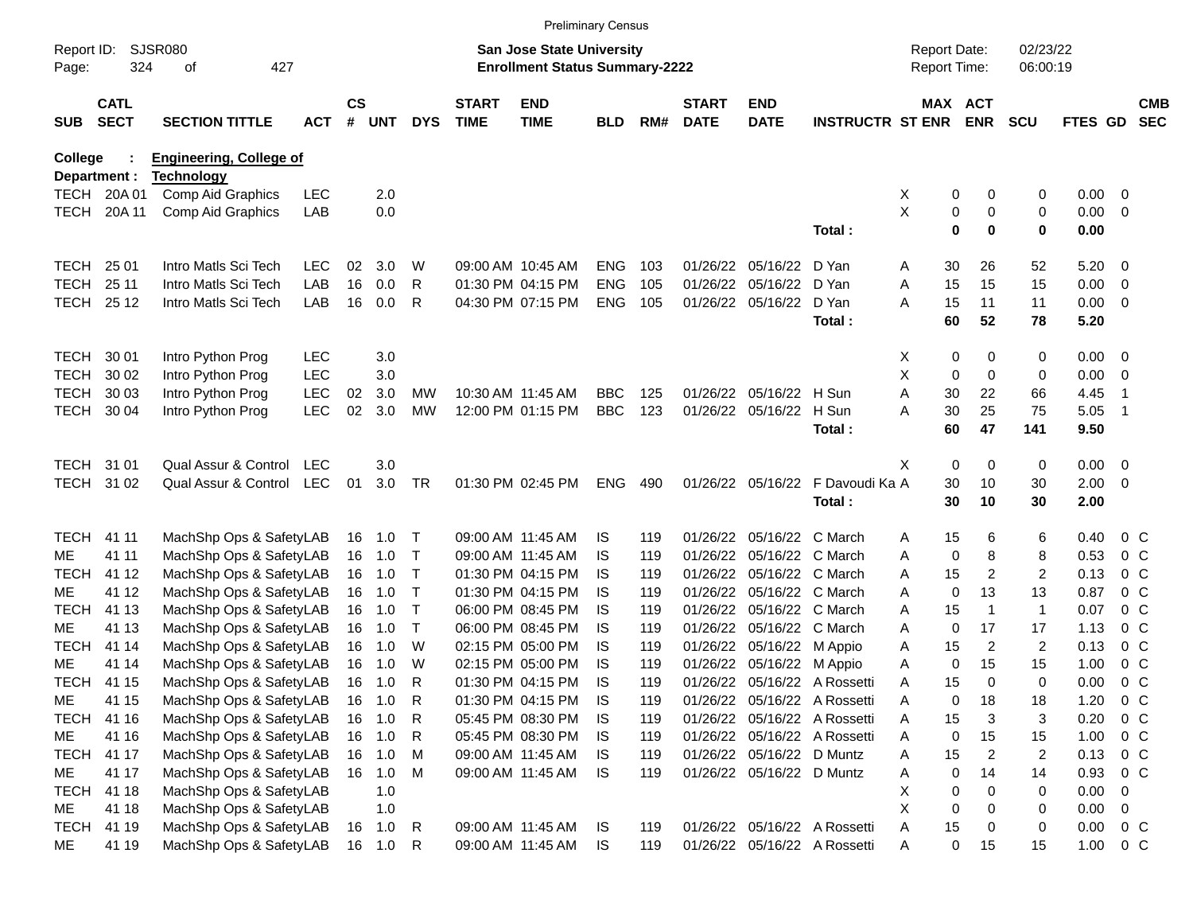Preliminary Census

Report ID: SJSR080
Page: 324 of 427

**San Jose State University**
**Enrollment Status Summary-2222**

Report Date: 02/23/22
Report Time: 06:00:19

**College : Engineering, College of**
**Department : Technology**

| SUB | CATL SECT | SECTION TITTLE | ACT | CS # | UNT | DYS | START TIME | END TIME | BLD | RM# | START DATE | END DATE | INSTRUCTR | ST | MAX ENR | ACT ENR | SCU | FTES | GD | CMB SEC |
|---|---|---|---|---|---|---|---|---|---|---|---|---|---|---|---|---|---|---|---|---|
| TECH | 20A 01 | Comp Aid Graphics | LEC | | 2.0 | | | | | | | | | X | 0 | 0 | 0 | 0.00 | 0 | |
| TECH | 20A 11 | Comp Aid Graphics | LAB | | 0.0 | | | | | | | | | X | 0 | 0 | 0 | 0.00 | 0 | |
| | | | | | | | | | | | | | **Total :** | | **0** | **0** | **0** | **0.00** | | |
| TECH | 25 01 | Intro Matls Sci Tech | LEC | 02 | 3.0 | W | 09:00 AM | 10:45 AM | ENG | 103 | 01/26/22 | 05/16/22 | D Yan | A | 30 | 26 | 52 | 5.20 | 0 | |
| TECH | 25 11 | Intro Matls Sci Tech | LAB | 16 | 0.0 | R | 01:30 PM | 04:15 PM | ENG | 105 | 01/26/22 | 05/16/22 | D Yan | A | 15 | 15 | 15 | 0.00 | 0 | |
| TECH | 25 12 | Intro Matls Sci Tech | LAB | 16 | 0.0 | R | 04:30 PM | 07:15 PM | ENG | 105 | 01/26/22 | 05/16/22 | D Yan | A | 15 | 11 | 11 | 0.00 | 0 | |
| | | | | | | | | | | | | | **Total :** | | **60** | **52** | **78** | **5.20** | | |
| TECH | 30 01 | Intro Python Prog | LEC | | 3.0 | | | | | | | | | X | 0 | 0 | 0 | 0.00 | 0 | |
| TECH | 30 02 | Intro Python Prog | LEC | | 3.0 | | | | | | | | | X | 0 | 0 | 0 | 0.00 | 0 | |
| TECH | 30 03 | Intro Python Prog | LEC | 02 | 3.0 | MW | 10:30 AM | 11:45 AM | BBC | 125 | 01/26/22 | 05/16/22 | H Sun | A | 30 | 22 | 66 | 4.45 | 1 | |
| TECH | 30 04 | Intro Python Prog | LEC | 02 | 3.0 | MW | 12:00 PM | 01:15 PM | BBC | 123 | 01/26/22 | 05/16/22 | H Sun | A | 30 | 25 | 75 | 5.05 | 1 | |
| | | | | | | | | | | | | | **Total :** | | **60** | **47** | **141** | **9.50** | | |
| TECH | 31 01 | Qual Assur & Control | LEC | | 3.0 | | | | | | | | | X | 0 | 0 | 0 | 0.00 | 0 | |
| TECH | 31 02 | Qual Assur & Control | LEC | 01 | 3.0 | TR | 01:30 PM | 02:45 PM | ENG | 490 | 01/26/22 | 05/16/22 | F Davoudi Ka | A | 30 | 10 | 30 | 2.00 | 0 | |
| | | | | | | | | | | | | | **Total :** | | **30** | **10** | **30** | **2.00** | | |
| TECH | 41 11 | MachShp Ops & Safety | LAB | 16 | 1.0 | T | 09:00 AM | 11:45 AM | IS | 119 | 01/26/22 | 05/16/22 | C March | A | 15 | 6 | 6 | 0.40 | 0 | C |
| ME | 41 11 | MachShp Ops & Safety | LAB | 16 | 1.0 | T | 09:00 AM | 11:45 AM | IS | 119 | 01/26/22 | 05/16/22 | C March | A | 0 | 8 | 8 | 0.53 | 0 | C |
| TECH | 41 12 | MachShp Ops & Safety | LAB | 16 | 1.0 | T | 01:30 PM | 04:15 PM | IS | 119 | 01/26/22 | 05/16/22 | C March | A | 15 | 2 | 2 | 0.13 | 0 | C |
| ME | 41 12 | MachShp Ops & Safety | LAB | 16 | 1.0 | T | 01:30 PM | 04:15 PM | IS | 119 | 01/26/22 | 05/16/22 | C March | A | 0 | 13 | 13 | 0.87 | 0 | C |
| TECH | 41 13 | MachShp Ops & Safety | LAB | 16 | 1.0 | T | 06:00 PM | 08:45 PM | IS | 119 | 01/26/22 | 05/16/22 | C March | A | 15 | 1 | 1 | 0.07 | 0 | C |
| ME | 41 13 | MachShp Ops & Safety | LAB | 16 | 1.0 | T | 06:00 PM | 08:45 PM | IS | 119 | 01/26/22 | 05/16/22 | C March | A | 0 | 17 | 17 | 1.13 | 0 | C |
| TECH | 41 14 | MachShp Ops & Safety | LAB | 16 | 1.0 | W | 02:15 PM | 05:00 PM | IS | 119 | 01/26/22 | 05/16/22 | M Appio | A | 15 | 2 | 2 | 0.13 | 0 | C |
| ME | 41 14 | MachShp Ops & Safety | LAB | 16 | 1.0 | W | 02:15 PM | 05:00 PM | IS | 119 | 01/26/22 | 05/16/22 | M Appio | A | 0 | 15 | 15 | 1.00 | 0 | C |
| TECH | 41 15 | MachShp Ops & Safety | LAB | 16 | 1.0 | R | 01:30 PM | 04:15 PM | IS | 119 | 01/26/22 | 05/16/22 | A Rossetti | A | 15 | 0 | 0 | 0.00 | 0 | C |
| ME | 41 15 | MachShp Ops & Safety | LAB | 16 | 1.0 | R | 01:30 PM | 04:15 PM | IS | 119 | 01/26/22 | 05/16/22 | A Rossetti | A | 0 | 18 | 18 | 1.20 | 0 | C |
| TECH | 41 16 | MachShp Ops & Safety | LAB | 16 | 1.0 | R | 05:45 PM | 08:30 PM | IS | 119 | 01/26/22 | 05/16/22 | A Rossetti | A | 15 | 3 | 3 | 0.20 | 0 | C |
| ME | 41 16 | MachShp Ops & Safety | LAB | 16 | 1.0 | R | 05:45 PM | 08:30 PM | IS | 119 | 01/26/22 | 05/16/22 | A Rossetti | A | 0 | 15 | 15 | 1.00 | 0 | C |
| TECH | 41 17 | MachShp Ops & Safety | LAB | 16 | 1.0 | M | 09:00 AM | 11:45 AM | IS | 119 | 01/26/22 | 05/16/22 | D Muntz | A | 15 | 2 | 2 | 0.13 | 0 | C |
| ME | 41 17 | MachShp Ops & Safety | LAB | 16 | 1.0 | M | 09:00 AM | 11:45 AM | IS | 119 | 01/26/22 | 05/16/22 | D Muntz | A | 0 | 14 | 14 | 0.93 | 0 | C |
| TECH | 41 18 | MachShp Ops & Safety | LAB | | 1.0 | | | | | | | | | X | 0 | 0 | 0 | 0.00 | 0 | |
| ME | 41 18 | MachShp Ops & Safety | LAB | | 1.0 | | | | | | | | | X | 0 | 0 | 0 | 0.00 | 0 | |
| TECH | 41 19 | MachShp Ops & Safety | LAB | 16 | 1.0 | R | 09:00 AM | 11:45 AM | IS | 119 | 01/26/22 | 05/16/22 | A Rossetti | A | 15 | 0 | 0 | 0.00 | 0 | C |
| ME | 41 19 | MachShp Ops & Safety | LAB | 16 | 1.0 | R | 09:00 AM | 11:45 AM | IS | 119 | 01/26/22 | 05/16/22 | A Rossetti | A | 0 | 15 | 15 | 1.00 | 0 | C |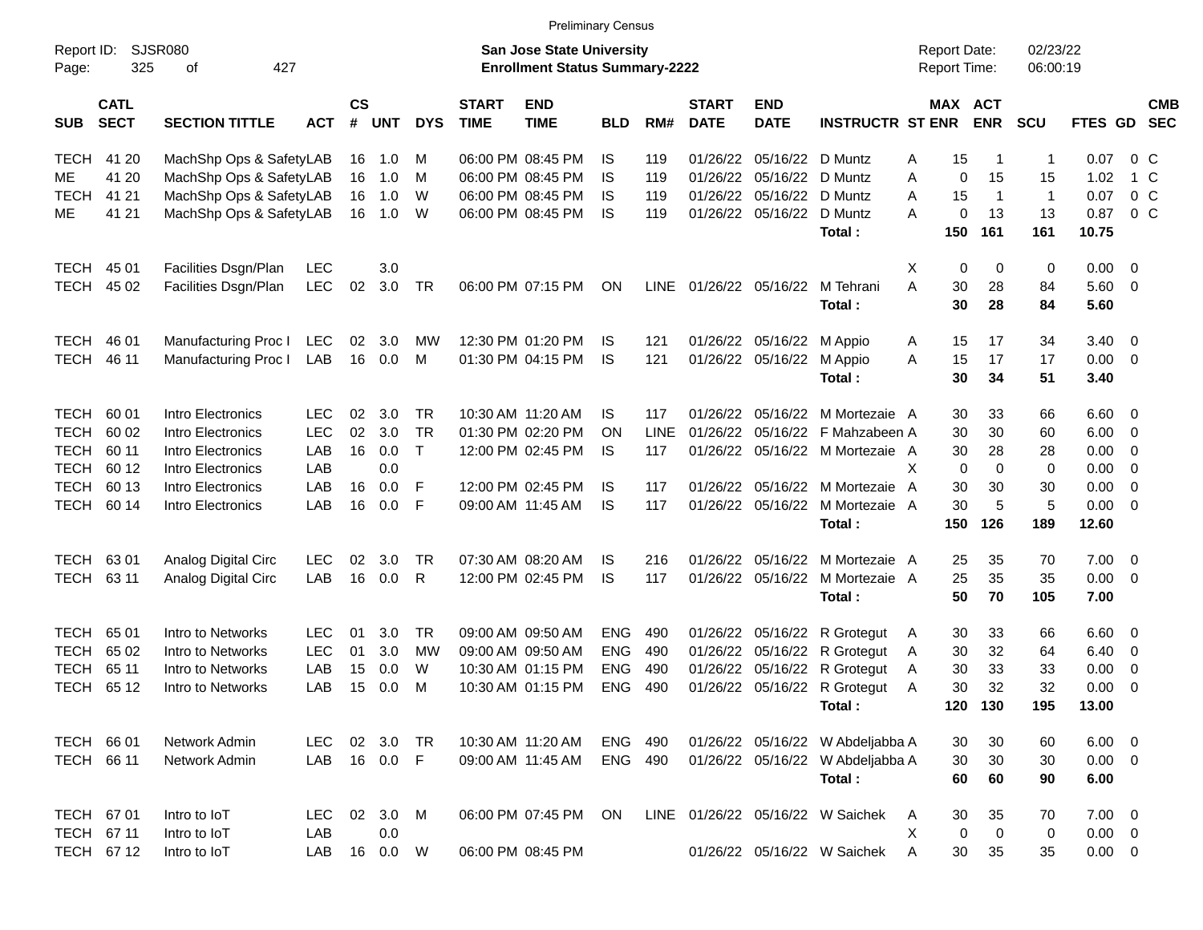Preliminary Census

Report ID: SJSR080
Page: 325 of 427

**San Jose State University**
**Enrollment Status Summary-2222**

Report Date: 02/23/22
Report Time: 06:00:19

| SUB | CATL SECT | SECTION TITTLE | ACT | CS # | UNT | DYS | START TIME | END TIME | BLD | RM# | START DATE | END DATE | INSTRUCTR | ST | MAX ENR | ACT ENR | SCU | FTES | GD | CMB SEC |
|---|---|---|---|---|---|---|---|---|---|---|---|---|---|---|---|---|---|---|---|---|
| TECH | 41 20 | MachShp Ops & Safety | LAB | 16 | 1.0 | M | 06:00 PM | 08:45 PM | IS | 119 | 01/26/22 | 05/16/22 | D Muntz | A | 15 | 1 | 1 | 0.07 | 0 | C |
| ME | 41 20 | MachShp Ops & Safety | LAB | 16 | 1.0 | M | 06:00 PM | 08:45 PM | IS | 119 | 01/26/22 | 05/16/22 | D Muntz | A | 0 | 15 | 15 | 1.02 | 1 | C |
| TECH | 41 21 | MachShp Ops & Safety | LAB | 16 | 1.0 | W | 06:00 PM | 08:45 PM | IS | 119 | 01/26/22 | 05/16/22 | D Muntz | A | 15 | 1 | 1 | 0.07 | 0 | C |
| ME | 41 21 | MachShp Ops & Safety | LAB | 16 | 1.0 | W | 06:00 PM | 08:45 PM | IS | 119 | 01/26/22 | 05/16/22 | D Muntz | A | 0 | 13 | 13 | 0.87 | 0 | C |
| | | | | | | | | | | | | | **Total :** | | **150** | **161** | **161** | **10.75** | | |
| TECH | 45 01 | Facilities Dsgn/Plan | LEC | | 3.0 | | | | | | | | | X | 0 | 0 | 0 | 0.00 | 0 | |
| TECH | 45 02 | Facilities Dsgn/Plan | LEC | 02 | 3.0 | TR | 06:00 PM | 07:15 PM | ON | LINE | 01/26/22 | 05/16/22 | M Tehrani | A | 30 | 28 | 84 | 5.60 | 0 | |
| | | | | | | | | | | | | | **Total :** | | **30** | **28** | **84** | **5.60** | | |
| TECH | 46 01 | Manufacturing Proc I | LEC | 02 | 3.0 | MW | 12:30 PM | 01:20 PM | IS | 121 | 01/26/22 | 05/16/22 | M Appio | A | 15 | 17 | 34 | 3.40 | 0 | |
| TECH | 46 11 | Manufacturing Proc I | LAB | 16 | 0.0 | M | 01:30 PM | 04:15 PM | IS | 121 | 01/26/22 | 05/16/22 | M Appio | A | 15 | 17 | 17 | 0.00 | 0 | |
| | | | | | | | | | | | | | **Total :** | | **30** | **34** | **51** | **3.40** | | |
| TECH | 60 01 | Intro Electronics | LEC | 02 | 3.0 | TR | 10:30 AM | 11:20 AM | IS | 117 | 01/26/22 | 05/16/22 | M Mortezaie | A | 30 | 33 | 66 | 6.60 | 0 | |
| TECH | 60 02 | Intro Electronics | LEC | 02 | 3.0 | TR | 01:30 PM | 02:20 PM | ON | LINE | 01/26/22 | 05/16/22 | F Mahzabeen | A | 30 | 30 | 60 | 6.00 | 0 | |
| TECH | 60 11 | Intro Electronics | LAB | 16 | 0.0 | T | 12:00 PM | 02:45 PM | IS | 117 | 01/26/22 | 05/16/22 | M Mortezaie | A | 30 | 28 | 28 | 0.00 | 0 | |
| TECH | 60 12 | Intro Electronics | LAB | | 0.0 | | | | | | | | | X | 0 | 0 | 0 | 0.00 | 0 | |
| TECH | 60 13 | Intro Electronics | LAB | 16 | 0.0 | F | 12:00 PM | 02:45 PM | IS | 117 | 01/26/22 | 05/16/22 | M Mortezaie | A | 30 | 30 | 30 | 0.00 | 0 | |
| TECH | 60 14 | Intro Electronics | LAB | 16 | 0.0 | F | 09:00 AM | 11:45 AM | IS | 117 | 01/26/22 | 05/16/22 | M Mortezaie | A | 30 | 5 | 5 | 0.00 | 0 | |
| | | | | | | | | | | | | | **Total :** | | **150** | **126** | **189** | **12.60** | | |
| TECH | 63 01 | Analog Digital Circ | LEC | 02 | 3.0 | TR | 07:30 AM | 08:20 AM | IS | 216 | 01/26/22 | 05/16/22 | M Mortezaie | A | 25 | 35 | 70 | 7.00 | 0 | |
| TECH | 63 11 | Analog Digital Circ | LAB | 16 | 0.0 | R | 12:00 PM | 02:45 PM | IS | 117 | 01/26/22 | 05/16/22 | M Mortezaie | A | 25 | 35 | 35 | 0.00 | 0 | |
| | | | | | | | | | | | | | **Total :** | | **50** | **70** | **105** | **7.00** | | |
| TECH | 65 01 | Intro to Networks | LEC | 01 | 3.0 | TR | 09:00 AM | 09:50 AM | ENG | 490 | 01/26/22 | 05/16/22 | R Grotegut | A | 30 | 33 | 66 | 6.60 | 0 | |
| TECH | 65 02 | Intro to Networks | LEC | 01 | 3.0 | MW | 09:00 AM | 09:50 AM | ENG | 490 | 01/26/22 | 05/16/22 | R Grotegut | A | 30 | 32 | 64 | 6.40 | 0 | |
| TECH | 65 11 | Intro to Networks | LAB | 15 | 0.0 | W | 10:30 AM | 01:15 PM | ENG | 490 | 01/26/22 | 05/16/22 | R Grotegut | A | 30 | 33 | 33 | 0.00 | 0 | |
| TECH | 65 12 | Intro to Networks | LAB | 15 | 0.0 | M | 10:30 AM | 01:15 PM | ENG | 490 | 01/26/22 | 05/16/22 | R Grotegut | A | 30 | 32 | 32 | 0.00 | 0 | |
| | | | | | | | | | | | | | **Total :** | | **120** | **130** | **195** | **13.00** | | |
| TECH | 66 01 | Network Admin | LEC | 02 | 3.0 | TR | 10:30 AM | 11:20 AM | ENG | 490 | 01/26/22 | 05/16/22 | W Abdeljabba | A | 30 | 30 | 60 | 6.00 | 0 | |
| TECH | 66 11 | Network Admin | LAB | 16 | 0.0 | F | 09:00 AM | 11:45 AM | ENG | 490 | 01/26/22 | 05/16/22 | W Abdeljabba | A | 30 | 30 | 30 | 0.00 | 0 | |
| | | | | | | | | | | | | | **Total :** | | **60** | **60** | **90** | **6.00** | | |
| TECH | 67 01 | Intro to IoT | LEC | 02 | 3.0 | M | 06:00 PM | 07:45 PM | ON | LINE | 01/26/22 | 05/16/22 | W Saichek | A | 30 | 35 | 70 | 7.00 | 0 | |
| TECH | 67 11 | Intro to IoT | LAB | | 0.0 | | | | | | | | | X | 0 | 0 | 0 | 0.00 | 0 | |
| TECH | 67 12 | Intro to IoT | LAB | 16 | 0.0 | W | 06:00 PM | 08:45 PM | | | 01/26/22 | 05/16/22 | W Saichek | A | 30 | 35 | 35 | 0.00 | 0 | |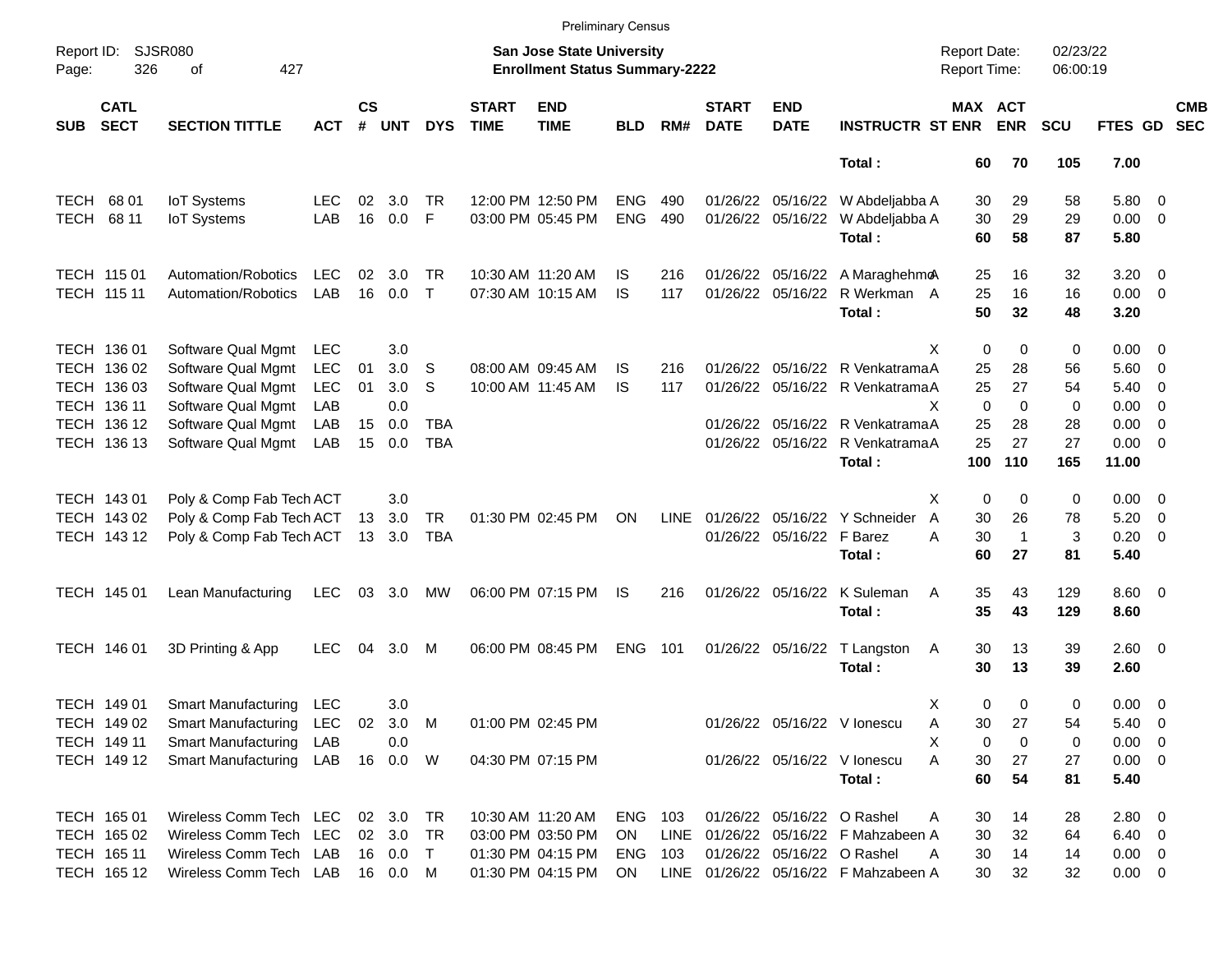Preliminary Census

Report ID: SJSR080
Page: 326 of 427

**San Jose State University**
**Enrollment Status Summary-2222**

Report Date: 02/23/22
Report Time: 06:00:19

| SUB | CATL SECT | SECTION TITTLE | ACT | CS # | UNT | DYS | START TIME | END TIME | BLD | RM# | START DATE | END DATE | INSTRUCTR | ST | MAX ENR | ACT ENR | SCU | FTES | GD | CMB SEC |
|---|---|---|---|---|---|---|---|---|---|---|---|---|---|---|---|---|---|---|---|---|
| | | | | | | | | | | | | | **Total :** | | **60** | **70** | **105** | **7.00** | | |
| TECH | 68 01 | IoT Systems | LEC | 02 | 3.0 | TR | 12:00 PM | 12:50 PM | ENG | 490 | 01/26/22 | 05/16/22 | W Abdeljabba | A | 30 | 29 | 58 | 5.80 | 0 | |
| TECH | 68 11 | IoT Systems | LAB | 16 | 0.0 | F | 03:00 PM | 05:45 PM | ENG | 490 | 01/26/22 | 05/16/22 | W Abdeljabba | A | 30 | 29 | 29 | 0.00 | 0 | |
| | | | | | | | | | | | | | **Total :** | | **60** | **58** | **87** | **5.80** | | |
| TECH | 115 01 | Automation/Robotics | LEC | 02 | 3.0 | TR | 10:30 AM | 11:20 AM | IS | 216 | 01/26/22 | 05/16/22 | A Maraghehmo | A | 25 | 16 | 32 | 3.20 | 0 | |
| TECH | 115 11 | Automation/Robotics | LAB | 16 | 0.0 | T | 07:30 AM | 10:15 AM | IS | 117 | 01/26/22 | 05/16/22 | R Werkman | A | 25 | 16 | 16 | 0.00 | 0 | |
| | | | | | | | | | | | | | **Total :** | | **50** | **32** | **48** | **3.20** | | |
| TECH | 136 01 | Software Qual Mgmt | LEC | | 3.0 | | | | | | | | | X | 0 | 0 | 0 | 0.00 | 0 | |
| TECH | 136 02 | Software Qual Mgmt | LEC | 01 | 3.0 | S | 08:00 AM | 09:45 AM | IS | 216 | 01/26/22 | 05/16/22 | R Venkatrama | A | 25 | 28 | 56 | 5.60 | 0 | |
| TECH | 136 03 | Software Qual Mgmt | LEC | 01 | 3.0 | S | 10:00 AM | 11:45 AM | IS | 117 | 01/26/22 | 05/16/22 | R Venkatrama | A | 25 | 27 | 54 | 5.40 | 0 | |
| TECH | 136 11 | Software Qual Mgmt | LAB | | 0.0 | | | | | | | | | X | 0 | 0 | 0 | 0.00 | 0 | |
| TECH | 136 12 | Software Qual Mgmt | LAB | 15 | 0.0 | TBA | | | | | 01/26/22 | 05/16/22 | R Venkatrama | A | 25 | 28 | 28 | 0.00 | 0 | |
| TECH | 136 13 | Software Qual Mgmt | LAB | 15 | 0.0 | TBA | | | | | 01/26/22 | 05/16/22 | R Venkatrama | A | 25 | 27 | 27 | 0.00 | 0 | |
| | | | | | | | | | | | | | **Total :** | | **100** | **110** | **165** | **11.00** | | |
| TECH | 143 01 | Poly & Comp Fab Tech | ACT | | 3.0 | | | | | | | | | X | 0 | 0 | 0 | 0.00 | 0 | |
| TECH | 143 02 | Poly & Comp Fab Tech | ACT | 13 | 3.0 | TR | 01:30 PM | 02:45 PM | ON | LINE | 01/26/22 | 05/16/22 | Y Schneider | A | 30 | 26 | 78 | 5.20 | 0 | |
| TECH | 143 12 | Poly & Comp Fab Tech | ACT | 13 | 3.0 | TBA | | | | | 01/26/22 | 05/16/22 | F Barez | A | 30 | 1 | 3 | 0.20 | 0 | |
| | | | | | | | | | | | | | **Total :** | | **60** | **27** | **81** | **5.40** | | |
| TECH | 145 01 | Lean Manufacturing | LEC | 03 | 3.0 | MW | 06:00 PM | 07:15 PM | IS | 216 | 01/26/22 | 05/16/22 | K Suleman | A | 35 | 43 | 129 | 8.60 | 0 | |
| | | | | | | | | | | | | | **Total :** | | **35** | **43** | **129** | **8.60** | | |
| TECH | 146 01 | 3D Printing & App | LEC | 04 | 3.0 | M | 06:00 PM | 08:45 PM | ENG | 101 | 01/26/22 | 05/16/22 | T Langston | A | 30 | 13 | 39 | 2.60 | 0 | |
| | | | | | | | | | | | | | **Total :** | | **30** | **13** | **39** | **2.60** | | |
| TECH | 149 01 | Smart Manufacturing | LEC | | 3.0 | | | | | | | | | X | 0 | 0 | 0 | 0.00 | 0 | |
| TECH | 149 02 | Smart Manufacturing | LEC | 02 | 3.0 | M | 01:00 PM | 02:45 PM | | | 01/26/22 | 05/16/22 | V Ionescu | A | 30 | 27 | 54 | 5.40 | 0 | |
| TECH | 149 11 | Smart Manufacturing | LAB | | 0.0 | | | | | | | | | X | 0 | 0 | 0 | 0.00 | 0 | |
| TECH | 149 12 | Smart Manufacturing | LAB | 16 | 0.0 | W | 04:30 PM | 07:15 PM | | | 01/26/22 | 05/16/22 | V Ionescu | A | 30 | 27 | 27 | 0.00 | 0 | |
| | | | | | | | | | | | | | **Total :** | | **60** | **54** | **81** | **5.40** | | |
| TECH | 165 01 | Wireless Comm Tech | LEC | 02 | 3.0 | TR | 10:30 AM | 11:20 AM | ENG | 103 | 01/26/22 | 05/16/22 | O Rashel | A | 30 | 14 | 28 | 2.80 | 0 | |
| TECH | 165 02 | Wireless Comm Tech | LEC | 02 | 3.0 | TR | 03:00 PM | 03:50 PM | ON | LINE | 01/26/22 | 05/16/22 | F Mahzabeen | A | 30 | 32 | 64 | 6.40 | 0 | |
| TECH | 165 11 | Wireless Comm Tech | LAB | 16 | 0.0 | T | 01:30 PM | 04:15 PM | ENG | 103 | 01/26/22 | 05/16/22 | O Rashel | A | 30 | 14 | 14 | 0.00 | 0 | |
| TECH | 165 12 | Wireless Comm Tech | LAB | 16 | 0.0 | M | 01:30 PM | 04:15 PM | ON | LINE | 01/26/22 | 05/16/22 | F Mahzabeen | A | 30 | 32 | 32 | 0.00 | 0 | |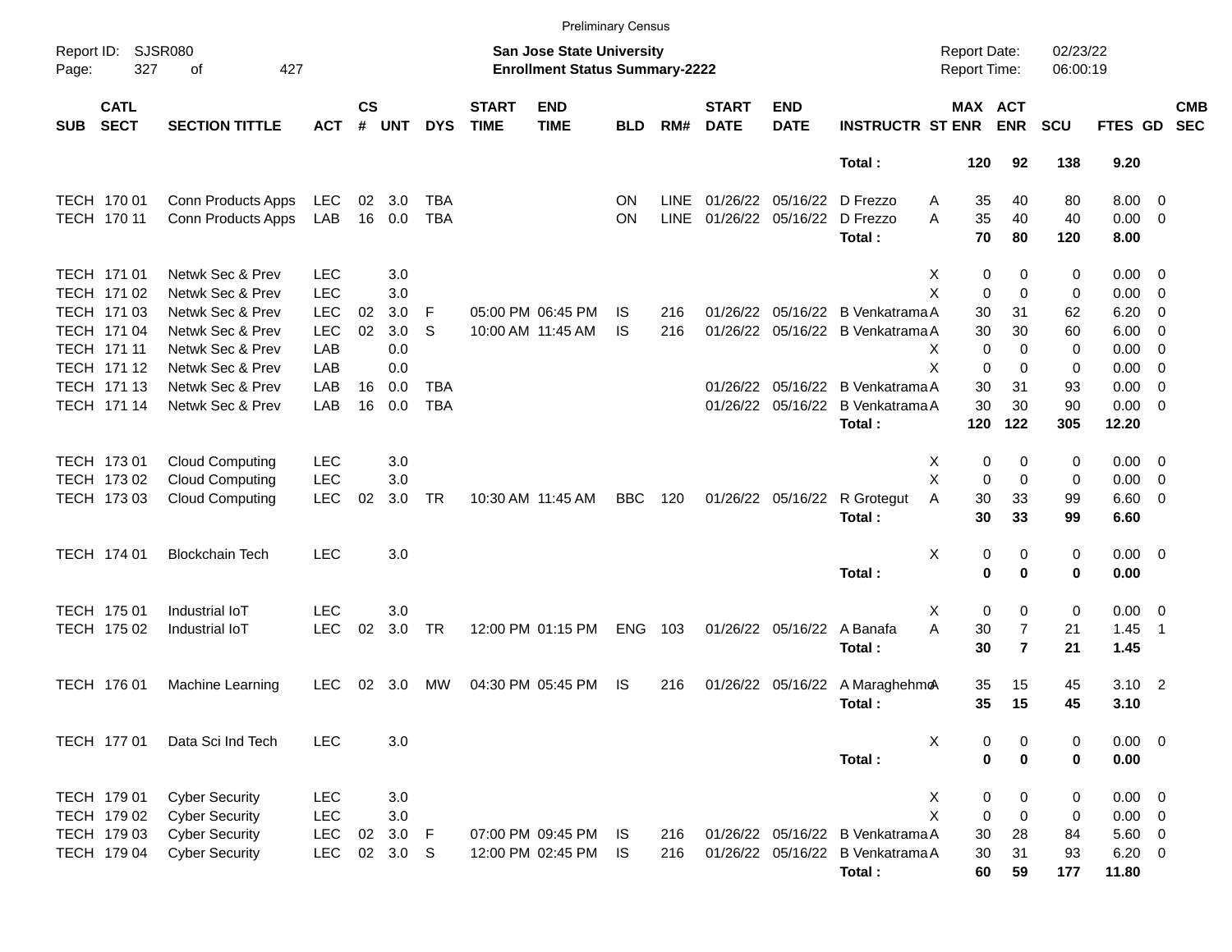Preliminary Census

Report ID: SJSR080

**San Jose State University**
**Enrollment Status Summary-2222**

Report Date: 02/23/22
Report Time: 06:00:19

| SUB | CATL SECT | SECTION TITTLE | ACT | CS # | UNT | DYS | START TIME | END TIME | BLD | RM# | START DATE | END DATE | INSTRUCTR | ST | MAX ENR | ACT ENR | SCU | FTES | GD | CMB SEC |
|---|---|---|---|---|---|---|---|---|---|---|---|---|---|---|---|---|---|---|---|---|
| | | | | | | | | | | | | | **Total :** | | **120** | **92** | **138** | **9.20** | | |
| TECH | 170 01 | Conn Products Apps | LEC | 02 | 3.0 | TBA | | | ON | LINE | 01/26/22 | 05/16/22 | D Frezzo | A | 35 | 40 | 80 | 8.00 | 0 | |
| TECH | 170 11 | Conn Products Apps | LAB | 16 | 0.0 | TBA | | | ON | LINE | 01/26/22 | 05/16/22 | D Frezzo | A | 35 | 40 | 40 | 0.00 | 0 | |
| | | | | | | | | | | | | | **Total :** | | **70** | **80** | **120** | **8.00** | | |
| TECH | 171 01 | Netwk Sec & Prev | LEC | | 3.0 | | | | | | | | | X | 0 | 0 | 0 | 0.00 | 0 | |
| TECH | 171 02 | Netwk Sec & Prev | LEC | | 3.0 | | | | | | | | | X | 0 | 0 | 0 | 0.00 | 0 | |
| TECH | 171 03 | Netwk Sec & Prev | LEC | 02 | 3.0 | F | 05:00 PM | 06:45 PM | IS | 216 | 01/26/22 | 05/16/22 | B Venkatrama | A | 30 | 31 | 62 | 6.20 | 0 | |
| TECH | 171 04 | Netwk Sec & Prev | LEC | 02 | 3.0 | S | 10:00 AM | 11:45 AM | IS | 216 | 01/26/22 | 05/16/22 | B Venkatrama | A | 30 | 30 | 60 | 6.00 | 0 | |
| TECH | 171 11 | Netwk Sec & Prev | LAB | | 0.0 | | | | | | | | | X | 0 | 0 | 0 | 0.00 | 0 | |
| TECH | 171 12 | Netwk Sec & Prev | LAB | | 0.0 | | | | | | | | | X | 0 | 0 | 0 | 0.00 | 0 | |
| TECH | 171 13 | Netwk Sec & Prev | LAB | 16 | 0.0 | TBA | | | | | 01/26/22 | 05/16/22 | B Venkatrama | A | 30 | 31 | 93 | 0.00 | 0 | |
| TECH | 171 14 | Netwk Sec & Prev | LAB | 16 | 0.0 | TBA | | | | | 01/26/22 | 05/16/22 | B Venkatrama | A | 30 | 30 | 90 | 0.00 | 0 | |
| | | | | | | | | | | | | | **Total :** | | **120** | **122** | **305** | **12.20** | | |
| TECH | 173 01 | Cloud Computing | LEC | | 3.0 | | | | | | | | | X | 0 | 0 | 0 | 0.00 | 0 | |
| TECH | 173 02 | Cloud Computing | LEC | | 3.0 | | | | | | | | | X | 0 | 0 | 0 | 0.00 | 0 | |
| TECH | 173 03 | Cloud Computing | LEC | 02 | 3.0 | TR | 10:30 AM | 11:45 AM | BBC | 120 | 01/26/22 | 05/16/22 | R Grotegut | A | 30 | 33 | 99 | 6.60 | 0 | |
| | | | | | | | | | | | | | **Total :** | | **30** | **33** | **99** | **6.60** | | |
| TECH | 174 01 | Blockchain Tech | LEC | | 3.0 | | | | | | | | | X | 0 | 0 | 0 | 0.00 | 0 | |
| | | | | | | | | | | | | | **Total :** | | **0** | **0** | **0** | **0.00** | | |
| TECH | 175 01 | Industrial IoT | LEC | | 3.0 | | | | | | | | | X | 0 | 0 | 0 | 0.00 | 0 | |
| TECH | 175 02 | Industrial IoT | LEC | 02 | 3.0 | TR | 12:00 PM | 01:15 PM | ENG | 103 | 01/26/22 | 05/16/22 | A Banafa | A | 30 | 7 | 21 | 1.45 | 1 | |
| | | | | | | | | | | | | | **Total :** | | **30** | **7** | **21** | **1.45** | | |
| TECH | 176 01 | Machine Learning | LEC | 02 | 3.0 | MW | 04:30 PM | 05:45 PM | IS | 216 | 01/26/22 | 05/16/22 | A Maraghehmo | A | 35 | 15 | 45 | 3.10 | 2 | |
| | | | | | | | | | | | | | **Total :** | | **35** | **15** | **45** | **3.10** | | |
| TECH | 177 01 | Data Sci Ind Tech | LEC | | 3.0 | | | | | | | | | X | 0 | 0 | 0 | 0.00 | 0 | |
| | | | | | | | | | | | | | **Total :** | | **0** | **0** | **0** | **0.00** | | |
| TECH | 179 01 | Cyber Security | LEC | | 3.0 | | | | | | | | | X | 0 | 0 | 0 | 0.00 | 0 | |
| TECH | 179 02 | Cyber Security | LEC | | 3.0 | | | | | | | | | X | 0 | 0 | 0 | 0.00 | 0 | |
| TECH | 179 03 | Cyber Security | LEC | 02 | 3.0 | F | 07:00 PM | 09:45 PM | IS | 216 | 01/26/22 | 05/16/22 | B Venkatrama | A | 30 | 28 | 84 | 5.60 | 0 | |
| TECH | 179 04 | Cyber Security | LEC | 02 | 3.0 | S | 12:00 PM | 02:45 PM | IS | 216 | 01/26/22 | 05/16/22 | B Venkatrama | A | 30 | 31 | 93 | 6.20 | 0 | |
| | | | | | | | | | | | | | **Total :** | | **60** | **59** | **177** | **11.80** | | |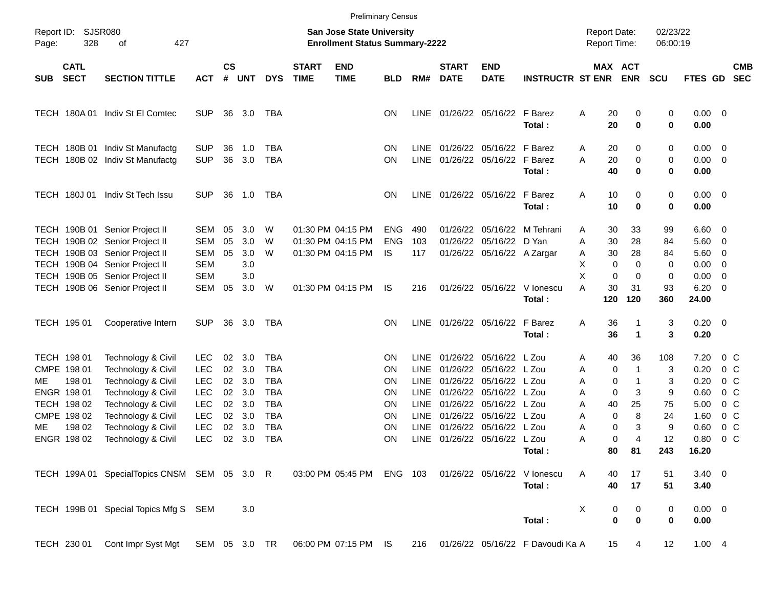Preliminary Census

Report ID: SJSR080

**San Jose State University**
**Enrollment Status Summary-2222**

Report Date: 02/23/22
Report Time: 06:00:19

| SUB | CATL SECT | SECTION TITTLE | ACT | CS # | UNT | DYS | START TIME | END TIME | BLD | RM# | START DATE | END DATE | INSTRUCTR | ST | MAX ENR | ACT ENR | SCU | FTES | GD | CMB SEC |
|---|---|---|---|---|---|---|---|---|---|---|---|---|---|---|---|---|---|---|---|---|
| TECH | 180A 01 | Indiv St El Comtec | SUP | 36 | 3.0 | TBA | | | ON | LINE | 01/26/22 | 05/16/22 | F Barez | A | 20 | 0 | 0 | 0.00 | 0 | |
| | | | | | | | | | | | | | **Total :** | | **20** | **0** | **0** | **0.00** | | |
| TECH | 180B 01 | Indiv St Manufactg | SUP | 36 | 1.0 | TBA | | | ON | LINE | 01/26/22 | 05/16/22 | F Barez | A | 20 | 0 | 0 | 0.00 | 0 | |
| TECH | 180B 02 | Indiv St Manufactg | SUP | 36 | 3.0 | TBA | | | ON | LINE | 01/26/22 | 05/16/22 | F Barez | A | 20 | 0 | 0 | 0.00 | 0 | |
| | | | | | | | | | | | | | **Total :** | | **40** | **0** | **0** | **0.00** | | |
| TECH | 180J 01 | Indiv St Tech Issu | SUP | 36 | 1.0 | TBA | | | ON | LINE | 01/26/22 | 05/16/22 | F Barez | A | 10 | 0 | 0 | 0.00 | 0 | |
| | | | | | | | | | | | | | **Total :** | | **10** | **0** | **0** | **0.00** | | |
| TECH | 190B 01 | Senior Project II | SEM | 05 | 3.0 | W | 01:30 PM | 04:15 PM | ENG | 490 | 01/26/22 | 05/16/22 | M Tehrani | A | 30 | 33 | 99 | 6.60 | 0 | |
| TECH | 190B 02 | Senior Project II | SEM | 05 | 3.0 | W | 01:30 PM | 04:15 PM | ENG | 103 | 01/26/22 | 05/16/22 | D Yan | A | 30 | 28 | 84 | 5.60 | 0 | |
| TECH | 190B 03 | Senior Project II | SEM | 05 | 3.0 | W | 01:30 PM | 04:15 PM | IS | 117 | 01/26/22 | 05/16/22 | A Zargar | A | 30 | 28 | 84 | 5.60 | 0 | |
| TECH | 190B 04 | Senior Project II | SEM | | 3.0 | | | | | | | | | X | 0 | 0 | 0 | 0.00 | 0 | |
| TECH | 190B 05 | Senior Project II | SEM | | 3.0 | | | | | | | | | X | 0 | 0 | 0 | 0.00 | 0 | |
| TECH | 190B 06 | Senior Project II | SEM | 05 | 3.0 | W | 01:30 PM | 04:15 PM | IS | 216 | 01/26/22 | 05/16/22 | V Ionescu | A | 30 | 31 | 93 | 6.20 | 0 | |
| | | | | | | | | | | | | | **Total :** | | **120** | **120** | **360** | **24.00** | | |
| TECH | 195 01 | Cooperative Intern | SUP | 36 | 3.0 | TBA | | | ON | LINE | 01/26/22 | 05/16/22 | F Barez | A | 36 | 1 | 3 | 0.20 | 0 | |
| | | | | | | | | | | | | | **Total :** | | **36** | **1** | **3** | **0.20** | | |
| TECH | 198 01 | Technology & Civil | LEC | 02 | 3.0 | TBA | | | ON | LINE | 01/26/22 | 05/16/22 | L Zou | A | 40 | 36 | 108 | 7.20 | 0 | C |
| CMPE | 198 01 | Technology & Civil | LEC | 02 | 3.0 | TBA | | | ON | LINE | 01/26/22 | 05/16/22 | L Zou | A | 0 | 1 | 3 | 0.20 | 0 | C |
| ME | 198 01 | Technology & Civil | LEC | 02 | 3.0 | TBA | | | ON | LINE | 01/26/22 | 05/16/22 | L Zou | A | 0 | 1 | 3 | 0.20 | 0 | C |
| ENGR | 198 01 | Technology & Civil | LEC | 02 | 3.0 | TBA | | | ON | LINE | 01/26/22 | 05/16/22 | L Zou | A | 0 | 3 | 9 | 0.60 | 0 | C |
| TECH | 198 02 | Technology & Civil | LEC | 02 | 3.0 | TBA | | | ON | LINE | 01/26/22 | 05/16/22 | L Zou | A | 40 | 25 | 75 | 5.00 | 0 | C |
| CMPE | 198 02 | Technology & Civil | LEC | 02 | 3.0 | TBA | | | ON | LINE | 01/26/22 | 05/16/22 | L Zou | A | 0 | 8 | 24 | 1.60 | 0 | C |
| ME | 198 02 | Technology & Civil | LEC | 02 | 3.0 | TBA | | | ON | LINE | 01/26/22 | 05/16/22 | L Zou | A | 0 | 3 | 9 | 0.60 | 0 | C |
| ENGR | 198 02 | Technology & Civil | LEC | 02 | 3.0 | TBA | | | ON | LINE | 01/26/22 | 05/16/22 | L Zou | A | 0 | 4 | 12 | 0.80 | 0 | C |
| | | | | | | | | | | | | | **Total :** | | **80** | **81** | **243** | **16.20** | | |
| TECH | 199A 01 | SpecialTopics CNSM | SEM | 05 | 3.0 | R | 03:00 PM | 05:45 PM | ENG | 103 | 01/26/22 | 05/16/22 | V Ionescu | A | 40 | 17 | 51 | 3.40 | 0 | |
| | | | | | | | | | | | | | **Total :** | | **40** | **17** | **51** | **3.40** | | |
| TECH | 199B 01 | Special Topics Mfg S | SEM | | 3.0 | | | | | | | | | X | 0 | 0 | 0 | 0.00 | 0 | |
| | | | | | | | | | | | | | **Total :** | | **0** | **0** | **0** | **0.00** | | |
| TECH | 230 01 | Cont Impr Syst Mgt | SEM | 05 | 3.0 | TR | 06:00 PM | 07:15 PM | IS | 216 | 01/26/22 | 05/16/22 | F Davoudi Ka | A | 15 | 4 | 12 | 1.00 | 4 | |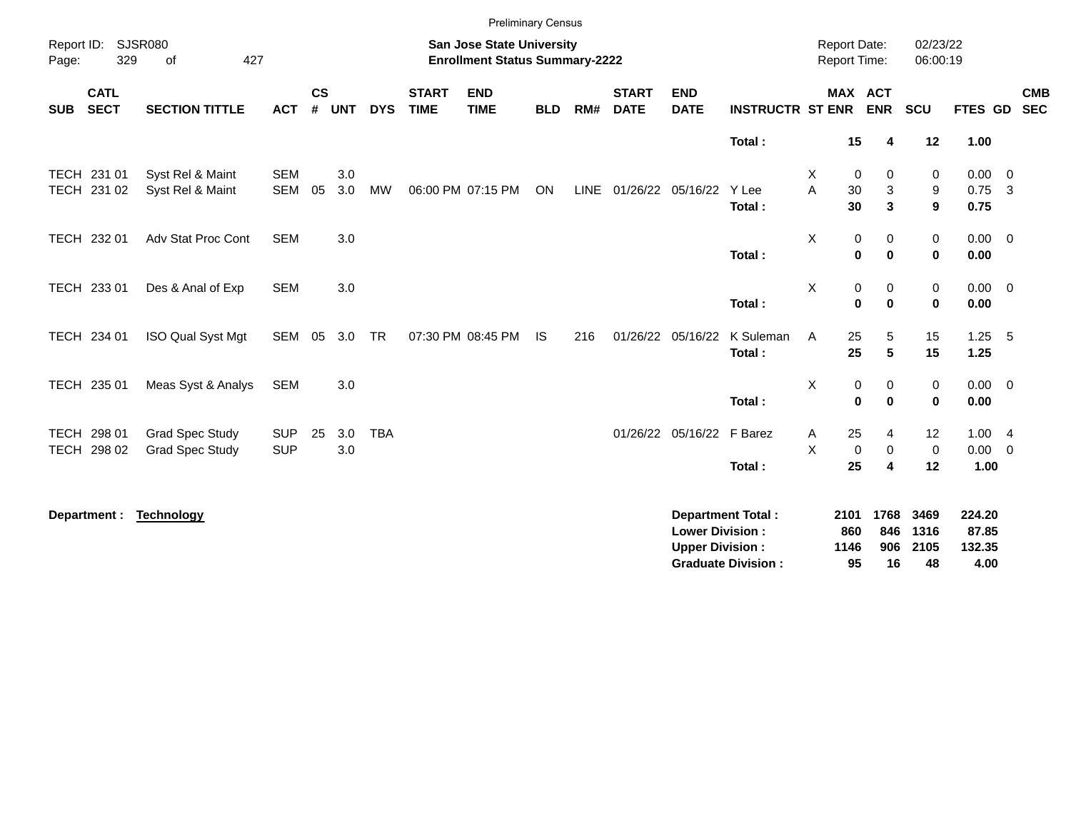Preliminary Census

Report ID: SJSR080

**San Jose State University**
**Enrollment Status Summary-2222**

Report Date: 02/23/22
Report Time: 06:00:19

| SUB | CATL SECT | SECTION TITTLE | ACT | CS # | UNT | DYS | START TIME | END TIME | BLD | RM# | START DATE | END DATE | INSTRUCTR | ST | MAX ENR | ACT ENR | SCU | FTES | GD | CMB SEC |
|---|---|---|---|---|---|---|---|---|---|---|---|---|---|---|---|---|---|---|---|---|
| | | | | | | | | | | | | | **Total :** | | **15** | **4** | **12** | **1.00** | | |
| TECH | 231 01 | Syst Rel & Maint | SEM | | 3.0 | | | | | | | | | X | 0 | 0 | 0 | 0.00 | 0 | |
| TECH | 231 02 | Syst Rel & Maint | SEM | 05 | 3.0 | MW | 06:00 PM | 07:15 PM | ON | LINE | 01/26/22 | 05/16/22 | Y Lee | A | 30 | 3 | 9 | 0.75 | 3 | |
| | | | | | | | | | | | | | **Total :** | | **30** | **3** | **9** | **0.75** | | |
| TECH | 232 01 | Adv Stat Proc Cont | SEM | | 3.0 | | | | | | | | | X | 0 | 0 | 0 | 0.00 | 0 | |
| | | | | | | | | | | | | | **Total :** | | **0** | **0** | **0** | **0.00** | | |
| TECH | 233 01 | Des & Anal of Exp | SEM | | 3.0 | | | | | | | | | X | 0 | 0 | 0 | 0.00 | 0 | |
| | | | | | | | | | | | | | **Total :** | | **0** | **0** | **0** | **0.00** | | |
| TECH | 234 01 | ISO Qual Syst Mgt | SEM | 05 | 3.0 | TR | 07:30 PM | 08:45 PM | IS | 216 | 01/26/22 | 05/16/22 | K Suleman | A | 25 | 5 | 15 | 1.25 | 5 | |
| | | | | | | | | | | | | | **Total :** | | **25** | **5** | **15** | **1.25** | | |
| TECH | 235 01 | Meas Syst & Analys | SEM | | 3.0 | | | | | | | | | X | 0 | 0 | 0 | 0.00 | 0 | |
| | | | | | | | | | | | | | **Total :** | | **0** | **0** | **0** | **0.00** | | |
| TECH | 298 01 | Grad Spec Study | SUP | 25 | 3.0 | TBA | | | | | 01/26/22 | 05/16/22 | F Barez | A | 25 | 4 | 12 | 1.00 | 4 | |
| TECH | 298 02 | Grad Spec Study | SUP | | 3.0 | | | | | | | | | X | 0 | 0 | 0 | 0.00 | 0 | |
| | | | | | | | | | | | | | **Total :** | | **25** | **4** | **12** | **1.00** | | |

**Department :** **Technology**

| | MAX ENR | ACT ENR | SCU | FTES |
|---|---|---|---|---|
| **Department Total :** | **2101** | **1768** | **3469** | **224.20** |
| **Lower Division :** | **860** | **846** | **1316** | **87.85** |
| **Upper Division :** | **1146** | **906** | **2105** | **132.35** |
| **Graduate Division :** | **95** | **16** | **48** | **4.00** |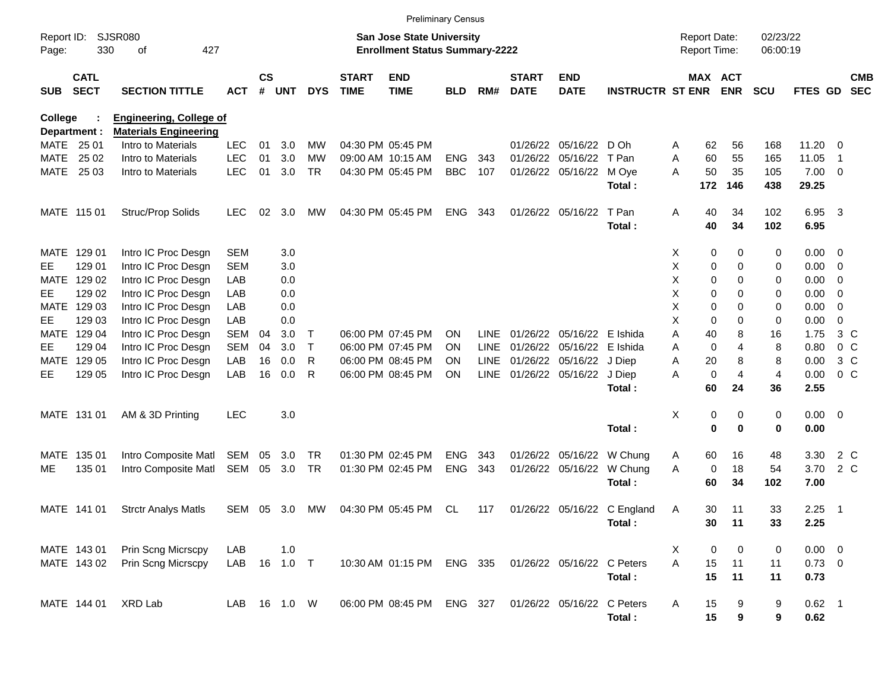Preliminary Census

Report ID: SJSR080 | **San Jose State University** | Report Date: 02/23/22
**Enrollment Status Summary-2222** | Report Time: 06:00:19

**College : Engineering, College of**
**Department : Materials Engineering**

| SUB | CATL SECT | SECTION TITTLE | ACT | CS # | UNT | DYS | START TIME | END TIME | BLD | RM# | START DATE | END DATE | INSTRUCTR | ST | MAX ENR | ACT ENR | SCU | FTES | GD | CMB SEC |
|---|---|---|---|---|---|---|---|---|---|---|---|---|---|---|---|---|---|---|---|---|
| MATE | 25 01 | Intro to Materials | LEC | 01 | 3.0 | MW | 04:30 PM | 05:45 PM | | | 01/26/22 | 05/16/22 | D Oh | A | 62 | 56 | 168 | 11.20 | 0 | |
| MATE | 25 02 | Intro to Materials | LEC | 01 | 3.0 | MW | 09:00 AM | 10:15 AM | ENG | 343 | 01/26/22 | 05/16/22 | T Pan | A | 60 | 55 | 165 | 11.05 | 1 | |
| MATE | 25 03 | Intro to Materials | LEC | 01 | 3.0 | TR | 04:30 PM | 05:45 PM | BBC | 107 | 01/26/22 | 05/16/22 | M Oye | A | 50 | 35 | 105 | 7.00 | 0 | |
| | | | | | | | | | | | | | **Total :** | | **172** | **146** | **438** | **29.25** | | |
| MATE | 115 01 | Struc/Prop Solids | LEC | 02 | 3.0 | MW | 04:30 PM | 05:45 PM | ENG | 343 | 01/26/22 | 05/16/22 | T Pan | A | 40 | 34 | 102 | 6.95 | 3 | |
| | | | | | | | | | | | | | **Total :** | | **40** | **34** | **102** | **6.95** | | |
| MATE | 129 01 | Intro IC Proc Desgn | SEM | | 3.0 | | | | | | | | | X | 0 | 0 | 0 | 0.00 | 0 | |
| EE | 129 01 | Intro IC Proc Desgn | SEM | | 3.0 | | | | | | | | | X | 0 | 0 | 0 | 0.00 | 0 | |
| MATE | 129 02 | Intro IC Proc Desgn | LAB | | 0.0 | | | | | | | | | X | 0 | 0 | 0 | 0.00 | 0 | |
| EE | 129 02 | Intro IC Proc Desgn | LAB | | 0.0 | | | | | | | | | X | 0 | 0 | 0 | 0.00 | 0 | |
| MATE | 129 03 | Intro IC Proc Desgn | LAB | | 0.0 | | | | | | | | | X | 0 | 0 | 0 | 0.00 | 0 | |
| EE | 129 03 | Intro IC Proc Desgn | LAB | | 0.0 | | | | | | | | | X | 0 | 0 | 0 | 0.00 | 0 | |
| MATE | 129 04 | Intro IC Proc Desgn | SEM | 04 | 3.0 | T | 06:00 PM | 07:45 PM | ON | LINE | 01/26/22 | 05/16/22 | E Ishida | A | 40 | 8 | 16 | 1.75 | 3 | C |
| EE | 129 04 | Intro IC Proc Desgn | SEM | 04 | 3.0 | T | 06:00 PM | 07:45 PM | ON | LINE | 01/26/22 | 05/16/22 | E Ishida | A | 0 | 4 | 8 | 0.80 | 0 | C |
| MATE | 129 05 | Intro IC Proc Desgn | LAB | 16 | 0.0 | R | 06:00 PM | 08:45 PM | ON | LINE | 01/26/22 | 05/16/22 | J Diep | A | 20 | 8 | 8 | 0.00 | 3 | C |
| EE | 129 05 | Intro IC Proc Desgn | LAB | 16 | 0.0 | R | 06:00 PM | 08:45 PM | ON | LINE | 01/26/22 | 05/16/22 | J Diep | A | 0 | 4 | 4 | 0.00 | 0 | C |
| | | | | | | | | | | | | | **Total :** | | **60** | **24** | **36** | **2.55** | | |
| MATE | 131 01 | AM & 3D Printing | LEC | | 3.0 | | | | | | | | | X | 0 | 0 | 0 | 0.00 | 0 | |
| | | | | | | | | | | | | | **Total :** | | **0** | **0** | **0** | **0.00** | | |
| MATE | 135 01 | Intro Composite Matl | SEM | 05 | 3.0 | TR | 01:30 PM | 02:45 PM | ENG | 343 | 01/26/22 | 05/16/22 | W Chung | A | 60 | 16 | 48 | 3.30 | 2 | C |
| ME | 135 01 | Intro Composite Matl | SEM | 05 | 3.0 | TR | 01:30 PM | 02:45 PM | ENG | 343 | 01/26/22 | 05/16/22 | W Chung | A | 0 | 18 | 54 | 3.70 | 2 | C |
| | | | | | | | | | | | | | **Total :** | | **60** | **34** | **102** | **7.00** | | |
| MATE | 141 01 | Strctr Analys Matls | SEM | 05 | 3.0 | MW | 04:30 PM | 05:45 PM | CL | 117 | 01/26/22 | 05/16/22 | C England | A | 30 | 11 | 33 | 2.25 | 1 | |
| | | | | | | | | | | | | | **Total :** | | **30** | **11** | **33** | **2.25** | | |
| MATE | 143 01 | Prin Scng Micrscpy | LAB | | 1.0 | | | | | | | | | X | 0 | 0 | 0 | 0.00 | 0 | |
| MATE | 143 02 | Prin Scng Micrscpy | LAB | 16 | 1.0 | T | 10:30 AM | 01:15 PM | ENG | 335 | 01/26/22 | 05/16/22 | C Peters | A | 15 | 11 | 11 | 0.73 | 0 | |
| | | | | | | | | | | | | | **Total :** | | **15** | **11** | **11** | **0.73** | | |
| MATE | 144 01 | XRD Lab | LAB | 16 | 1.0 | W | 06:00 PM | 08:45 PM | ENG | 327 | 01/26/22 | 05/16/22 | C Peters | A | 15 | 9 | 9 | 0.62 | 1 | |
| | | | | | | | | | | | | | **Total :** | | **15** | **9** | **9** | **0.62** | | |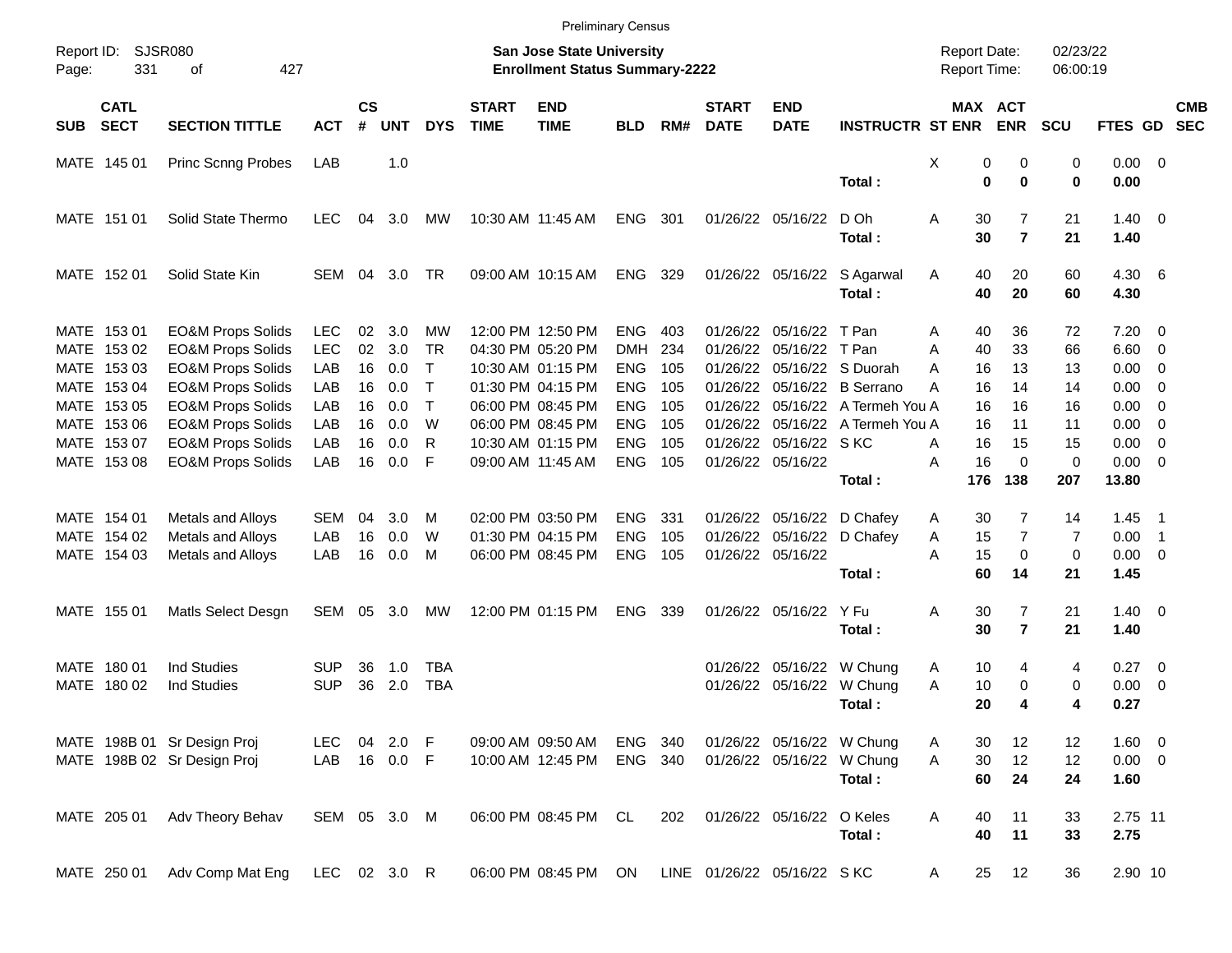Preliminary Census

Report ID: SJSR080
**San Jose State University**
**Enrollment Status Summary-2222**

Report Date: 02/23/22
Report Time: 06:00:19

| SUB | CATL SECT | SECTION TITTLE | ACT | CS # | UNT | DYS | START TIME | END TIME | BLD | RM# | START DATE | END DATE | INSTRUCTR | ST | MAX ENR | ACT ENR | SCU | FTES | GD | CMB SEC |
|---|---|---|---|---|---|---|---|---|---|---|---|---|---|---|---|---|---|---|---|---|
| MATE | 145 01 | Princ Scnng Probes | LAB | | 1.0 | | | | | | | | | X | 0 | 0 | 0 | 0.00 | 0 | |
| | | | | | | | | | | | | | **Total :** | | **0** | **0** | **0** | **0.00** | | |
| MATE | 151 01 | Solid State Thermo | LEC | 04 | 3.0 | MW | 10:30 AM | 11:45 AM | ENG | 301 | 01/26/22 | 05/16/22 | D Oh | A | 30 | 7 | 21 | 1.40 | 0 | |
| | | | | | | | | | | | | | **Total :** | | **30** | **7** | **21** | **1.40** | | |
| MATE | 152 01 | Solid State Kin | SEM | 04 | 3.0 | TR | 09:00 AM | 10:15 AM | ENG | 329 | 01/26/22 | 05/16/22 | S Agarwal | A | 40 | 20 | 60 | 4.30 | 6 | |
| | | | | | | | | | | | | | **Total :** | | **40** | **20** | **60** | **4.30** | | |
| MATE | 153 01 | EO&M Props Solids | LEC | 02 | 3.0 | MW | 12:00 PM | 12:50 PM | ENG | 403 | 01/26/22 | 05/16/22 | T Pan | A | 40 | 36 | 72 | 7.20 | 0 | |
| MATE | 153 02 | EO&M Props Solids | LEC | 02 | 3.0 | TR | 04:30 PM | 05:20 PM | DMH | 234 | 01/26/22 | 05/16/22 | T Pan | A | 40 | 33 | 66 | 6.60 | 0 | |
| MATE | 153 03 | EO&M Props Solids | LAB | 16 | 0.0 | T | 10:30 AM | 01:15 PM | ENG | 105 | 01/26/22 | 05/16/22 | S Duorah | A | 16 | 13 | 13 | 0.00 | 0 | |
| MATE | 153 04 | EO&M Props Solids | LAB | 16 | 0.0 | T | 01:30 PM | 04:15 PM | ENG | 105 | 01/26/22 | 05/16/22 | B Serrano | A | 16 | 14 | 14 | 0.00 | 0 | |
| MATE | 153 05 | EO&M Props Solids | LAB | 16 | 0.0 | T | 06:00 PM | 08:45 PM | ENG | 105 | 01/26/22 | 05/16/22 | A Termeh You | A | 16 | 16 | 16 | 0.00 | 0 | |
| MATE | 153 06 | EO&M Props Solids | LAB | 16 | 0.0 | W | 06:00 PM | 08:45 PM | ENG | 105 | 01/26/22 | 05/16/22 | A Termeh You | A | 16 | 11 | 11 | 0.00 | 0 | |
| MATE | 153 07 | EO&M Props Solids | LAB | 16 | 0.0 | R | 10:30 AM | 01:15 PM | ENG | 105 | 01/26/22 | 05/16/22 | S KC | A | 16 | 15 | 15 | 0.00 | 0 | |
| MATE | 153 08 | EO&M Props Solids | LAB | 16 | 0.0 | F | 09:00 AM | 11:45 AM | ENG | 105 | 01/26/22 | 05/16/22 | | A | 16 | 0 | 0 | 0.00 | 0 | |
| | | | | | | | | | | | | | **Total :** | | **176** | **138** | **207** | **13.80** | | |
| MATE | 154 01 | Metals and Alloys | SEM | 04 | 3.0 | M | 02:00 PM | 03:50 PM | ENG | 331 | 01/26/22 | 05/16/22 | D Chafey | A | 30 | 7 | 14 | 1.45 | 1 | |
| MATE | 154 02 | Metals and Alloys | LAB | 16 | 0.0 | W | 01:30 PM | 04:15 PM | ENG | 105 | 01/26/22 | 05/16/22 | D Chafey | A | 15 | 7 | 7 | 0.00 | 1 | |
| MATE | 154 03 | Metals and Alloys | LAB | 16 | 0.0 | M | 06:00 PM | 08:45 PM | ENG | 105 | 01/26/22 | 05/16/22 | | A | 15 | 0 | 0 | 0.00 | 0 | |
| | | | | | | | | | | | | | **Total :** | | **60** | **14** | **21** | **1.45** | | |
| MATE | 155 01 | Matls Select Desgn | SEM | 05 | 3.0 | MW | 12:00 PM | 01:15 PM | ENG | 339 | 01/26/22 | 05/16/22 | Y Fu | A | 30 | 7 | 21 | 1.40 | 0 | |
| | | | | | | | | | | | | | **Total :** | | **30** | **7** | **21** | **1.40** | | |
| MATE | 180 01 | Ind Studies | SUP | 36 | 1.0 | TBA | | | | | 01/26/22 | 05/16/22 | W Chung | A | 10 | 4 | 4 | 0.27 | 0 | |
| MATE | 180 02 | Ind Studies | SUP | 36 | 2.0 | TBA | | | | | 01/26/22 | 05/16/22 | W Chung | A | 10 | 0 | 0 | 0.00 | 0 | |
| | | | | | | | | | | | | | **Total :** | | **20** | **4** | **4** | **0.27** | | |
| MATE | 198B 01 | Sr Design Proj | LEC | 04 | 2.0 | F | 09:00 AM | 09:50 AM | ENG | 340 | 01/26/22 | 05/16/22 | W Chung | A | 30 | 12 | 12 | 1.60 | 0 | |
| MATE | 198B 02 | Sr Design Proj | LAB | 16 | 0.0 | F | 10:00 AM | 12:45 PM | ENG | 340 | 01/26/22 | 05/16/22 | W Chung | A | 30 | 12 | 12 | 0.00 | 0 | |
| | | | | | | | | | | | | | **Total :** | | **60** | **24** | **24** | **1.60** | | |
| MATE | 205 01 | Adv Theory Behav | SEM | 05 | 3.0 | M | 06:00 PM | 08:45 PM | CL | 202 | 01/26/22 | 05/16/22 | O Keles | A | 40 | 11 | 33 | 2.75 | 11 | |
| | | | | | | | | | | | | | **Total :** | | **40** | **11** | **33** | **2.75** | | |
| MATE | 250 01 | Adv Comp Mat Eng | LEC | 02 | 3.0 | R | 06:00 PM | 08:45 PM | ON | LINE | 01/26/22 | 05/16/22 | S KC | A | 25 | 12 | 36 | 2.90 | 10 | |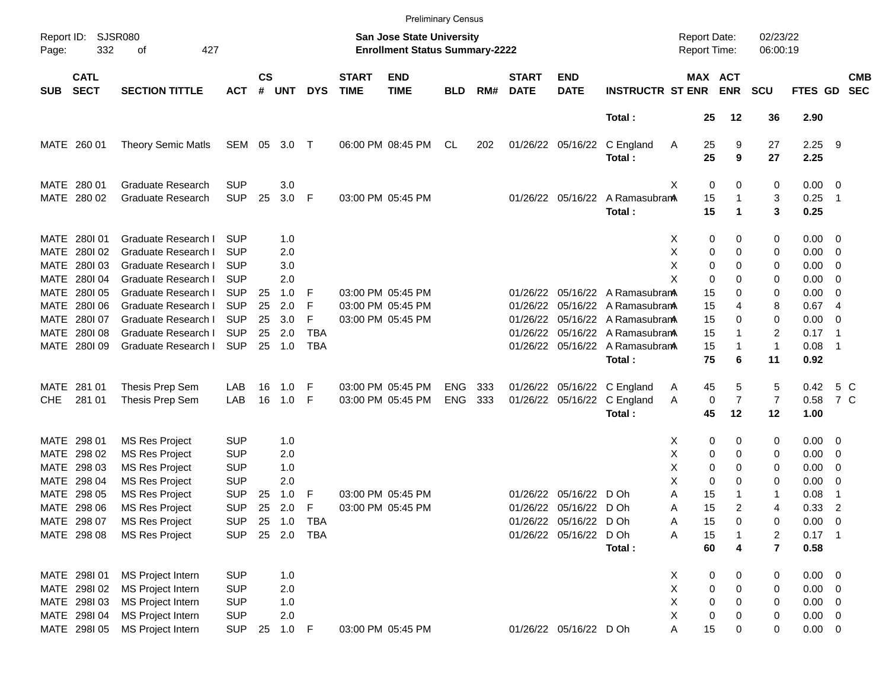Preliminary Census

Report ID: SJSR080
Page: 332 of 427

**San Jose State University**
**Enrollment Status Summary-2222**

Report Date: 02/23/22
Report Time: 06:00:19

| SUB | CATL SECT | SECTION TITTLE | ACT | CS # | UNT | DYS | START TIME | END TIME | BLD | RM# | START DATE | END DATE | INSTRUCTR | ST | MAX ENR | ACT ENR | SCU | FTES | GD | CMB SEC |
|---|---|---|---|---|---|---|---|---|---|---|---|---|---|---|---|---|---|---|---|---|
| | | | | | | | | | | | | | **Total :** | | **25** | **12** | **36** | **2.90** | | |
| MATE | 260 01 | Theory Semic Matls | SEM | 05 | 3.0 | T | 06:00 PM | 08:45 PM | CL | 202 | 01/26/22 | 05/16/22 | C England | A | 25 | 9 | 27 | 2.25 | 9 | |
| | | | | | | | | | | | | | **Total :** | | **25** | **9** | **27** | **2.25** | | |
| MATE | 280 01 | Graduate Research | SUP | | 3.0 | | | | | | | | | X | 0 | 0 | 0 | 0.00 | 0 | |
| MATE | 280 02 | Graduate Research | SUP | 25 | 3.0 | F | 03:00 PM | 05:45 PM | | | 01/26/22 | 05/16/22 | A Ramasubram | A | 15 | 1 | 3 | 0.25 | 1 | |
| | | | | | | | | | | | | | **Total :** | | **15** | **1** | **3** | **0.25** | | |
| MATE | 280I 01 | Graduate Research I | SUP | | 1.0 | | | | | | | | | X | 0 | 0 | 0 | 0.00 | 0 | |
| MATE | 280I 02 | Graduate Research I | SUP | | 2.0 | | | | | | | | | X | 0 | 0 | 0 | 0.00 | 0 | |
| MATE | 280I 03 | Graduate Research I | SUP | | 3.0 | | | | | | | | | X | 0 | 0 | 0 | 0.00 | 0 | |
| MATE | 280I 04 | Graduate Research I | SUP | | 2.0 | | | | | | | | | X | 0 | 0 | 0 | 0.00 | 0 | |
| MATE | 280I 05 | Graduate Research I | SUP | 25 | 1.0 | F | 03:00 PM | 05:45 PM | | | 01/26/22 | 05/16/22 | A Ramasubram | A | 15 | 0 | 0 | 0.00 | 0 | |
| MATE | 280I 06 | Graduate Research I | SUP | 25 | 2.0 | F | 03:00 PM | 05:45 PM | | | 01/26/22 | 05/16/22 | A Ramasubram | A | 15 | 4 | 8 | 0.67 | 4 | |
| MATE | 280I 07 | Graduate Research I | SUP | 25 | 3.0 | F | 03:00 PM | 05:45 PM | | | 01/26/22 | 05/16/22 | A Ramasubram | A | 15 | 0 | 0 | 0.00 | 0 | |
| MATE | 280I 08 | Graduate Research I | SUP | 25 | 2.0 | TBA | | | | | 01/26/22 | 05/16/22 | A Ramasubram | A | 15 | 1 | 2 | 0.17 | 1 | |
| MATE | 280I 09 | Graduate Research I | SUP | 25 | 1.0 | TBA | | | | | 01/26/22 | 05/16/22 | A Ramasubram | A | 15 | 1 | 1 | 0.08 | 1 | |
| | | | | | | | | | | | | | **Total :** | | **75** | **6** | **11** | **0.92** | | |
| MATE | 281 01 | Thesis Prep Sem | LAB | 16 | 1.0 | F | 03:00 PM | 05:45 PM | ENG | 333 | 01/26/22 | 05/16/22 | C England | A | 45 | 5 | 5 | 0.42 | 5 | C |
| CHE | 281 01 | Thesis Prep Sem | LAB | 16 | 1.0 | F | 03:00 PM | 05:45 PM | ENG | 333 | 01/26/22 | 05/16/22 | C England | A | 0 | 7 | 7 | 0.58 | 7 | C |
| | | | | | | | | | | | | | **Total :** | | **45** | **12** | **12** | **1.00** | | |
| MATE | 298 01 | MS Res Project | SUP | | 1.0 | | | | | | | | | X | 0 | 0 | 0 | 0.00 | 0 | |
| MATE | 298 02 | MS Res Project | SUP | | 2.0 | | | | | | | | | X | 0 | 0 | 0 | 0.00 | 0 | |
| MATE | 298 03 | MS Res Project | SUP | | 1.0 | | | | | | | | | X | 0 | 0 | 0 | 0.00 | 0 | |
| MATE | 298 04 | MS Res Project | SUP | | 2.0 | | | | | | | | | X | 0 | 0 | 0 | 0.00 | 0 | |
| MATE | 298 05 | MS Res Project | SUP | 25 | 1.0 | F | 03:00 PM | 05:45 PM | | | 01/26/22 | 05/16/22 | D Oh | A | 15 | 1 | 1 | 0.08 | 1 | |
| MATE | 298 06 | MS Res Project | SUP | 25 | 2.0 | F | 03:00 PM | 05:45 PM | | | 01/26/22 | 05/16/22 | D Oh | A | 15 | 2 | 4 | 0.33 | 2 | |
| MATE | 298 07 | MS Res Project | SUP | 25 | 1.0 | TBA | | | | | 01/26/22 | 05/16/22 | D Oh | A | 15 | 0 | 0 | 0.00 | 0 | |
| MATE | 298 08 | MS Res Project | SUP | 25 | 2.0 | TBA | | | | | 01/26/22 | 05/16/22 | D Oh | A | 15 | 1 | 2 | 0.17 | 1 | |
| | | | | | | | | | | | | | **Total :** | | **60** | **4** | **7** | **0.58** | | |
| MATE | 298I 01 | MS Project Intern | SUP | | 1.0 | | | | | | | | | X | 0 | 0 | 0 | 0.00 | 0 | |
| MATE | 298I 02 | MS Project Intern | SUP | | 2.0 | | | | | | | | | X | 0 | 0 | 0 | 0.00 | 0 | |
| MATE | 298I 03 | MS Project Intern | SUP | | 1.0 | | | | | | | | | X | 0 | 0 | 0 | 0.00 | 0 | |
| MATE | 298I 04 | MS Project Intern | SUP | | 2.0 | | | | | | | | | X | 0 | 0 | 0 | 0.00 | 0 | |
| MATE | 298I 05 | MS Project Intern | SUP | 25 | 1.0 | F | 03:00 PM | 05:45 PM | | | 01/26/22 | 05/16/22 | D Oh | A | 15 | 0 | 0 | 0.00 | 0 | |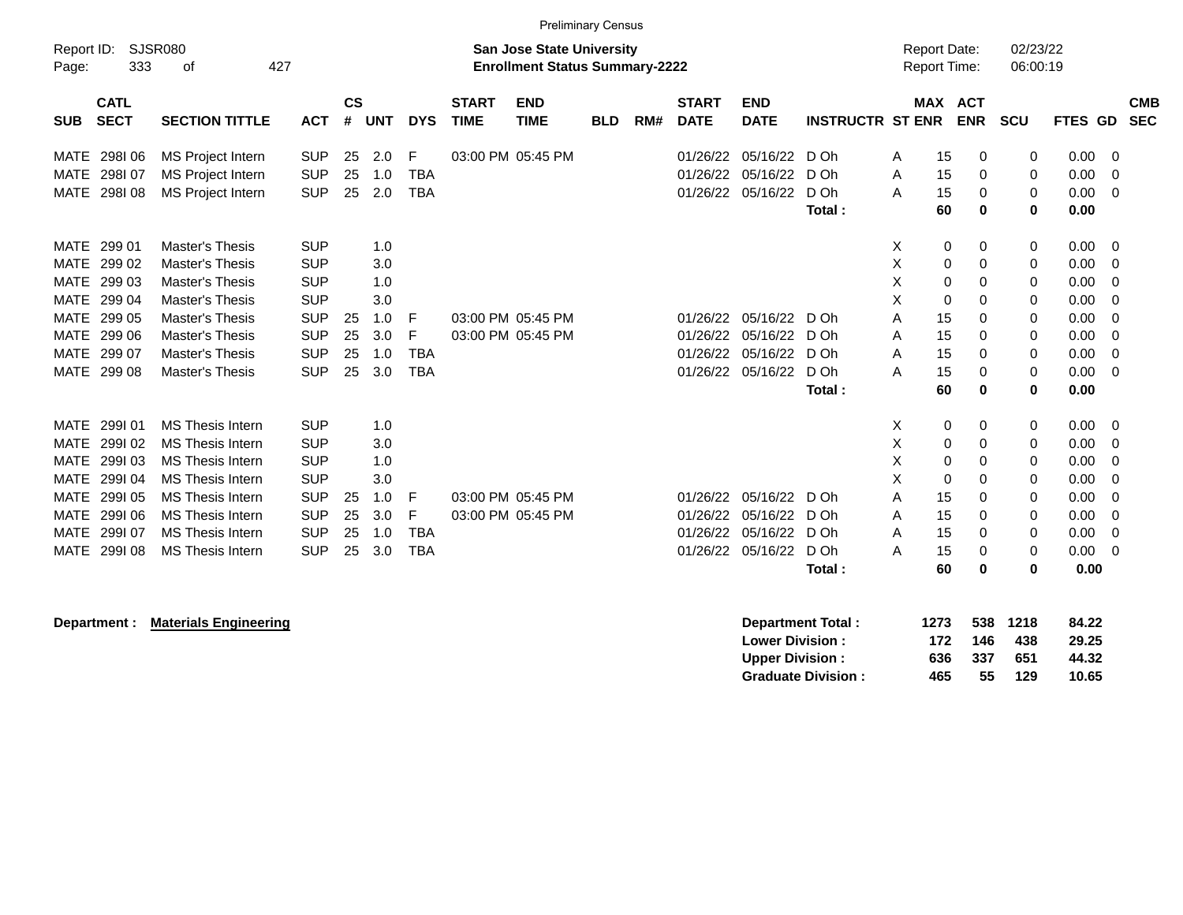Preliminary Census

Report ID: SJSR080
Page: 333 of 427

**San Jose State University**
**Enrollment Status Summary-2222**

Report Date: 02/23/22
Report Time: 06:00:19

| SUB | CATL SECT | SECTION TITTLE | ACT | CS # | UNT | DYS | START TIME | END TIME | BLD | RM# | START DATE | END DATE | INSTRUCTR | ST | MAX ENR | ACT ENR | SCU | FTES | GD | CMB SEC |
|---|---|---|---|---|---|---|---|---|---|---|---|---|---|---|---|---|---|---|---|---|
| MATE | 298I 06 | MS Project Intern | SUP | 25 | 2.0 | F | 03:00 PM | 05:45 PM | | | 01/26/22 | 05/16/22 | D Oh | A | 15 | 0 | 0 | 0.00 | 0 | |
| MATE | 298I 07 | MS Project Intern | SUP | 25 | 1.0 | TBA | | | | | 01/26/22 | 05/16/22 | D Oh | A | 15 | 0 | 0 | 0.00 | 0 | |
| MATE | 298I 08 | MS Project Intern | SUP | 25 | 2.0 | TBA | | | | | 01/26/22 | 05/16/22 | D Oh | A | 15 | 0 | 0 | 0.00 | 0 | |
| | | | | | | | | | | | | | **Total :** | | **60** | **0** | **0** | **0.00** | | |
| MATE | 299 01 | Master's Thesis | SUP | | 1.0 | | | | | | | | | X | 0 | 0 | 0 | 0.00 | 0 | |
| MATE | 299 02 | Master's Thesis | SUP | | 3.0 | | | | | | | | | X | 0 | 0 | 0 | 0.00 | 0 | |
| MATE | 299 03 | Master's Thesis | SUP | | 1.0 | | | | | | | | | X | 0 | 0 | 0 | 0.00 | 0 | |
| MATE | 299 04 | Master's Thesis | SUP | | 3.0 | | | | | | | | | X | 0 | 0 | 0 | 0.00 | 0 | |
| MATE | 299 05 | Master's Thesis | SUP | 25 | 1.0 | F | 03:00 PM | 05:45 PM | | | 01/26/22 | 05/16/22 | D Oh | A | 15 | 0 | 0 | 0.00 | 0 | |
| MATE | 299 06 | Master's Thesis | SUP | 25 | 3.0 | F | 03:00 PM | 05:45 PM | | | 01/26/22 | 05/16/22 | D Oh | A | 15 | 0 | 0 | 0.00 | 0 | |
| MATE | 299 07 | Master's Thesis | SUP | 25 | 1.0 | TBA | | | | | 01/26/22 | 05/16/22 | D Oh | A | 15 | 0 | 0 | 0.00 | 0 | |
| MATE | 299 08 | Master's Thesis | SUP | 25 | 3.0 | TBA | | | | | 01/26/22 | 05/16/22 | D Oh | A | 15 | 0 | 0 | 0.00 | 0 | |
| | | | | | | | | | | | | | **Total :** | | **60** | **0** | **0** | **0.00** | | |
| MATE | 299I 01 | MS Thesis Intern | SUP | | 1.0 | | | | | | | | | X | 0 | 0 | 0 | 0.00 | 0 | |
| MATE | 299I 02 | MS Thesis Intern | SUP | | 3.0 | | | | | | | | | X | 0 | 0 | 0 | 0.00 | 0 | |
| MATE | 299I 03 | MS Thesis Intern | SUP | | 1.0 | | | | | | | | | X | 0 | 0 | 0 | 0.00 | 0 | |
| MATE | 299I 04 | MS Thesis Intern | SUP | | 3.0 | | | | | | | | | X | 0 | 0 | 0 | 0.00 | 0 | |
| MATE | 299I 05 | MS Thesis Intern | SUP | 25 | 1.0 | F | 03:00 PM | 05:45 PM | | | 01/26/22 | 05/16/22 | D Oh | A | 15 | 0 | 0 | 0.00 | 0 | |
| MATE | 299I 06 | MS Thesis Intern | SUP | 25 | 3.0 | F | 03:00 PM | 05:45 PM | | | 01/26/22 | 05/16/22 | D Oh | A | 15 | 0 | 0 | 0.00 | 0 | |
| MATE | 299I 07 | MS Thesis Intern | SUP | 25 | 1.0 | TBA | | | | | 01/26/22 | 05/16/22 | D Oh | A | 15 | 0 | 0 | 0.00 | 0 | |
| MATE | 299I 08 | MS Thesis Intern | SUP | 25 | 3.0 | TBA | | | | | 01/26/22 | 05/16/22 | D Oh | A | 15 | 0 | 0 | 0.00 | 0 | |
| | | | | | | | | | | | | | **Total :** | | **60** | **0** | **0** | **0.00** | | |

**Department : Materials Engineering**

| | MAX ENR | ACT ENR | SCU | FTES |
|---|---|---|---|---|
| **Department Total :** | **1273** | **538** | **1218** | **84.22** |
| **Lower Division :** | **172** | **146** | **438** | **29.25** |
| **Upper Division :** | **636** | **337** | **651** | **44.32** |
| **Graduate Division :** | **465** | **55** | **129** | **10.65** |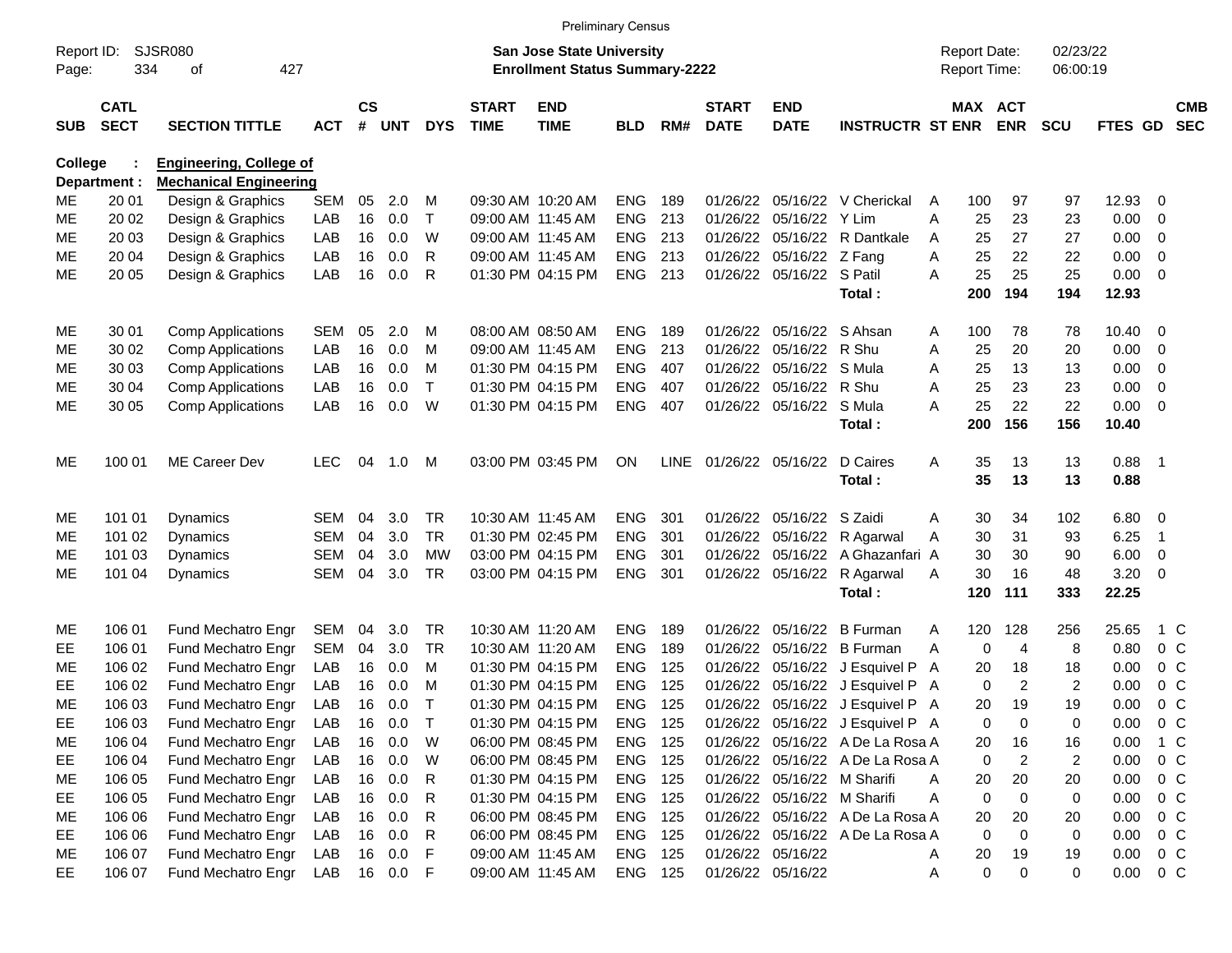Preliminary Census

Report ID: SJSR080
Page: 334 of 427

**San Jose State University**
**Enrollment Status Summary-2222**

Report Date: 02/23/22
Report Time: 06:00:19

| SUB | CATL SECT | SECTION TITTLE | ACT | CS # | UNT | DYS | START TIME | END TIME | BLD | RM# | START DATE | END DATE | INSTRUCTR | ST | MAX ENR | ACT ENR | SCU | FTES | GD | CMB SEC |
|---|---|---|---|---|---|---|---|---|---|---|---|---|---|---|---|---|---|---|---|---|
| **College :** | | **Engineering, College of** | | | | | | | | | | | | | | | | | | |
| **Department :** | | **Mechanical Engineering** | | | | | | | | | | | | | | | | | | |
| ME | 20 01 | Design & Graphics | SEM | 05 | 2.0 | M | 09:30 AM | 10:20 AM | ENG | 189 | 01/26/22 | 05/16/22 | V Cherickal | A | 100 | 97 | 97 | 12.93 | 0 | |
| ME | 20 02 | Design & Graphics | LAB | 16 | 0.0 | T | 09:00 AM | 11:45 AM | ENG | 213 | 01/26/22 | 05/16/22 | Y Lim | A | 25 | 23 | 23 | 0.00 | 0 | |
| ME | 20 03 | Design & Graphics | LAB | 16 | 0.0 | W | 09:00 AM | 11:45 AM | ENG | 213 | 01/26/22 | 05/16/22 | R Dantkale | A | 25 | 27 | 27 | 0.00 | 0 | |
| ME | 20 04 | Design & Graphics | LAB | 16 | 0.0 | R | 09:00 AM | 11:45 AM | ENG | 213 | 01/26/22 | 05/16/22 | Z Fang | A | 25 | 22 | 22 | 0.00 | 0 | |
| ME | 20 05 | Design & Graphics | LAB | 16 | 0.0 | R | 01:30 PM | 04:15 PM | ENG | 213 | 01/26/22 | 05/16/22 | S Patil | A | 25 | 25 | 25 | 0.00 | 0 | |
| | | | | | | | | | | | | | **Total :** | | **200** | **194** | **194** | **12.93** | | |
| ME | 30 01 | Comp Applications | SEM | 05 | 2.0 | M | 08:00 AM | 08:50 AM | ENG | 189 | 01/26/22 | 05/16/22 | S Ahsan | A | 100 | 78 | 78 | 10.40 | 0 | |
| ME | 30 02 | Comp Applications | LAB | 16 | 0.0 | M | 09:00 AM | 11:45 AM | ENG | 213 | 01/26/22 | 05/16/22 | R Shu | A | 25 | 20 | 20 | 0.00 | 0 | |
| ME | 30 03 | Comp Applications | LAB | 16 | 0.0 | M | 01:30 PM | 04:15 PM | ENG | 407 | 01/26/22 | 05/16/22 | S Mula | A | 25 | 13 | 13 | 0.00 | 0 | |
| ME | 30 04 | Comp Applications | LAB | 16 | 0.0 | T | 01:30 PM | 04:15 PM | ENG | 407 | 01/26/22 | 05/16/22 | R Shu | A | 25 | 23 | 23 | 0.00 | 0 | |
| ME | 30 05 | Comp Applications | LAB | 16 | 0.0 | W | 01:30 PM | 04:15 PM | ENG | 407 | 01/26/22 | 05/16/22 | S Mula | A | 25 | 22 | 22 | 0.00 | 0 | |
| | | | | | | | | | | | | | **Total :** | | **200** | **156** | **156** | **10.40** | | |
| ME | 100 01 | ME Career Dev | LEC | 04 | 1.0 | M | 03:00 PM | 03:45 PM | ON | LINE | 01/26/22 | 05/16/22 | D Caires | A | 35 | 13 | 13 | 0.88 | 1 | |
| | | | | | | | | | | | | | **Total :** | | **35** | **13** | **13** | **0.88** | | |
| ME | 101 01 | Dynamics | SEM | 04 | 3.0 | TR | 10:30 AM | 11:45 AM | ENG | 301 | 01/26/22 | 05/16/22 | S Zaidi | A | 30 | 34 | 102 | 6.80 | 0 | |
| ME | 101 02 | Dynamics | SEM | 04 | 3.0 | TR | 01:30 PM | 02:45 PM | ENG | 301 | 01/26/22 | 05/16/22 | R Agarwal | A | 30 | 31 | 93 | 6.25 | 1 | |
| ME | 101 03 | Dynamics | SEM | 04 | 3.0 | MW | 03:00 PM | 04:15 PM | ENG | 301 | 01/26/22 | 05/16/22 | A Ghazanfari | A | 30 | 30 | 90 | 6.00 | 0 | |
| ME | 101 04 | Dynamics | SEM | 04 | 3.0 | TR | 03:00 PM | 04:15 PM | ENG | 301 | 01/26/22 | 05/16/22 | R Agarwal | A | 30 | 16 | 48 | 3.20 | 0 | |
| | | | | | | | | | | | | | **Total :** | | **120** | **111** | **333** | **22.25** | | |
| ME | 106 01 | Fund Mechatro Engr | SEM | 04 | 3.0 | TR | 10:30 AM | 11:20 AM | ENG | 189 | 01/26/22 | 05/16/22 | B Furman | A | 120 | 128 | 256 | 25.65 | 1 | C |
| EE | 106 01 | Fund Mechatro Engr | SEM | 04 | 3.0 | TR | 10:30 AM | 11:20 AM | ENG | 189 | 01/26/22 | 05/16/22 | B Furman | A | 0 | 4 | 8 | 0.80 | 0 | C |
| ME | 106 02 | Fund Mechatro Engr | LAB | 16 | 0.0 | M | 01:30 PM | 04:15 PM | ENG | 125 | 01/26/22 | 05/16/22 | J Esquivel P | A | 20 | 18 | 18 | 0.00 | 0 | C |
| EE | 106 02 | Fund Mechatro Engr | LAB | 16 | 0.0 | M | 01:30 PM | 04:15 PM | ENG | 125 | 01/26/22 | 05/16/22 | J Esquivel P | A | 0 | 2 | 2 | 0.00 | 0 | C |
| ME | 106 03 | Fund Mechatro Engr | LAB | 16 | 0.0 | T | 01:30 PM | 04:15 PM | ENG | 125 | 01/26/22 | 05/16/22 | J Esquivel P | A | 20 | 19 | 19 | 0.00 | 0 | C |
| EE | 106 03 | Fund Mechatro Engr | LAB | 16 | 0.0 | T | 01:30 PM | 04:15 PM | ENG | 125 | 01/26/22 | 05/16/22 | J Esquivel P | A | 0 | 0 | 0 | 0.00 | 0 | C |
| ME | 106 04 | Fund Mechatro Engr | LAB | 16 | 0.0 | W | 06:00 PM | 08:45 PM | ENG | 125 | 01/26/22 | 05/16/22 | A De La Rosa | A | 20 | 16 | 16 | 0.00 | 1 | C |
| EE | 106 04 | Fund Mechatro Engr | LAB | 16 | 0.0 | W | 06:00 PM | 08:45 PM | ENG | 125 | 01/26/22 | 05/16/22 | A De La Rosa | A | 0 | 2 | 2 | 0.00 | 0 | C |
| ME | 106 05 | Fund Mechatro Engr | LAB | 16 | 0.0 | R | 01:30 PM | 04:15 PM | ENG | 125 | 01/26/22 | 05/16/22 | M Sharifi | A | 20 | 20 | 20 | 0.00 | 0 | C |
| EE | 106 05 | Fund Mechatro Engr | LAB | 16 | 0.0 | R | 01:30 PM | 04:15 PM | ENG | 125 | 01/26/22 | 05/16/22 | M Sharifi | A | 0 | 0 | 0 | 0.00 | 0 | C |
| ME | 106 06 | Fund Mechatro Engr | LAB | 16 | 0.0 | R | 06:00 PM | 08:45 PM | ENG | 125 | 01/26/22 | 05/16/22 | A De La Rosa | A | 20 | 20 | 20 | 0.00 | 0 | C |
| EE | 106 06 | Fund Mechatro Engr | LAB | 16 | 0.0 | R | 06:00 PM | 08:45 PM | ENG | 125 | 01/26/22 | 05/16/22 | A De La Rosa | A | 0 | 0 | 0 | 0.00 | 0 | C |
| ME | 106 07 | Fund Mechatro Engr | LAB | 16 | 0.0 | F | 09:00 AM | 11:45 AM | ENG | 125 | 01/26/22 | 05/16/22 | | A | 20 | 19 | 19 | 0.00 | 0 | C |
| EE | 106 07 | Fund Mechatro Engr | LAB | 16 | 0.0 | F | 09:00 AM | 11:45 AM | ENG | 125 | 01/26/22 | 05/16/22 | | A | 0 | 0 | 0 | 0.00 | 0 | C |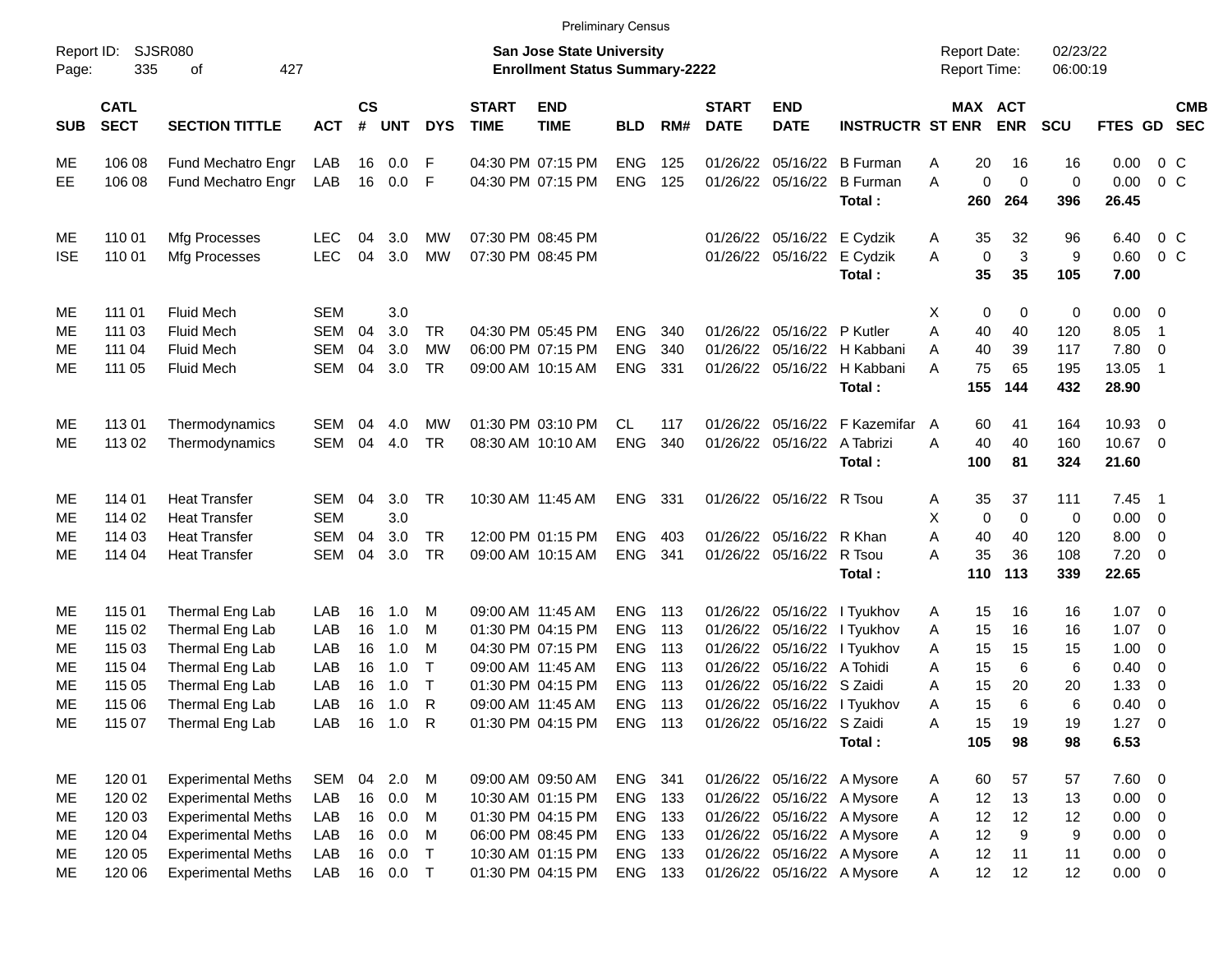Preliminary Census

Report ID: SJSR080

**San Jose State University**
**Enrollment Status Summary-2222**

Report Date: 02/23/22
Report Time: 06:00:19

| SUB | CATL SECT | SECTION TITTLE | ACT | CS # | UNT | DYS | START TIME | END TIME | BLD | RM# | START DATE | END DATE | INSTRUCTR | ST | MAX ENR | ACT ENR | SCU | FTES | GD | CMB SEC |
|---|---|---|---|---|---|---|---|---|---|---|---|---|---|---|---|---|---|---|---|---|
| ME | 106 08 | Fund Mechatro Engr | LAB | 16 | 0.0 | F | 04:30 PM | 07:15 PM | ENG | 125 | 01/26/22 | 05/16/22 | B Furman | A | 20 | 16 | 16 | 0.00 | 0 | C |
| EE | 106 08 | Fund Mechatro Engr | LAB | 16 | 0.0 | F | 04:30 PM | 07:15 PM | ENG | 125 | 01/26/22 | 05/16/22 | B Furman | A | 0 | 0 | 0 | 0.00 | 0 | C |
| | | | | | | | | | | | | | **Total :** | | **260** | **264** | **396** | **26.45** | | |
| ME | 110 01 | Mfg Processes | LEC | 04 | 3.0 | MW | 07:30 PM | 08:45 PM | | | 01/26/22 | 05/16/22 | E Cydzik | A | 35 | 32 | 96 | 6.40 | 0 | C |
| ISE | 110 01 | Mfg Processes | LEC | 04 | 3.0 | MW | 07:30 PM | 08:45 PM | | | 01/26/22 | 05/16/22 | E Cydzik | A | 0 | 3 | 9 | 0.60 | 0 | C |
| | | | | | | | | | | | | | **Total :** | | **35** | **35** | **105** | **7.00** | | |
| ME | 111 01 | Fluid Mech | SEM | | 3.0 | | | | | | | | | X | 0 | 0 | 0 | 0.00 | 0 | |
| ME | 111 03 | Fluid Mech | SEM | 04 | 3.0 | TR | 04:30 PM | 05:45 PM | ENG | 340 | 01/26/22 | 05/16/22 | P Kutler | A | 40 | 40 | 120 | 8.05 | 1 | |
| ME | 111 04 | Fluid Mech | SEM | 04 | 3.0 | MW | 06:00 PM | 07:15 PM | ENG | 340 | 01/26/22 | 05/16/22 | H Kabbani | A | 40 | 39 | 117 | 7.80 | 0 | |
| ME | 111 05 | Fluid Mech | SEM | 04 | 3.0 | TR | 09:00 AM | 10:15 AM | ENG | 331 | 01/26/22 | 05/16/22 | H Kabbani | A | 75 | 65 | 195 | 13.05 | 1 | |
| | | | | | | | | | | | | | **Total :** | | **155** | **144** | **432** | **28.90** | | |
| ME | 113 01 | Thermodynamics | SEM | 04 | 4.0 | MW | 01:30 PM | 03:10 PM | CL | 117 | 01/26/22 | 05/16/22 | F Kazemifar | A | 60 | 41 | 164 | 10.93 | 0 | |
| ME | 113 02 | Thermodynamics | SEM | 04 | 4.0 | TR | 08:30 AM | 10:10 AM | ENG | 340 | 01/26/22 | 05/16/22 | A Tabrizi | A | 40 | 40 | 160 | 10.67 | 0 | |
| | | | | | | | | | | | | | **Total :** | | **100** | **81** | **324** | **21.60** | | |
| ME | 114 01 | Heat Transfer | SEM | 04 | 3.0 | TR | 10:30 AM | 11:45 AM | ENG | 331 | 01/26/22 | 05/16/22 | R Tsou | A | 35 | 37 | 111 | 7.45 | 1 | |
| ME | 114 02 | Heat Transfer | SEM | | 3.0 | | | | | | | | | X | 0 | 0 | 0 | 0.00 | 0 | |
| ME | 114 03 | Heat Transfer | SEM | 04 | 3.0 | TR | 12:00 PM | 01:15 PM | ENG | 403 | 01/26/22 | 05/16/22 | R Khan | A | 40 | 40 | 120 | 8.00 | 0 | |
| ME | 114 04 | Heat Transfer | SEM | 04 | 3.0 | TR | 09:00 AM | 10:15 AM | ENG | 341 | 01/26/22 | 05/16/22 | R Tsou | A | 35 | 36 | 108 | 7.20 | 0 | |
| | | | | | | | | | | | | | **Total :** | | **110** | **113** | **339** | **22.65** | | |
| ME | 115 01 | Thermal Eng Lab | LAB | 16 | 1.0 | M | 09:00 AM | 11:45 AM | ENG | 113 | 01/26/22 | 05/16/22 | I Tyukhov | A | 15 | 16 | 16 | 1.07 | 0 | |
| ME | 115 02 | Thermal Eng Lab | LAB | 16 | 1.0 | M | 01:30 PM | 04:15 PM | ENG | 113 | 01/26/22 | 05/16/22 | I Tyukhov | A | 15 | 16 | 16 | 1.07 | 0 | |
| ME | 115 03 | Thermal Eng Lab | LAB | 16 | 1.0 | M | 04:30 PM | 07:15 PM | ENG | 113 | 01/26/22 | 05/16/22 | I Tyukhov | A | 15 | 15 | 15 | 1.00 | 0 | |
| ME | 115 04 | Thermal Eng Lab | LAB | 16 | 1.0 | T | 09:00 AM | 11:45 AM | ENG | 113 | 01/26/22 | 05/16/22 | A Tohidi | A | 15 | 6 | 6 | 0.40 | 0 | |
| ME | 115 05 | Thermal Eng Lab | LAB | 16 | 1.0 | T | 01:30 PM | 04:15 PM | ENG | 113 | 01/26/22 | 05/16/22 | S Zaidi | A | 15 | 20 | 20 | 1.33 | 0 | |
| ME | 115 06 | Thermal Eng Lab | LAB | 16 | 1.0 | R | 09:00 AM | 11:45 AM | ENG | 113 | 01/26/22 | 05/16/22 | I Tyukhov | A | 15 | 6 | 6 | 0.40 | 0 | |
| ME | 115 07 | Thermal Eng Lab | LAB | 16 | 1.0 | R | 01:30 PM | 04:15 PM | ENG | 113 | 01/26/22 | 05/16/22 | S Zaidi | A | 15 | 19 | 19 | 1.27 | 0 | |
| | | | | | | | | | | | | | **Total :** | | **105** | **98** | **98** | **6.53** | | |
| ME | 120 01 | Experimental Meths | SEM | 04 | 2.0 | M | 09:00 AM | 09:50 AM | ENG | 341 | 01/26/22 | 05/16/22 | A Mysore | A | 60 | 57 | 57 | 7.60 | 0 | |
| ME | 120 02 | Experimental Meths | LAB | 16 | 0.0 | M | 10:30 AM | 01:15 PM | ENG | 133 | 01/26/22 | 05/16/22 | A Mysore | A | 12 | 13 | 13 | 0.00 | 0 | |
| ME | 120 03 | Experimental Meths | LAB | 16 | 0.0 | M | 01:30 PM | 04:15 PM | ENG | 133 | 01/26/22 | 05/16/22 | A Mysore | A | 12 | 12 | 12 | 0.00 | 0 | |
| ME | 120 04 | Experimental Meths | LAB | 16 | 0.0 | M | 06:00 PM | 08:45 PM | ENG | 133 | 01/26/22 | 05/16/22 | A Mysore | A | 12 | 9 | 9 | 0.00 | 0 | |
| ME | 120 05 | Experimental Meths | LAB | 16 | 0.0 | T | 10:30 AM | 01:15 PM | ENG | 133 | 01/26/22 | 05/16/22 | A Mysore | A | 12 | 11 | 11 | 0.00 | 0 | |
| ME | 120 06 | Experimental Meths | LAB | 16 | 0.0 | T | 01:30 PM | 04:15 PM | ENG | 133 | 01/26/22 | 05/16/22 | A Mysore | A | 12 | 12 | 12 | 0.00 | 0 | |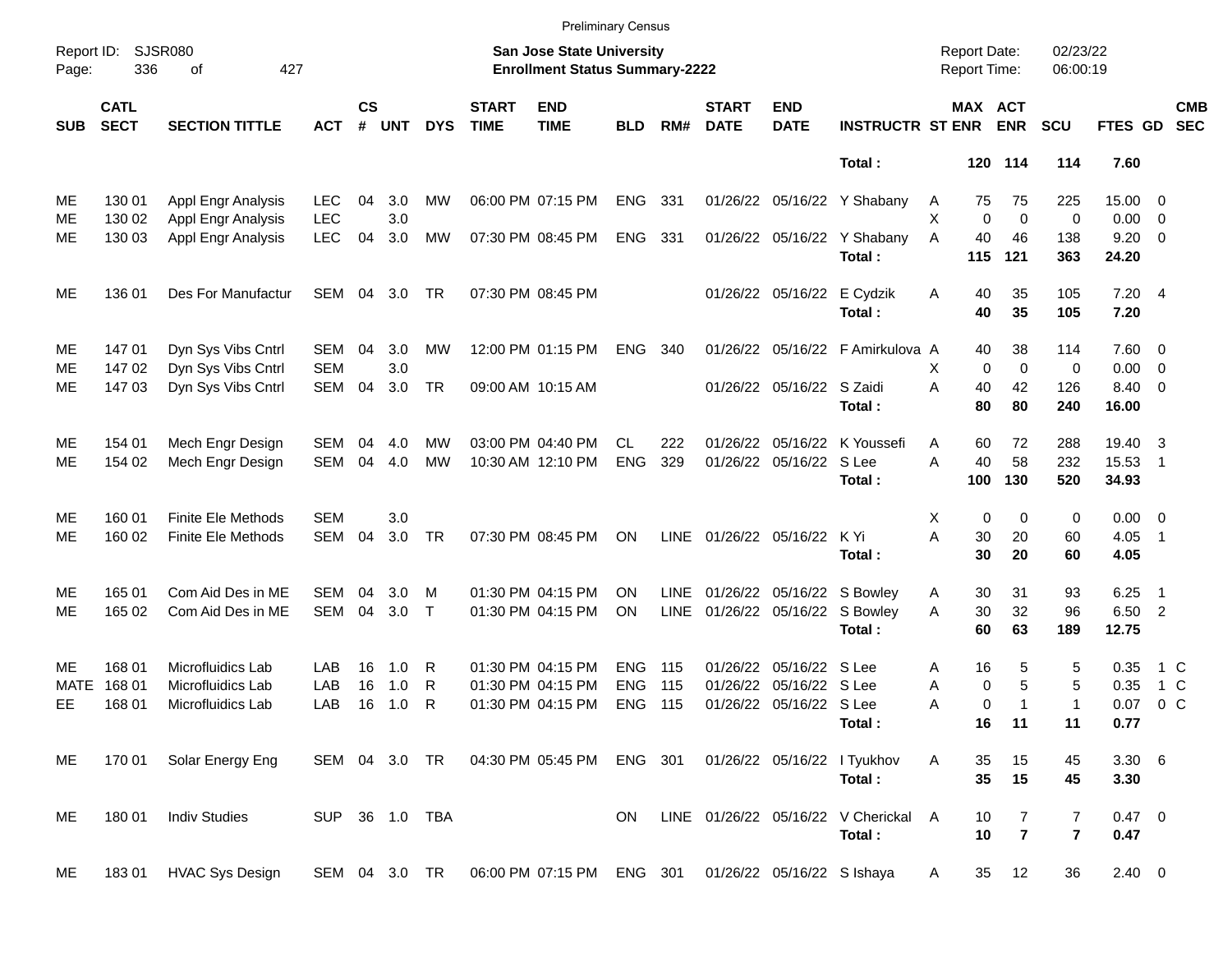Preliminary Census

Report ID: SJSR080
Page: 336 of 427

**San Jose State University**
**Enrollment Status Summary-2222**

Report Date: 02/23/22
Report Time: 06:00:19

| SUB | CATL SECT | SECTION TITTLE | ACT | CS # | UNT | DYS | START TIME | END TIME | BLD | RM# | START DATE | END DATE | INSTRUCTR | ST | MAX ENR | ACT ENR | SCU | FTES | GD | CMB SEC |
|---|---|---|---|---|---|---|---|---|---|---|---|---|---|---|---|---|---|---|---|---|
| | | | | | | | | | | | | | **Total :** | | **120** | **114** | **114** | **7.60** | | |
| ME | 130 01 | Appl Engr Analysis | LEC | 04 | 3.0 | MW | 06:00 PM | 07:15 PM | ENG | 331 | 01/26/22 | 05/16/22 | Y Shabany | A | 75 | 75 | 225 | 15.00 | 0 | |
| ME | 130 02 | Appl Engr Analysis | LEC | | 3.0 | | | | | | | | | X | 0 | 0 | 0 | 0.00 | 0 | |
| ME | 130 03 | Appl Engr Analysis | LEC | 04 | 3.0 | MW | 07:30 PM | 08:45 PM | ENG | 331 | 01/26/22 | 05/16/22 | Y Shabany | A | 40 | 46 | 138 | 9.20 | 0 | |
| | | | | | | | | | | | | | **Total :** | | **115** | **121** | **363** | **24.20** | | |
| ME | 136 01 | Des For Manufactur | SEM | 04 | 3.0 | TR | 07:30 PM | 08:45 PM | | | 01/26/22 | 05/16/22 | E Cydzik | A | 40 | 35 | 105 | 7.20 | 4 | |
| | | | | | | | | | | | | | **Total :** | | **40** | **35** | **105** | **7.20** | | |
| ME | 147 01 | Dyn Sys Vibs Cntrl | SEM | 04 | 3.0 | MW | 12:00 PM | 01:15 PM | ENG | 340 | 01/26/22 | 05/16/22 | F Amirkulova | A | 40 | 38 | 114 | 7.60 | 0 | |
| ME | 147 02 | Dyn Sys Vibs Cntrl | SEM | | 3.0 | | | | | | | | | X | 0 | 0 | 0 | 0.00 | 0 | |
| ME | 147 03 | Dyn Sys Vibs Cntrl | SEM | 04 | 3.0 | TR | 09:00 AM | 10:15 AM | | | 01/26/22 | 05/16/22 | S Zaidi | A | 40 | 42 | 126 | 8.40 | 0 | |
| | | | | | | | | | | | | | **Total :** | | **80** | **80** | **240** | **16.00** | | |
| ME | 154 01 | Mech Engr Design | SEM | 04 | 4.0 | MW | 03:00 PM | 04:40 PM | CL | 222 | 01/26/22 | 05/16/22 | K Youssefi | A | 60 | 72 | 288 | 19.40 | 3 | |
| ME | 154 02 | Mech Engr Design | SEM | 04 | 4.0 | MW | 10:30 AM | 12:10 PM | ENG | 329 | 01/26/22 | 05/16/22 | S Lee | A | 40 | 58 | 232 | 15.53 | 1 | |
| | | | | | | | | | | | | | **Total :** | | **100** | **130** | **520** | **34.93** | | |
| ME | 160 01 | Finite Ele Methods | SEM | | 3.0 | | | | | | | | | X | 0 | 0 | 0 | 0.00 | 0 | |
| ME | 160 02 | Finite Ele Methods | SEM | 04 | 3.0 | TR | 07:30 PM | 08:45 PM | ON | LINE | 01/26/22 | 05/16/22 | K Yi | A | 30 | 20 | 60 | 4.05 | 1 | |
| | | | | | | | | | | | | | **Total :** | | **30** | **20** | **60** | **4.05** | | |
| ME | 165 01 | Com Aid Des in ME | SEM | 04 | 3.0 | M | 01:30 PM | 04:15 PM | ON | LINE | 01/26/22 | 05/16/22 | S Bowley | A | 30 | 31 | 93 | 6.25 | 1 | |
| ME | 165 02 | Com Aid Des in ME | SEM | 04 | 3.0 | T | 01:30 PM | 04:15 PM | ON | LINE | 01/26/22 | 05/16/22 | S Bowley | A | 30 | 32 | 96 | 6.50 | 2 | |
| | | | | | | | | | | | | | **Total :** | | **60** | **63** | **189** | **12.75** | | |
| ME | 168 01 | Microfluidics Lab | LAB | 16 | 1.0 | R | 01:30 PM | 04:15 PM | ENG | 115 | 01/26/22 | 05/16/22 | S Lee | A | 16 | 5 | 5 | 0.35 | 1 | C |
| MATE | 168 01 | Microfluidics Lab | LAB | 16 | 1.0 | R | 01:30 PM | 04:15 PM | ENG | 115 | 01/26/22 | 05/16/22 | S Lee | A | 0 | 5 | 5 | 0.35 | 1 | C |
| EE | 168 01 | Microfluidics Lab | LAB | 16 | 1.0 | R | 01:30 PM | 04:15 PM | ENG | 115 | 01/26/22 | 05/16/22 | S Lee | A | 0 | 1 | 1 | 0.07 | 0 | C |
| | | | | | | | | | | | | | **Total :** | | **16** | **11** | **11** | **0.77** | | |
| ME | 170 01 | Solar Energy Eng | SEM | 04 | 3.0 | TR | 04:30 PM | 05:45 PM | ENG | 301 | 01/26/22 | 05/16/22 | I Tyukhov | A | 35 | 15 | 45 | 3.30 | 6 | |
| | | | | | | | | | | | | | **Total :** | | **35** | **15** | **45** | **3.30** | | |
| ME | 180 01 | Indiv Studies | SUP | 36 | 1.0 | TBA | | | ON | LINE | 01/26/22 | 05/16/22 | V Cherickal | A | 10 | 7 | 7 | 0.47 | 0 | |
| | | | | | | | | | | | | | **Total :** | | **10** | **7** | **7** | **0.47** | | |
| ME | 183 01 | HVAC Sys Design | SEM | 04 | 3.0 | TR | 06:00 PM | 07:15 PM | ENG | 301 | 01/26/22 | 05/16/22 | S Ishaya | A | 35 | 12 | 36 | 2.40 | 0 | |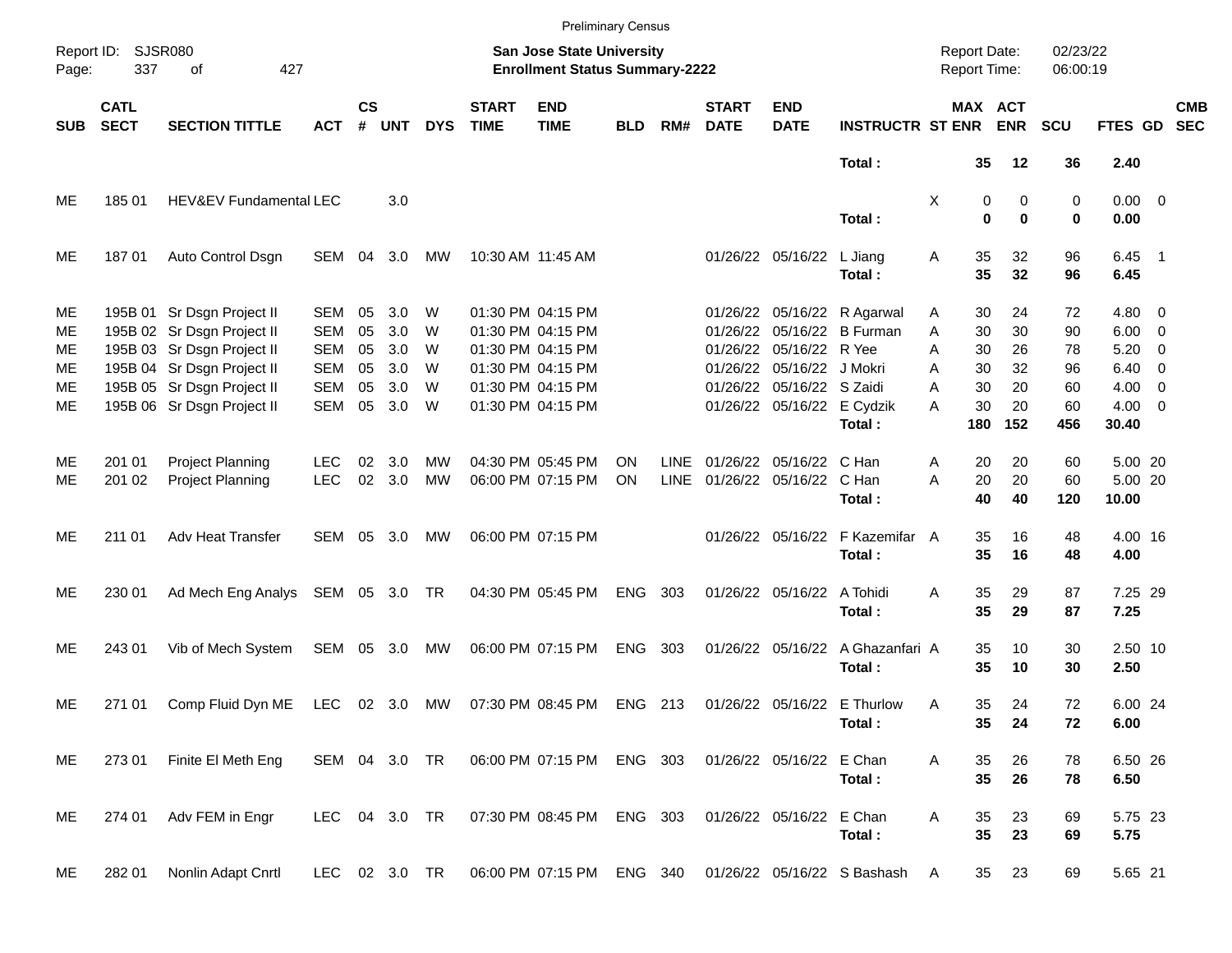Preliminary Census

Report ID: SJSR080

**San Jose State University**
**Enrollment Status Summary-2222**

Report Date: 02/23/22
Report Time: 06:00:19

| SUB | CATL SECT | SECTION TITTLE | ACT | CS # | UNT | DYS | START TIME | END TIME | BLD | RM# | START DATE | END DATE | INSTRUCTR | ST | MAX ENR | ACT ENR | SCU | FTES | GD | CMB SEC |
|---|---|---|---|---|---|---|---|---|---|---|---|---|---|---|---|---|---|---|---|---|
| | | | | | | | | | | | | | **Total :** | | **35** | **12** | **36** | **2.40** | | |
| ME | 185 01 | HEV&EV Fundamental | LEC | | 3.0 | | | | | | | | | X | 0 | 0 | 0 | 0.00 | 0 | |
| | | | | | | | | | | | | | **Total :** | | **0** | **0** | **0** | **0.00** | | |
| ME | 187 01 | Auto Control Dsgn | SEM | 04 | 3.0 | MW | 10:30 AM | 11:45 AM | | | 01/26/22 | 05/16/22 | L Jiang | A | 35 | 32 | 96 | 6.45 | 1 | |
| | | | | | | | | | | | | | **Total :** | | **35** | **32** | **96** | **6.45** | | |
| ME | 195B 01 | Sr Dsgn Project II | SEM | 05 | 3.0 | W | 01:30 PM | 04:15 PM | | | 01/26/22 | 05/16/22 | R Agarwal | A | 30 | 24 | 72 | 4.80 | 0 | |
| ME | 195B 02 | Sr Dsgn Project II | SEM | 05 | 3.0 | W | 01:30 PM | 04:15 PM | | | 01/26/22 | 05/16/22 | B Furman | A | 30 | 30 | 90 | 6.00 | 0 | |
| ME | 195B 03 | Sr Dsgn Project II | SEM | 05 | 3.0 | W | 01:30 PM | 04:15 PM | | | 01/26/22 | 05/16/22 | R Yee | A | 30 | 26 | 78 | 5.20 | 0 | |
| ME | 195B 04 | Sr Dsgn Project II | SEM | 05 | 3.0 | W | 01:30 PM | 04:15 PM | | | 01/26/22 | 05/16/22 | J Mokri | A | 30 | 32 | 96 | 6.40 | 0 | |
| ME | 195B 05 | Sr Dsgn Project II | SEM | 05 | 3.0 | W | 01:30 PM | 04:15 PM | | | 01/26/22 | 05/16/22 | S Zaidi | A | 30 | 20 | 60 | 4.00 | 0 | |
| ME | 195B 06 | Sr Dsgn Project II | SEM | 05 | 3.0 | W | 01:30 PM | 04:15 PM | | | 01/26/22 | 05/16/22 | E Cydzik | A | 30 | 20 | 60 | 4.00 | 0 | |
| | | | | | | | | | | | | | **Total :** | | **180** | **152** | **456** | **30.40** | | |
| ME | 201 01 | Project Planning | LEC | 02 | 3.0 | MW | 04:30 PM | 05:45 PM | ON | LINE | 01/26/22 | 05/16/22 | C Han | A | 20 | 20 | 60 | 5.00 | 20 | |
| ME | 201 02 | Project Planning | LEC | 02 | 3.0 | MW | 06:00 PM | 07:15 PM | ON | LINE | 01/26/22 | 05/16/22 | C Han | A | 20 | 20 | 60 | 5.00 | 20 | |
| | | | | | | | | | | | | | **Total :** | | **40** | **40** | **120** | **10.00** | | |
| ME | 211 01 | Adv Heat Transfer | SEM | 05 | 3.0 | MW | 06:00 PM | 07:15 PM | | | 01/26/22 | 05/16/22 | F Kazemifar | A | 35 | 16 | 48 | 4.00 | 16 | |
| | | | | | | | | | | | | | **Total :** | | **35** | **16** | **48** | **4.00** | | |
| ME | 230 01 | Ad Mech Eng Analys | SEM | 05 | 3.0 | TR | 04:30 PM | 05:45 PM | ENG | 303 | 01/26/22 | 05/16/22 | A Tohidi | A | 35 | 29 | 87 | 7.25 | 29 | |
| | | | | | | | | | | | | | **Total :** | | **35** | **29** | **87** | **7.25** | | |
| ME | 243 01 | Vib of Mech System | SEM | 05 | 3.0 | MW | 06:00 PM | 07:15 PM | ENG | 303 | 01/26/22 | 05/16/22 | A Ghazanfari | A | 35 | 10 | 30 | 2.50 | 10 | |
| | | | | | | | | | | | | | **Total :** | | **35** | **10** | **30** | **2.50** | | |
| ME | 271 01 | Comp Fluid Dyn ME | LEC | 02 | 3.0 | MW | 07:30 PM | 08:45 PM | ENG | 213 | 01/26/22 | 05/16/22 | E Thurlow | A | 35 | 24 | 72 | 6.00 | 24 | |
| | | | | | | | | | | | | | **Total :** | | **35** | **24** | **72** | **6.00** | | |
| ME | 273 01 | Finite El Meth Eng | SEM | 04 | 3.0 | TR | 06:00 PM | 07:15 PM | ENG | 303 | 01/26/22 | 05/16/22 | E Chan | A | 35 | 26 | 78 | 6.50 | 26 | |
| | | | | | | | | | | | | | **Total :** | | **35** | **26** | **78** | **6.50** | | |
| ME | 274 01 | Adv FEM in Engr | LEC | 04 | 3.0 | TR | 07:30 PM | 08:45 PM | ENG | 303 | 01/26/22 | 05/16/22 | E Chan | A | 35 | 23 | 69 | 5.75 | 23 | |
| | | | | | | | | | | | | | **Total :** | | **35** | **23** | **69** | **5.75** | | |
| ME | 282 01 | Nonlin Adapt Cnrtl | LEC | 02 | 3.0 | TR | 06:00 PM | 07:15 PM | ENG | 340 | 01/26/22 | 05/16/22 | S Bashash | A | 35 | 23 | 69 | 5.65 | 21 | |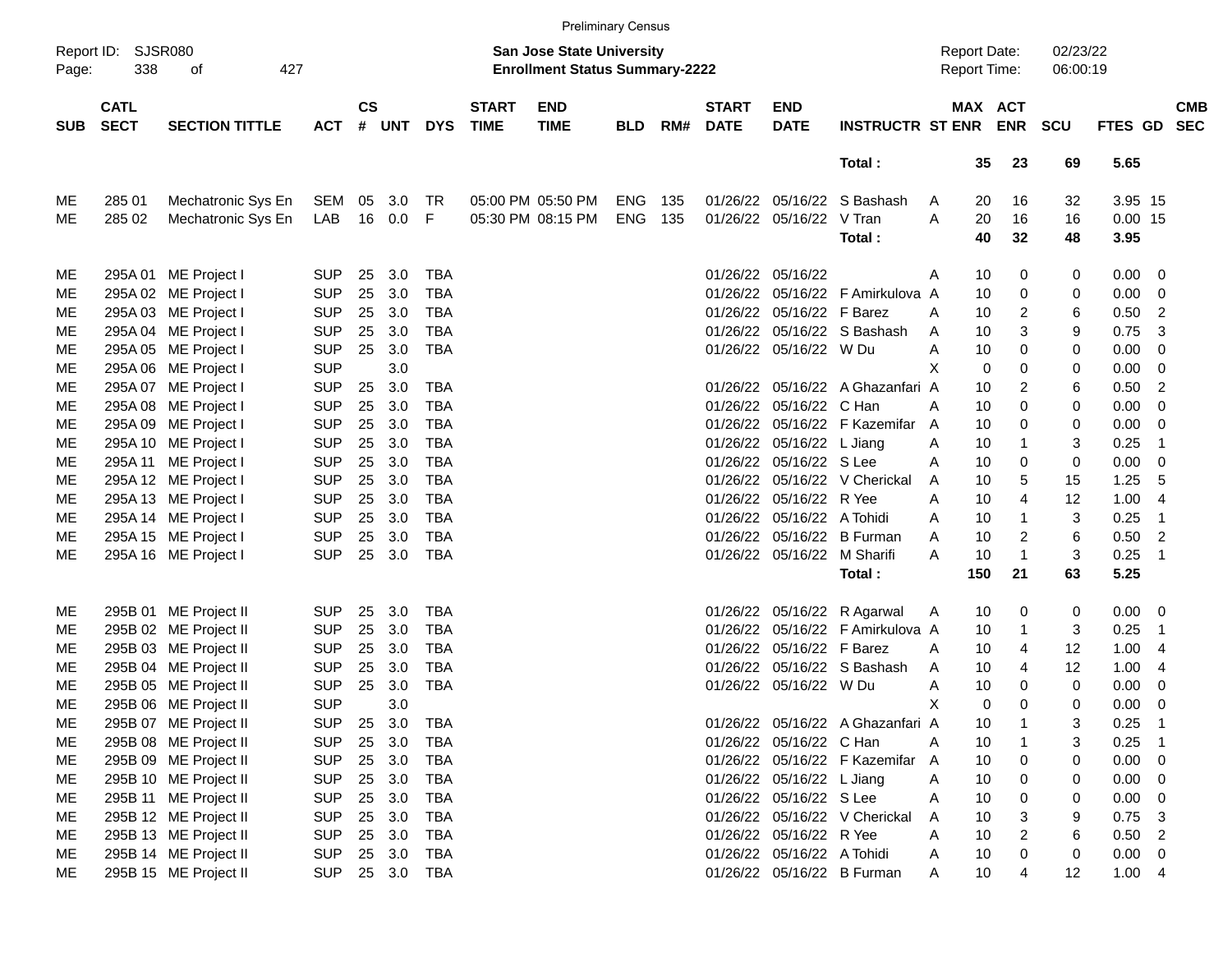Preliminary Census

Report ID: SJSR080
Page: 338 of 427

**San Jose State University**
**Enrollment Status Summary-2222**

Report Date: 02/23/22
Report Time: 06:00:19

| SUB | CATL SECT | SECTION TITTLE | ACT | CS # | UNT | DYS | START TIME | END TIME | BLD | RM# | START DATE | END DATE | INSTRUCTR | ST | MAX ENR | ACT ENR | SCU | FTES | GD | CMB SEC |
|---|---|---|---|---|---|---|---|---|---|---|---|---|---|---|---|---|---|---|---|---|
| | | | | | | | | | | | | | **Total :** | | **35** | **23** | **69** | **5.65** | | |
| ME | 285 01 | Mechatronic Sys En | SEM | 05 | 3.0 | TR | 05:00 PM | 05:50 PM | ENG | 135 | 01/26/22 | 05/16/22 | S Bashash | A | 20 | 16 | 32 | 3.95 | 15 | |
| ME | 285 02 | Mechatronic Sys En | LAB | 16 | 0.0 | F | 05:30 PM | 08:15 PM | ENG | 135 | 01/26/22 | 05/16/22 | V Tran | A | 20 | 16 | 16 | 0.00 | 15 | |
| | | | | | | | | | | | | | **Total :** | | **40** | **32** | **48** | **3.95** | | |
| ME | 295A 01 | ME Project I | SUP | 25 | 3.0 | TBA | | | | | 01/26/22 | 05/16/22 | | A | 10 | 0 | 0 | 0.00 | 0 | |
| ME | 295A 02 | ME Project I | SUP | 25 | 3.0 | TBA | | | | | 01/26/22 | 05/16/22 | F Amirkulova | A | 10 | 0 | 0 | 0.00 | 0 | |
| ME | 295A 03 | ME Project I | SUP | 25 | 3.0 | TBA | | | | | 01/26/22 | 05/16/22 | F Barez | A | 10 | 2 | 6 | 0.50 | 2 | |
| ME | 295A 04 | ME Project I | SUP | 25 | 3.0 | TBA | | | | | 01/26/22 | 05/16/22 | S Bashash | A | 10 | 3 | 9 | 0.75 | 3 | |
| ME | 295A 05 | ME Project I | SUP | 25 | 3.0 | TBA | | | | | 01/26/22 | 05/16/22 | W Du | A | 10 | 0 | 0 | 0.00 | 0 | |
| ME | 295A 06 | ME Project I | SUP | | 3.0 | | | | | | | | | X | 0 | 0 | 0 | 0.00 | 0 | |
| ME | 295A 07 | ME Project I | SUP | 25 | 3.0 | TBA | | | | | 01/26/22 | 05/16/22 | A Ghazanfari | A | 10 | 2 | 6 | 0.50 | 2 | |
| ME | 295A 08 | ME Project I | SUP | 25 | 3.0 | TBA | | | | | 01/26/22 | 05/16/22 | C Han | A | 10 | 0 | 0 | 0.00 | 0 | |
| ME | 295A 09 | ME Project I | SUP | 25 | 3.0 | TBA | | | | | 01/26/22 | 05/16/22 | F Kazemifar | A | 10 | 0 | 0 | 0.00 | 0 | |
| ME | 295A 10 | ME Project I | SUP | 25 | 3.0 | TBA | | | | | 01/26/22 | 05/16/22 | L Jiang | A | 10 | 1 | 3 | 0.25 | 1 | |
| ME | 295A 11 | ME Project I | SUP | 25 | 3.0 | TBA | | | | | 01/26/22 | 05/16/22 | S Lee | A | 10 | 0 | 0 | 0.00 | 0 | |
| ME | 295A 12 | ME Project I | SUP | 25 | 3.0 | TBA | | | | | 01/26/22 | 05/16/22 | V Cherickal | A | 10 | 5 | 15 | 1.25 | 5 | |
| ME | 295A 13 | ME Project I | SUP | 25 | 3.0 | TBA | | | | | 01/26/22 | 05/16/22 | R Yee | A | 10 | 4 | 12 | 1.00 | 4 | |
| ME | 295A 14 | ME Project I | SUP | 25 | 3.0 | TBA | | | | | 01/26/22 | 05/16/22 | A Tohidi | A | 10 | 1 | 3 | 0.25 | 1 | |
| ME | 295A 15 | ME Project I | SUP | 25 | 3.0 | TBA | | | | | 01/26/22 | 05/16/22 | B Furman | A | 10 | 2 | 6 | 0.50 | 2 | |
| ME | 295A 16 | ME Project I | SUP | 25 | 3.0 | TBA | | | | | 01/26/22 | 05/16/22 | M Sharifi | A | 10 | 1 | 3 | 0.25 | 1 | |
| | | | | | | | | | | | | | **Total :** | | **150** | **21** | **63** | **5.25** | | |
| ME | 295B 01 | ME Project II | SUP | 25 | 3.0 | TBA | | | | | 01/26/22 | 05/16/22 | R Agarwal | A | 10 | 0 | 0 | 0.00 | 0 | |
| ME | 295B 02 | ME Project II | SUP | 25 | 3.0 | TBA | | | | | 01/26/22 | 05/16/22 | F Amirkulova | A | 10 | 1 | 3 | 0.25 | 1 | |
| ME | 295B 03 | ME Project II | SUP | 25 | 3.0 | TBA | | | | | 01/26/22 | 05/16/22 | F Barez | A | 10 | 4 | 12 | 1.00 | 4 | |
| ME | 295B 04 | ME Project II | SUP | 25 | 3.0 | TBA | | | | | 01/26/22 | 05/16/22 | S Bashash | A | 10 | 4 | 12 | 1.00 | 4 | |
| ME | 295B 05 | ME Project II | SUP | 25 | 3.0 | TBA | | | | | 01/26/22 | 05/16/22 | W Du | A | 10 | 0 | 0 | 0.00 | 0 | |
| ME | 295B 06 | ME Project II | SUP | | 3.0 | | | | | | | | | X | 0 | 0 | 0 | 0.00 | 0 | |
| ME | 295B 07 | ME Project II | SUP | 25 | 3.0 | TBA | | | | | 01/26/22 | 05/16/22 | A Ghazanfari | A | 10 | 1 | 3 | 0.25 | 1 | |
| ME | 295B 08 | ME Project II | SUP | 25 | 3.0 | TBA | | | | | 01/26/22 | 05/16/22 | C Han | A | 10 | 1 | 3 | 0.25 | 1 | |
| ME | 295B 09 | ME Project II | SUP | 25 | 3.0 | TBA | | | | | 01/26/22 | 05/16/22 | F Kazemifar | A | 10 | 0 | 0 | 0.00 | 0 | |
| ME | 295B 10 | ME Project II | SUP | 25 | 3.0 | TBA | | | | | 01/26/22 | 05/16/22 | L Jiang | A | 10 | 0 | 0 | 0.00 | 0 | |
| ME | 295B 11 | ME Project II | SUP | 25 | 3.0 | TBA | | | | | 01/26/22 | 05/16/22 | S Lee | A | 10 | 0 | 0 | 0.00 | 0 | |
| ME | 295B 12 | ME Project II | SUP | 25 | 3.0 | TBA | | | | | 01/26/22 | 05/16/22 | V Cherickal | A | 10 | 3 | 9 | 0.75 | 3 | |
| ME | 295B 13 | ME Project II | SUP | 25 | 3.0 | TBA | | | | | 01/26/22 | 05/16/22 | R Yee | A | 10 | 2 | 6 | 0.50 | 2 | |
| ME | 295B 14 | ME Project II | SUP | 25 | 3.0 | TBA | | | | | 01/26/22 | 05/16/22 | A Tohidi | A | 10 | 0 | 0 | 0.00 | 0 | |
| ME | 295B 15 | ME Project II | SUP | 25 | 3.0 | TBA | | | | | 01/26/22 | 05/16/22 | B Furman | A | 10 | 4 | 12 | 1.00 | 4 | |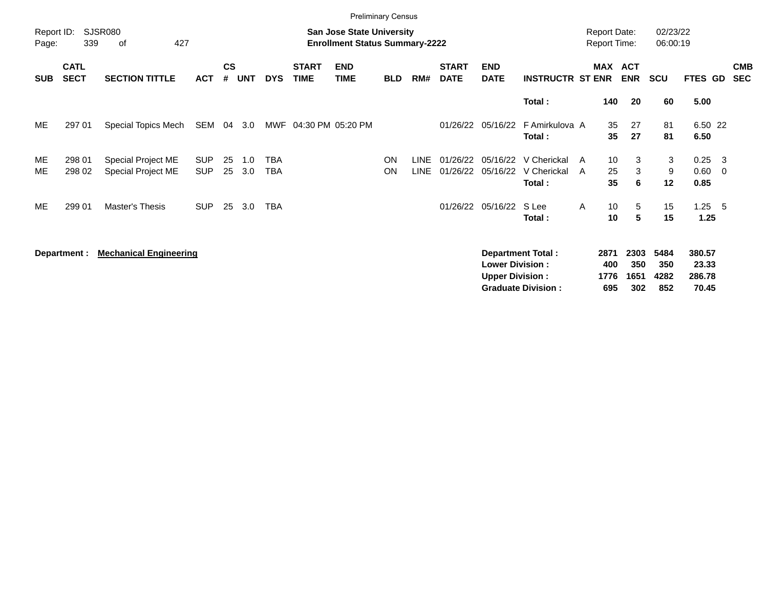Preliminary Census

Report ID: SJSR080

**San Jose State University**
**Enrollment Status Summary-2222**

Report Date: 02/23/22
Report Time: 06:00:19

| SUB | CATL SECT | SECTION TITTLE | ACT | CS # | UNT | DYS | START TIME | END TIME | BLD | RM# | START DATE | END DATE | INSTRUCTR | ST | MAX ENR | ACT ENR | SCU | FTES | GD | CMB SEC |
|---|---|---|---|---|---|---|---|---|---|---|---|---|---|---|---|---|---|---|---|---|
| | | | | | | | | | | | | | **Total :** | | **140** | **20** | **60** | **5.00** | | |
| ME | 297 01 | Special Topics Mech | SEM | 04 | 3.0 | MWF | 04:30 PM | 05:20 PM | | | 01/26/22 | 05/16/22 | F Amirkulova | A | 35 | 27 | 81 | 6.50 | 22 | |
| | | | | | | | | | | | | | **Total :** | | **35** | **27** | **81** | **6.50** | | |
| ME | 298 01 | Special Project ME | SUP | 25 | 1.0 | TBA | | | ON | LINE | 01/26/22 | 05/16/22 | V Cherickal | A | 10 | 3 | 3 | 0.25 | 3 | |
| ME | 298 02 | Special Project ME | SUP | 25 | 3.0 | TBA | | | ON | LINE | 01/26/22 | 05/16/22 | V Cherickal | A | 25 | 3 | 9 | 0.60 | 0 | |
| | | | | | | | | | | | | | **Total :** | | **35** | **6** | **12** | **0.85** | | |
| ME | 299 01 | Master's Thesis | SUP | 25 | 3.0 | TBA | | | | | 01/26/22 | 05/16/22 | S Lee | A | 10 | 5 | 15 | 1.25 | 5 | |
| | | | | | | | | | | | | | **Total :** | | **10** | **5** | **15** | **1.25** | | |

**Department : Mechanical Engineering**

| | MAX ENR | ACT ENR | SCU | FTES |
|---|---|---|---|---|
| **Department Total :** | **2871** | **2303** | **5484** | **380.57** |
| **Lower Division :** | **400** | **350** | **350** | **23.33** |
| **Upper Division :** | **1776** | **1651** | **4282** | **286.78** |
| **Graduate Division :** | **695** | **302** | **852** | **70.45** |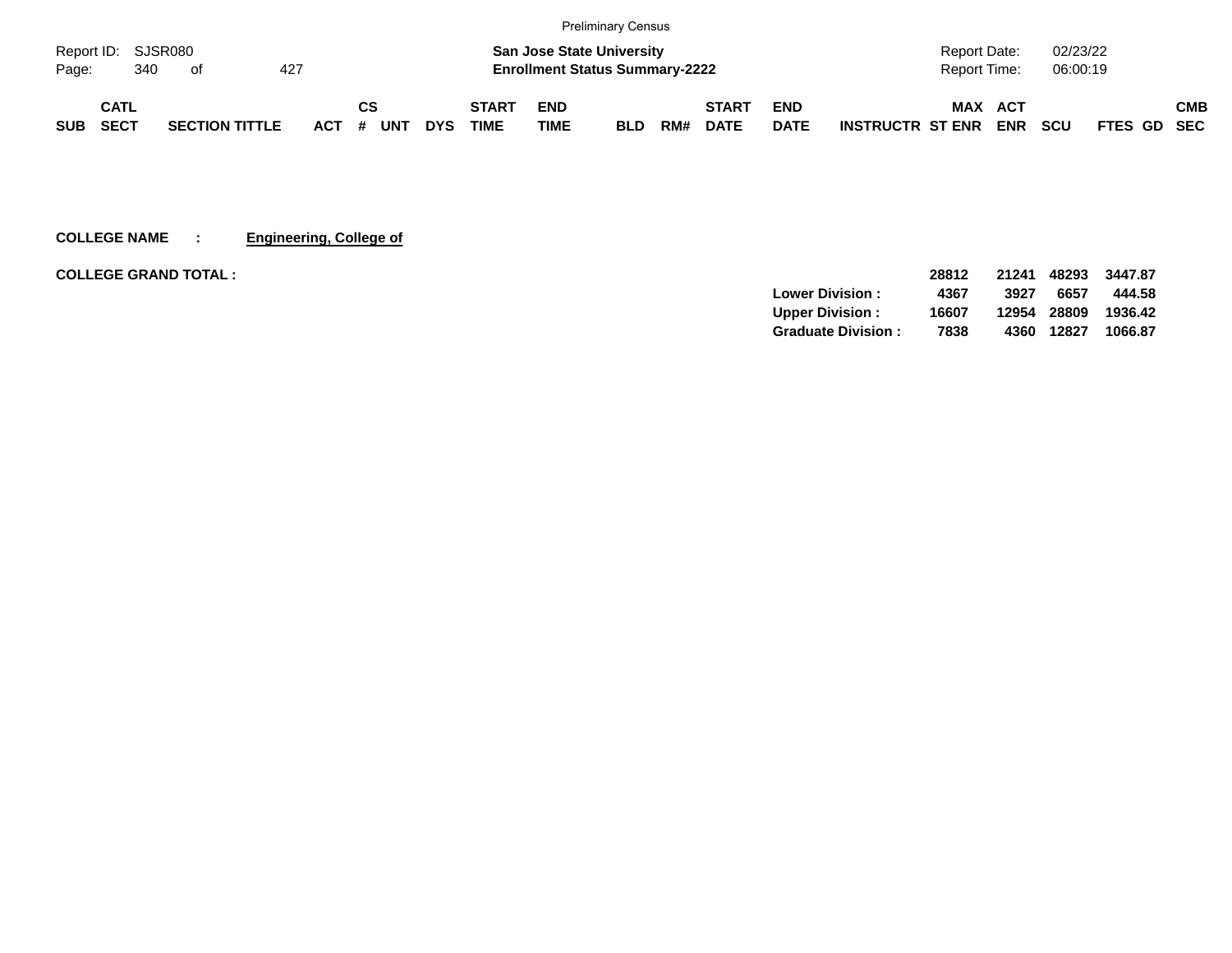| SUB | CATL SECT | SECTION TITTLE | ACT | CS # | UNT | DYS | START TIME | END TIME | BLD | RM# | START DATE | END DATE | INSTRUCTR | MAX ST ENR | ACT ENR | SCU | FTES | GD | CMB SEC |
|---|---|---|---|---|---|---|---|---|---|---|---|---|---|---|---|---|---|---|---|

**COLLEGE NAME : Engineering, College of**

**COLLEGE GRAND TOTAL :**

| | MAX ST ENR | ACT ENR | SCU | FTES |
|---|---|---|---|---|
| | 28812 | 21241 | 48293 | 3447.87 |
| Lower Division : | 4367 | 3927 | 6657 | 444.58 |
| Upper Division : | 16607 | 12954 | 28809 | 1936.42 |
| Graduate Division : | 7838 | 4360 | 12827 | 1066.87 |